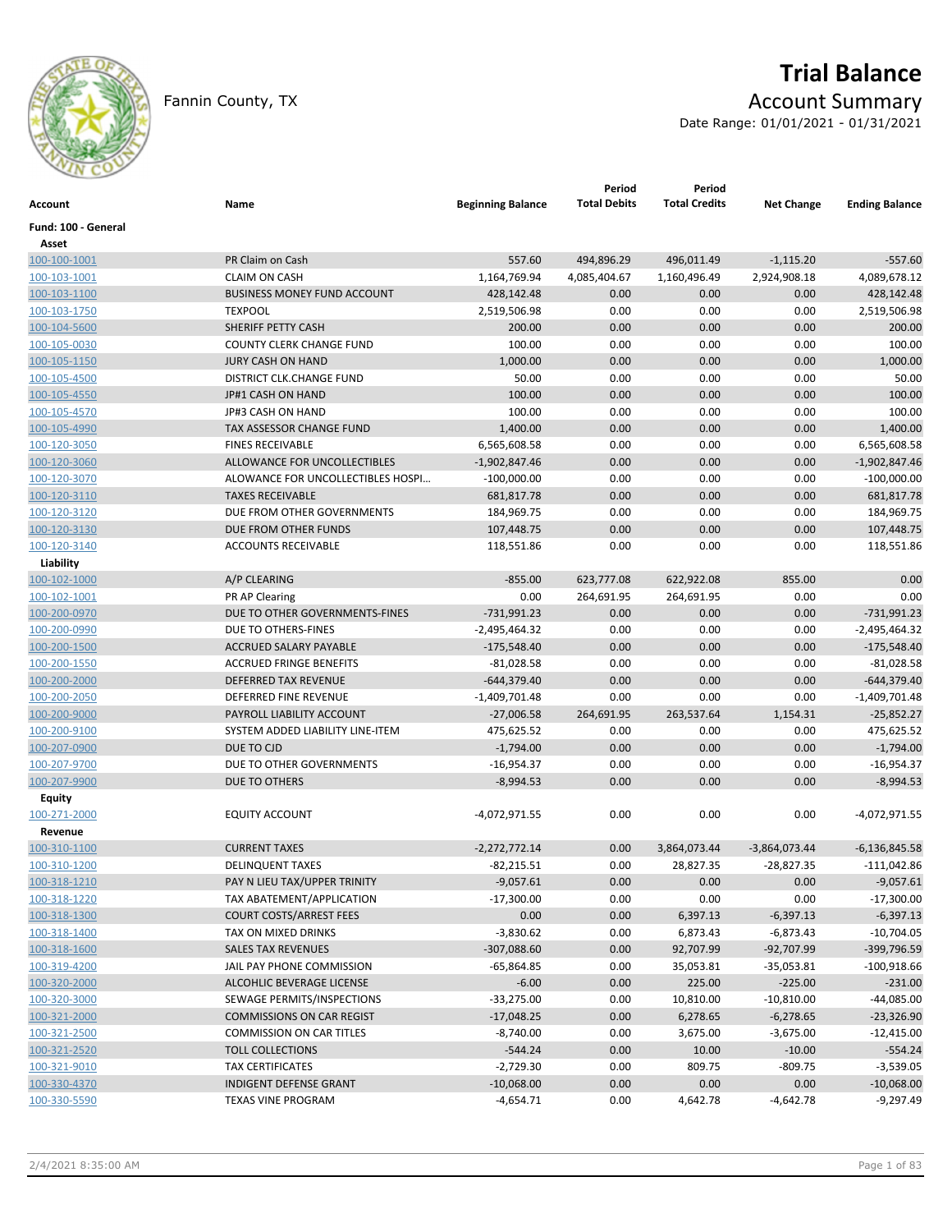# Trial Balance

Fannin County, TX

## Account Summary

Date Range: 01/01/2021 - 01/31/2021

| Account | Name | Beginning Balance | Period Total Debits | Period Total Credits | Net Change | Ending Balance |
|---|---|---|---|---|---|---|
| **Fund: 100 - General** | | | | | | |
| **Asset** | | | | | | |
| 100-100-1001 | PR Claim on Cash | 557.60 | 494,896.29 | 496,011.49 | -1,115.20 | -557.60 |
| 100-103-1001 | CLAIM ON CASH | 1,164,769.94 | 4,085,404.67 | 1,160,496.49 | 2,924,908.18 | 4,089,678.12 |
| 100-103-1100 | BUSINESS MONEY FUND ACCOUNT | 428,142.48 | 0.00 | 0.00 | 0.00 | 428,142.48 |
| 100-103-1750 | TEXPOOL | 2,519,506.98 | 0.00 | 0.00 | 0.00 | 2,519,506.98 |
| 100-104-5600 | SHERIFF PETTY CASH | 200.00 | 0.00 | 0.00 | 0.00 | 200.00 |
| 100-105-0030 | COUNTY CLERK CHANGE FUND | 100.00 | 0.00 | 0.00 | 0.00 | 100.00 |
| 100-105-1150 | JURY CASH ON HAND | 1,000.00 | 0.00 | 0.00 | 0.00 | 1,000.00 |
| 100-105-4500 | DISTRICT CLK.CHANGE FUND | 50.00 | 0.00 | 0.00 | 0.00 | 50.00 |
| 100-105-4550 | JP#1 CASH ON HAND | 100.00 | 0.00 | 0.00 | 0.00 | 100.00 |
| 100-105-4570 | JP#3 CASH ON HAND | 100.00 | 0.00 | 0.00 | 0.00 | 100.00 |
| 100-105-4990 | TAX ASSESSOR CHANGE FUND | 1,400.00 | 0.00 | 0.00 | 0.00 | 1,400.00 |
| 100-120-3050 | FINES RECEIVABLE | 6,565,608.58 | 0.00 | 0.00 | 0.00 | 6,565,608.58 |
| 100-120-3060 | ALLOWANCE FOR UNCOLLECTIBLES | -1,902,847.46 | 0.00 | 0.00 | 0.00 | -1,902,847.46 |
| 100-120-3070 | ALOWANCE FOR UNCOLLECTIBLES HOSPI… | -100,000.00 | 0.00 | 0.00 | 0.00 | -100,000.00 |
| 100-120-3110 | TAXES RECEIVABLE | 681,817.78 | 0.00 | 0.00 | 0.00 | 681,817.78 |
| 100-120-3120 | DUE FROM OTHER GOVERNMENTS | 184,969.75 | 0.00 | 0.00 | 0.00 | 184,969.75 |
| 100-120-3130 | DUE FROM OTHER FUNDS | 107,448.75 | 0.00 | 0.00 | 0.00 | 107,448.75 |
| 100-120-3140 | ACCOUNTS RECEIVABLE | 118,551.86 | 0.00 | 0.00 | 0.00 | 118,551.86 |
| **Liability** | | | | | | |
| 100-102-1000 | A/P CLEARING | -855.00 | 623,777.08 | 622,922.08 | 855.00 | 0.00 |
| 100-102-1001 | PR AP Clearing | 0.00 | 264,691.95 | 264,691.95 | 0.00 | 0.00 |
| 100-200-0970 | DUE TO OTHER GOVERNMENTS-FINES | -731,991.23 | 0.00 | 0.00 | 0.00 | -731,991.23 |
| 100-200-0990 | DUE TO OTHERS-FINES | -2,495,464.32 | 0.00 | 0.00 | 0.00 | -2,495,464.32 |
| 100-200-1500 | ACCRUED SALARY PAYABLE | -175,548.40 | 0.00 | 0.00 | 0.00 | -175,548.40 |
| 100-200-1550 | ACCRUED FRINGE BENEFITS | -81,028.58 | 0.00 | 0.00 | 0.00 | -81,028.58 |
| 100-200-2000 | DEFERRED TAX REVENUE | -644,379.40 | 0.00 | 0.00 | 0.00 | -644,379.40 |
| 100-200-2050 | DEFERRED FINE REVENUE | -1,409,701.48 | 0.00 | 0.00 | 0.00 | -1,409,701.48 |
| 100-200-9000 | PAYROLL LIABILITY ACCOUNT | -27,006.58 | 264,691.95 | 263,537.64 | 1,154.31 | -25,852.27 |
| 100-200-9100 | SYSTEM ADDED LIABILITY LINE-ITEM | 475,625.52 | 0.00 | 0.00 | 0.00 | 475,625.52 |
| 100-207-0900 | DUE TO CJD | -1,794.00 | 0.00 | 0.00 | 0.00 | -1,794.00 |
| 100-207-9700 | DUE TO OTHER GOVERNMENTS | -16,954.37 | 0.00 | 0.00 | 0.00 | -16,954.37 |
| 100-207-9900 | DUE TO OTHERS | -8,994.53 | 0.00 | 0.00 | 0.00 | -8,994.53 |
| **Equity** | | | | | | |
| 100-271-2000 | EQUITY ACCOUNT | -4,072,971.55 | 0.00 | 0.00 | 0.00 | -4,072,971.55 |
| **Revenue** | | | | | | |
| 100-310-1100 | CURRENT TAXES | -2,272,772.14 | 0.00 | 3,864,073.44 | -3,864,073.44 | -6,136,845.58 |
| 100-310-1200 | DELINQUENT TAXES | -82,215.51 | 0.00 | 28,827.35 | -28,827.35 | -111,042.86 |
| 100-318-1210 | PAY N LIEU TAX/UPPER TRINITY | -9,057.61 | 0.00 | 0.00 | 0.00 | -9,057.61 |
| 100-318-1220 | TAX ABATEMENT/APPLICATION | -17,300.00 | 0.00 | 0.00 | 0.00 | -17,300.00 |
| 100-318-1300 | COURT COSTS/ARREST FEES | 0.00 | 0.00 | 6,397.13 | -6,397.13 | -6,397.13 |
| 100-318-1400 | TAX ON MIXED DRINKS | -3,830.62 | 0.00 | 6,873.43 | -6,873.43 | -10,704.05 |
| 100-318-1600 | SALES TAX REVENUES | -307,088.60 | 0.00 | 92,707.99 | -92,707.99 | -399,796.59 |
| 100-319-4200 | JAIL PAY PHONE COMMISSION | -65,864.85 | 0.00 | 35,053.81 | -35,053.81 | -100,918.66 |
| 100-320-2000 | ALCOHLIC BEVERAGE LICENSE | -6.00 | 0.00 | 225.00 | -225.00 | -231.00 |
| 100-320-3000 | SEWAGE PERMITS/INSPECTIONS | -33,275.00 | 0.00 | 10,810.00 | -10,810.00 | -44,085.00 |
| 100-321-2000 | COMMISSIONS ON CAR REGIST | -17,048.25 | 0.00 | 6,278.65 | -6,278.65 | -23,326.90 |
| 100-321-2500 | COMMISSION ON CAR TITLES | -8,740.00 | 0.00 | 3,675.00 | -3,675.00 | -12,415.00 |
| 100-321-2520 | TOLL COLLECTIONS | -544.24 | 0.00 | 10.00 | -10.00 | -554.24 |
| 100-321-9010 | TAX CERTIFICATES | -2,729.30 | 0.00 | 809.75 | -809.75 | -3,539.05 |
| 100-330-4370 | INDIGENT DEFENSE GRANT | -10,068.00 | 0.00 | 0.00 | 0.00 | -10,068.00 |
| 100-330-5590 | TEXAS VINE PROGRAM | -4,654.71 | 0.00 | 4,642.78 | -4,642.78 | -9,297.49 |

2/4/2021 8:35:00 AM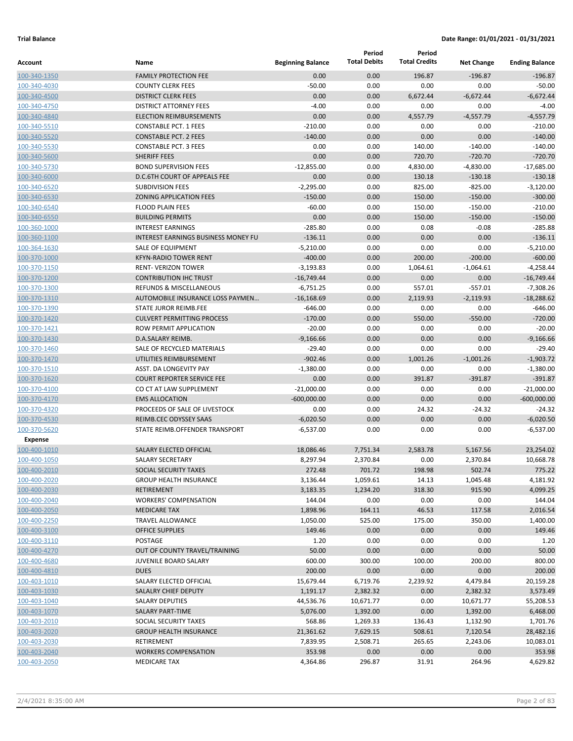**Trial Balance** **Date Range: 01/01/2021 - 01/31/2021**

| Account | Name | Beginning Balance | Period Total Debits | Period Total Credits | Net Change | Ending Balance |
|---|---|---|---|---|---|---|
| 100-340-1350 | FAMILY PROTECTION FEE | 0.00 | 0.00 | 196.87 | -196.87 | -196.87 |
| 100-340-4030 | COUNTY CLERK FEES | -50.00 | 0.00 | 0.00 | 0.00 | -50.00 |
| 100-340-4500 | DISTRICT CLERK FEES | 0.00 | 0.00 | 6,672.44 | -6,672.44 | -6,672.44 |
| 100-340-4750 | DISTRICT ATTORNEY FEES | -4.00 | 0.00 | 0.00 | 0.00 | -4.00 |
| 100-340-4840 | ELECTION REIMBURSEMENTS | 0.00 | 0.00 | 4,557.79 | -4,557.79 | -4,557.79 |
| 100-340-5510 | CONSTABLE PCT. 1 FEES | -210.00 | 0.00 | 0.00 | 0.00 | -210.00 |
| 100-340-5520 | CONSTABLE PCT. 2 FEES | -140.00 | 0.00 | 0.00 | 0.00 | -140.00 |
| 100-340-5530 | CONSTABLE PCT. 3 FEES | 0.00 | 0.00 | 140.00 | -140.00 | -140.00 |
| 100-340-5600 | SHERIFF FEES | 0.00 | 0.00 | 720.70 | -720.70 | -720.70 |
| 100-340-5730 | BOND SUPERVISION FEES | -12,855.00 | 0.00 | 4,830.00 | -4,830.00 | -17,685.00 |
| 100-340-6000 | D.C.6TH COURT OF APPEALS FEE | 0.00 | 0.00 | 130.18 | -130.18 | -130.18 |
| 100-340-6520 | SUBDIVISION FEES | -2,295.00 | 0.00 | 825.00 | -825.00 | -3,120.00 |
| 100-340-6530 | ZONING APPLICATION FEES | -150.00 | 0.00 | 150.00 | -150.00 | -300.00 |
| 100-340-6540 | FLOOD PLAIN FEES | -60.00 | 0.00 | 150.00 | -150.00 | -210.00 |
| 100-340-6550 | BUILDING PERMITS | 0.00 | 0.00 | 150.00 | -150.00 | -150.00 |
| 100-360-1000 | INTEREST EARNINGS | -285.80 | 0.00 | 0.08 | -0.08 | -285.88 |
| 100-360-1100 | INTEREST EARNINGS BUSINESS MONEY FU | -136.11 | 0.00 | 0.00 | 0.00 | -136.11 |
| 100-364-1630 | SALE OF EQUIPMENT | -5,210.00 | 0.00 | 0.00 | 0.00 | -5,210.00 |
| 100-370-1000 | KFYN-RADIO TOWER RENT | -400.00 | 0.00 | 200.00 | -200.00 | -600.00 |
| 100-370-1150 | RENT- VERIZON TOWER | -3,193.83 | 0.00 | 1,064.61 | -1,064.61 | -4,258.44 |
| 100-370-1200 | CONTRIBUTION IHC TRUST | -16,749.44 | 0.00 | 0.00 | 0.00 | -16,749.44 |
| 100-370-1300 | REFUNDS & MISCELLANEOUS | -6,751.25 | 0.00 | 557.01 | -557.01 | -7,308.26 |
| 100-370-1310 | AUTOMOBILE INSURANCE LOSS PAYMEN… | -16,168.69 | 0.00 | 2,119.93 | -2,119.93 | -18,288.62 |
| 100-370-1390 | STATE JUROR REIMB.FEE | -646.00 | 0.00 | 0.00 | 0.00 | -646.00 |
| 100-370-1420 | CULVERT PERMITTING PROCESS | -170.00 | 0.00 | 550.00 | -550.00 | -720.00 |
| 100-370-1421 | ROW PERMIT APPLICATION | -20.00 | 0.00 | 0.00 | 0.00 | -20.00 |
| 100-370-1430 | D.A.SALARY REIMB. | -9,166.66 | 0.00 | 0.00 | 0.00 | -9,166.66 |
| 100-370-1460 | SALE OF RECYCLED MATERIALS | -29.40 | 0.00 | 0.00 | 0.00 | -29.40 |
| 100-370-1470 | UTILITIES REIMBURSEMENT | -902.46 | 0.00 | 1,001.26 | -1,001.26 | -1,903.72 |
| 100-370-1510 | ASST. DA LONGEVITY PAY | -1,380.00 | 0.00 | 0.00 | 0.00 | -1,380.00 |
| 100-370-1620 | COURT REPORTER SERVICE FEE | 0.00 | 0.00 | 391.87 | -391.87 | -391.87 |
| 100-370-4100 | CO CT AT LAW SUPPLEMENT | -21,000.00 | 0.00 | 0.00 | 0.00 | -21,000.00 |
| 100-370-4170 | EMS ALLOCATION | -600,000.00 | 0.00 | 0.00 | 0.00 | -600,000.00 |
| 100-370-4320 | PROCEEDS OF SALE OF LIVESTOCK | 0.00 | 0.00 | 24.32 | -24.32 | -24.32 |
| 100-370-4530 | REIMB.CEC ODYSSEY SAAS | -6,020.50 | 0.00 | 0.00 | 0.00 | -6,020.50 |
| 100-370-5620 | STATE REIMB.OFFENDER TRANSPORT | -6,537.00 | 0.00 | 0.00 | 0.00 | -6,537.00 |
| **Expense** | | | | | | |
| 100-400-1010 | SALARY ELECTED OFFICIAL | 18,086.46 | 7,751.34 | 2,583.78 | 5,167.56 | 23,254.02 |
| 100-400-1050 | SALARY SECRETARY | 8,297.94 | 2,370.84 | 0.00 | 2,370.84 | 10,668.78 |
| 100-400-2010 | SOCIAL SECURITY TAXES | 272.48 | 701.72 | 198.98 | 502.74 | 775.22 |
| 100-400-2020 | GROUP HEALTH INSURANCE | 3,136.44 | 1,059.61 | 14.13 | 1,045.48 | 4,181.92 |
| 100-400-2030 | RETIREMENT | 3,183.35 | 1,234.20 | 318.30 | 915.90 | 4,099.25 |
| 100-400-2040 | WORKERS' COMPENSATION | 144.04 | 0.00 | 0.00 | 0.00 | 144.04 |
| 100-400-2050 | MEDICARE TAX | 1,898.96 | 164.11 | 46.53 | 117.58 | 2,016.54 |
| 100-400-2250 | TRAVEL ALLOWANCE | 1,050.00 | 525.00 | 175.00 | 350.00 | 1,400.00 |
| 100-400-3100 | OFFICE SUPPLIES | 149.46 | 0.00 | 0.00 | 0.00 | 149.46 |
| 100-400-3110 | POSTAGE | 1.20 | 0.00 | 0.00 | 0.00 | 1.20 |
| 100-400-4270 | OUT OF COUNTY TRAVEL/TRAINING | 50.00 | 0.00 | 0.00 | 0.00 | 50.00 |
| 100-400-4680 | JUVENILE BOARD SALARY | 600.00 | 300.00 | 100.00 | 200.00 | 800.00 |
| 100-400-4810 | DUES | 200.00 | 0.00 | 0.00 | 0.00 | 200.00 |
| 100-403-1010 | SALARY ELECTED OFFICIAL | 15,679.44 | 6,719.76 | 2,239.92 | 4,479.84 | 20,159.28 |
| 100-403-1030 | SALALRY CHIEF DEPUTY | 1,191.17 | 2,382.32 | 0.00 | 2,382.32 | 3,573.49 |
| 100-403-1040 | SALARY DEPUTIES | 44,536.76 | 10,671.77 | 0.00 | 10,671.77 | 55,208.53 |
| 100-403-1070 | SALARY PART-TIME | 5,076.00 | 1,392.00 | 0.00 | 1,392.00 | 6,468.00 |
| 100-403-2010 | SOCIAL SECURITY TAXES | 568.86 | 1,269.33 | 136.43 | 1,132.90 | 1,701.76 |
| 100-403-2020 | GROUP HEALTH INSURANCE | 21,361.62 | 7,629.15 | 508.61 | 7,120.54 | 28,482.16 |
| 100-403-2030 | RETIREMENT | 7,839.95 | 2,508.71 | 265.65 | 2,243.06 | 10,083.01 |
| 100-403-2040 | WORKERS COMPENSATION | 353.98 | 0.00 | 0.00 | 0.00 | 353.98 |
| 100-403-2050 | MEDICARE TAX | 4,364.86 | 296.87 | 31.91 | 264.96 | 4,629.82 |

2/4/2021 8:35:00 AM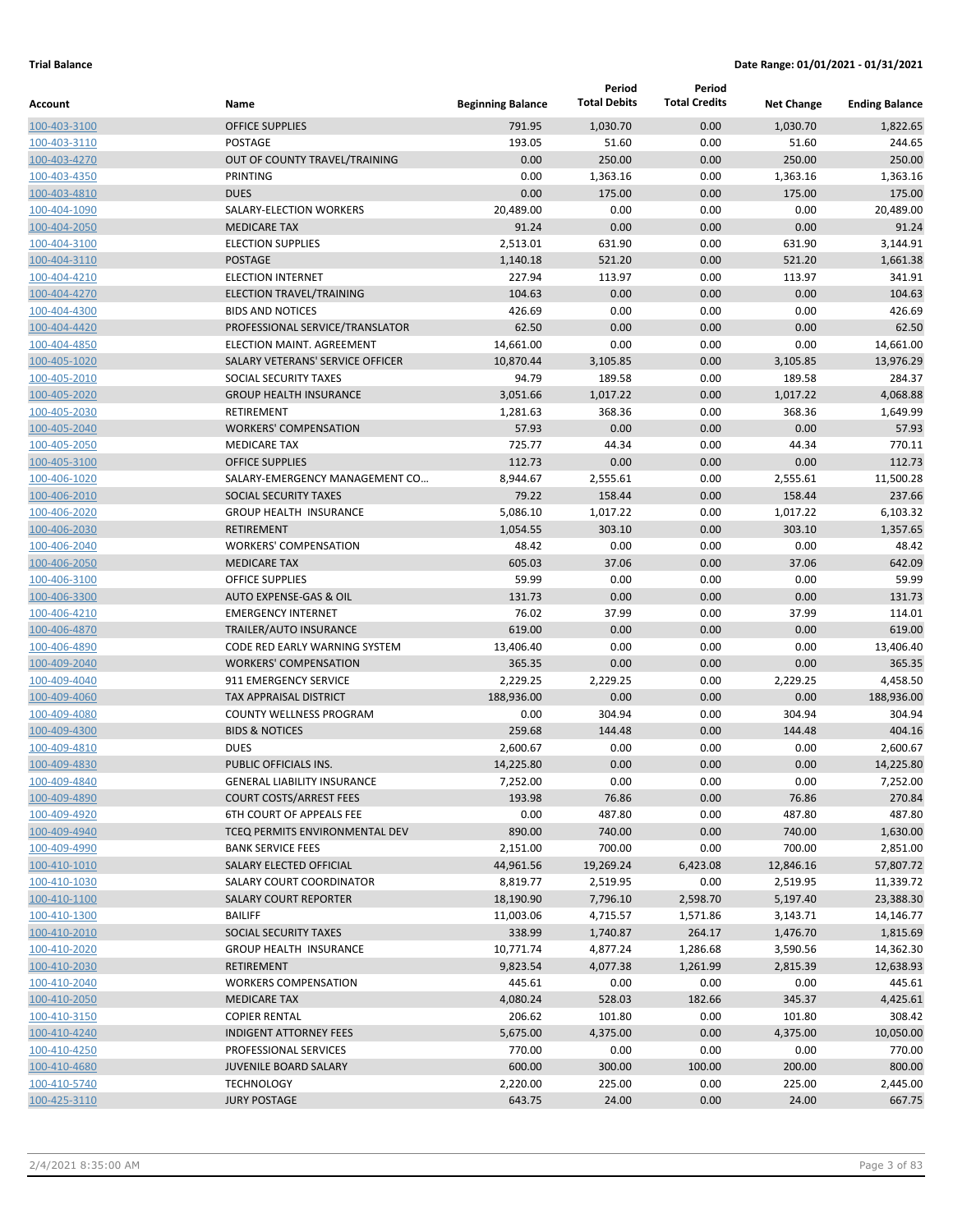**Trial Balance** **Date Range: 01/01/2021 - 01/31/2021**

| Account | Name | Beginning Balance | Period Total Debits | Period Total Credits | Net Change | Ending Balance |
|---|---|---|---|---|---|---|
| 100-403-3100 | OFFICE SUPPLIES | 791.95 | 1,030.70 | 0.00 | 1,030.70 | 1,822.65 |
| 100-403-3110 | POSTAGE | 193.05 | 51.60 | 0.00 | 51.60 | 244.65 |
| 100-403-4270 | OUT OF COUNTY TRAVEL/TRAINING | 0.00 | 250.00 | 0.00 | 250.00 | 250.00 |
| 100-403-4350 | PRINTING | 0.00 | 1,363.16 | 0.00 | 1,363.16 | 1,363.16 |
| 100-403-4810 | DUES | 0.00 | 175.00 | 0.00 | 175.00 | 175.00 |
| 100-404-1090 | SALARY-ELECTION WORKERS | 20,489.00 | 0.00 | 0.00 | 0.00 | 20,489.00 |
| 100-404-2050 | MEDICARE TAX | 91.24 | 0.00 | 0.00 | 0.00 | 91.24 |
| 100-404-3100 | ELECTION SUPPLIES | 2,513.01 | 631.90 | 0.00 | 631.90 | 3,144.91 |
| 100-404-3110 | POSTAGE | 1,140.18 | 521.20 | 0.00 | 521.20 | 1,661.38 |
| 100-404-4210 | ELECTION INTERNET | 227.94 | 113.97 | 0.00 | 113.97 | 341.91 |
| 100-404-4270 | ELECTION TRAVEL/TRAINING | 104.63 | 0.00 | 0.00 | 0.00 | 104.63 |
| 100-404-4300 | BIDS AND NOTICES | 426.69 | 0.00 | 0.00 | 0.00 | 426.69 |
| 100-404-4420 | PROFESSIONAL SERVICE/TRANSLATOR | 62.50 | 0.00 | 0.00 | 0.00 | 62.50 |
| 100-404-4850 | ELECTION MAINT. AGREEMENT | 14,661.00 | 0.00 | 0.00 | 0.00 | 14,661.00 |
| 100-405-1020 | SALARY VETERANS' SERVICE OFFICER | 10,870.44 | 3,105.85 | 0.00 | 3,105.85 | 13,976.29 |
| 100-405-2010 | SOCIAL SECURITY TAXES | 94.79 | 189.58 | 0.00 | 189.58 | 284.37 |
| 100-405-2020 | GROUP HEALTH INSURANCE | 3,051.66 | 1,017.22 | 0.00 | 1,017.22 | 4,068.88 |
| 100-405-2030 | RETIREMENT | 1,281.63 | 368.36 | 0.00 | 368.36 | 1,649.99 |
| 100-405-2040 | WORKERS' COMPENSATION | 57.93 | 0.00 | 0.00 | 0.00 | 57.93 |
| 100-405-2050 | MEDICARE TAX | 725.77 | 44.34 | 0.00 | 44.34 | 770.11 |
| 100-405-3100 | OFFICE SUPPLIES | 112.73 | 0.00 | 0.00 | 0.00 | 112.73 |
| 100-406-1020 | SALARY-EMERGENCY MANAGEMENT CO... | 8,944.67 | 2,555.61 | 0.00 | 2,555.61 | 11,500.28 |
| 100-406-2010 | SOCIAL SECURITY TAXES | 79.22 | 158.44 | 0.00 | 158.44 | 237.66 |
| 100-406-2020 | GROUP HEALTH INSURANCE | 5,086.10 | 1,017.22 | 0.00 | 1,017.22 | 6,103.32 |
| 100-406-2030 | RETIREMENT | 1,054.55 | 303.10 | 0.00 | 303.10 | 1,357.65 |
| 100-406-2040 | WORKERS' COMPENSATION | 48.42 | 0.00 | 0.00 | 0.00 | 48.42 |
| 100-406-2050 | MEDICARE TAX | 605.03 | 37.06 | 0.00 | 37.06 | 642.09 |
| 100-406-3100 | OFFICE SUPPLIES | 59.99 | 0.00 | 0.00 | 0.00 | 59.99 |
| 100-406-3300 | AUTO EXPENSE-GAS & OIL | 131.73 | 0.00 | 0.00 | 0.00 | 131.73 |
| 100-406-4210 | EMERGENCY INTERNET | 76.02 | 37.99 | 0.00 | 37.99 | 114.01 |
| 100-406-4870 | TRAILER/AUTO INSURANCE | 619.00 | 0.00 | 0.00 | 0.00 | 619.00 |
| 100-406-4890 | CODE RED EARLY WARNING SYSTEM | 13,406.40 | 0.00 | 0.00 | 0.00 | 13,406.40 |
| 100-409-2040 | WORKERS' COMPENSATION | 365.35 | 0.00 | 0.00 | 0.00 | 365.35 |
| 100-409-4040 | 911 EMERGENCY SERVICE | 2,229.25 | 2,229.25 | 0.00 | 2,229.25 | 4,458.50 |
| 100-409-4060 | TAX APPRAISAL DISTRICT | 188,936.00 | 0.00 | 0.00 | 0.00 | 188,936.00 |
| 100-409-4080 | COUNTY WELLNESS PROGRAM | 0.00 | 304.94 | 0.00 | 304.94 | 304.94 |
| 100-409-4300 | BIDS & NOTICES | 259.68 | 144.48 | 0.00 | 144.48 | 404.16 |
| 100-409-4810 | DUES | 2,600.67 | 0.00 | 0.00 | 0.00 | 2,600.67 |
| 100-409-4830 | PUBLIC OFFICIALS INS. | 14,225.80 | 0.00 | 0.00 | 0.00 | 14,225.80 |
| 100-409-4840 | GENERAL LIABILITY INSURANCE | 7,252.00 | 0.00 | 0.00 | 0.00 | 7,252.00 |
| 100-409-4890 | COURT COSTS/ARREST FEES | 193.98 | 76.86 | 0.00 | 76.86 | 270.84 |
| 100-409-4920 | 6TH COURT OF APPEALS FEE | 0.00 | 487.80 | 0.00 | 487.80 | 487.80 |
| 100-409-4940 | TCEQ PERMITS ENVIRONMENTAL DEV | 890.00 | 740.00 | 0.00 | 740.00 | 1,630.00 |
| 100-409-4990 | BANK SERVICE FEES | 2,151.00 | 700.00 | 0.00 | 700.00 | 2,851.00 |
| 100-410-1010 | SALARY ELECTED OFFICIAL | 44,961.56 | 19,269.24 | 6,423.08 | 12,846.16 | 57,807.72 |
| 100-410-1030 | SALARY COURT COORDINATOR | 8,819.77 | 2,519.95 | 0.00 | 2,519.95 | 11,339.72 |
| 100-410-1100 | SALARY COURT REPORTER | 18,190.90 | 7,796.10 | 2,598.70 | 5,197.40 | 23,388.30 |
| 100-410-1300 | BAILIFF | 11,003.06 | 4,715.57 | 1,571.86 | 3,143.71 | 14,146.77 |
| 100-410-2010 | SOCIAL SECURITY TAXES | 338.99 | 1,740.87 | 264.17 | 1,476.70 | 1,815.69 |
| 100-410-2020 | GROUP HEALTH INSURANCE | 10,771.74 | 4,877.24 | 1,286.68 | 3,590.56 | 14,362.30 |
| 100-410-2030 | RETIREMENT | 9,823.54 | 4,077.38 | 1,261.99 | 2,815.39 | 12,638.93 |
| 100-410-2040 | WORKERS COMPENSATION | 445.61 | 0.00 | 0.00 | 0.00 | 445.61 |
| 100-410-2050 | MEDICARE TAX | 4,080.24 | 528.03 | 182.66 | 345.37 | 4,425.61 |
| 100-410-3150 | COPIER RENTAL | 206.62 | 101.80 | 0.00 | 101.80 | 308.42 |
| 100-410-4240 | INDIGENT ATTORNEY FEES | 5,675.00 | 4,375.00 | 0.00 | 4,375.00 | 10,050.00 |
| 100-410-4250 | PROFESSIONAL SERVICES | 770.00 | 0.00 | 0.00 | 0.00 | 770.00 |
| 100-410-4680 | JUVENILE BOARD SALARY | 600.00 | 300.00 | 100.00 | 200.00 | 800.00 |
| 100-410-5740 | TECHNOLOGY | 2,220.00 | 225.00 | 0.00 | 225.00 | 2,445.00 |
| 100-425-3110 | JURY POSTAGE | 643.75 | 24.00 | 0.00 | 24.00 | 667.75 |

2/4/2021 8:35:00 AM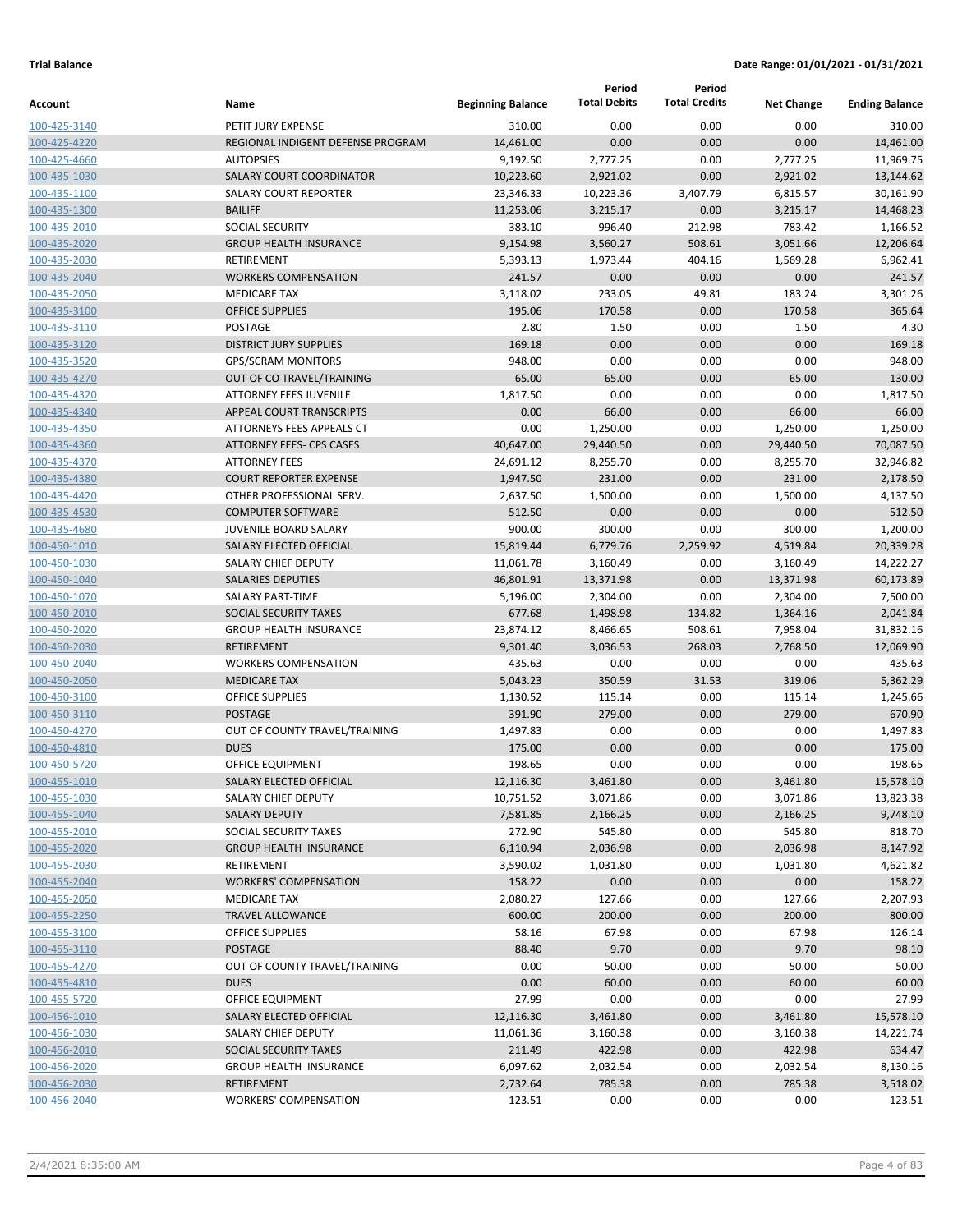**Trial Balance** **Date Range: 01/01/2021 - 01/31/2021**

| Account | Name | Beginning Balance | Period Total Debits | Period Total Credits | Net Change | Ending Balance |
|---|---|---|---|---|---|---|
| 100-425-3140 | PETIT JURY EXPENSE | 310.00 | 0.00 | 0.00 | 0.00 | 310.00 |
| 100-425-4220 | REGIONAL INDIGENT DEFENSE PROGRAM | 14,461.00 | 0.00 | 0.00 | 0.00 | 14,461.00 |
| 100-425-4660 | AUTOPSIES | 9,192.50 | 2,777.25 | 0.00 | 2,777.25 | 11,969.75 |
| 100-435-1030 | SALARY COURT COORDINATOR | 10,223.60 | 2,921.02 | 0.00 | 2,921.02 | 13,144.62 |
| 100-435-1100 | SALARY COURT REPORTER | 23,346.33 | 10,223.36 | 3,407.79 | 6,815.57 | 30,161.90 |
| 100-435-1300 | BAILIFF | 11,253.06 | 3,215.17 | 0.00 | 3,215.17 | 14,468.23 |
| 100-435-2010 | SOCIAL SECURITY | 383.10 | 996.40 | 212.98 | 783.42 | 1,166.52 |
| 100-435-2020 | GROUP HEALTH INSURANCE | 9,154.98 | 3,560.27 | 508.61 | 3,051.66 | 12,206.64 |
| 100-435-2030 | RETIREMENT | 5,393.13 | 1,973.44 | 404.16 | 1,569.28 | 6,962.41 |
| 100-435-2040 | WORKERS COMPENSATION | 241.57 | 0.00 | 0.00 | 0.00 | 241.57 |
| 100-435-2050 | MEDICARE TAX | 3,118.02 | 233.05 | 49.81 | 183.24 | 3,301.26 |
| 100-435-3100 | OFFICE SUPPLIES | 195.06 | 170.58 | 0.00 | 170.58 | 365.64 |
| 100-435-3110 | POSTAGE | 2.80 | 1.50 | 0.00 | 1.50 | 4.30 |
| 100-435-3120 | DISTRICT JURY SUPPLIES | 169.18 | 0.00 | 0.00 | 0.00 | 169.18 |
| 100-435-3520 | GPS/SCRAM MONITORS | 948.00 | 0.00 | 0.00 | 0.00 | 948.00 |
| 100-435-4270 | OUT OF CO TRAVEL/TRAINING | 65.00 | 65.00 | 0.00 | 65.00 | 130.00 |
| 100-435-4320 | ATTORNEY FEES JUVENILE | 1,817.50 | 0.00 | 0.00 | 0.00 | 1,817.50 |
| 100-435-4340 | APPEAL COURT TRANSCRIPTS | 0.00 | 66.00 | 0.00 | 66.00 | 66.00 |
| 100-435-4350 | ATTORNEYS FEES APPEALS CT | 0.00 | 1,250.00 | 0.00 | 1,250.00 | 1,250.00 |
| 100-435-4360 | ATTORNEY FEES- CPS CASES | 40,647.00 | 29,440.50 | 0.00 | 29,440.50 | 70,087.50 |
| 100-435-4370 | ATTORNEY FEES | 24,691.12 | 8,255.70 | 0.00 | 8,255.70 | 32,946.82 |
| 100-435-4380 | COURT REPORTER EXPENSE | 1,947.50 | 231.00 | 0.00 | 231.00 | 2,178.50 |
| 100-435-4420 | OTHER PROFESSIONAL SERV. | 2,637.50 | 1,500.00 | 0.00 | 1,500.00 | 4,137.50 |
| 100-435-4530 | COMPUTER SOFTWARE | 512.50 | 0.00 | 0.00 | 0.00 | 512.50 |
| 100-435-4680 | JUVENILE BOARD SALARY | 900.00 | 300.00 | 0.00 | 300.00 | 1,200.00 |
| 100-450-1010 | SALARY ELECTED OFFICIAL | 15,819.44 | 6,779.76 | 2,259.92 | 4,519.84 | 20,339.28 |
| 100-450-1030 | SALARY CHIEF DEPUTY | 11,061.78 | 3,160.49 | 0.00 | 3,160.49 | 14,222.27 |
| 100-450-1040 | SALARIES DEPUTIES | 46,801.91 | 13,371.98 | 0.00 | 13,371.98 | 60,173.89 |
| 100-450-1070 | SALARY PART-TIME | 5,196.00 | 2,304.00 | 0.00 | 2,304.00 | 7,500.00 |
| 100-450-2010 | SOCIAL SECURITY TAXES | 677.68 | 1,498.98 | 134.82 | 1,364.16 | 2,041.84 |
| 100-450-2020 | GROUP HEALTH INSURANCE | 23,874.12 | 8,466.65 | 508.61 | 7,958.04 | 31,832.16 |
| 100-450-2030 | RETIREMENT | 9,301.40 | 3,036.53 | 268.03 | 2,768.50 | 12,069.90 |
| 100-450-2040 | WORKERS COMPENSATION | 435.63 | 0.00 | 0.00 | 0.00 | 435.63 |
| 100-450-2050 | MEDICARE TAX | 5,043.23 | 350.59 | 31.53 | 319.06 | 5,362.29 |
| 100-450-3100 | OFFICE SUPPLIES | 1,130.52 | 115.14 | 0.00 | 115.14 | 1,245.66 |
| 100-450-3110 | POSTAGE | 391.90 | 279.00 | 0.00 | 279.00 | 670.90 |
| 100-450-4270 | OUT OF COUNTY TRAVEL/TRAINING | 1,497.83 | 0.00 | 0.00 | 0.00 | 1,497.83 |
| 100-450-4810 | DUES | 175.00 | 0.00 | 0.00 | 0.00 | 175.00 |
| 100-450-5720 | OFFICE EQUIPMENT | 198.65 | 0.00 | 0.00 | 0.00 | 198.65 |
| 100-455-1010 | SALARY ELECTED OFFICIAL | 12,116.30 | 3,461.80 | 0.00 | 3,461.80 | 15,578.10 |
| 100-455-1030 | SALARY CHIEF DEPUTY | 10,751.52 | 3,071.86 | 0.00 | 3,071.86 | 13,823.38 |
| 100-455-1040 | SALARY DEPUTY | 7,581.85 | 2,166.25 | 0.00 | 2,166.25 | 9,748.10 |
| 100-455-2010 | SOCIAL SECURITY TAXES | 272.90 | 545.80 | 0.00 | 545.80 | 818.70 |
| 100-455-2020 | GROUP HEALTH INSURANCE | 6,110.94 | 2,036.98 | 0.00 | 2,036.98 | 8,147.92 |
| 100-455-2030 | RETIREMENT | 3,590.02 | 1,031.80 | 0.00 | 1,031.80 | 4,621.82 |
| 100-455-2040 | WORKERS' COMPENSATION | 158.22 | 0.00 | 0.00 | 0.00 | 158.22 |
| 100-455-2050 | MEDICARE TAX | 2,080.27 | 127.66 | 0.00 | 127.66 | 2,207.93 |
| 100-455-2250 | TRAVEL ALLOWANCE | 600.00 | 200.00 | 0.00 | 200.00 | 800.00 |
| 100-455-3100 | OFFICE SUPPLIES | 58.16 | 67.98 | 0.00 | 67.98 | 126.14 |
| 100-455-3110 | POSTAGE | 88.40 | 9.70 | 0.00 | 9.70 | 98.10 |
| 100-455-4270 | OUT OF COUNTY TRAVEL/TRAINING | 0.00 | 50.00 | 0.00 | 50.00 | 50.00 |
| 100-455-4810 | DUES | 0.00 | 60.00 | 0.00 | 60.00 | 60.00 |
| 100-455-5720 | OFFICE EQUIPMENT | 27.99 | 0.00 | 0.00 | 0.00 | 27.99 |
| 100-456-1010 | SALARY ELECTED OFFICIAL | 12,116.30 | 3,461.80 | 0.00 | 3,461.80 | 15,578.10 |
| 100-456-1030 | SALARY CHIEF DEPUTY | 11,061.36 | 3,160.38 | 0.00 | 3,160.38 | 14,221.74 |
| 100-456-2010 | SOCIAL SECURITY TAXES | 211.49 | 422.98 | 0.00 | 422.98 | 634.47 |
| 100-456-2020 | GROUP HEALTH INSURANCE | 6,097.62 | 2,032.54 | 0.00 | 2,032.54 | 8,130.16 |
| 100-456-2030 | RETIREMENT | 2,732.64 | 785.38 | 0.00 | 785.38 | 3,518.02 |
| 100-456-2040 | WORKERS' COMPENSATION | 123.51 | 0.00 | 0.00 | 0.00 | 123.51 |

2/4/2021 8:35:00 AM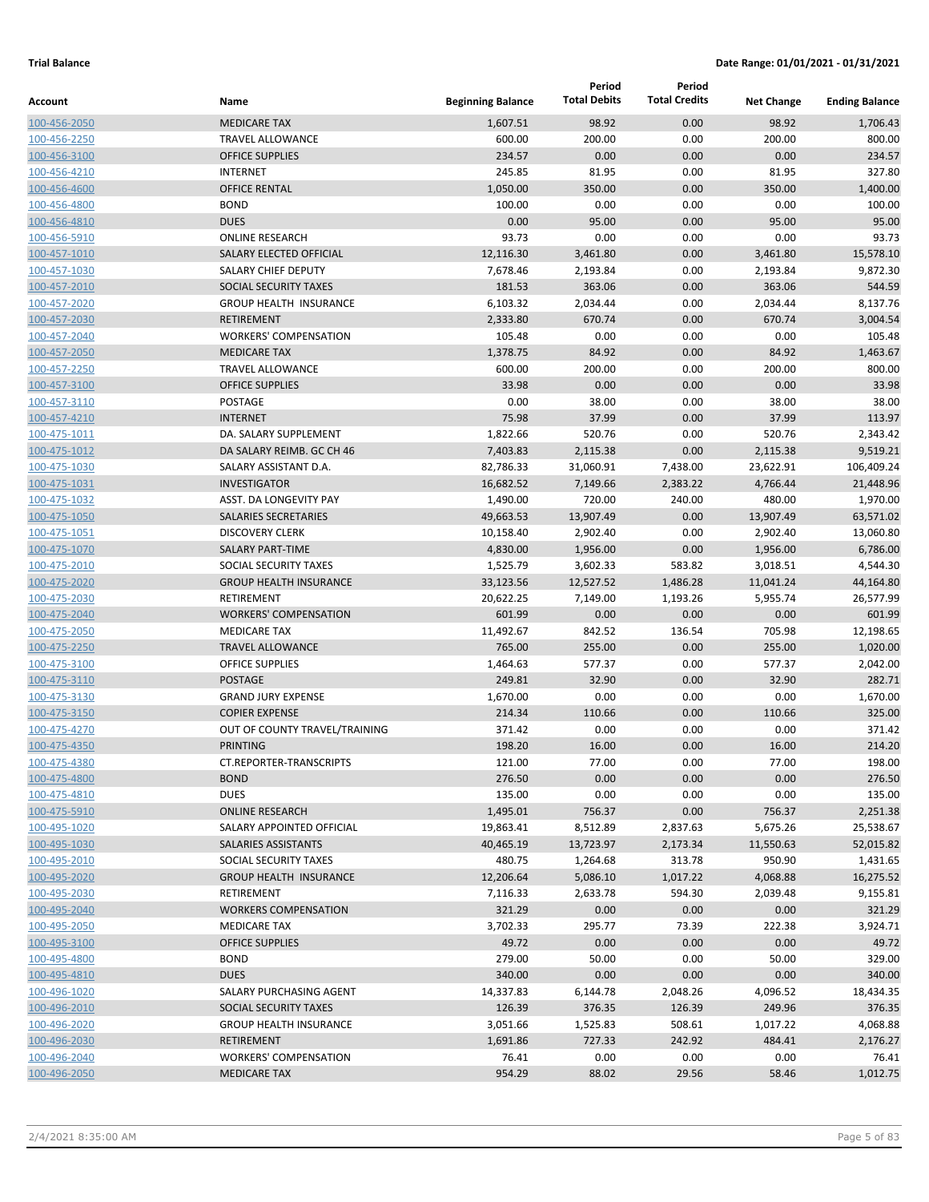**Trial Balance** **Date Range: 01/01/2021 - 01/31/2021**

| Account | Name | Beginning Balance | Period Total Debits | Period Total Credits | Net Change | Ending Balance |
|---|---|---|---|---|---|---|
| 100-456-2050 | MEDICARE TAX | 1,607.51 | 98.92 | 0.00 | 98.92 | 1,706.43 |
| 100-456-2250 | TRAVEL ALLOWANCE | 600.00 | 200.00 | 0.00 | 200.00 | 800.00 |
| 100-456-3100 | OFFICE SUPPLIES | 234.57 | 0.00 | 0.00 | 0.00 | 234.57 |
| 100-456-4210 | INTERNET | 245.85 | 81.95 | 0.00 | 81.95 | 327.80 |
| 100-456-4600 | OFFICE RENTAL | 1,050.00 | 350.00 | 0.00 | 350.00 | 1,400.00 |
| 100-456-4800 | BOND | 100.00 | 0.00 | 0.00 | 0.00 | 100.00 |
| 100-456-4810 | DUES | 0.00 | 95.00 | 0.00 | 95.00 | 95.00 |
| 100-456-5910 | ONLINE RESEARCH | 93.73 | 0.00 | 0.00 | 0.00 | 93.73 |
| 100-457-1010 | SALARY ELECTED OFFICIAL | 12,116.30 | 3,461.80 | 0.00 | 3,461.80 | 15,578.10 |
| 100-457-1030 | SALARY CHIEF DEPUTY | 7,678.46 | 2,193.84 | 0.00 | 2,193.84 | 9,872.30 |
| 100-457-2010 | SOCIAL SECURITY TAXES | 181.53 | 363.06 | 0.00 | 363.06 | 544.59 |
| 100-457-2020 | GROUP HEALTH  INSURANCE | 6,103.32 | 2,034.44 | 0.00 | 2,034.44 | 8,137.76 |
| 100-457-2030 | RETIREMENT | 2,333.80 | 670.74 | 0.00 | 670.74 | 3,004.54 |
| 100-457-2040 | WORKERS' COMPENSATION | 105.48 | 0.00 | 0.00 | 0.00 | 105.48 |
| 100-457-2050 | MEDICARE TAX | 1,378.75 | 84.92 | 0.00 | 84.92 | 1,463.67 |
| 100-457-2250 | TRAVEL ALLOWANCE | 600.00 | 200.00 | 0.00 | 200.00 | 800.00 |
| 100-457-3100 | OFFICE SUPPLIES | 33.98 | 0.00 | 0.00 | 0.00 | 33.98 |
| 100-457-3110 | POSTAGE | 0.00 | 38.00 | 0.00 | 38.00 | 38.00 |
| 100-457-4210 | INTERNET | 75.98 | 37.99 | 0.00 | 37.99 | 113.97 |
| 100-475-1011 | DA. SALARY SUPPLEMENT | 1,822.66 | 520.76 | 0.00 | 520.76 | 2,343.42 |
| 100-475-1012 | DA SALARY REIMB. GC CH 46 | 7,403.83 | 2,115.38 | 0.00 | 2,115.38 | 9,519.21 |
| 100-475-1030 | SALARY ASSISTANT D.A. | 82,786.33 | 31,060.91 | 7,438.00 | 23,622.91 | 106,409.24 |
| 100-475-1031 | INVESTIGATOR | 16,682.52 | 7,149.66 | 2,383.22 | 4,766.44 | 21,448.96 |
| 100-475-1032 | ASST. DA LONGEVITY PAY | 1,490.00 | 720.00 | 240.00 | 480.00 | 1,970.00 |
| 100-475-1050 | SALARIES SECRETARIES | 49,663.53 | 13,907.49 | 0.00 | 13,907.49 | 63,571.02 |
| 100-475-1051 | DISCOVERY CLERK | 10,158.40 | 2,902.40 | 0.00 | 2,902.40 | 13,060.80 |
| 100-475-1070 | SALARY PART-TIME | 4,830.00 | 1,956.00 | 0.00 | 1,956.00 | 6,786.00 |
| 100-475-2010 | SOCIAL SECURITY TAXES | 1,525.79 | 3,602.33 | 583.82 | 3,018.51 | 4,544.30 |
| 100-475-2020 | GROUP HEALTH INSURANCE | 33,123.56 | 12,527.52 | 1,486.28 | 11,041.24 | 44,164.80 |
| 100-475-2030 | RETIREMENT | 20,622.25 | 7,149.00 | 1,193.26 | 5,955.74 | 26,577.99 |
| 100-475-2040 | WORKERS' COMPENSATION | 601.99 | 0.00 | 0.00 | 0.00 | 601.99 |
| 100-475-2050 | MEDICARE TAX | 11,492.67 | 842.52 | 136.54 | 705.98 | 12,198.65 |
| 100-475-2250 | TRAVEL ALLOWANCE | 765.00 | 255.00 | 0.00 | 255.00 | 1,020.00 |
| 100-475-3100 | OFFICE SUPPLIES | 1,464.63 | 577.37 | 0.00 | 577.37 | 2,042.00 |
| 100-475-3110 | POSTAGE | 249.81 | 32.90 | 0.00 | 32.90 | 282.71 |
| 100-475-3130 | GRAND JURY EXPENSE | 1,670.00 | 0.00 | 0.00 | 0.00 | 1,670.00 |
| 100-475-3150 | COPIER EXPENSE | 214.34 | 110.66 | 0.00 | 110.66 | 325.00 |
| 100-475-4270 | OUT OF COUNTY TRAVEL/TRAINING | 371.42 | 0.00 | 0.00 | 0.00 | 371.42 |
| 100-475-4350 | PRINTING | 198.20 | 16.00 | 0.00 | 16.00 | 214.20 |
| 100-475-4380 | CT.REPORTER-TRANSCRIPTS | 121.00 | 77.00 | 0.00 | 77.00 | 198.00 |
| 100-475-4800 | BOND | 276.50 | 0.00 | 0.00 | 0.00 | 276.50 |
| 100-475-4810 | DUES | 135.00 | 0.00 | 0.00 | 0.00 | 135.00 |
| 100-475-5910 | ONLINE RESEARCH | 1,495.01 | 756.37 | 0.00 | 756.37 | 2,251.38 |
| 100-495-1020 | SALARY APPOINTED OFFICIAL | 19,863.41 | 8,512.89 | 2,837.63 | 5,675.26 | 25,538.67 |
| 100-495-1030 | SALARIES ASSISTANTS | 40,465.19 | 13,723.97 | 2,173.34 | 11,550.63 | 52,015.82 |
| 100-495-2010 | SOCIAL SECURITY TAXES | 480.75 | 1,264.68 | 313.78 | 950.90 | 1,431.65 |
| 100-495-2020 | GROUP HEALTH  INSURANCE | 12,206.64 | 5,086.10 | 1,017.22 | 4,068.88 | 16,275.52 |
| 100-495-2030 | RETIREMENT | 7,116.33 | 2,633.78 | 594.30 | 2,039.48 | 9,155.81 |
| 100-495-2040 | WORKERS COMPENSATION | 321.29 | 0.00 | 0.00 | 0.00 | 321.29 |
| 100-495-2050 | MEDICARE TAX | 3,702.33 | 295.77 | 73.39 | 222.38 | 3,924.71 |
| 100-495-3100 | OFFICE SUPPLIES | 49.72 | 0.00 | 0.00 | 0.00 | 49.72 |
| 100-495-4800 | BOND | 279.00 | 50.00 | 0.00 | 50.00 | 329.00 |
| 100-495-4810 | DUES | 340.00 | 0.00 | 0.00 | 0.00 | 340.00 |
| 100-496-1020 | SALARY PURCHASING AGENT | 14,337.83 | 6,144.78 | 2,048.26 | 4,096.52 | 18,434.35 |
| 100-496-2010 | SOCIAL SECURITY TAXES | 126.39 | 376.35 | 126.39 | 249.96 | 376.35 |
| 100-496-2020 | GROUP HEALTH INSURANCE | 3,051.66 | 1,525.83 | 508.61 | 1,017.22 | 4,068.88 |
| 100-496-2030 | RETIREMENT | 1,691.86 | 727.33 | 242.92 | 484.41 | 2,176.27 |
| 100-496-2040 | WORKERS' COMPENSATION | 76.41 | 0.00 | 0.00 | 0.00 | 76.41 |
| 100-496-2050 | MEDICARE TAX | 954.29 | 88.02 | 29.56 | 58.46 | 1,012.75 |

2/4/2021 8:35:00 AM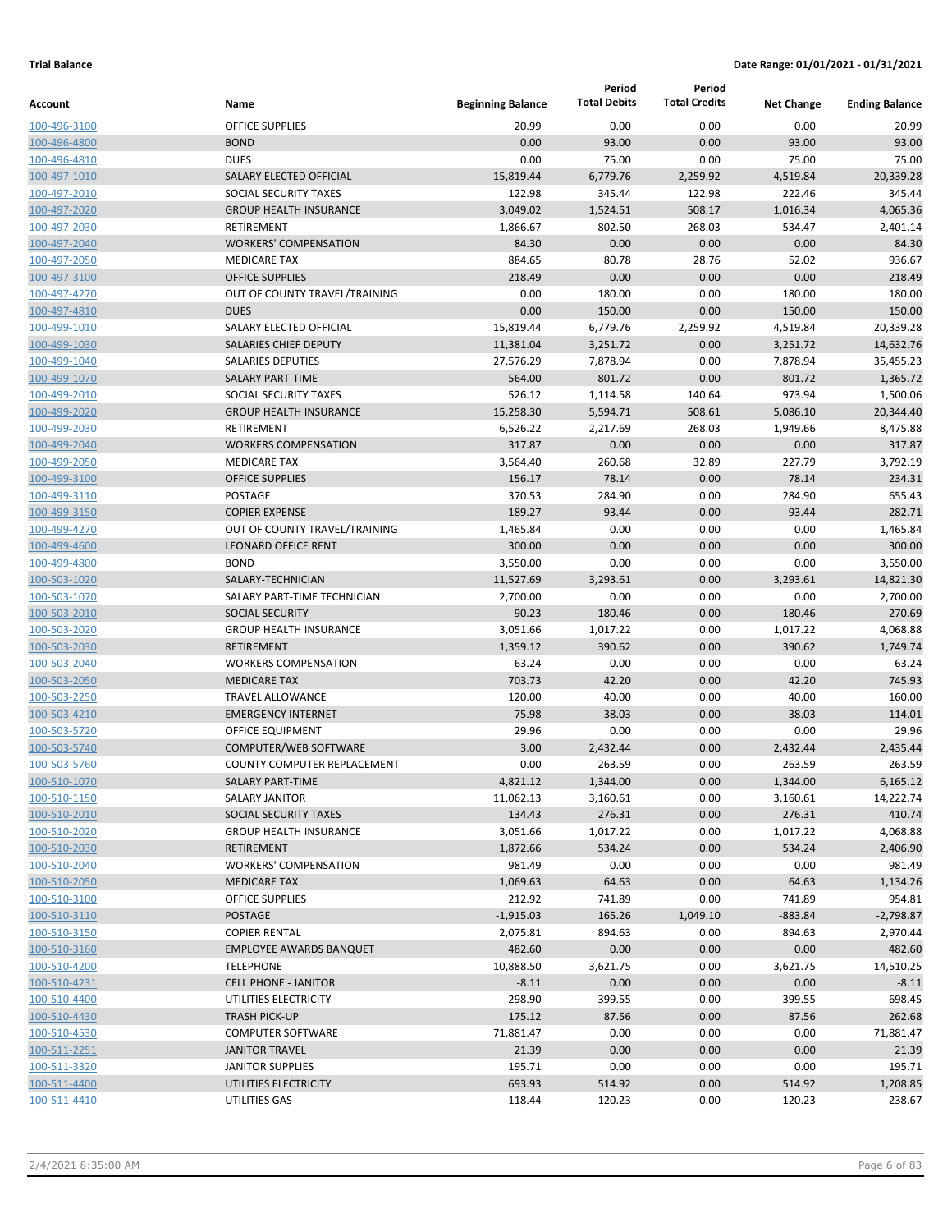**Trial Balance** **Date Range: 01/01/2021 - 01/31/2021**

| Account | Name | Beginning Balance | Period Total Debits | Period Total Credits | Net Change | Ending Balance |
|---|---|---|---|---|---|---|
| 100-496-3100 | OFFICE SUPPLIES | 20.99 | 0.00 | 0.00 | 0.00 | 20.99 |
| 100-496-4800 | BOND | 0.00 | 93.00 | 0.00 | 93.00 | 93.00 |
| 100-496-4810 | DUES | 0.00 | 75.00 | 0.00 | 75.00 | 75.00 |
| 100-497-1010 | SALARY ELECTED OFFICIAL | 15,819.44 | 6,779.76 | 2,259.92 | 4,519.84 | 20,339.28 |
| 100-497-2010 | SOCIAL SECURITY TAXES | 122.98 | 345.44 | 122.98 | 222.46 | 345.44 |
| 100-497-2020 | GROUP HEALTH INSURANCE | 3,049.02 | 1,524.51 | 508.17 | 1,016.34 | 4,065.36 |
| 100-497-2030 | RETIREMENT | 1,866.67 | 802.50 | 268.03 | 534.47 | 2,401.14 |
| 100-497-2040 | WORKERS' COMPENSATION | 84.30 | 0.00 | 0.00 | 0.00 | 84.30 |
| 100-497-2050 | MEDICARE TAX | 884.65 | 80.78 | 28.76 | 52.02 | 936.67 |
| 100-497-3100 | OFFICE SUPPLIES | 218.49 | 0.00 | 0.00 | 0.00 | 218.49 |
| 100-497-4270 | OUT OF COUNTY TRAVEL/TRAINING | 0.00 | 180.00 | 0.00 | 180.00 | 180.00 |
| 100-497-4810 | DUES | 0.00 | 150.00 | 0.00 | 150.00 | 150.00 |
| 100-499-1010 | SALARY ELECTED OFFICIAL | 15,819.44 | 6,779.76 | 2,259.92 | 4,519.84 | 20,339.28 |
| 100-499-1030 | SALARIES CHIEF DEPUTY | 11,381.04 | 3,251.72 | 0.00 | 3,251.72 | 14,632.76 |
| 100-499-1040 | SALARIES DEPUTIES | 27,576.29 | 7,878.94 | 0.00 | 7,878.94 | 35,455.23 |
| 100-499-1070 | SALARY PART-TIME | 564.00 | 801.72 | 0.00 | 801.72 | 1,365.72 |
| 100-499-2010 | SOCIAL SECURITY TAXES | 526.12 | 1,114.58 | 140.64 | 973.94 | 1,500.06 |
| 100-499-2020 | GROUP HEALTH INSURANCE | 15,258.30 | 5,594.71 | 508.61 | 5,086.10 | 20,344.40 |
| 100-499-2030 | RETIREMENT | 6,526.22 | 2,217.69 | 268.03 | 1,949.66 | 8,475.88 |
| 100-499-2040 | WORKERS COMPENSATION | 317.87 | 0.00 | 0.00 | 0.00 | 317.87 |
| 100-499-2050 | MEDICARE TAX | 3,564.40 | 260.68 | 32.89 | 227.79 | 3,792.19 |
| 100-499-3100 | OFFICE SUPPLIES | 156.17 | 78.14 | 0.00 | 78.14 | 234.31 |
| 100-499-3110 | POSTAGE | 370.53 | 284.90 | 0.00 | 284.90 | 655.43 |
| 100-499-3150 | COPIER EXPENSE | 189.27 | 93.44 | 0.00 | 93.44 | 282.71 |
| 100-499-4270 | OUT OF COUNTY TRAVEL/TRAINING | 1,465.84 | 0.00 | 0.00 | 0.00 | 1,465.84 |
| 100-499-4600 | LEONARD OFFICE RENT | 300.00 | 0.00 | 0.00 | 0.00 | 300.00 |
| 100-499-4800 | BOND | 3,550.00 | 0.00 | 0.00 | 0.00 | 3,550.00 |
| 100-503-1020 | SALARY-TECHNICIAN | 11,527.69 | 3,293.61 | 0.00 | 3,293.61 | 14,821.30 |
| 100-503-1070 | SALARY PART-TIME TECHNICIAN | 2,700.00 | 0.00 | 0.00 | 0.00 | 2,700.00 |
| 100-503-2010 | SOCIAL SECURITY | 90.23 | 180.46 | 0.00 | 180.46 | 270.69 |
| 100-503-2020 | GROUP HEALTH INSURANCE | 3,051.66 | 1,017.22 | 0.00 | 1,017.22 | 4,068.88 |
| 100-503-2030 | RETIREMENT | 1,359.12 | 390.62 | 0.00 | 390.62 | 1,749.74 |
| 100-503-2040 | WORKERS COMPENSATION | 63.24 | 0.00 | 0.00 | 0.00 | 63.24 |
| 100-503-2050 | MEDICARE TAX | 703.73 | 42.20 | 0.00 | 42.20 | 745.93 |
| 100-503-2250 | TRAVEL ALLOWANCE | 120.00 | 40.00 | 0.00 | 40.00 | 160.00 |
| 100-503-4210 | EMERGENCY INTERNET | 75.98 | 38.03 | 0.00 | 38.03 | 114.01 |
| 100-503-5720 | OFFICE EQUIPMENT | 29.96 | 0.00 | 0.00 | 0.00 | 29.96 |
| 100-503-5740 | COMPUTER/WEB SOFTWARE | 3.00 | 2,432.44 | 0.00 | 2,432.44 | 2,435.44 |
| 100-503-5760 | COUNTY COMPUTER REPLACEMENT | 0.00 | 263.59 | 0.00 | 263.59 | 263.59 |
| 100-510-1070 | SALARY PART-TIME | 4,821.12 | 1,344.00 | 0.00 | 1,344.00 | 6,165.12 |
| 100-510-1150 | SALARY JANITOR | 11,062.13 | 3,160.61 | 0.00 | 3,160.61 | 14,222.74 |
| 100-510-2010 | SOCIAL SECURITY TAXES | 134.43 | 276.31 | 0.00 | 276.31 | 410.74 |
| 100-510-2020 | GROUP HEALTH INSURANCE | 3,051.66 | 1,017.22 | 0.00 | 1,017.22 | 4,068.88 |
| 100-510-2030 | RETIREMENT | 1,872.66 | 534.24 | 0.00 | 534.24 | 2,406.90 |
| 100-510-2040 | WORKERS' COMPENSATION | 981.49 | 0.00 | 0.00 | 0.00 | 981.49 |
| 100-510-2050 | MEDICARE TAX | 1,069.63 | 64.63 | 0.00 | 64.63 | 1,134.26 |
| 100-510-3100 | OFFICE SUPPLIES | 212.92 | 741.89 | 0.00 | 741.89 | 954.81 |
| 100-510-3110 | POSTAGE | -1,915.03 | 165.26 | 1,049.10 | -883.84 | -2,798.87 |
| 100-510-3150 | COPIER RENTAL | 2,075.81 | 894.63 | 0.00 | 894.63 | 2,970.44 |
| 100-510-3160 | EMPLOYEE AWARDS BANQUET | 482.60 | 0.00 | 0.00 | 0.00 | 482.60 |
| 100-510-4200 | TELEPHONE | 10,888.50 | 3,621.75 | 0.00 | 3,621.75 | 14,510.25 |
| 100-510-4231 | CELL PHONE - JANITOR | -8.11 | 0.00 | 0.00 | 0.00 | -8.11 |
| 100-510-4400 | UTILITIES ELECTRICITY | 298.90 | 399.55 | 0.00 | 399.55 | 698.45 |
| 100-510-4430 | TRASH PICK-UP | 175.12 | 87.56 | 0.00 | 87.56 | 262.68 |
| 100-510-4530 | COMPUTER SOFTWARE | 71,881.47 | 0.00 | 0.00 | 0.00 | 71,881.47 |
| 100-511-2251 | JANITOR TRAVEL | 21.39 | 0.00 | 0.00 | 0.00 | 21.39 |
| 100-511-3320 | JANITOR SUPPLIES | 195.71 | 0.00 | 0.00 | 0.00 | 195.71 |
| 100-511-4400 | UTILITIES ELECTRICITY | 693.93 | 514.92 | 0.00 | 514.92 | 1,208.85 |
| 100-511-4410 | UTILITIES GAS | 118.44 | 120.23 | 0.00 | 120.23 | 238.67 |

2/4/2021 8:35:00 AM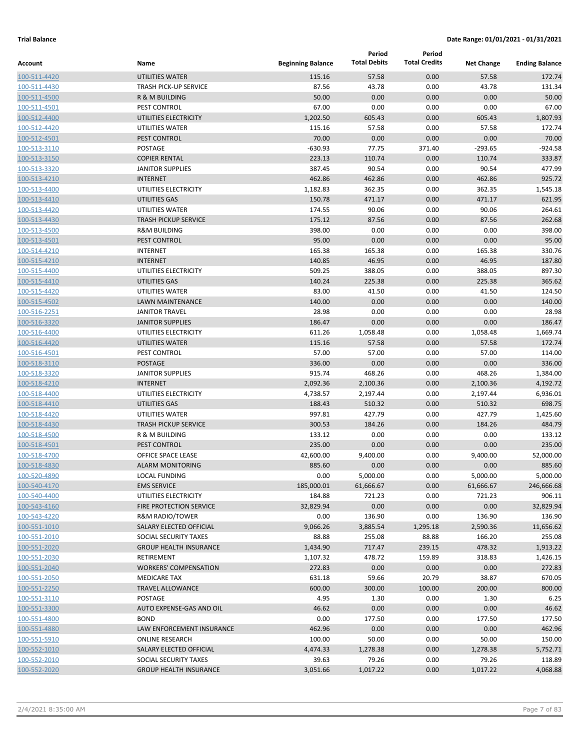**Trial Balance**

**Date Range: 01/01/2021 - 01/31/2021**

| Account | Name | Beginning Balance | Period Total Debits | Period Total Credits | Net Change | Ending Balance |
|---|---|---|---|---|---|---|
| 100-511-4420 | UTILITIES WATER | 115.16 | 57.58 | 0.00 | 57.58 | 172.74 |
| 100-511-4430 | TRASH PICK-UP SERVICE | 87.56 | 43.78 | 0.00 | 43.78 | 131.34 |
| 100-511-4500 | R & M BUILDING | 50.00 | 0.00 | 0.00 | 0.00 | 50.00 |
| 100-511-4501 | PEST CONTROL | 67.00 | 0.00 | 0.00 | 0.00 | 67.00 |
| 100-512-4400 | UTILITIES ELECTRICITY | 1,202.50 | 605.43 | 0.00 | 605.43 | 1,807.93 |
| 100-512-4420 | UTILITIES WATER | 115.16 | 57.58 | 0.00 | 57.58 | 172.74 |
| 100-512-4501 | PEST CONTROL | 70.00 | 0.00 | 0.00 | 0.00 | 70.00 |
| 100-513-3110 | POSTAGE | -630.93 | 77.75 | 371.40 | -293.65 | -924.58 |
| 100-513-3150 | COPIER RENTAL | 223.13 | 110.74 | 0.00 | 110.74 | 333.87 |
| 100-513-3320 | JANITOR SUPPLIES | 387.45 | 90.54 | 0.00 | 90.54 | 477.99 |
| 100-513-4210 | INTERNET | 462.86 | 462.86 | 0.00 | 462.86 | 925.72 |
| 100-513-4400 | UTILITIES ELECTRICITY | 1,182.83 | 362.35 | 0.00 | 362.35 | 1,545.18 |
| 100-513-4410 | UTILITIES GAS | 150.78 | 471.17 | 0.00 | 471.17 | 621.95 |
| 100-513-4420 | UTILITIES WATER | 174.55 | 90.06 | 0.00 | 90.06 | 264.61 |
| 100-513-4430 | TRASH PICKUP SERVICE | 175.12 | 87.56 | 0.00 | 87.56 | 262.68 |
| 100-513-4500 | R&M BUILDING | 398.00 | 0.00 | 0.00 | 0.00 | 398.00 |
| 100-513-4501 | PEST CONTROL | 95.00 | 0.00 | 0.00 | 0.00 | 95.00 |
| 100-514-4210 | INTERNET | 165.38 | 165.38 | 0.00 | 165.38 | 330.76 |
| 100-515-4210 | INTERNET | 140.85 | 46.95 | 0.00 | 46.95 | 187.80 |
| 100-515-4400 | UTILITIES ELECTRICITY | 509.25 | 388.05 | 0.00 | 388.05 | 897.30 |
| 100-515-4410 | UTILITIES GAS | 140.24 | 225.38 | 0.00 | 225.38 | 365.62 |
| 100-515-4420 | UTILITIES WATER | 83.00 | 41.50 | 0.00 | 41.50 | 124.50 |
| 100-515-4502 | LAWN MAINTENANCE | 140.00 | 0.00 | 0.00 | 0.00 | 140.00 |
| 100-516-2251 | JANITOR TRAVEL | 28.98 | 0.00 | 0.00 | 0.00 | 28.98 |
| 100-516-3320 | JANITOR SUPPLIES | 186.47 | 0.00 | 0.00 | 0.00 | 186.47 |
| 100-516-4400 | UTILITIES ELECTRICITY | 611.26 | 1,058.48 | 0.00 | 1,058.48 | 1,669.74 |
| 100-516-4420 | UTILITIES WATER | 115.16 | 57.58 | 0.00 | 57.58 | 172.74 |
| 100-516-4501 | PEST CONTROL | 57.00 | 57.00 | 0.00 | 57.00 | 114.00 |
| 100-518-3110 | POSTAGE | 336.00 | 0.00 | 0.00 | 0.00 | 336.00 |
| 100-518-3320 | JANITOR SUPPLIES | 915.74 | 468.26 | 0.00 | 468.26 | 1,384.00 |
| 100-518-4210 | INTERNET | 2,092.36 | 2,100.36 | 0.00 | 2,100.36 | 4,192.72 |
| 100-518-4400 | UTILITIES ELECTRICITY | 4,738.57 | 2,197.44 | 0.00 | 2,197.44 | 6,936.01 |
| 100-518-4410 | UTILITIES GAS | 188.43 | 510.32 | 0.00 | 510.32 | 698.75 |
| 100-518-4420 | UTILITIES WATER | 997.81 | 427.79 | 0.00 | 427.79 | 1,425.60 |
| 100-518-4430 | TRASH PICKUP SERVICE | 300.53 | 184.26 | 0.00 | 184.26 | 484.79 |
| 100-518-4500 | R & M BUILDING | 133.12 | 0.00 | 0.00 | 0.00 | 133.12 |
| 100-518-4501 | PEST CONTROL | 235.00 | 0.00 | 0.00 | 0.00 | 235.00 |
| 100-518-4700 | OFFICE SPACE LEASE | 42,600.00 | 9,400.00 | 0.00 | 9,400.00 | 52,000.00 |
| 100-518-4830 | ALARM MONITORING | 885.60 | 0.00 | 0.00 | 0.00 | 885.60 |
| 100-520-4890 | LOCAL FUNDING | 0.00 | 5,000.00 | 0.00 | 5,000.00 | 5,000.00 |
| 100-540-4170 | EMS SERVICE | 185,000.01 | 61,666.67 | 0.00 | 61,666.67 | 246,666.68 |
| 100-540-4400 | UTILITIES ELECTRICITY | 184.88 | 721.23 | 0.00 | 721.23 | 906.11 |
| 100-543-4160 | FIRE PROTECTION SERVICE | 32,829.94 | 0.00 | 0.00 | 0.00 | 32,829.94 |
| 100-543-4220 | R&M RADIO/TOWER | 0.00 | 136.90 | 0.00 | 136.90 | 136.90 |
| 100-551-1010 | SALARY ELECTED OFFICIAL | 9,066.26 | 3,885.54 | 1,295.18 | 2,590.36 | 11,656.62 |
| 100-551-2010 | SOCIAL SECURITY TAXES | 88.88 | 255.08 | 88.88 | 166.20 | 255.08 |
| 100-551-2020 | GROUP HEALTH INSURANCE | 1,434.90 | 717.47 | 239.15 | 478.32 | 1,913.22 |
| 100-551-2030 | RETIREMENT | 1,107.32 | 478.72 | 159.89 | 318.83 | 1,426.15 |
| 100-551-2040 | WORKERS' COMPENSATION | 272.83 | 0.00 | 0.00 | 0.00 | 272.83 |
| 100-551-2050 | MEDICARE TAX | 631.18 | 59.66 | 20.79 | 38.87 | 670.05 |
| 100-551-2250 | TRAVEL ALLOWANCE | 600.00 | 300.00 | 100.00 | 200.00 | 800.00 |
| 100-551-3110 | POSTAGE | 4.95 | 1.30 | 0.00 | 1.30 | 6.25 |
| 100-551-3300 | AUTO EXPENSE-GAS AND OIL | 46.62 | 0.00 | 0.00 | 0.00 | 46.62 |
| 100-551-4800 | BOND | 0.00 | 177.50 | 0.00 | 177.50 | 177.50 |
| 100-551-4880 | LAW ENFORCEMENT INSURANCE | 462.96 | 0.00 | 0.00 | 0.00 | 462.96 |
| 100-551-5910 | ONLINE RESEARCH | 100.00 | 50.00 | 0.00 | 50.00 | 150.00 |
| 100-552-1010 | SALARY ELECTED OFFICIAL | 4,474.33 | 1,278.38 | 0.00 | 1,278.38 | 5,752.71 |
| 100-552-2010 | SOCIAL SECURITY TAXES | 39.63 | 79.26 | 0.00 | 79.26 | 118.89 |
| 100-552-2020 | GROUP HEALTH INSURANCE | 3,051.66 | 1,017.22 | 0.00 | 1,017.22 | 4,068.88 |

2/4/2021 8:35:00 AM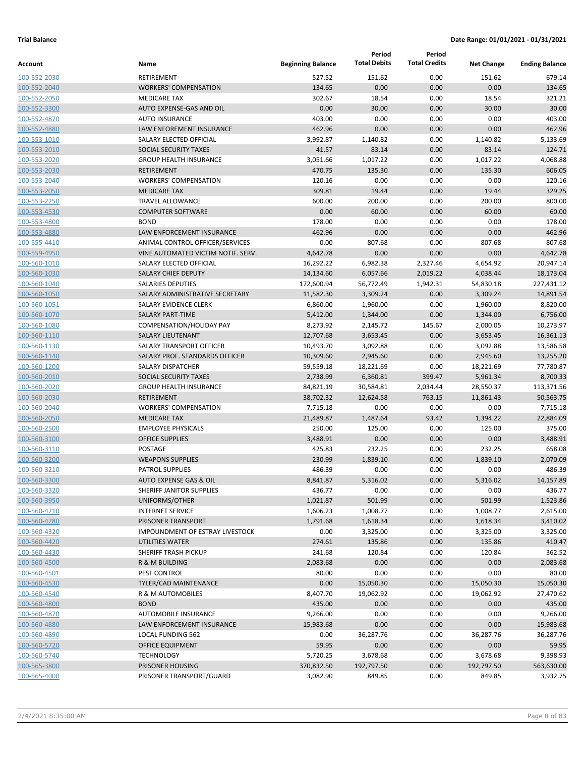**Trial Balance** **Date Range: 01/01/2021 - 01/31/2021**

| Account | Name | Beginning Balance | Period Total Debits | Period Total Credits | Net Change | Ending Balance |
|---|---|---|---|---|---|---|
| 100-552-2030 | RETIREMENT | 527.52 | 151.62 | 0.00 | 151.62 | 679.14 |
| 100-552-2040 | WORKERS' COMPENSATION | 134.65 | 0.00 | 0.00 | 0.00 | 134.65 |
| 100-552-2050 | MEDICARE TAX | 302.67 | 18.54 | 0.00 | 18.54 | 321.21 |
| 100-552-3300 | AUTO EXPENSE-GAS AND OIL | 0.00 | 30.00 | 0.00 | 30.00 | 30.00 |
| 100-552-4870 | AUTO INSURANCE | 403.00 | 0.00 | 0.00 | 0.00 | 403.00 |
| 100-552-4880 | LAW ENFOREMENT INSURANCE | 462.96 | 0.00 | 0.00 | 0.00 | 462.96 |
| 100-553-1010 | SALARY ELECTED OFFICIAL | 3,992.87 | 1,140.82 | 0.00 | 1,140.82 | 5,133.69 |
| 100-553-2010 | SOCIAL SECURITY TAXES | 41.57 | 83.14 | 0.00 | 83.14 | 124.71 |
| 100-553-2020 | GROUP HEALTH INSURANCE | 3,051.66 | 1,017.22 | 0.00 | 1,017.22 | 4,068.88 |
| 100-553-2030 | RETIREMENT | 470.75 | 135.30 | 0.00 | 135.30 | 606.05 |
| 100-553-2040 | WORKERS' COMPENSATION | 120.16 | 0.00 | 0.00 | 0.00 | 120.16 |
| 100-553-2050 | MEDICARE TAX | 309.81 | 19.44 | 0.00 | 19.44 | 329.25 |
| 100-553-2250 | TRAVEL ALLOWANCE | 600.00 | 200.00 | 0.00 | 200.00 | 800.00 |
| 100-553-4530 | COMPUTER SOFTWARE | 0.00 | 60.00 | 0.00 | 60.00 | 60.00 |
| 100-553-4800 | BOND | 178.00 | 0.00 | 0.00 | 0.00 | 178.00 |
| 100-553-4880 | LAW ENFORCEMENT INSURANCE | 462.96 | 0.00 | 0.00 | 0.00 | 462.96 |
| 100-555-4410 | ANIMAL CONTROL OFFICER/SERVICES | 0.00 | 807.68 | 0.00 | 807.68 | 807.68 |
| 100-559-4950 | VINE AUTOMATED VICTIM NOTIF. SERV. | 4,642.78 | 0.00 | 0.00 | 0.00 | 4,642.78 |
| 100-560-1010 | SALARY ELECTED OFFICIAL | 16,292.22 | 6,982.38 | 2,327.46 | 4,654.92 | 20,947.14 |
| 100-560-1030 | SALARY CHIEF DEPUTY | 14,134.60 | 6,057.66 | 2,019.22 | 4,038.44 | 18,173.04 |
| 100-560-1040 | SALARIES DEPUTIES | 172,600.94 | 56,772.49 | 1,942.31 | 54,830.18 | 227,431.12 |
| 100-560-1050 | SALARY ADMINISTRATIVE SECRETARY | 11,582.30 | 3,309.24 | 0.00 | 3,309.24 | 14,891.54 |
| 100-560-1051 | SALARY EVIDENCE CLERK | 6,860.00 | 1,960.00 | 0.00 | 1,960.00 | 8,820.00 |
| 100-560-1070 | SALARY PART-TIME | 5,412.00 | 1,344.00 | 0.00 | 1,344.00 | 6,756.00 |
| 100-560-1080 | COMPENSATION/HOLIDAY PAY | 8,273.92 | 2,145.72 | 145.67 | 2,000.05 | 10,273.97 |
| 100-560-1110 | SALARY LIEUTENANT | 12,707.68 | 3,653.45 | 0.00 | 3,653.45 | 16,361.13 |
| 100-560-1130 | SALARY TRANSPORT OFFICER | 10,493.70 | 3,092.88 | 0.00 | 3,092.88 | 13,586.58 |
| 100-560-1140 | SALARY PROF. STANDARDS OFFICER | 10,309.60 | 2,945.60 | 0.00 | 2,945.60 | 13,255.20 |
| 100-560-1200 | SALARY DISPATCHER | 59,559.18 | 18,221.69 | 0.00 | 18,221.69 | 77,780.87 |
| 100-560-2010 | SOCIAL SECURITY TAXES | 2,738.99 | 6,360.81 | 399.47 | 5,961.34 | 8,700.33 |
| 100-560-2020 | GROUP HEALTH INSURANCE | 84,821.19 | 30,584.81 | 2,034.44 | 28,550.37 | 113,371.56 |
| 100-560-2030 | RETIREMENT | 38,702.32 | 12,624.58 | 763.15 | 11,861.43 | 50,563.75 |
| 100-560-2040 | WORKERS' COMPENSATION | 7,715.18 | 0.00 | 0.00 | 0.00 | 7,715.18 |
| 100-560-2050 | MEDICARE TAX | 21,489.87 | 1,487.64 | 93.42 | 1,394.22 | 22,884.09 |
| 100-560-2500 | EMPLOYEE PHYSICALS | 250.00 | 125.00 | 0.00 | 125.00 | 375.00 |
| 100-560-3100 | OFFICE SUPPLIES | 3,488.91 | 0.00 | 0.00 | 0.00 | 3,488.91 |
| 100-560-3110 | POSTAGE | 425.83 | 232.25 | 0.00 | 232.25 | 658.08 |
| 100-560-3200 | WEAPONS SUPPLIES | 230.99 | 1,839.10 | 0.00 | 1,839.10 | 2,070.09 |
| 100-560-3210 | PATROL SUPPLIES | 486.39 | 0.00 | 0.00 | 0.00 | 486.39 |
| 100-560-3300 | AUTO EXPENSE GAS & OIL | 8,841.87 | 5,316.02 | 0.00 | 5,316.02 | 14,157.89 |
| 100-560-3320 | SHERIFF JANITOR SUPPLIES | 436.77 | 0.00 | 0.00 | 0.00 | 436.77 |
| 100-560-3950 | UNIFORMS/OTHER | 1,021.87 | 501.99 | 0.00 | 501.99 | 1,523.86 |
| 100-560-4210 | INTERNET SERVICE | 1,606.23 | 1,008.77 | 0.00 | 1,008.77 | 2,615.00 |
| 100-560-4280 | PRISONER TRANSPORT | 1,791.68 | 1,618.34 | 0.00 | 1,618.34 | 3,410.02 |
| 100-560-4320 | IMPOUNDMENT OF ESTRAY LIVESTOCK | 0.00 | 3,325.00 | 0.00 | 3,325.00 | 3,325.00 |
| 100-560-4420 | UTILITIES WATER | 274.61 | 135.86 | 0.00 | 135.86 | 410.47 |
| 100-560-4430 | SHERIFF TRASH PICKUP | 241.68 | 120.84 | 0.00 | 120.84 | 362.52 |
| 100-560-4500 | R & M BUILDING | 2,083.68 | 0.00 | 0.00 | 0.00 | 2,083.68 |
| 100-560-4501 | PEST CONTROL | 80.00 | 0.00 | 0.00 | 0.00 | 80.00 |
| 100-560-4530 | TYLER/CAD MAINTENANCE | 0.00 | 15,050.30 | 0.00 | 15,050.30 | 15,050.30 |
| 100-560-4540 | R & M AUTOMOBILES | 8,407.70 | 19,062.92 | 0.00 | 19,062.92 | 27,470.62 |
| 100-560-4800 | BOND | 435.00 | 0.00 | 0.00 | 0.00 | 435.00 |
| 100-560-4870 | AUTOMOBILE INSURANCE | 9,266.00 | 0.00 | 0.00 | 0.00 | 9,266.00 |
| 100-560-4880 | LAW ENFORCEMENT INSURANCE | 15,983.68 | 0.00 | 0.00 | 0.00 | 15,983.68 |
| 100-560-4890 | LOCAL FUNDING 562 | 0.00 | 36,287.76 | 0.00 | 36,287.76 | 36,287.76 |
| 100-560-5720 | OFFICE EQUIPMENT | 59.95 | 0.00 | 0.00 | 0.00 | 59.95 |
| 100-560-5740 | TECHNOLOGY | 5,720.25 | 3,678.68 | 0.00 | 3,678.68 | 9,398.93 |
| 100-565-3800 | PRISONER HOUSING | 370,832.50 | 192,797.50 | 0.00 | 192,797.50 | 563,630.00 |
| 100-565-4000 | PRISONER TRANSPORT/GUARD | 3,082.90 | 849.85 | 0.00 | 849.85 | 3,932.75 |

2/4/2021 8:35:00 AM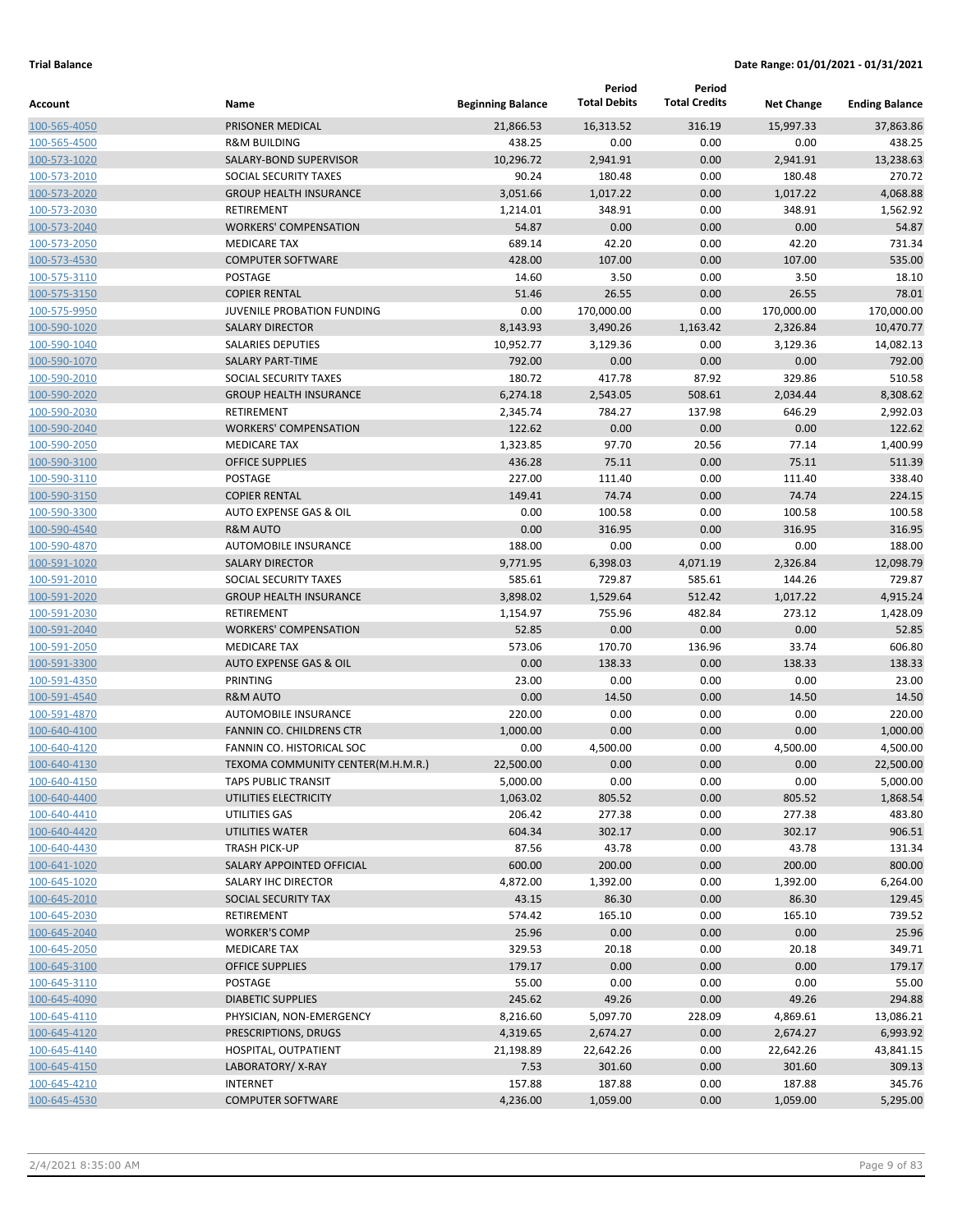**Trial Balance** **Date Range: 01/01/2021 - 01/31/2021**

| Account | Name | Beginning Balance | Period Total Debits | Period Total Credits | Net Change | Ending Balance |
|---|---|---|---|---|---|---|
| 100-565-4050 | PRISONER MEDICAL | 21,866.53 | 16,313.52 | 316.19 | 15,997.33 | 37,863.86 |
| 100-565-4500 | R&M BUILDING | 438.25 | 0.00 | 0.00 | 0.00 | 438.25 |
| 100-573-1020 | SALARY-BOND SUPERVISOR | 10,296.72 | 2,941.91 | 0.00 | 2,941.91 | 13,238.63 |
| 100-573-2010 | SOCIAL SECURITY TAXES | 90.24 | 180.48 | 0.00 | 180.48 | 270.72 |
| 100-573-2020 | GROUP HEALTH INSURANCE | 3,051.66 | 1,017.22 | 0.00 | 1,017.22 | 4,068.88 |
| 100-573-2030 | RETIREMENT | 1,214.01 | 348.91 | 0.00 | 348.91 | 1,562.92 |
| 100-573-2040 | WORKERS' COMPENSATION | 54.87 | 0.00 | 0.00 | 0.00 | 54.87 |
| 100-573-2050 | MEDICARE TAX | 689.14 | 42.20 | 0.00 | 42.20 | 731.34 |
| 100-573-4530 | COMPUTER SOFTWARE | 428.00 | 107.00 | 0.00 | 107.00 | 535.00 |
| 100-575-3110 | POSTAGE | 14.60 | 3.50 | 0.00 | 3.50 | 18.10 |
| 100-575-3150 | COPIER RENTAL | 51.46 | 26.55 | 0.00 | 26.55 | 78.01 |
| 100-575-9950 | JUVENILE PROBATION FUNDING | 0.00 | 170,000.00 | 0.00 | 170,000.00 | 170,000.00 |
| 100-590-1020 | SALARY DIRECTOR | 8,143.93 | 3,490.26 | 1,163.42 | 2,326.84 | 10,470.77 |
| 100-590-1040 | SALARIES DEPUTIES | 10,952.77 | 3,129.36 | 0.00 | 3,129.36 | 14,082.13 |
| 100-590-1070 | SALARY PART-TIME | 792.00 | 0.00 | 0.00 | 0.00 | 792.00 |
| 100-590-2010 | SOCIAL SECURITY TAXES | 180.72 | 417.78 | 87.92 | 329.86 | 510.58 |
| 100-590-2020 | GROUP HEALTH INSURANCE | 6,274.18 | 2,543.05 | 508.61 | 2,034.44 | 8,308.62 |
| 100-590-2030 | RETIREMENT | 2,345.74 | 784.27 | 137.98 | 646.29 | 2,992.03 |
| 100-590-2040 | WORKERS' COMPENSATION | 122.62 | 0.00 | 0.00 | 0.00 | 122.62 |
| 100-590-2050 | MEDICARE TAX | 1,323.85 | 97.70 | 20.56 | 77.14 | 1,400.99 |
| 100-590-3100 | OFFICE SUPPLIES | 436.28 | 75.11 | 0.00 | 75.11 | 511.39 |
| 100-590-3110 | POSTAGE | 227.00 | 111.40 | 0.00 | 111.40 | 338.40 |
| 100-590-3150 | COPIER RENTAL | 149.41 | 74.74 | 0.00 | 74.74 | 224.15 |
| 100-590-3300 | AUTO EXPENSE GAS & OIL | 0.00 | 100.58 | 0.00 | 100.58 | 100.58 |
| 100-590-4540 | R&M AUTO | 0.00 | 316.95 | 0.00 | 316.95 | 316.95 |
| 100-590-4870 | AUTOMOBILE INSURANCE | 188.00 | 0.00 | 0.00 | 0.00 | 188.00 |
| 100-591-1020 | SALARY DIRECTOR | 9,771.95 | 6,398.03 | 4,071.19 | 2,326.84 | 12,098.79 |
| 100-591-2010 | SOCIAL SECURITY TAXES | 585.61 | 729.87 | 585.61 | 144.26 | 729.87 |
| 100-591-2020 | GROUP HEALTH INSURANCE | 3,898.02 | 1,529.64 | 512.42 | 1,017.22 | 4,915.24 |
| 100-591-2030 | RETIREMENT | 1,154.97 | 755.96 | 482.84 | 273.12 | 1,428.09 |
| 100-591-2040 | WORKERS' COMPENSATION | 52.85 | 0.00 | 0.00 | 0.00 | 52.85 |
| 100-591-2050 | MEDICARE TAX | 573.06 | 170.70 | 136.96 | 33.74 | 606.80 |
| 100-591-3300 | AUTO EXPENSE GAS & OIL | 0.00 | 138.33 | 0.00 | 138.33 | 138.33 |
| 100-591-4350 | PRINTING | 23.00 | 0.00 | 0.00 | 0.00 | 23.00 |
| 100-591-4540 | R&M AUTO | 0.00 | 14.50 | 0.00 | 14.50 | 14.50 |
| 100-591-4870 | AUTOMOBILE INSURANCE | 220.00 | 0.00 | 0.00 | 0.00 | 220.00 |
| 100-640-4100 | FANNIN CO. CHILDRENS CTR | 1,000.00 | 0.00 | 0.00 | 0.00 | 1,000.00 |
| 100-640-4120 | FANNIN CO. HISTORICAL SOC | 0.00 | 4,500.00 | 0.00 | 4,500.00 | 4,500.00 |
| 100-640-4130 | TEXOMA COMMUNITY CENTER(M.H.M.R.) | 22,500.00 | 0.00 | 0.00 | 0.00 | 22,500.00 |
| 100-640-4150 | TAPS PUBLIC TRANSIT | 5,000.00 | 0.00 | 0.00 | 0.00 | 5,000.00 |
| 100-640-4400 | UTILITIES ELECTRICITY | 1,063.02 | 805.52 | 0.00 | 805.52 | 1,868.54 |
| 100-640-4410 | UTILITIES GAS | 206.42 | 277.38 | 0.00 | 277.38 | 483.80 |
| 100-640-4420 | UTILITIES WATER | 604.34 | 302.17 | 0.00 | 302.17 | 906.51 |
| 100-640-4430 | TRASH PICK-UP | 87.56 | 43.78 | 0.00 | 43.78 | 131.34 |
| 100-641-1020 | SALARY APPOINTED OFFICIAL | 600.00 | 200.00 | 0.00 | 200.00 | 800.00 |
| 100-645-1020 | SALARY IHC DIRECTOR | 4,872.00 | 1,392.00 | 0.00 | 1,392.00 | 6,264.00 |
| 100-645-2010 | SOCIAL SECURITY TAX | 43.15 | 86.30 | 0.00 | 86.30 | 129.45 |
| 100-645-2030 | RETIREMENT | 574.42 | 165.10 | 0.00 | 165.10 | 739.52 |
| 100-645-2040 | WORKER'S COMP | 25.96 | 0.00 | 0.00 | 0.00 | 25.96 |
| 100-645-2050 | MEDICARE TAX | 329.53 | 20.18 | 0.00 | 20.18 | 349.71 |
| 100-645-3100 | OFFICE SUPPLIES | 179.17 | 0.00 | 0.00 | 0.00 | 179.17 |
| 100-645-3110 | POSTAGE | 55.00 | 0.00 | 0.00 | 0.00 | 55.00 |
| 100-645-4090 | DIABETIC SUPPLIES | 245.62 | 49.26 | 0.00 | 49.26 | 294.88 |
| 100-645-4110 | PHYSICIAN, NON-EMERGENCY | 8,216.60 | 5,097.70 | 228.09 | 4,869.61 | 13,086.21 |
| 100-645-4120 | PRESCRIPTIONS, DRUGS | 4,319.65 | 2,674.27 | 0.00 | 2,674.27 | 6,993.92 |
| 100-645-4140 | HOSPITAL, OUTPATIENT | 21,198.89 | 22,642.26 | 0.00 | 22,642.26 | 43,841.15 |
| 100-645-4150 | LABORATORY/ X-RAY | 7.53 | 301.60 | 0.00 | 301.60 | 309.13 |
| 100-645-4210 | INTERNET | 157.88 | 187.88 | 0.00 | 187.88 | 345.76 |
| 100-645-4530 | COMPUTER SOFTWARE | 4,236.00 | 1,059.00 | 0.00 | 1,059.00 | 5,295.00 |

2/4/2021 8:35:00 AM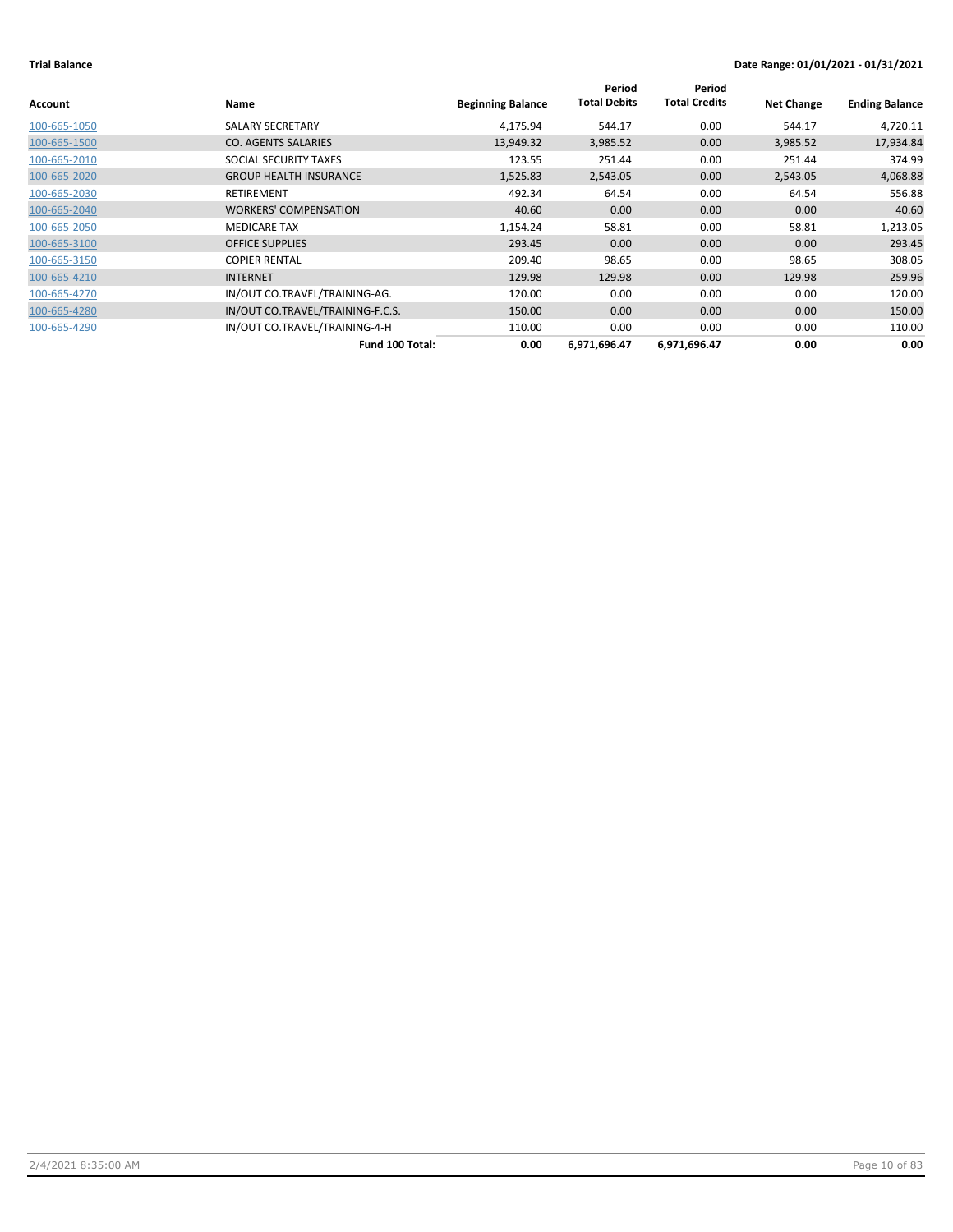**Trial Balance** **Date Range: 01/01/2021 - 01/31/2021**

| Account | Name | Beginning Balance | Period Total Debits | Period Total Credits | Net Change | Ending Balance |
|---|---|---|---|---|---|---|
| 100-665-1050 | SALARY SECRETARY | 4,175.94 | 544.17 | 0.00 | 544.17 | 4,720.11 |
| 100-665-1500 | CO. AGENTS SALARIES | 13,949.32 | 3,985.52 | 0.00 | 3,985.52 | 17,934.84 |
| 100-665-2010 | SOCIAL SECURITY TAXES | 123.55 | 251.44 | 0.00 | 251.44 | 374.99 |
| 100-665-2020 | GROUP HEALTH INSURANCE | 1,525.83 | 2,543.05 | 0.00 | 2,543.05 | 4,068.88 |
| 100-665-2030 | RETIREMENT | 492.34 | 64.54 | 0.00 | 64.54 | 556.88 |
| 100-665-2040 | WORKERS' COMPENSATION | 40.60 | 0.00 | 0.00 | 0.00 | 40.60 |
| 100-665-2050 | MEDICARE TAX | 1,154.24 | 58.81 | 0.00 | 58.81 | 1,213.05 |
| 100-665-3100 | OFFICE SUPPLIES | 293.45 | 0.00 | 0.00 | 0.00 | 293.45 |
| 100-665-3150 | COPIER RENTAL | 209.40 | 98.65 | 0.00 | 98.65 | 308.05 |
| 100-665-4210 | INTERNET | 129.98 | 129.98 | 0.00 | 129.98 | 259.96 |
| 100-665-4270 | IN/OUT CO.TRAVEL/TRAINING-AG. | 120.00 | 0.00 | 0.00 | 0.00 | 120.00 |
| 100-665-4280 | IN/OUT CO.TRAVEL/TRAINING-F.C.S. | 150.00 | 0.00 | 0.00 | 0.00 | 150.00 |
| 100-665-4290 | IN/OUT CO.TRAVEL/TRAINING-4-H | 110.00 | 0.00 | 0.00 | 0.00 | 110.00 |
| | **Fund 100 Total:** | **0.00** | **6,971,696.47** | **6,971,696.47** | **0.00** | **0.00** |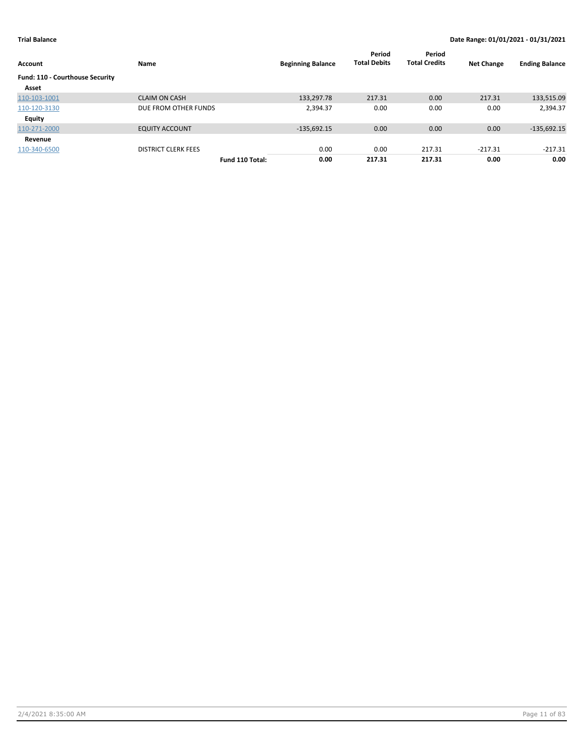**Trial Balance** | **Date Range: 01/01/2021 - 01/31/2021**

| Account | Name | Beginning Balance | Period Total Debits | Period Total Credits | Net Change | Ending Balance |
|---|---|---|---|---|---|---|
| **Fund: 110 - Courthouse Security** | | | | | | |
| **Asset** | | | | | | |
| 110-103-1001 | CLAIM ON CASH | 133,297.78 | 217.31 | 0.00 | 217.31 | 133,515.09 |
| 110-120-3130 | DUE FROM OTHER FUNDS | 2,394.37 | 0.00 | 0.00 | 0.00 | 2,394.37 |
| **Equity** | | | | | | |
| 110-271-2000 | EQUITY ACCOUNT | -135,692.15 | 0.00 | 0.00 | 0.00 | -135,692.15 |
| **Revenue** | | | | | | |
| 110-340-6500 | DISTRICT CLERK FEES | 0.00 | 0.00 | 217.31 | -217.31 | -217.31 |
| | **Fund 110 Total:** | **0.00** | **217.31** | **217.31** | **0.00** | **0.00** |

2/4/2021 8:35:00 AM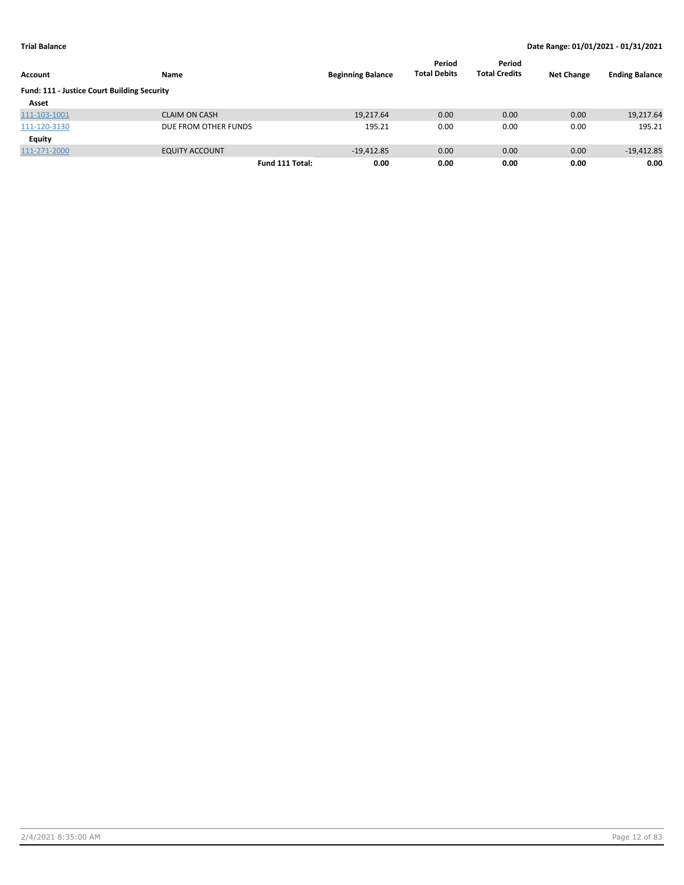**Trial Balance** — Date Range: 01/01/2021 - 01/31/2021

| Account | Name | Beginning Balance | Period Total Debits | Period Total Credits | Net Change | Ending Balance |
|---|---|---|---|---|---|---|
| **Fund: 111 - Justice Court Building Security** | | | | | | |
| **Asset** | | | | | | |
| 111-103-1001 | CLAIM ON CASH | 19,217.64 | 0.00 | 0.00 | 0.00 | 19,217.64 |
| 111-120-3130 | DUE FROM OTHER FUNDS | 195.21 | 0.00 | 0.00 | 0.00 | 195.21 |
| **Equity** | | | | | | |
| 111-271-2000 | EQUITY ACCOUNT | -19,412.85 | 0.00 | 0.00 | 0.00 | -19,412.85 |
| | **Fund 111 Total:** | **0.00** | **0.00** | **0.00** | **0.00** | **0.00** |

2/4/2021 8:35:00 AM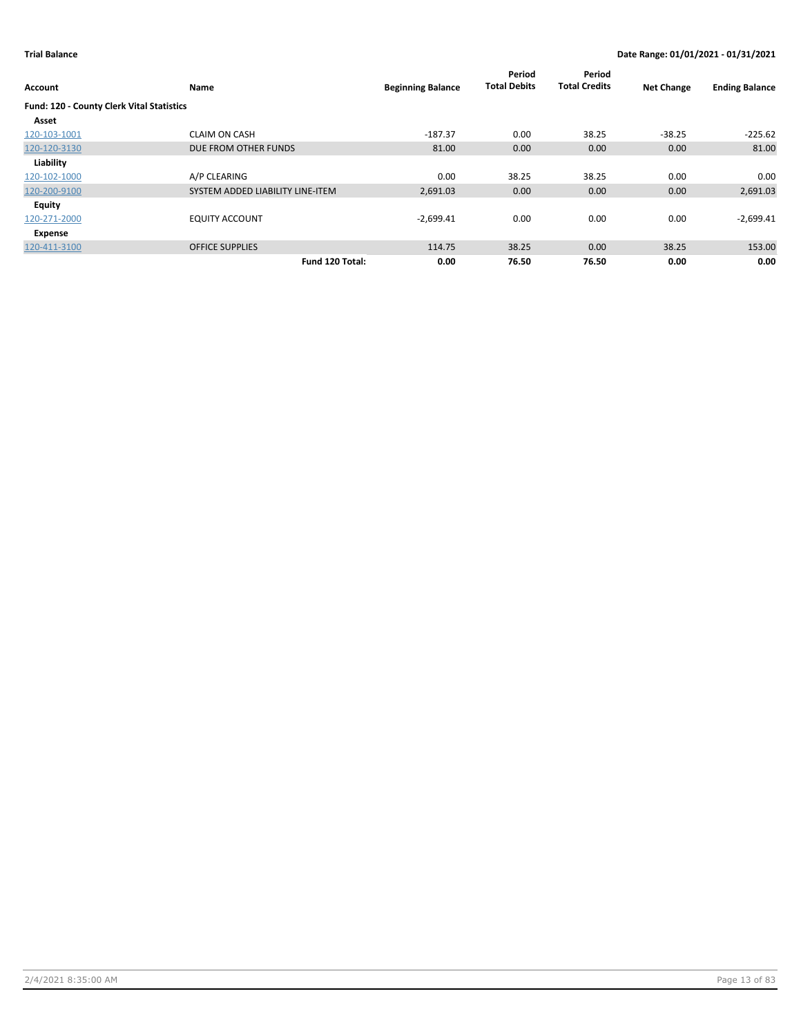**Trial Balance** — Date Range: 01/01/2021 - 01/31/2021

| Account | Name | Beginning Balance | Period Total Debits | Period Total Credits | Net Change | Ending Balance |
|---|---|---|---|---|---|---|
| **Fund: 120 - County Clerk Vital Statistics** | | | | | | |
| **Asset** | | | | | | |
| 120-103-1001 | CLAIM ON CASH | -187.37 | 0.00 | 38.25 | -38.25 | -225.62 |
| 120-120-3130 | DUE FROM OTHER FUNDS | 81.00 | 0.00 | 0.00 | 0.00 | 81.00 |
| **Liability** | | | | | | |
| 120-102-1000 | A/P CLEARING | 0.00 | 38.25 | 38.25 | 0.00 | 0.00 |
| 120-200-9100 | SYSTEM ADDED LIABILITY LINE-ITEM | 2,691.03 | 0.00 | 0.00 | 0.00 | 2,691.03 |
| **Equity** | | | | | | |
| 120-271-2000 | EQUITY ACCOUNT | -2,699.41 | 0.00 | 0.00 | 0.00 | -2,699.41 |
| **Expense** | | | | | | |
| 120-411-3100 | OFFICE SUPPLIES | 114.75 | 38.25 | 0.00 | 38.25 | 153.00 |
| | **Fund 120 Total:** | **0.00** | **76.50** | **76.50** | **0.00** | **0.00** |

2/4/2021 8:35:00 AM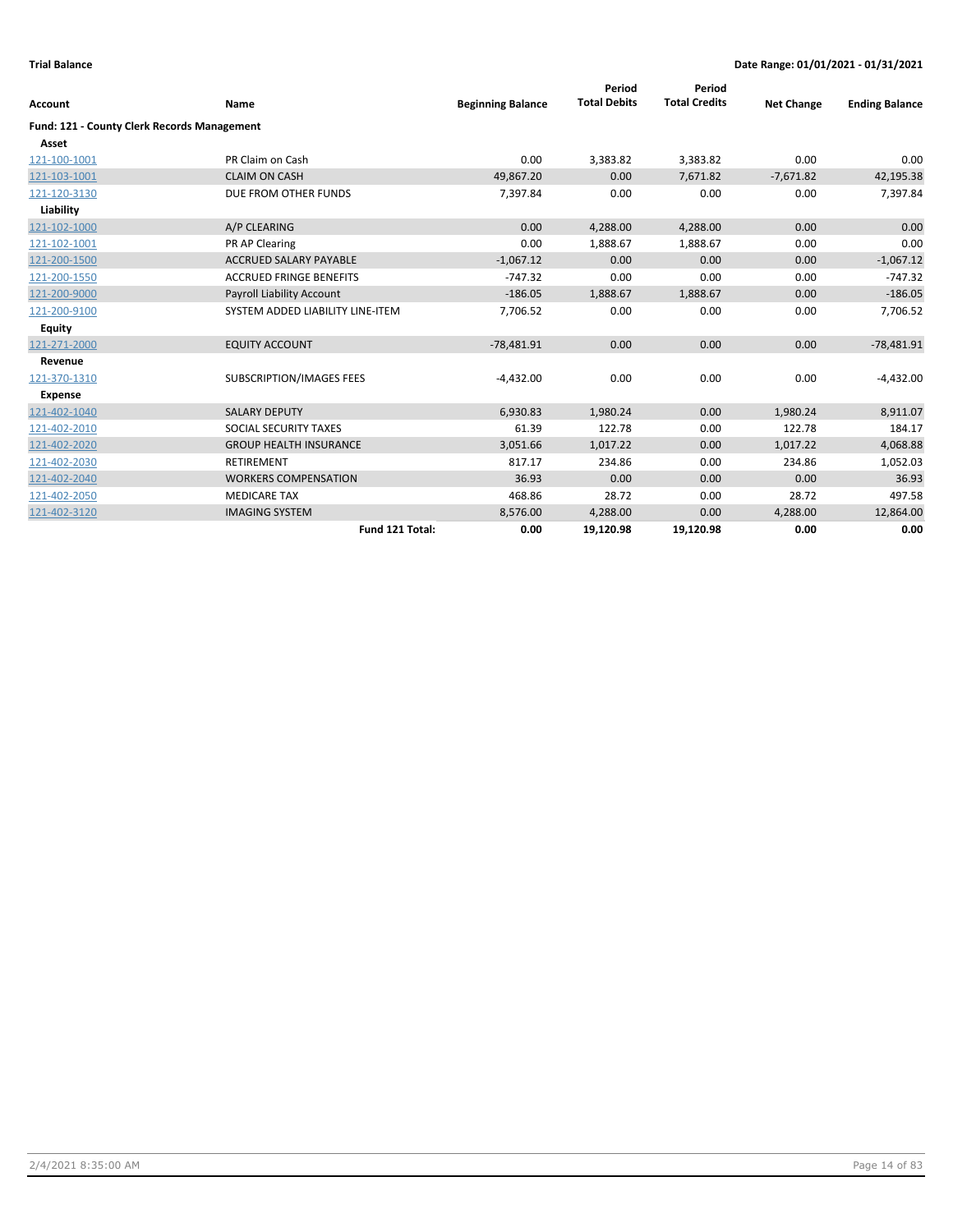**Trial Balance** **Date Range: 01/01/2021 - 01/31/2021**

| Account | Name | Beginning Balance | Period Total Debits | Period Total Credits | Net Change | Ending Balance |
|---|---|---|---|---|---|---|
| **Fund: 121 - County Clerk Records Management** | | | | | | |
| **Asset** | | | | | | |
| 121-100-1001 | PR Claim on Cash | 0.00 | 3,383.82 | 3,383.82 | 0.00 | 0.00 |
| 121-103-1001 | CLAIM ON CASH | 49,867.20 | 0.00 | 7,671.82 | -7,671.82 | 42,195.38 |
| 121-120-3130 | DUE FROM OTHER FUNDS | 7,397.84 | 0.00 | 0.00 | 0.00 | 7,397.84 |
| **Liability** | | | | | | |
| 121-102-1000 | A/P CLEARING | 0.00 | 4,288.00 | 4,288.00 | 0.00 | 0.00 |
| 121-102-1001 | PR AP Clearing | 0.00 | 1,888.67 | 1,888.67 | 0.00 | 0.00 |
| 121-200-1500 | ACCRUED SALARY PAYABLE | -1,067.12 | 0.00 | 0.00 | 0.00 | -1,067.12 |
| 121-200-1550 | ACCRUED FRINGE BENEFITS | -747.32 | 0.00 | 0.00 | 0.00 | -747.32 |
| 121-200-9000 | Payroll Liability Account | -186.05 | 1,888.67 | 1,888.67 | 0.00 | -186.05 |
| 121-200-9100 | SYSTEM ADDED LIABILITY LINE-ITEM | 7,706.52 | 0.00 | 0.00 | 0.00 | 7,706.52 |
| **Equity** | | | | | | |
| 121-271-2000 | EQUITY ACCOUNT | -78,481.91 | 0.00 | 0.00 | 0.00 | -78,481.91 |
| **Revenue** | | | | | | |
| 121-370-1310 | SUBSCRIPTION/IMAGES FEES | -4,432.00 | 0.00 | 0.00 | 0.00 | -4,432.00 |
| **Expense** | | | | | | |
| 121-402-1040 | SALARY DEPUTY | 6,930.83 | 1,980.24 | 0.00 | 1,980.24 | 8,911.07 |
| 121-402-2010 | SOCIAL SECURITY TAXES | 61.39 | 122.78 | 0.00 | 122.78 | 184.17 |
| 121-402-2020 | GROUP HEALTH INSURANCE | 3,051.66 | 1,017.22 | 0.00 | 1,017.22 | 4,068.88 |
| 121-402-2030 | RETIREMENT | 817.17 | 234.86 | 0.00 | 234.86 | 1,052.03 |
| 121-402-2040 | WORKERS COMPENSATION | 36.93 | 0.00 | 0.00 | 0.00 | 36.93 |
| 121-402-2050 | MEDICARE TAX | 468.86 | 28.72 | 0.00 | 28.72 | 497.58 |
| 121-402-3120 | IMAGING SYSTEM | 8,576.00 | 4,288.00 | 0.00 | 4,288.00 | 12,864.00 |
| | **Fund 121 Total:** | **0.00** | **19,120.98** | **19,120.98** | **0.00** | **0.00** |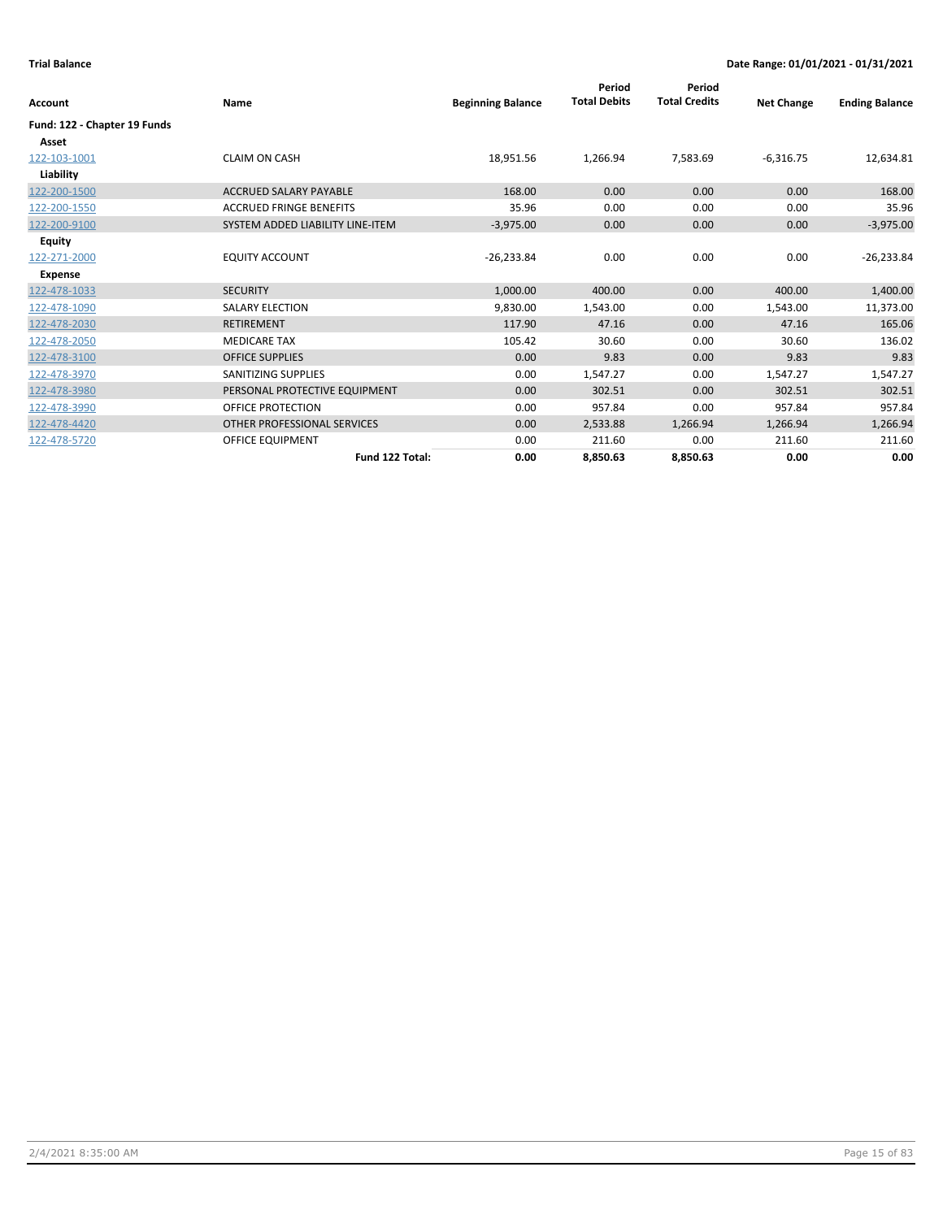**Trial Balance** | **Date Range: 01/01/2021 - 01/31/2021**

| Account | Name | Beginning Balance | Period Total Debits | Period Total Credits | Net Change | Ending Balance |
|---|---|---|---|---|---|---|
| **Fund: 122 - Chapter 19 Funds** | | | | | | |
| **Asset** | | | | | | |
| 122-103-1001 | CLAIM ON CASH | 18,951.56 | 1,266.94 | 7,583.69 | -6,316.75 | 12,634.81 |
| **Liability** | | | | | | |
| 122-200-1500 | ACCRUED SALARY PAYABLE | 168.00 | 0.00 | 0.00 | 0.00 | 168.00 |
| 122-200-1550 | ACCRUED FRINGE BENEFITS | 35.96 | 0.00 | 0.00 | 0.00 | 35.96 |
| 122-200-9100 | SYSTEM ADDED LIABILITY LINE-ITEM | -3,975.00 | 0.00 | 0.00 | 0.00 | -3,975.00 |
| **Equity** | | | | | | |
| 122-271-2000 | EQUITY ACCOUNT | -26,233.84 | 0.00 | 0.00 | 0.00 | -26,233.84 |
| **Expense** | | | | | | |
| 122-478-1033 | SECURITY | 1,000.00 | 400.00 | 0.00 | 400.00 | 1,400.00 |
| 122-478-1090 | SALARY ELECTION | 9,830.00 | 1,543.00 | 0.00 | 1,543.00 | 11,373.00 |
| 122-478-2030 | RETIREMENT | 117.90 | 47.16 | 0.00 | 47.16 | 165.06 |
| 122-478-2050 | MEDICARE TAX | 105.42 | 30.60 | 0.00 | 30.60 | 136.02 |
| 122-478-3100 | OFFICE SUPPLIES | 0.00 | 9.83 | 0.00 | 9.83 | 9.83 |
| 122-478-3970 | SANITIZING SUPPLIES | 0.00 | 1,547.27 | 0.00 | 1,547.27 | 1,547.27 |
| 122-478-3980 | PERSONAL PROTECTIVE EQUIPMENT | 0.00 | 302.51 | 0.00 | 302.51 | 302.51 |
| 122-478-3990 | OFFICE PROTECTION | 0.00 | 957.84 | 0.00 | 957.84 | 957.84 |
| 122-478-4420 | OTHER PROFESSIONAL SERVICES | 0.00 | 2,533.88 | 1,266.94 | 1,266.94 | 1,266.94 |
| 122-478-5720 | OFFICE EQUIPMENT | 0.00 | 211.60 | 0.00 | 211.60 | 211.60 |
| | **Fund 122 Total:** | **0.00** | **8,850.63** | **8,850.63** | **0.00** | **0.00** |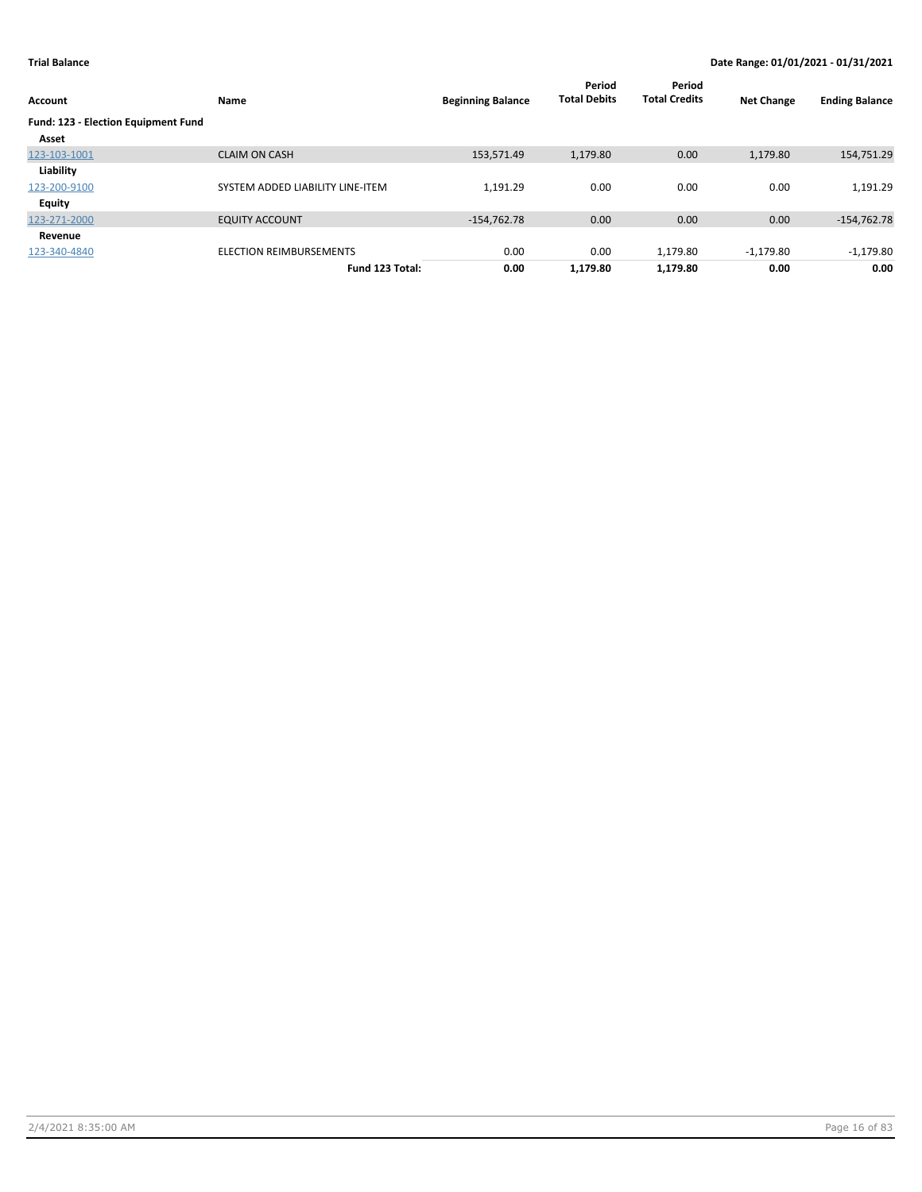**Trial Balance** — **Date Range: 01/01/2021 - 01/31/2021**

| Account | Name | Beginning Balance | Period Total Debits | Period Total Credits | Net Change | Ending Balance |
|---|---|---|---|---|---|---|
| **Fund: 123 - Election Equipment Fund** | | | | | | |
| **Asset** | | | | | | |
| 123-103-1001 | CLAIM ON CASH | 153,571.49 | 1,179.80 | 0.00 | 1,179.80 | 154,751.29 |
| **Liability** | | | | | | |
| 123-200-9100 | SYSTEM ADDED LIABILITY LINE-ITEM | 1,191.29 | 0.00 | 0.00 | 0.00 | 1,191.29 |
| **Equity** | | | | | | |
| 123-271-2000 | EQUITY ACCOUNT | -154,762.78 | 0.00 | 0.00 | 0.00 | -154,762.78 |
| **Revenue** | | | | | | |
| 123-340-4840 | ELECTION REIMBURSEMENTS | 0.00 | 0.00 | 1,179.80 | -1,179.80 | -1,179.80 |
| | **Fund 123 Total:** | **0.00** | **1,179.80** | **1,179.80** | **0.00** | **0.00** |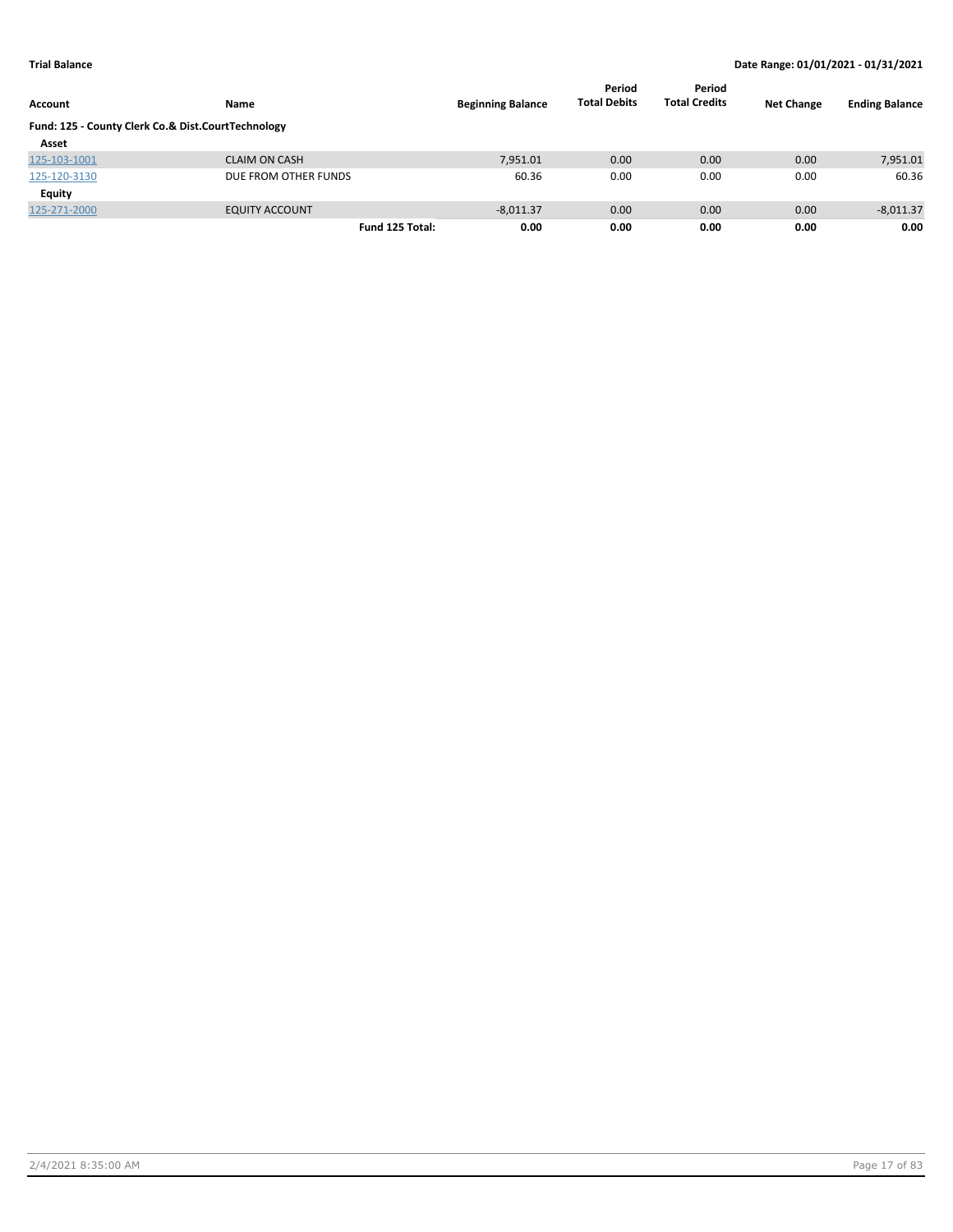**Trial Balance** — Date Range: 01/01/2021 - 01/31/2021

| Account | Name | Beginning Balance | Period Total Debits | Period Total Credits | Net Change | Ending Balance |
|---|---|---|---|---|---|---|
| **Fund: 125 - County Clerk Co.& Dist.CourtTechnology** | | | | | | |
| **Asset** | | | | | | |
| 125-103-1001 | CLAIM ON CASH | 7,951.01 | 0.00 | 0.00 | 0.00 | 7,951.01 |
| 125-120-3130 | DUE FROM OTHER FUNDS | 60.36 | 0.00 | 0.00 | 0.00 | 60.36 |
| **Equity** | | | | | | |
| 125-271-2000 | EQUITY ACCOUNT | -8,011.37 | 0.00 | 0.00 | 0.00 | -8,011.37 |
| | **Fund 125 Total:** | **0.00** | **0.00** | **0.00** | **0.00** | **0.00** |

2/4/2021 8:35:00 AM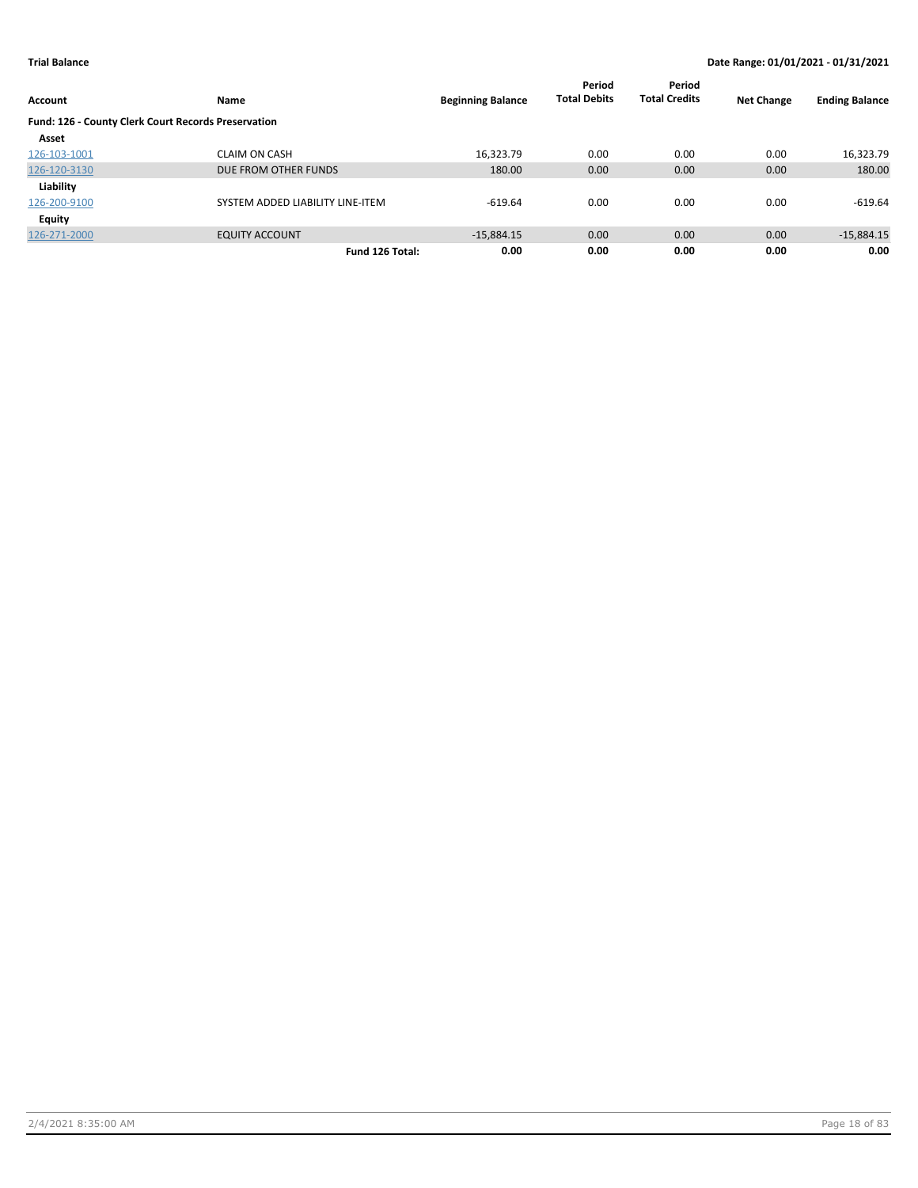**Trial Balance** | **Date Range: 01/01/2021 - 01/31/2021**

| Account | Name | Beginning Balance | Period Total Debits | Period Total Credits | Net Change | Ending Balance |
|---|---|---|---|---|---|---|
| **Fund: 126 - County Clerk Court Records Preservation** | | | | | | |
| **Asset** | | | | | | |
| 126-103-1001 | CLAIM ON CASH | 16,323.79 | 0.00 | 0.00 | 0.00 | 16,323.79 |
| 126-120-3130 | DUE FROM OTHER FUNDS | 180.00 | 0.00 | 0.00 | 0.00 | 180.00 |
| **Liability** | | | | | | |
| 126-200-9100 | SYSTEM ADDED LIABILITY LINE-ITEM | -619.64 | 0.00 | 0.00 | 0.00 | -619.64 |
| **Equity** | | | | | | |
| 126-271-2000 | EQUITY ACCOUNT | -15,884.15 | 0.00 | 0.00 | 0.00 | -15,884.15 |
| | **Fund 126 Total:** | **0.00** | **0.00** | **0.00** | **0.00** | **0.00** |

2/4/2021 8:35:00 AM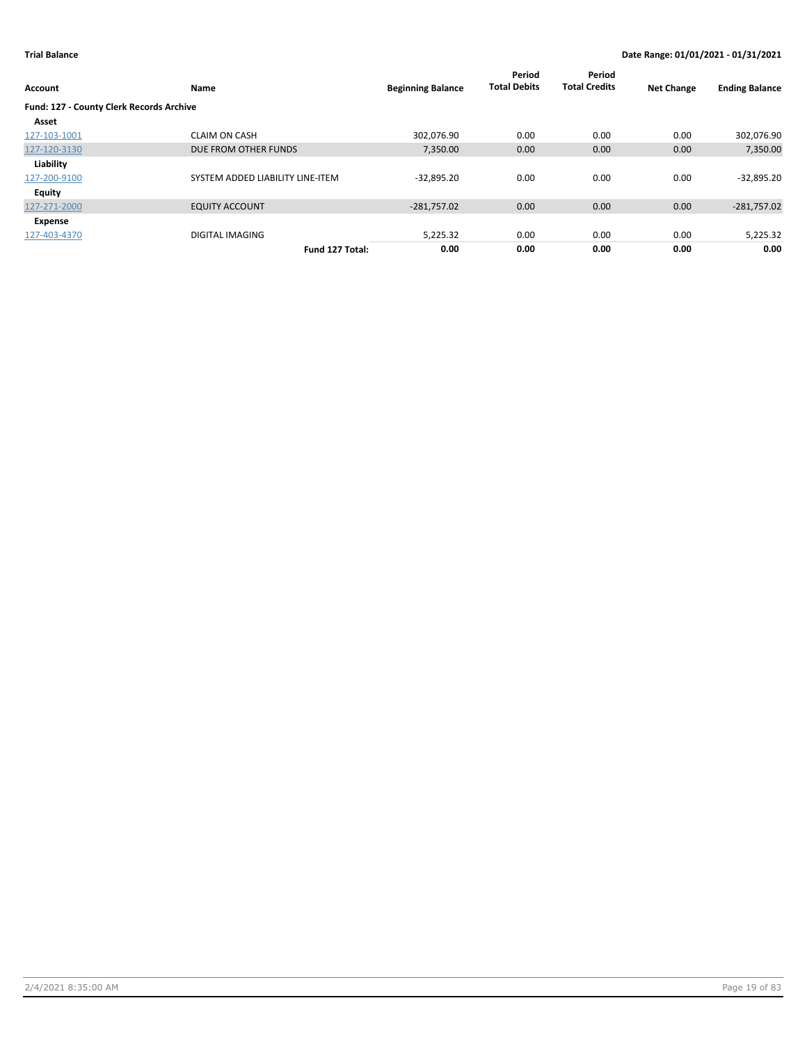**Trial Balance** **Date Range: 01/01/2021 - 01/31/2021**

| Account | Name | Beginning Balance | Period Total Debits | Period Total Credits | Net Change | Ending Balance |
|---|---|---|---|---|---|---|
| **Fund: 127 - County Clerk Records Archive** | | | | | | |
| **Asset** | | | | | | |
| 127-103-1001 | CLAIM ON CASH | 302,076.90 | 0.00 | 0.00 | 0.00 | 302,076.90 |
| 127-120-3130 | DUE FROM OTHER FUNDS | 7,350.00 | 0.00 | 0.00 | 0.00 | 7,350.00 |
| **Liability** | | | | | | |
| 127-200-9100 | SYSTEM ADDED LIABILITY LINE-ITEM | -32,895.20 | 0.00 | 0.00 | 0.00 | -32,895.20 |
| **Equity** | | | | | | |
| 127-271-2000 | EQUITY ACCOUNT | -281,757.02 | 0.00 | 0.00 | 0.00 | -281,757.02 |
| **Expense** | | | | | | |
| 127-403-4370 | DIGITAL IMAGING | 5,225.32 | 0.00 | 0.00 | 0.00 | 5,225.32 |
| | **Fund 127 Total:** | **0.00** | **0.00** | **0.00** | **0.00** | **0.00** |

2/4/2021 8:35:00 AM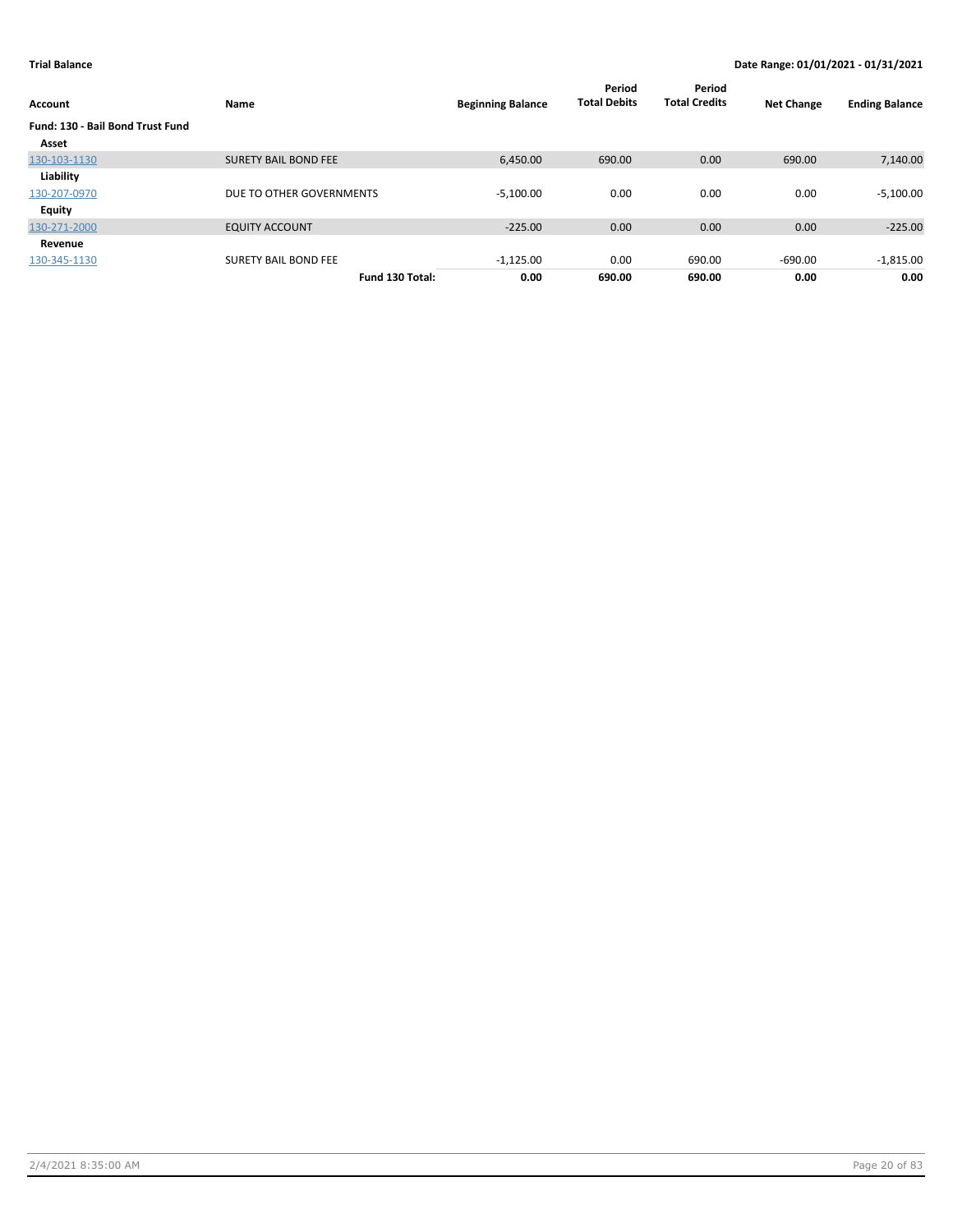**Trial Balance** **Date Range: 01/01/2021 - 01/31/2021**

| Account | Name | Beginning Balance | Period Total Debits | Period Total Credits | Net Change | Ending Balance |
|---|---|---|---|---|---|---|
| **Fund: 130 - Bail Bond Trust Fund** | | | | | | |
| **Asset** | | | | | | |
| 130-103-1130 | SURETY BAIL BOND FEE | 6,450.00 | 690.00 | 0.00 | 690.00 | 7,140.00 |
| **Liability** | | | | | | |
| 130-207-0970 | DUE TO OTHER GOVERNMENTS | -5,100.00 | 0.00 | 0.00 | 0.00 | -5,100.00 |
| **Equity** | | | | | | |
| 130-271-2000 | EQUITY ACCOUNT | -225.00 | 0.00 | 0.00 | 0.00 | -225.00 |
| **Revenue** | | | | | | |
| 130-345-1130 | SURETY BAIL BOND FEE | -1,125.00 | 0.00 | 690.00 | -690.00 | -1,815.00 |
| | **Fund 130 Total:** | **0.00** | **690.00** | **690.00** | **0.00** | **0.00** |

2/4/2021 8:35:00 AM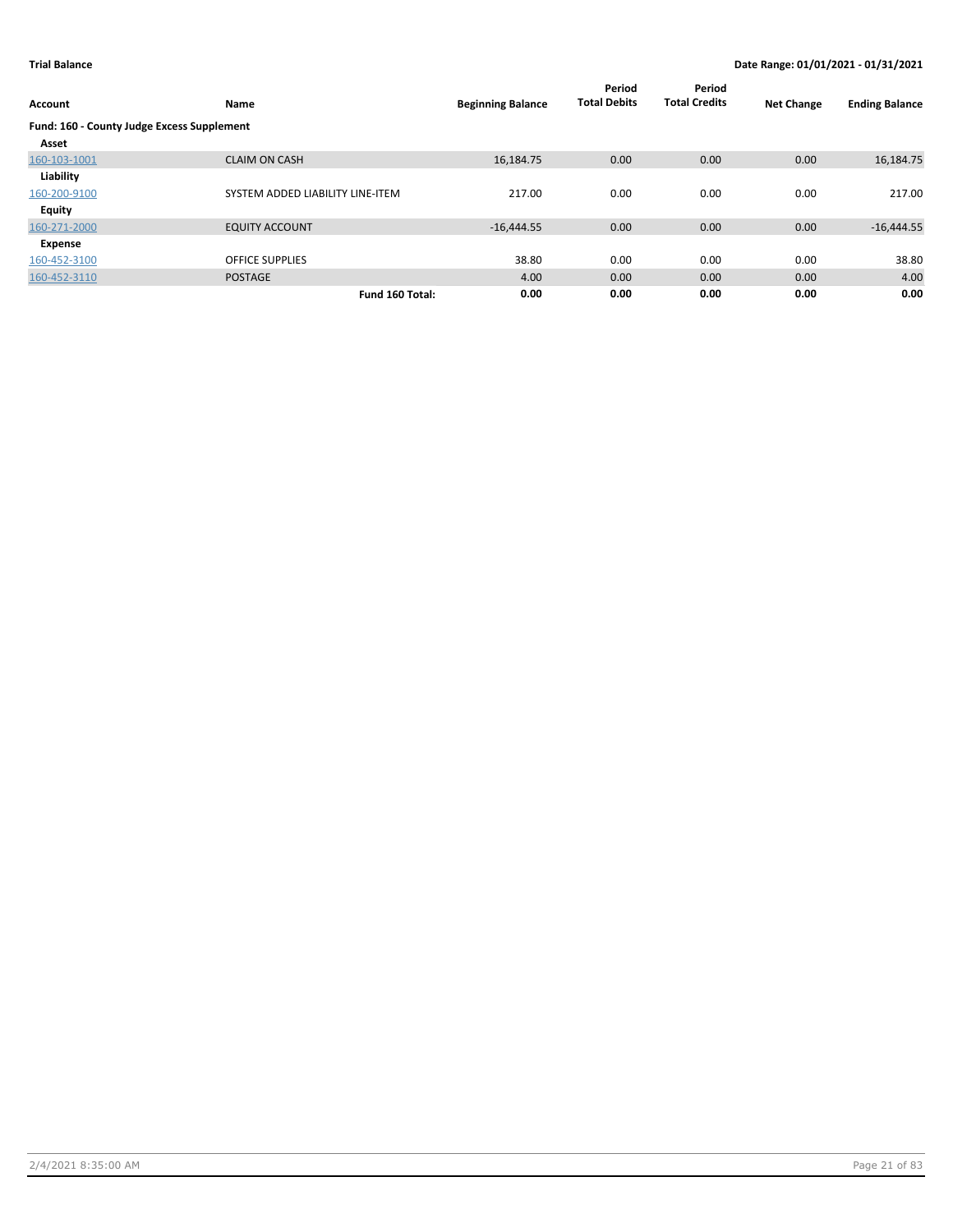**Trial Balance** | **Date Range: 01/01/2021 - 01/31/2021**

| Account | Name | Beginning Balance | Period Total Debits | Period Total Credits | Net Change | Ending Balance |
|---|---|---|---|---|---|---|
| **Fund: 160 - County Judge Excess Supplement** | | | | | | |
| **Asset** | | | | | | |
| 160-103-1001 | CLAIM ON CASH | 16,184.75 | 0.00 | 0.00 | 0.00 | 16,184.75 |
| **Liability** | | | | | | |
| 160-200-9100 | SYSTEM ADDED LIABILITY LINE-ITEM | 217.00 | 0.00 | 0.00 | 0.00 | 217.00 |
| **Equity** | | | | | | |
| 160-271-2000 | EQUITY ACCOUNT | -16,444.55 | 0.00 | 0.00 | 0.00 | -16,444.55 |
| **Expense** | | | | | | |
| 160-452-3100 | OFFICE SUPPLIES | 38.80 | 0.00 | 0.00 | 0.00 | 38.80 |
| 160-452-3110 | POSTAGE | 4.00 | 0.00 | 0.00 | 0.00 | 4.00 |
| | **Fund 160 Total:** | **0.00** | **0.00** | **0.00** | **0.00** | **0.00** |

2/4/2021 8:35:00 AM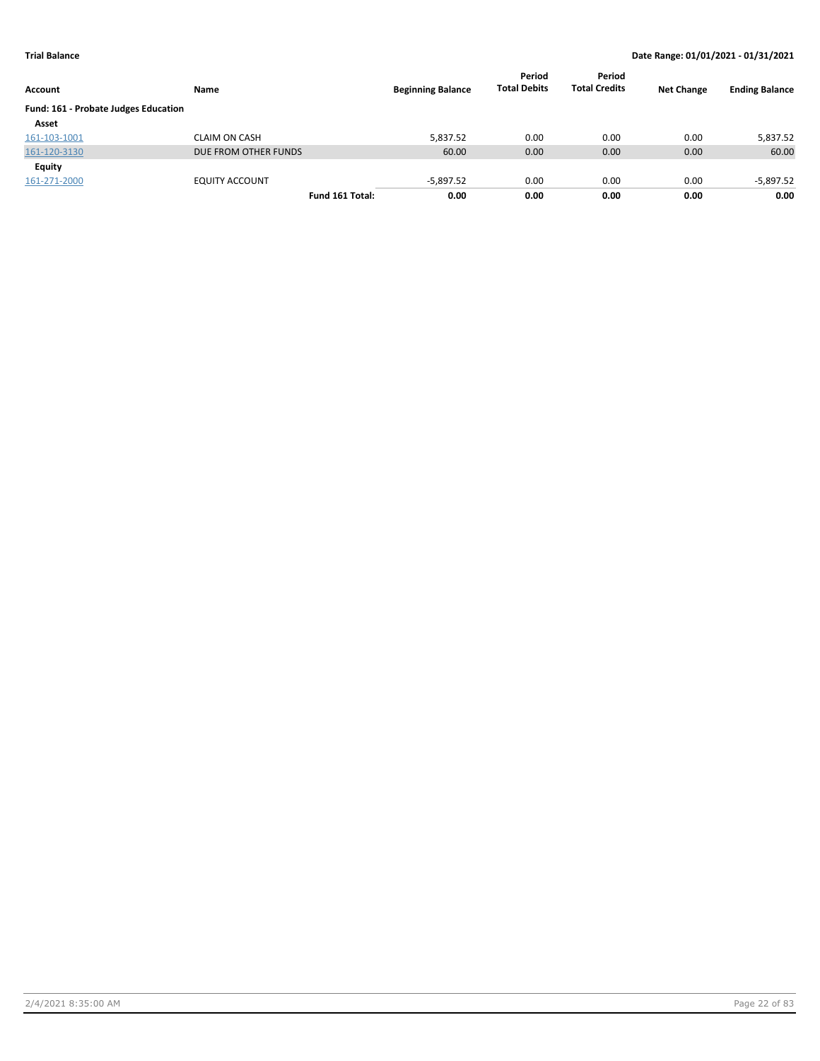**Trial Balance** **Date Range: 01/01/2021 - 01/31/2021**

| Account | Name | Beginning Balance | Period Total Debits | Period Total Credits | Net Change | Ending Balance |
|---|---|---|---|---|---|---|
| **Fund: 161 - Probate Judges Education** | | | | | | |
| **Asset** | | | | | | |
| 161-103-1001 | CLAIM ON CASH | 5,837.52 | 0.00 | 0.00 | 0.00 | 5,837.52 |
| 161-120-3130 | DUE FROM OTHER FUNDS | 60.00 | 0.00 | 0.00 | 0.00 | 60.00 |
| **Equity** | | | | | | |
| 161-271-2000 | EQUITY ACCOUNT | -5,897.52 | 0.00 | 0.00 | 0.00 | -5,897.52 |
| | **Fund 161 Total:** | **0.00** | **0.00** | **0.00** | **0.00** | **0.00** |

2/4/2021 8:35:00 AM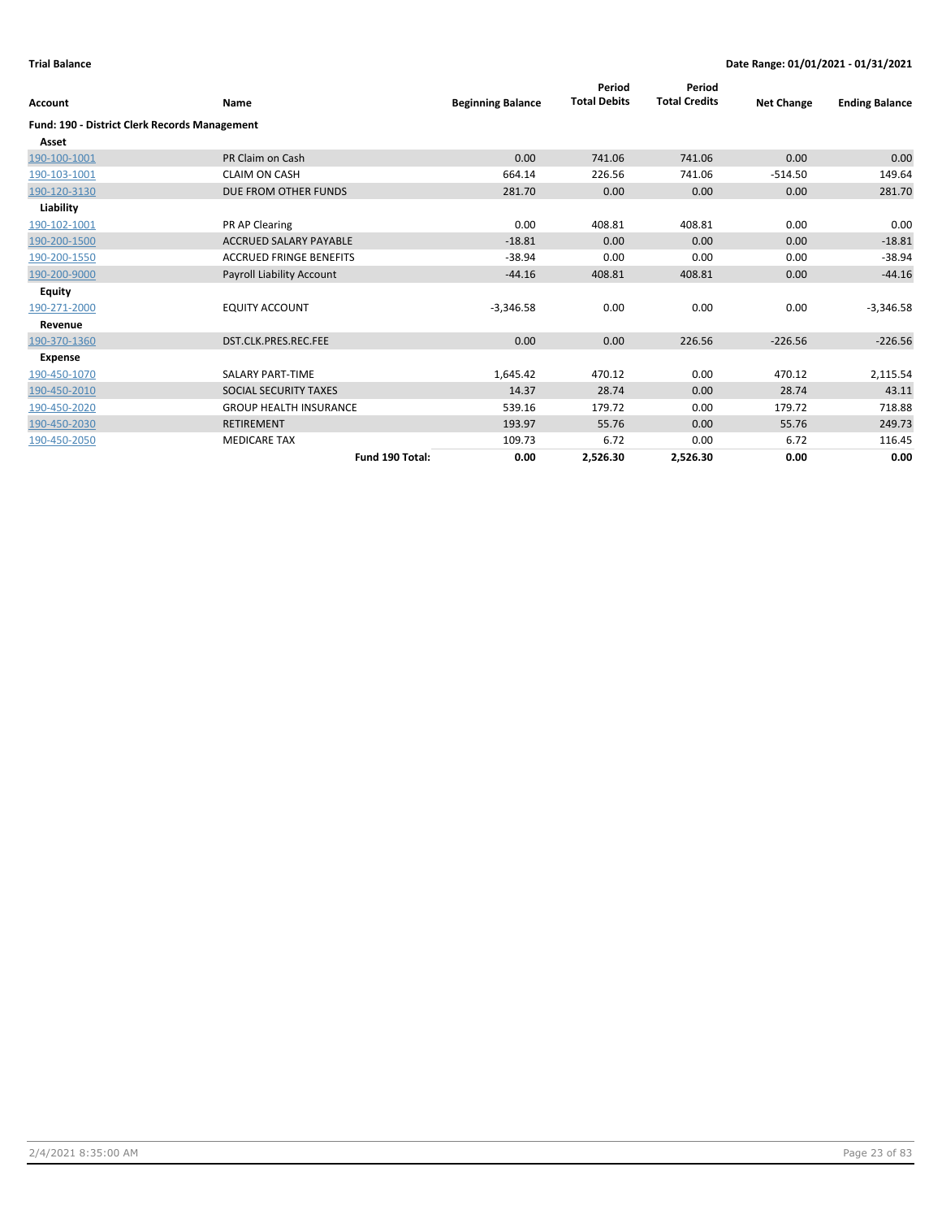**Trial Balance** **Date Range: 01/01/2021 - 01/31/2021**

| Account | Name | Beginning Balance | Period Total Debits | Period Total Credits | Net Change | Ending Balance |
|---|---|---|---|---|---|---|
| **Fund: 190 - District Clerk Records Management** | | | | | | |
| **Asset** | | | | | | |
| 190-100-1001 | PR Claim on Cash | 0.00 | 741.06 | 741.06 | 0.00 | 0.00 |
| 190-103-1001 | CLAIM ON CASH | 664.14 | 226.56 | 741.06 | -514.50 | 149.64 |
| 190-120-3130 | DUE FROM OTHER FUNDS | 281.70 | 0.00 | 0.00 | 0.00 | 281.70 |
| **Liability** | | | | | | |
| 190-102-1001 | PR AP Clearing | 0.00 | 408.81 | 408.81 | 0.00 | 0.00 |
| 190-200-1500 | ACCRUED SALARY PAYABLE | -18.81 | 0.00 | 0.00 | 0.00 | -18.81 |
| 190-200-1550 | ACCRUED FRINGE BENEFITS | -38.94 | 0.00 | 0.00 | 0.00 | -38.94 |
| 190-200-9000 | Payroll Liability Account | -44.16 | 408.81 | 408.81 | 0.00 | -44.16 |
| **Equity** | | | | | | |
| 190-271-2000 | EQUITY ACCOUNT | -3,346.58 | 0.00 | 0.00 | 0.00 | -3,346.58 |
| **Revenue** | | | | | | |
| 190-370-1360 | DST.CLK.PRES.REC.FEE | 0.00 | 0.00 | 226.56 | -226.56 | -226.56 |
| **Expense** | | | | | | |
| 190-450-1070 | SALARY PART-TIME | 1,645.42 | 470.12 | 0.00 | 470.12 | 2,115.54 |
| 190-450-2010 | SOCIAL SECURITY TAXES | 14.37 | 28.74 | 0.00 | 28.74 | 43.11 |
| 190-450-2020 | GROUP HEALTH INSURANCE | 539.16 | 179.72 | 0.00 | 179.72 | 718.88 |
| 190-450-2030 | RETIREMENT | 193.97 | 55.76 | 0.00 | 55.76 | 249.73 |
| 190-450-2050 | MEDICARE TAX | 109.73 | 6.72 | 0.00 | 6.72 | 116.45 |
| | **Fund 190 Total:** | **0.00** | **2,526.30** | **2,526.30** | **0.00** | **0.00** |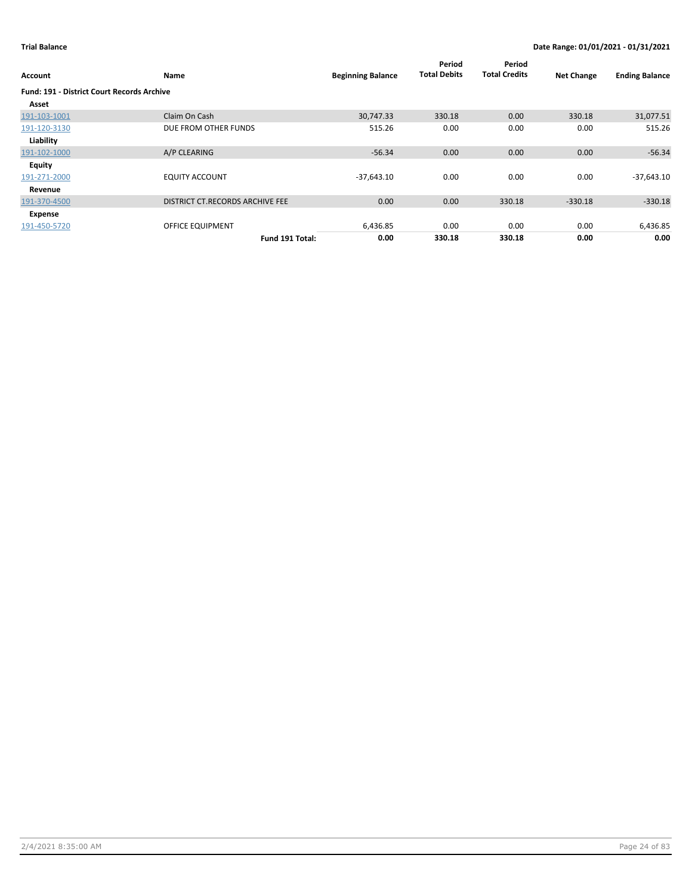**Trial Balance** | **Date Range: 01/01/2021 - 01/31/2021**

| Account | Name | Beginning Balance | Period Total Debits | Period Total Credits | Net Change | Ending Balance |
|---|---|---|---|---|---|---|
| **Fund: 191 - District Court Records Archive** | | | | | | |
| **Asset** | | | | | | |
| 191-103-1001 | Claim On Cash | 30,747.33 | 330.18 | 0.00 | 330.18 | 31,077.51 |
| 191-120-3130 | DUE FROM OTHER FUNDS | 515.26 | 0.00 | 0.00 | 0.00 | 515.26 |
| **Liability** | | | | | | |
| 191-102-1000 | A/P CLEARING | -56.34 | 0.00 | 0.00 | 0.00 | -56.34 |
| **Equity** | | | | | | |
| 191-271-2000 | EQUITY ACCOUNT | -37,643.10 | 0.00 | 0.00 | 0.00 | -37,643.10 |
| **Revenue** | | | | | | |
| 191-370-4500 | DISTRICT CT.RECORDS ARCHIVE FEE | 0.00 | 0.00 | 330.18 | -330.18 | -330.18 |
| **Expense** | | | | | | |
| 191-450-5720 | OFFICE EQUIPMENT | 6,436.85 | 0.00 | 0.00 | 0.00 | 6,436.85 |
| | **Fund 191 Total:** | **0.00** | **330.18** | **330.18** | **0.00** | **0.00** |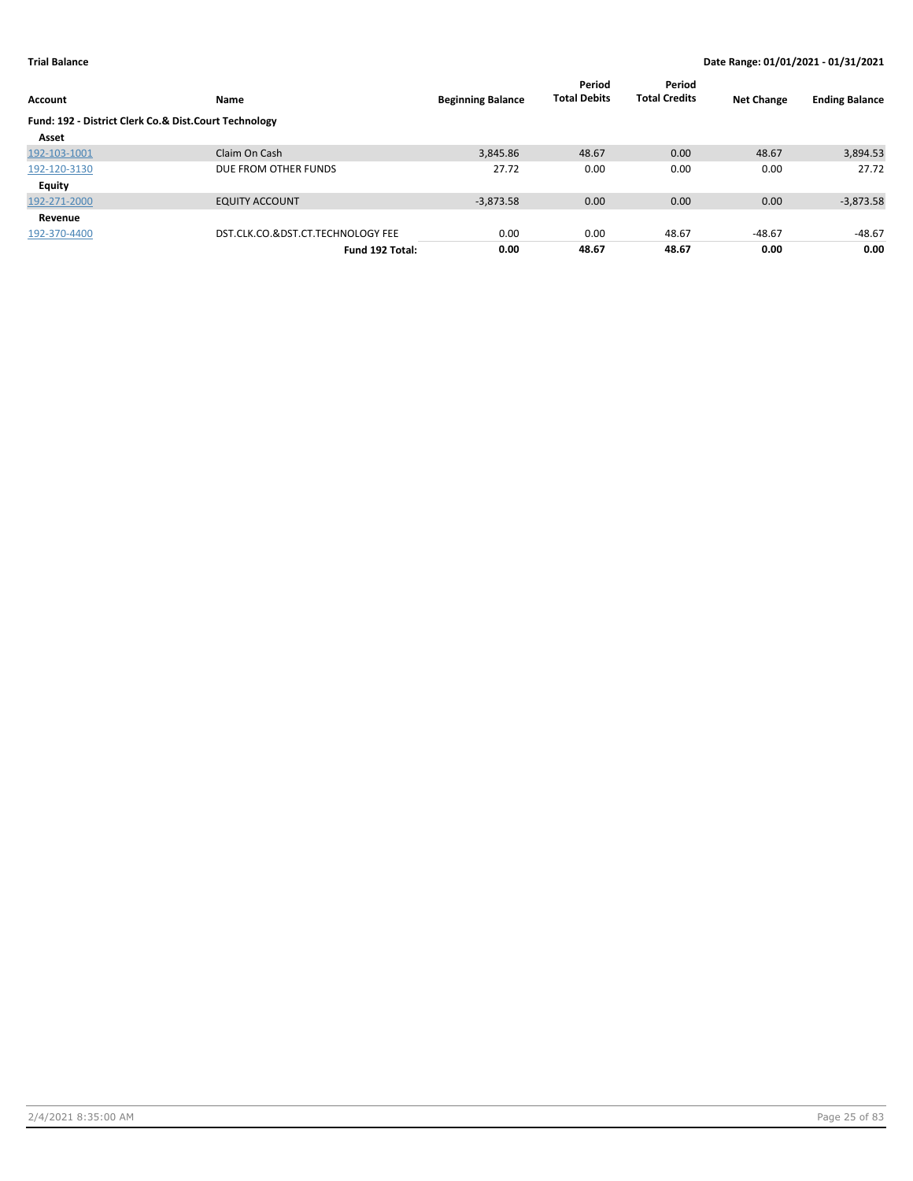**Trial Balance** **Date Range: 01/01/2021 - 01/31/2021**

| Account | Name | Beginning Balance | Period Total Debits | Period Total Credits | Net Change | Ending Balance |
|---|---|---|---|---|---|---|
| **Fund: 192 - District Clerk Co.& Dist.Court Technology** | | | | | | |
| **Asset** | | | | | | |
| 192-103-1001 | Claim On Cash | 3,845.86 | 48.67 | 0.00 | 48.67 | 3,894.53 |
| 192-120-3130 | DUE FROM OTHER FUNDS | 27.72 | 0.00 | 0.00 | 0.00 | 27.72 |
| **Equity** | | | | | | |
| 192-271-2000 | EQUITY ACCOUNT | -3,873.58 | 0.00 | 0.00 | 0.00 | -3,873.58 |
| **Revenue** | | | | | | |
| 192-370-4400 | DST.CLK.CO.&DST.CT.TECHNOLOGY FEE | 0.00 | 0.00 | 48.67 | -48.67 | -48.67 |
| | **Fund 192 Total:** | **0.00** | **48.67** | **48.67** | **0.00** | **0.00** |

2/4/2021 8:35:00 AM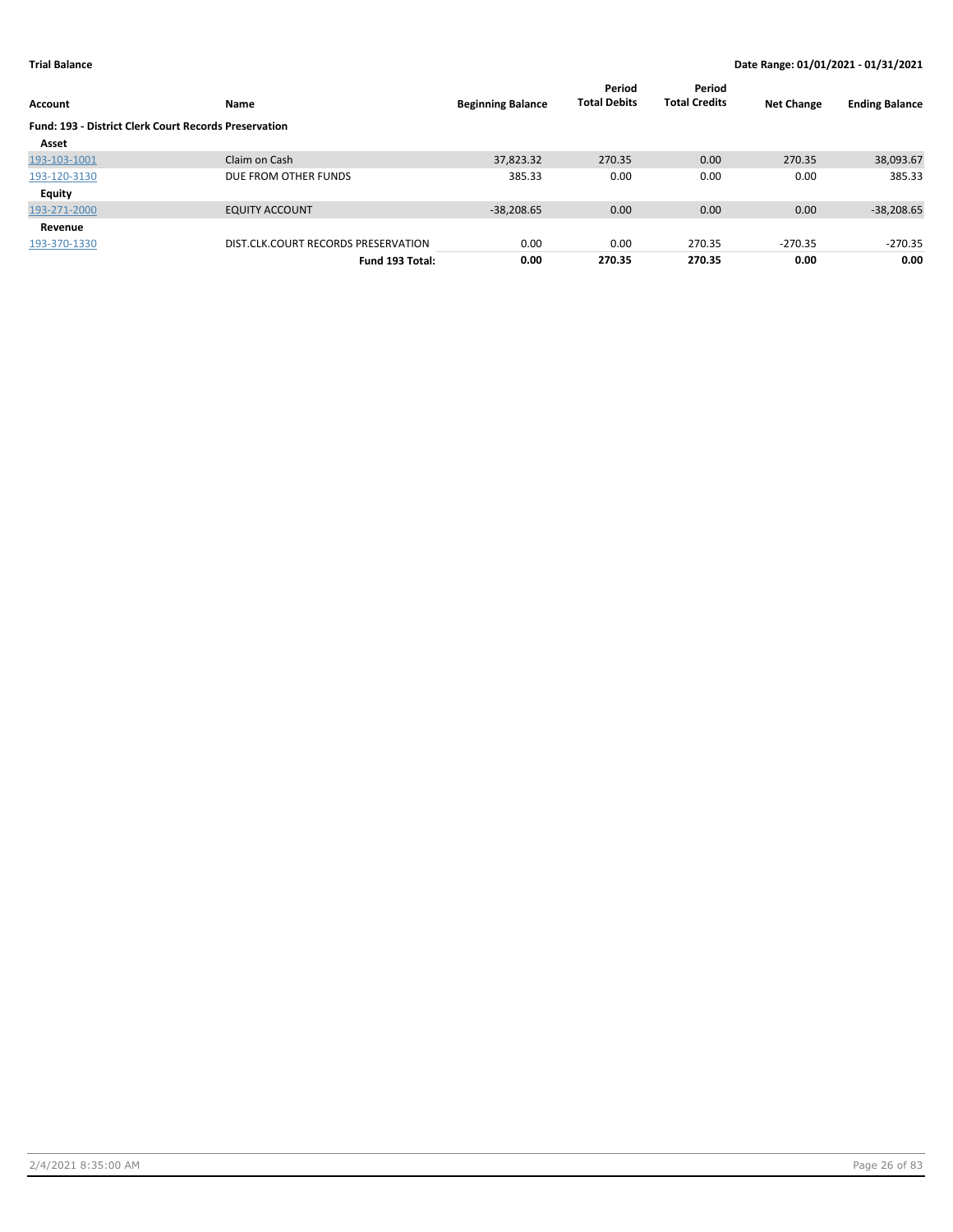**Trial Balance** **Date Range: 01/01/2021 - 01/31/2021**

| Account | Name | Beginning Balance | Period Total Debits | Period Total Credits | Net Change | Ending Balance |
|---|---|---|---|---|---|---|
| **Fund: 193 - District Clerk Court Records Preservation** | | | | | | |
| **Asset** | | | | | | |
| 193-103-1001 | Claim on Cash | 37,823.32 | 270.35 | 0.00 | 270.35 | 38,093.67 |
| 193-120-3130 | DUE FROM OTHER FUNDS | 385.33 | 0.00 | 0.00 | 0.00 | 385.33 |
| **Equity** | | | | | | |
| 193-271-2000 | EQUITY ACCOUNT | -38,208.65 | 0.00 | 0.00 | 0.00 | -38,208.65 |
| **Revenue** | | | | | | |
| 193-370-1330 | DIST.CLK.COURT RECORDS PRESERVATION | 0.00 | 0.00 | 270.35 | -270.35 | -270.35 |
| | **Fund 193 Total:** | **0.00** | **270.35** | **270.35** | **0.00** | **0.00** |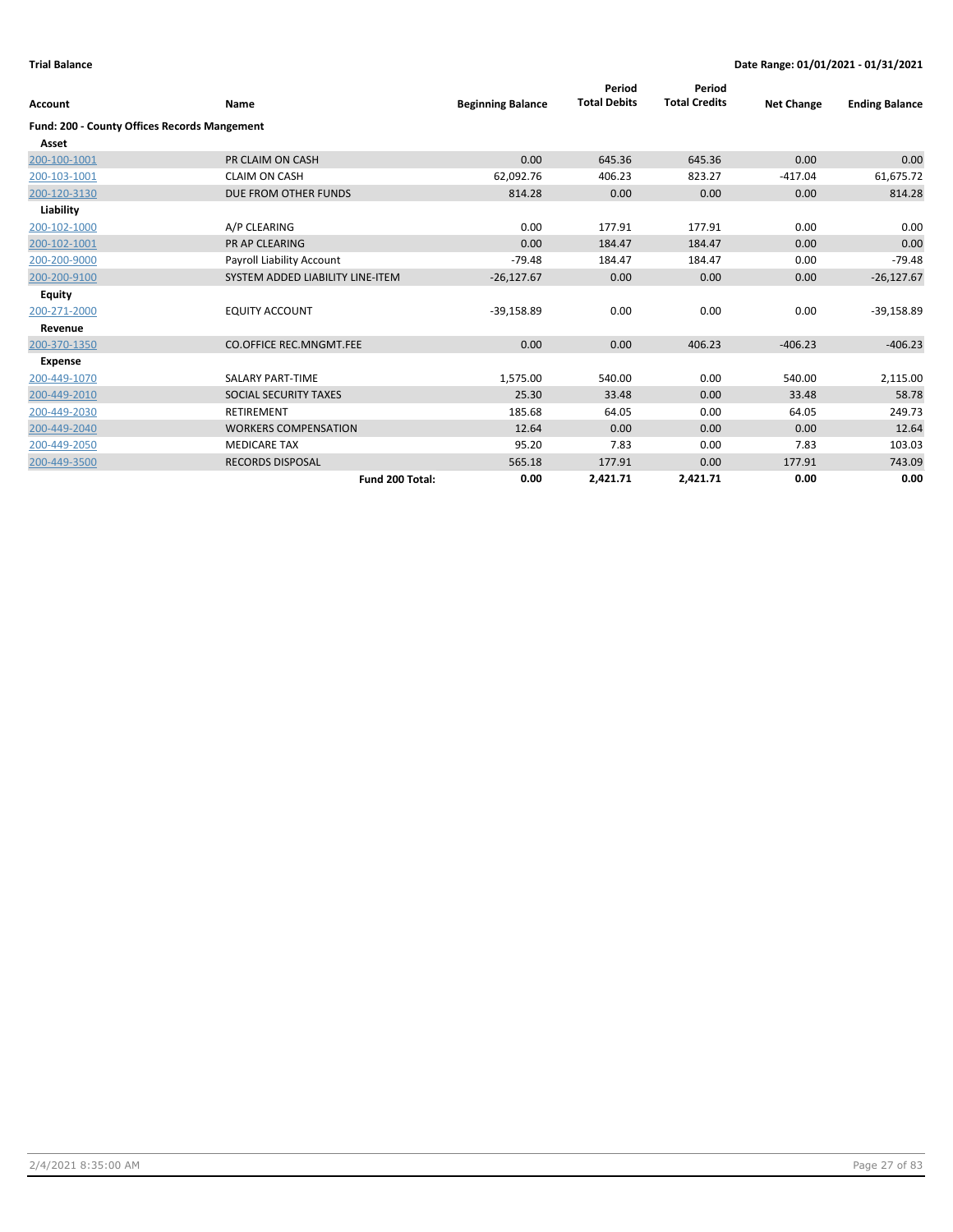**Trial Balance** | **Date Range: 01/01/2021 - 01/31/2021**

| Account | Name | Beginning Balance | Period Total Debits | Period Total Credits | Net Change | Ending Balance |
|---|---|---|---|---|---|---|
| **Fund: 200 - County Offices Records Mangement** | | | | | | |
| **Asset** | | | | | | |
| 200-100-1001 | PR CLAIM ON CASH | 0.00 | 645.36 | 645.36 | 0.00 | 0.00 |
| 200-103-1001 | CLAIM ON CASH | 62,092.76 | 406.23 | 823.27 | -417.04 | 61,675.72 |
| 200-120-3130 | DUE FROM OTHER FUNDS | 814.28 | 0.00 | 0.00 | 0.00 | 814.28 |
| **Liability** | | | | | | |
| 200-102-1000 | A/P CLEARING | 0.00 | 177.91 | 177.91 | 0.00 | 0.00 |
| 200-102-1001 | PR AP CLEARING | 0.00 | 184.47 | 184.47 | 0.00 | 0.00 |
| 200-200-9000 | Payroll Liability Account | -79.48 | 184.47 | 184.47 | 0.00 | -79.48 |
| 200-200-9100 | SYSTEM ADDED LIABILITY LINE-ITEM | -26,127.67 | 0.00 | 0.00 | 0.00 | -26,127.67 |
| **Equity** | | | | | | |
| 200-271-2000 | EQUITY ACCOUNT | -39,158.89 | 0.00 | 0.00 | 0.00 | -39,158.89 |
| **Revenue** | | | | | | |
| 200-370-1350 | CO.OFFICE REC.MNGMT.FEE | 0.00 | 0.00 | 406.23 | -406.23 | -406.23 |
| **Expense** | | | | | | |
| 200-449-1070 | SALARY PART-TIME | 1,575.00 | 540.00 | 0.00 | 540.00 | 2,115.00 |
| 200-449-2010 | SOCIAL SECURITY TAXES | 25.30 | 33.48 | 0.00 | 33.48 | 58.78 |
| 200-449-2030 | RETIREMENT | 185.68 | 64.05 | 0.00 | 64.05 | 249.73 |
| 200-449-2040 | WORKERS COMPENSATION | 12.64 | 0.00 | 0.00 | 0.00 | 12.64 |
| 200-449-2050 | MEDICARE TAX | 95.20 | 7.83 | 0.00 | 7.83 | 103.03 |
| 200-449-3500 | RECORDS DISPOSAL | 565.18 | 177.91 | 0.00 | 177.91 | 743.09 |
| | **Fund 200 Total:** | **0.00** | **2,421.71** | **2,421.71** | **0.00** | **0.00** |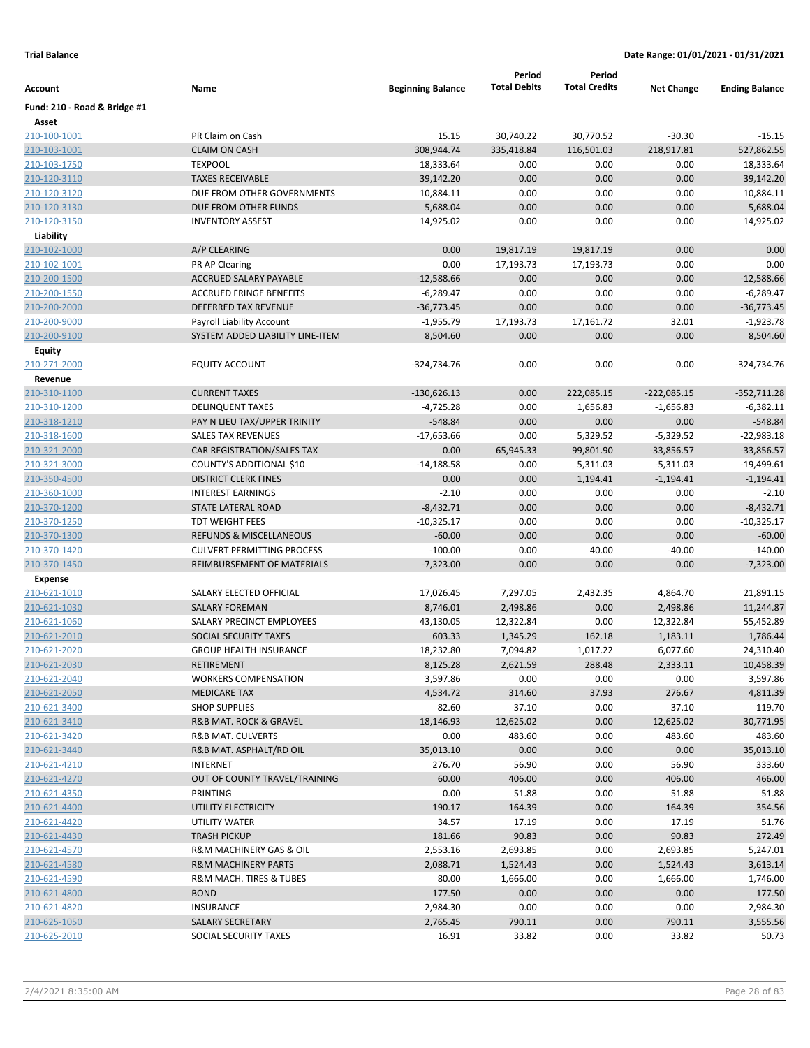**Trial Balance** | **Date Range: 01/01/2021 - 01/31/2021**

| Account | Name | Beginning Balance | Period Total Debits | Period Total Credits | Net Change | Ending Balance |
|---|---|---|---|---|---|---|
| **Fund: 210 - Road & Bridge #1** | | | | | | |
| **Asset** | | | | | | |
| 210-100-1001 | PR Claim on Cash | 15.15 | 30,740.22 | 30,770.52 | -30.30 | -15.15 |
| 210-103-1001 | CLAIM ON CASH | 308,944.74 | 335,418.84 | 116,501.03 | 218,917.81 | 527,862.55 |
| 210-103-1750 | TEXPOOL | 18,333.64 | 0.00 | 0.00 | 0.00 | 18,333.64 |
| 210-120-3110 | TAXES RECEIVABLE | 39,142.20 | 0.00 | 0.00 | 0.00 | 39,142.20 |
| 210-120-3120 | DUE FROM OTHER GOVERNMENTS | 10,884.11 | 0.00 | 0.00 | 0.00 | 10,884.11 |
| 210-120-3130 | DUE FROM OTHER FUNDS | 5,688.04 | 0.00 | 0.00 | 0.00 | 5,688.04 |
| 210-120-3150 | INVENTORY ASSEST | 14,925.02 | 0.00 | 0.00 | 0.00 | 14,925.02 |
| **Liability** | | | | | | |
| 210-102-1000 | A/P CLEARING | 0.00 | 19,817.19 | 19,817.19 | 0.00 | 0.00 |
| 210-102-1001 | PR AP Clearing | 0.00 | 17,193.73 | 17,193.73 | 0.00 | 0.00 |
| 210-200-1500 | ACCRUED SALARY PAYABLE | -12,588.66 | 0.00 | 0.00 | 0.00 | -12,588.66 |
| 210-200-1550 | ACCRUED FRINGE BENEFITS | -6,289.47 | 0.00 | 0.00 | 0.00 | -6,289.47 |
| 210-200-2000 | DEFERRED TAX REVENUE | -36,773.45 | 0.00 | 0.00 | 0.00 | -36,773.45 |
| 210-200-9000 | Payroll Liability Account | -1,955.79 | 17,193.73 | 17,161.72 | 32.01 | -1,923.78 |
| 210-200-9100 | SYSTEM ADDED LIABILITY LINE-ITEM | 8,504.60 | 0.00 | 0.00 | 0.00 | 8,504.60 |
| **Equity** | | | | | | |
| 210-271-2000 | EQUITY ACCOUNT | -324,734.76 | 0.00 | 0.00 | 0.00 | -324,734.76 |
| **Revenue** | | | | | | |
| 210-310-1100 | CURRENT TAXES | -130,626.13 | 0.00 | 222,085.15 | -222,085.15 | -352,711.28 |
| 210-310-1200 | DELINQUENT TAXES | -4,725.28 | 0.00 | 1,656.83 | -1,656.83 | -6,382.11 |
| 210-318-1210 | PAY N LIEU TAX/UPPER TRINITY | -548.84 | 0.00 | 0.00 | 0.00 | -548.84 |
| 210-318-1600 | SALES TAX REVENUES | -17,653.66 | 0.00 | 5,329.52 | -5,329.52 | -22,983.18 |
| 210-321-2000 | CAR REGISTRATION/SALES TAX | 0.00 | 65,945.33 | 99,801.90 | -33,856.57 | -33,856.57 |
| 210-321-3000 | COUNTY'S ADDITIONAL $10 | -14,188.58 | 0.00 | 5,311.03 | -5,311.03 | -19,499.61 |
| 210-350-4500 | DISTRICT CLERK FINES | 0.00 | 0.00 | 1,194.41 | -1,194.41 | -1,194.41 |
| 210-360-1000 | INTEREST EARNINGS | -2.10 | 0.00 | 0.00 | 0.00 | -2.10 |
| 210-370-1200 | STATE LATERAL ROAD | -8,432.71 | 0.00 | 0.00 | 0.00 | -8,432.71 |
| 210-370-1250 | TDT WEIGHT FEES | -10,325.17 | 0.00 | 0.00 | 0.00 | -10,325.17 |
| 210-370-1300 | REFUNDS & MISCELLANEOUS | -60.00 | 0.00 | 0.00 | 0.00 | -60.00 |
| 210-370-1420 | CULVERT PERMITTING PROCESS | -100.00 | 0.00 | 40.00 | -40.00 | -140.00 |
| 210-370-1450 | REIMBURSEMENT OF MATERIALS | -7,323.00 | 0.00 | 0.00 | 0.00 | -7,323.00 |
| **Expense** | | | | | | |
| 210-621-1010 | SALARY ELECTED OFFICIAL | 17,026.45 | 7,297.05 | 2,432.35 | 4,864.70 | 21,891.15 |
| 210-621-1030 | SALARY FOREMAN | 8,746.01 | 2,498.86 | 0.00 | 2,498.86 | 11,244.87 |
| 210-621-1060 | SALARY PRECINCT EMPLOYEES | 43,130.05 | 12,322.84 | 0.00 | 12,322.84 | 55,452.89 |
| 210-621-2010 | SOCIAL SECURITY TAXES | 603.33 | 1,345.29 | 162.18 | 1,183.11 | 1,786.44 |
| 210-621-2020 | GROUP HEALTH INSURANCE | 18,232.80 | 7,094.82 | 1,017.22 | 6,077.60 | 24,310.40 |
| 210-621-2030 | RETIREMENT | 8,125.28 | 2,621.59 | 288.48 | 2,333.11 | 10,458.39 |
| 210-621-2040 | WORKERS COMPENSATION | 3,597.86 | 0.00 | 0.00 | 0.00 | 3,597.86 |
| 210-621-2050 | MEDICARE TAX | 4,534.72 | 314.60 | 37.93 | 276.67 | 4,811.39 |
| 210-621-3400 | SHOP SUPPLIES | 82.60 | 37.10 | 0.00 | 37.10 | 119.70 |
| 210-621-3410 | R&B MAT. ROCK & GRAVEL | 18,146.93 | 12,625.02 | 0.00 | 12,625.02 | 30,771.95 |
| 210-621-3420 | R&B MAT. CULVERTS | 0.00 | 483.60 | 0.00 | 483.60 | 483.60 |
| 210-621-3440 | R&B MAT. ASPHALT/RD OIL | 35,013.10 | 0.00 | 0.00 | 0.00 | 35,013.10 |
| 210-621-4210 | INTERNET | 276.70 | 56.90 | 0.00 | 56.90 | 333.60 |
| 210-621-4270 | OUT OF COUNTY TRAVEL/TRAINING | 60.00 | 406.00 | 0.00 | 406.00 | 466.00 |
| 210-621-4350 | PRINTING | 0.00 | 51.88 | 0.00 | 51.88 | 51.88 |
| 210-621-4400 | UTILITY ELECTRICITY | 190.17 | 164.39 | 0.00 | 164.39 | 354.56 |
| 210-621-4420 | UTILITY WATER | 34.57 | 17.19 | 0.00 | 17.19 | 51.76 |
| 210-621-4430 | TRASH PICKUP | 181.66 | 90.83 | 0.00 | 90.83 | 272.49 |
| 210-621-4570 | R&M MACHINERY GAS & OIL | 2,553.16 | 2,693.85 | 0.00 | 2,693.85 | 5,247.01 |
| 210-621-4580 | R&M MACHINERY PARTS | 2,088.71 | 1,524.43 | 0.00 | 1,524.43 | 3,613.14 |
| 210-621-4590 | R&M MACH. TIRES & TUBES | 80.00 | 1,666.00 | 0.00 | 1,666.00 | 1,746.00 |
| 210-621-4800 | BOND | 177.50 | 0.00 | 0.00 | 0.00 | 177.50 |
| 210-621-4820 | INSURANCE | 2,984.30 | 0.00 | 0.00 | 0.00 | 2,984.30 |
| 210-625-1050 | SALARY SECRETARY | 2,765.45 | 790.11 | 0.00 | 790.11 | 3,555.56 |
| 210-625-2010 | SOCIAL SECURITY TAXES | 16.91 | 33.82 | 0.00 | 33.82 | 50.73 |

2/4/2021 8:35:00 AM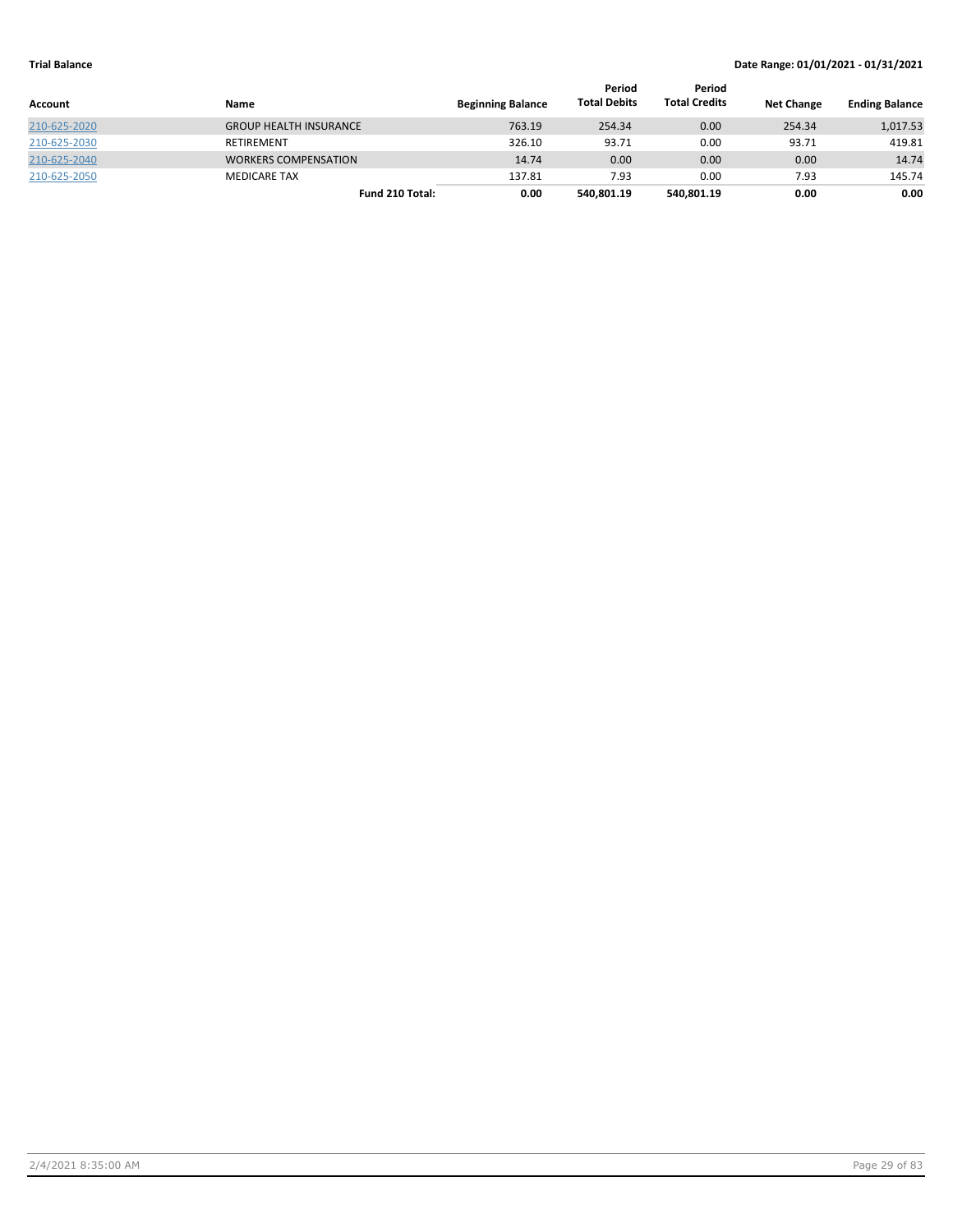**Trial Balance** — **Date Range: 01/01/2021 - 01/31/2021**

| Account | Name | Beginning Balance | Period Total Debits | Period Total Credits | Net Change | Ending Balance |
|---|---|---|---|---|---|---|
| 210-625-2020 | GROUP HEALTH INSURANCE | 763.19 | 254.34 | 0.00 | 254.34 | 1,017.53 |
| 210-625-2030 | RETIREMENT | 326.10 | 93.71 | 0.00 | 93.71 | 419.81 |
| 210-625-2040 | WORKERS COMPENSATION | 14.74 | 0.00 | 0.00 | 0.00 | 14.74 |
| 210-625-2050 | MEDICARE TAX | 137.81 | 7.93 | 0.00 | 7.93 | 145.74 |
| | **Fund 210 Total:** | **0.00** | **540,801.19** | **540,801.19** | **0.00** | **0.00** |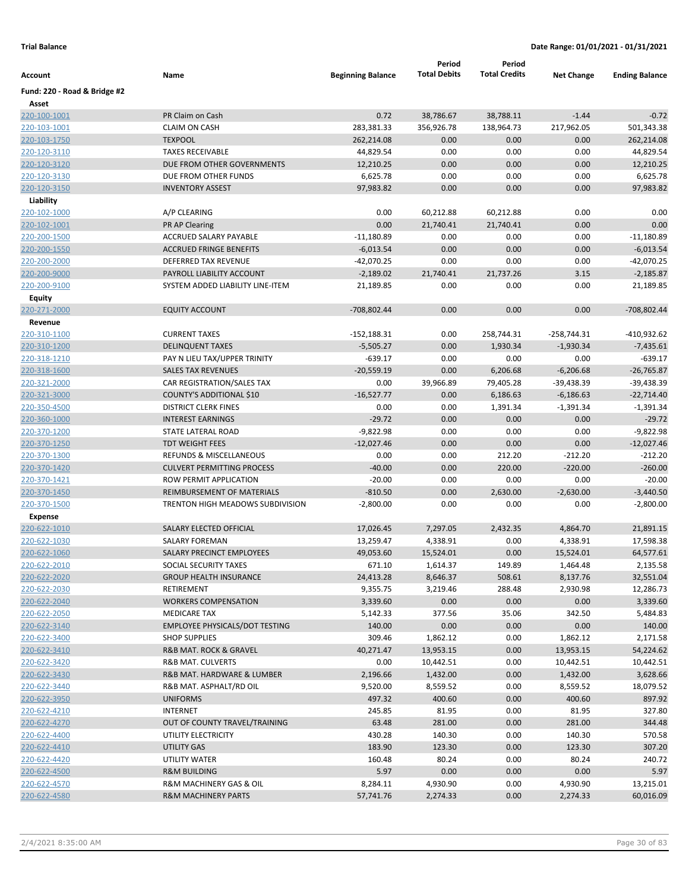**Trial Balance** **Date Range: 01/01/2021 - 01/31/2021**

| Account | Name | Beginning Balance | Period Total Debits | Period Total Credits | Net Change | Ending Balance |
|---|---|---|---|---|---|---|
| **Fund: 220 - Road & Bridge #2** | | | | | | |
| **Asset** | | | | | | |
| 220-100-1001 | PR Claim on Cash | 0.72 | 38,786.67 | 38,788.11 | -1.44 | -0.72 |
| 220-103-1001 | CLAIM ON CASH | 283,381.33 | 356,926.78 | 138,964.73 | 217,962.05 | 501,343.38 |
| 220-103-1750 | TEXPOOL | 262,214.08 | 0.00 | 0.00 | 0.00 | 262,214.08 |
| 220-120-3110 | TAXES RECEIVABLE | 44,829.54 | 0.00 | 0.00 | 0.00 | 44,829.54 |
| 220-120-3120 | DUE FROM OTHER GOVERNMENTS | 12,210.25 | 0.00 | 0.00 | 0.00 | 12,210.25 |
| 220-120-3130 | DUE FROM OTHER FUNDS | 6,625.78 | 0.00 | 0.00 | 0.00 | 6,625.78 |
| 220-120-3150 | INVENTORY ASSEST | 97,983.82 | 0.00 | 0.00 | 0.00 | 97,983.82 |
| **Liability** | | | | | | |
| 220-102-1000 | A/P CLEARING | 0.00 | 60,212.88 | 60,212.88 | 0.00 | 0.00 |
| 220-102-1001 | PR AP Clearing | 0.00 | 21,740.41 | 21,740.41 | 0.00 | 0.00 |
| 220-200-1500 | ACCRUED SALARY PAYABLE | -11,180.89 | 0.00 | 0.00 | 0.00 | -11,180.89 |
| 220-200-1550 | ACCRUED FRINGE BENEFITS | -6,013.54 | 0.00 | 0.00 | 0.00 | -6,013.54 |
| 220-200-2000 | DEFERRED TAX REVENUE | -42,070.25 | 0.00 | 0.00 | 0.00 | -42,070.25 |
| 220-200-9000 | PAYROLL LIABILITY ACCOUNT | -2,189.02 | 21,740.41 | 21,737.26 | 3.15 | -2,185.87 |
| 220-200-9100 | SYSTEM ADDED LIABILITY LINE-ITEM | 21,189.85 | 0.00 | 0.00 | 0.00 | 21,189.85 |
| **Equity** | | | | | | |
| 220-271-2000 | EQUITY ACCOUNT | -708,802.44 | 0.00 | 0.00 | 0.00 | -708,802.44 |
| **Revenue** | | | | | | |
| 220-310-1100 | CURRENT TAXES | -152,188.31 | 0.00 | 258,744.31 | -258,744.31 | -410,932.62 |
| 220-310-1200 | DELINQUENT TAXES | -5,505.27 | 0.00 | 1,930.34 | -1,930.34 | -7,435.61 |
| 220-318-1210 | PAY N LIEU TAX/UPPER TRINITY | -639.17 | 0.00 | 0.00 | 0.00 | -639.17 |
| 220-318-1600 | SALES TAX REVENUES | -20,559.19 | 0.00 | 6,206.68 | -6,206.68 | -26,765.87 |
| 220-321-2000 | CAR REGISTRATION/SALES TAX | 0.00 | 39,966.89 | 79,405.28 | -39,438.39 | -39,438.39 |
| 220-321-3000 | COUNTY'S ADDITIONAL $10 | -16,527.77 | 0.00 | 6,186.63 | -6,186.63 | -22,714.40 |
| 220-350-4500 | DISTRICT CLERK FINES | 0.00 | 0.00 | 1,391.34 | -1,391.34 | -1,391.34 |
| 220-360-1000 | INTEREST EARNINGS | -29.72 | 0.00 | 0.00 | 0.00 | -29.72 |
| 220-370-1200 | STATE LATERAL ROAD | -9,822.98 | 0.00 | 0.00 | 0.00 | -9,822.98 |
| 220-370-1250 | TDT WEIGHT FEES | -12,027.46 | 0.00 | 0.00 | 0.00 | -12,027.46 |
| 220-370-1300 | REFUNDS & MISCELLANEOUS | 0.00 | 0.00 | 212.20 | -212.20 | -212.20 |
| 220-370-1420 | CULVERT PERMITTING PROCESS | -40.00 | 0.00 | 220.00 | -220.00 | -260.00 |
| 220-370-1421 | ROW PERMIT APPLICATION | -20.00 | 0.00 | 0.00 | 0.00 | -20.00 |
| 220-370-1450 | REIMBURSEMENT OF MATERIALS | -810.50 | 0.00 | 2,630.00 | -2,630.00 | -3,440.50 |
| 220-370-1500 | TRENTON HIGH MEADOWS SUBDIVISION | -2,800.00 | 0.00 | 0.00 | 0.00 | -2,800.00 |
| **Expense** | | | | | | |
| 220-622-1010 | SALARY ELECTED OFFICIAL | 17,026.45 | 7,297.05 | 2,432.35 | 4,864.70 | 21,891.15 |
| 220-622-1030 | SALARY FOREMAN | 13,259.47 | 4,338.91 | 0.00 | 4,338.91 | 17,598.38 |
| 220-622-1060 | SALARY PRECINCT EMPLOYEES | 49,053.60 | 15,524.01 | 0.00 | 15,524.01 | 64,577.61 |
| 220-622-2010 | SOCIAL SECURITY TAXES | 671.10 | 1,614.37 | 149.89 | 1,464.48 | 2,135.58 |
| 220-622-2020 | GROUP HEALTH INSURANCE | 24,413.28 | 8,646.37 | 508.61 | 8,137.76 | 32,551.04 |
| 220-622-2030 | RETIREMENT | 9,355.75 | 3,219.46 | 288.48 | 2,930.98 | 12,286.73 |
| 220-622-2040 | WORKERS COMPENSATION | 3,339.60 | 0.00 | 0.00 | 0.00 | 3,339.60 |
| 220-622-2050 | MEDICARE TAX | 5,142.33 | 377.56 | 35.06 | 342.50 | 5,484.83 |
| 220-622-3140 | EMPLOYEE PHYSICALS/DOT TESTING | 140.00 | 0.00 | 0.00 | 0.00 | 140.00 |
| 220-622-3400 | SHOP SUPPLIES | 309.46 | 1,862.12 | 0.00 | 1,862.12 | 2,171.58 |
| 220-622-3410 | R&B MAT. ROCK & GRAVEL | 40,271.47 | 13,953.15 | 0.00 | 13,953.15 | 54,224.62 |
| 220-622-3420 | R&B MAT. CULVERTS | 0.00 | 10,442.51 | 0.00 | 10,442.51 | 10,442.51 |
| 220-622-3430 | R&B MAT. HARDWARE & LUMBER | 2,196.66 | 1,432.00 | 0.00 | 1,432.00 | 3,628.66 |
| 220-622-3440 | R&B MAT. ASPHALT/RD OIL | 9,520.00 | 8,559.52 | 0.00 | 8,559.52 | 18,079.52 |
| 220-622-3950 | UNIFORMS | 497.32 | 400.60 | 0.00 | 400.60 | 897.92 |
| 220-622-4210 | INTERNET | 245.85 | 81.95 | 0.00 | 81.95 | 327.80 |
| 220-622-4270 | OUT OF COUNTY TRAVEL/TRAINING | 63.48 | 281.00 | 0.00 | 281.00 | 344.48 |
| 220-622-4400 | UTILITY ELECTRICITY | 430.28 | 140.30 | 0.00 | 140.30 | 570.58 |
| 220-622-4410 | UTILITY GAS | 183.90 | 123.30 | 0.00 | 123.30 | 307.20 |
| 220-622-4420 | UTILITY WATER | 160.48 | 80.24 | 0.00 | 80.24 | 240.72 |
| 220-622-4500 | R&M BUILDING | 5.97 | 0.00 | 0.00 | 0.00 | 5.97 |
| 220-622-4570 | R&M MACHINERY GAS & OIL | 8,284.11 | 4,930.90 | 0.00 | 4,930.90 | 13,215.01 |
| 220-622-4580 | R&M MACHINERY PARTS | 57,741.76 | 2,274.33 | 0.00 | 2,274.33 | 60,016.09 |

2/4/2021 8:35:00 AM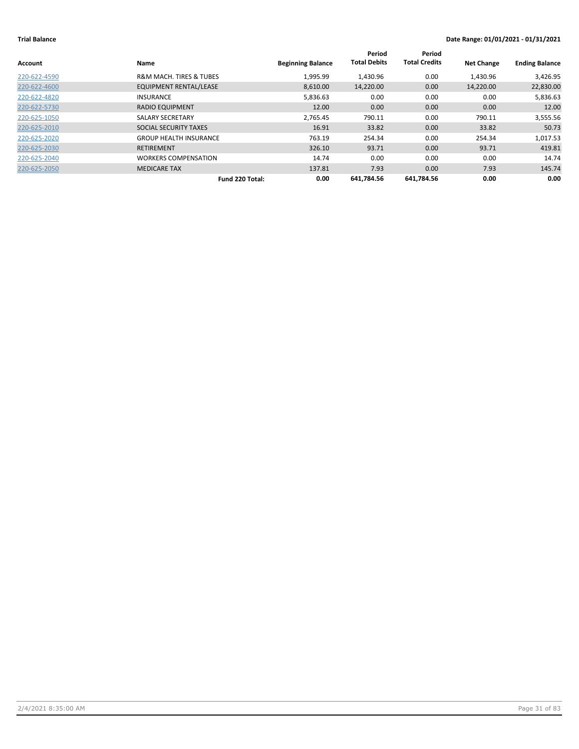**Trial Balance** | **Date Range: 01/01/2021 - 01/31/2021**

| Account | Name | Beginning Balance | Period Total Debits | Period Total Credits | Net Change | Ending Balance |
|---|---|---|---|---|---|---|
| 220-622-4590 | R&M MACH. TIRES & TUBES | 1,995.99 | 1,430.96 | 0.00 | 1,430.96 | 3,426.95 |
| 220-622-4600 | EQUIPMENT RENTAL/LEASE | 8,610.00 | 14,220.00 | 0.00 | 14,220.00 | 22,830.00 |
| 220-622-4820 | INSURANCE | 5,836.63 | 0.00 | 0.00 | 0.00 | 5,836.63 |
| 220-622-5730 | RADIO EQUIPMENT | 12.00 | 0.00 | 0.00 | 0.00 | 12.00 |
| 220-625-1050 | SALARY SECRETARY | 2,765.45 | 790.11 | 0.00 | 790.11 | 3,555.56 |
| 220-625-2010 | SOCIAL SECURITY TAXES | 16.91 | 33.82 | 0.00 | 33.82 | 50.73 |
| 220-625-2020 | GROUP HEALTH INSURANCE | 763.19 | 254.34 | 0.00 | 254.34 | 1,017.53 |
| 220-625-2030 | RETIREMENT | 326.10 | 93.71 | 0.00 | 93.71 | 419.81 |
| 220-625-2040 | WORKERS COMPENSATION | 14.74 | 0.00 | 0.00 | 0.00 | 14.74 |
| 220-625-2050 | MEDICARE TAX | 137.81 | 7.93 | 0.00 | 7.93 | 145.74 |
| | **Fund 220 Total:** | **0.00** | **641,784.56** | **641,784.56** | **0.00** | **0.00** |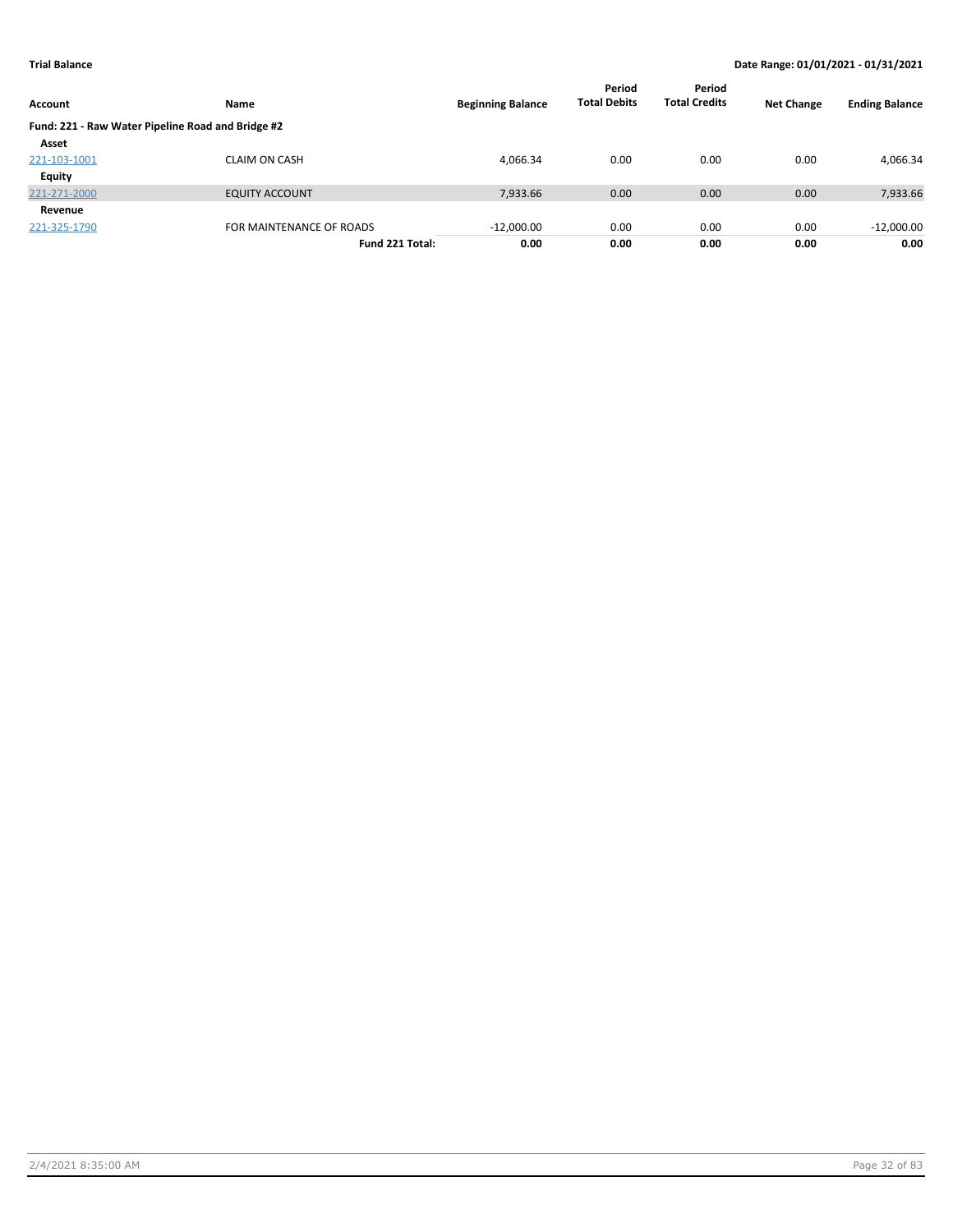**Trial Balance** **Date Range: 01/01/2021 - 01/31/2021**

| Account | Name | Beginning Balance | Period Total Debits | Period Total Credits | Net Change | Ending Balance |
|---|---|---|---|---|---|---|
| **Fund: 221 - Raw Water Pipeline Road and Bridge #2** | | | | | | |
| **Asset** | | | | | | |
| 221-103-1001 | CLAIM ON CASH | 4,066.34 | 0.00 | 0.00 | 0.00 | 4,066.34 |
| **Equity** | | | | | | |
| 221-271-2000 | EQUITY ACCOUNT | 7,933.66 | 0.00 | 0.00 | 0.00 | 7,933.66 |
| **Revenue** | | | | | | |
| 221-325-1790 | FOR MAINTENANCE OF ROADS | -12,000.00 | 0.00 | 0.00 | 0.00 | -12,000.00 |
| | **Fund 221 Total:** | **0.00** | **0.00** | **0.00** | **0.00** | **0.00** |

2/4/2021 8:35:00 AM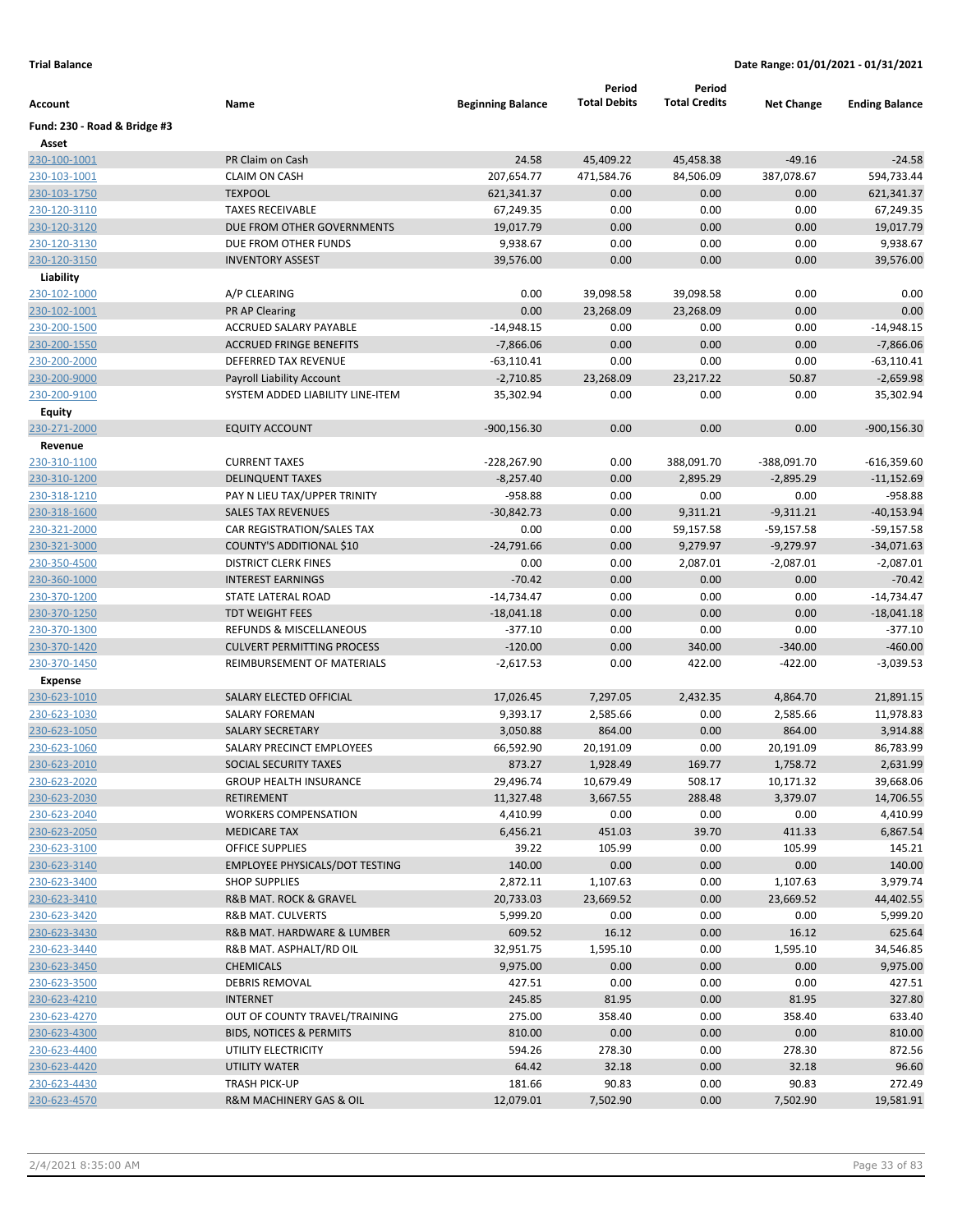**Trial Balance** **Date Range: 01/01/2021 - 01/31/2021**

| Account | Name | Beginning Balance | Period Total Debits | Period Total Credits | Net Change | Ending Balance |
|---|---|---|---|---|---|---|
| **Fund: 230 - Road & Bridge #3** | | | | | | |
| **Asset** | | | | | | |
| 230-100-1001 | PR Claim on Cash | 24.58 | 45,409.22 | 45,458.38 | -49.16 | -24.58 |
| 230-103-1001 | CLAIM ON CASH | 207,654.77 | 471,584.76 | 84,506.09 | 387,078.67 | 594,733.44 |
| 230-103-1750 | TEXPOOL | 621,341.37 | 0.00 | 0.00 | 0.00 | 621,341.37 |
| 230-120-3110 | TAXES RECEIVABLE | 67,249.35 | 0.00 | 0.00 | 0.00 | 67,249.35 |
| 230-120-3120 | DUE FROM OTHER GOVERNMENTS | 19,017.79 | 0.00 | 0.00 | 0.00 | 19,017.79 |
| 230-120-3130 | DUE FROM OTHER FUNDS | 9,938.67 | 0.00 | 0.00 | 0.00 | 9,938.67 |
| 230-120-3150 | INVENTORY ASSEST | 39,576.00 | 0.00 | 0.00 | 0.00 | 39,576.00 |
| **Liability** | | | | | | |
| 230-102-1000 | A/P CLEARING | 0.00 | 39,098.58 | 39,098.58 | 0.00 | 0.00 |
| 230-102-1001 | PR AP Clearing | 0.00 | 23,268.09 | 23,268.09 | 0.00 | 0.00 |
| 230-200-1500 | ACCRUED SALARY PAYABLE | -14,948.15 | 0.00 | 0.00 | 0.00 | -14,948.15 |
| 230-200-1550 | ACCRUED FRINGE BENEFITS | -7,866.06 | 0.00 | 0.00 | 0.00 | -7,866.06 |
| 230-200-2000 | DEFERRED TAX REVENUE | -63,110.41 | 0.00 | 0.00 | 0.00 | -63,110.41 |
| 230-200-9000 | Payroll Liability Account | -2,710.85 | 23,268.09 | 23,217.22 | 50.87 | -2,659.98 |
| 230-200-9100 | SYSTEM ADDED LIABILITY LINE-ITEM | 35,302.94 | 0.00 | 0.00 | 0.00 | 35,302.94 |
| **Equity** | | | | | | |
| 230-271-2000 | EQUITY ACCOUNT | -900,156.30 | 0.00 | 0.00 | 0.00 | -900,156.30 |
| **Revenue** | | | | | | |
| 230-310-1100 | CURRENT TAXES | -228,267.90 | 0.00 | 388,091.70 | -388,091.70 | -616,359.60 |
| 230-310-1200 | DELINQUENT TAXES | -8,257.40 | 0.00 | 2,895.29 | -2,895.29 | -11,152.69 |
| 230-318-1210 | PAY N LIEU TAX/UPPER TRINITY | -958.88 | 0.00 | 0.00 | 0.00 | -958.88 |
| 230-318-1600 | SALES TAX REVENUES | -30,842.73 | 0.00 | 9,311.21 | -9,311.21 | -40,153.94 |
| 230-321-2000 | CAR REGISTRATION/SALES TAX | 0.00 | 0.00 | 59,157.58 | -59,157.58 | -59,157.58 |
| 230-321-3000 | COUNTY'S ADDITIONAL $10 | -24,791.66 | 0.00 | 9,279.97 | -9,279.97 | -34,071.63 |
| 230-350-4500 | DISTRICT CLERK FINES | 0.00 | 0.00 | 2,087.01 | -2,087.01 | -2,087.01 |
| 230-360-1000 | INTEREST EARNINGS | -70.42 | 0.00 | 0.00 | 0.00 | -70.42 |
| 230-370-1200 | STATE LATERAL ROAD | -14,734.47 | 0.00 | 0.00 | 0.00 | -14,734.47 |
| 230-370-1250 | TDT WEIGHT FEES | -18,041.18 | 0.00 | 0.00 | 0.00 | -18,041.18 |
| 230-370-1300 | REFUNDS & MISCELLANEOUS | -377.10 | 0.00 | 0.00 | 0.00 | -377.10 |
| 230-370-1420 | CULVERT PERMITTING PROCESS | -120.00 | 0.00 | 340.00 | -340.00 | -460.00 |
| 230-370-1450 | REIMBURSEMENT OF MATERIALS | -2,617.53 | 0.00 | 422.00 | -422.00 | -3,039.53 |
| **Expense** | | | | | | |
| 230-623-1010 | SALARY ELECTED OFFICIAL | 17,026.45 | 7,297.05 | 2,432.35 | 4,864.70 | 21,891.15 |
| 230-623-1030 | SALARY FOREMAN | 9,393.17 | 2,585.66 | 0.00 | 2,585.66 | 11,978.83 |
| 230-623-1050 | SALARY SECRETARY | 3,050.88 | 864.00 | 0.00 | 864.00 | 3,914.88 |
| 230-623-1060 | SALARY PRECINCT EMPLOYEES | 66,592.90 | 20,191.09 | 0.00 | 20,191.09 | 86,783.99 |
| 230-623-2010 | SOCIAL SECURITY TAXES | 873.27 | 1,928.49 | 169.77 | 1,758.72 | 2,631.99 |
| 230-623-2020 | GROUP HEALTH INSURANCE | 29,496.74 | 10,679.49 | 508.17 | 10,171.32 | 39,668.06 |
| 230-623-2030 | RETIREMENT | 11,327.48 | 3,667.55 | 288.48 | 3,379.07 | 14,706.55 |
| 230-623-2040 | WORKERS COMPENSATION | 4,410.99 | 0.00 | 0.00 | 0.00 | 4,410.99 |
| 230-623-2050 | MEDICARE TAX | 6,456.21 | 451.03 | 39.70 | 411.33 | 6,867.54 |
| 230-623-3100 | OFFICE SUPPLIES | 39.22 | 105.99 | 0.00 | 105.99 | 145.21 |
| 230-623-3140 | EMPLOYEE PHYSICALS/DOT TESTING | 140.00 | 0.00 | 0.00 | 0.00 | 140.00 |
| 230-623-3400 | SHOP SUPPLIES | 2,872.11 | 1,107.63 | 0.00 | 1,107.63 | 3,979.74 |
| 230-623-3410 | R&B MAT. ROCK & GRAVEL | 20,733.03 | 23,669.52 | 0.00 | 23,669.52 | 44,402.55 |
| 230-623-3420 | R&B MAT. CULVERTS | 5,999.20 | 0.00 | 0.00 | 0.00 | 5,999.20 |
| 230-623-3430 | R&B MAT. HARDWARE & LUMBER | 609.52 | 16.12 | 0.00 | 16.12 | 625.64 |
| 230-623-3440 | R&B MAT. ASPHALT/RD OIL | 32,951.75 | 1,595.10 | 0.00 | 1,595.10 | 34,546.85 |
| 230-623-3450 | CHEMICALS | 9,975.00 | 0.00 | 0.00 | 0.00 | 9,975.00 |
| 230-623-3500 | DEBRIS REMOVAL | 427.51 | 0.00 | 0.00 | 0.00 | 427.51 |
| 230-623-4210 | INTERNET | 245.85 | 81.95 | 0.00 | 81.95 | 327.80 |
| 230-623-4270 | OUT OF COUNTY TRAVEL/TRAINING | 275.00 | 358.40 | 0.00 | 358.40 | 633.40 |
| 230-623-4300 | BIDS, NOTICES & PERMITS | 810.00 | 0.00 | 0.00 | 0.00 | 810.00 |
| 230-623-4400 | UTILITY ELECTRICITY | 594.26 | 278.30 | 0.00 | 278.30 | 872.56 |
| 230-623-4420 | UTILITY WATER | 64.42 | 32.18 | 0.00 | 32.18 | 96.60 |
| 230-623-4430 | TRASH PICK-UP | 181.66 | 90.83 | 0.00 | 90.83 | 272.49 |
| 230-623-4570 | R&M MACHINERY GAS & OIL | 12,079.01 | 7,502.90 | 0.00 | 7,502.90 | 19,581.91 |

2/4/2021 8:35:00 AM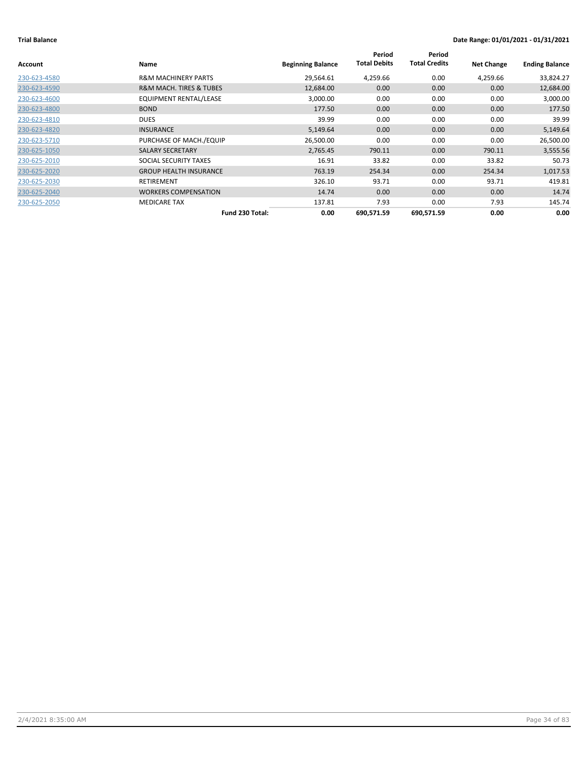**Trial Balance** **Date Range: 01/01/2021 - 01/31/2021**

| Account | Name | Beginning Balance | Period Total Debits | Period Total Credits | Net Change | Ending Balance |
|---|---|---|---|---|---|---|
| 230-623-4580 | R&M MACHINERY PARTS | 29,564.61 | 4,259.66 | 0.00 | 4,259.66 | 33,824.27 |
| 230-623-4590 | R&M MACH. TIRES & TUBES | 12,684.00 | 0.00 | 0.00 | 0.00 | 12,684.00 |
| 230-623-4600 | EQUIPMENT RENTAL/LEASE | 3,000.00 | 0.00 | 0.00 | 0.00 | 3,000.00 |
| 230-623-4800 | BOND | 177.50 | 0.00 | 0.00 | 0.00 | 177.50 |
| 230-623-4810 | DUES | 39.99 | 0.00 | 0.00 | 0.00 | 39.99 |
| 230-623-4820 | INSURANCE | 5,149.64 | 0.00 | 0.00 | 0.00 | 5,149.64 |
| 230-623-5710 | PURCHASE OF MACH./EQUIP | 26,500.00 | 0.00 | 0.00 | 0.00 | 26,500.00 |
| 230-625-1050 | SALARY SECRETARY | 2,765.45 | 790.11 | 0.00 | 790.11 | 3,555.56 |
| 230-625-2010 | SOCIAL SECURITY TAXES | 16.91 | 33.82 | 0.00 | 33.82 | 50.73 |
| 230-625-2020 | GROUP HEALTH INSURANCE | 763.19 | 254.34 | 0.00 | 254.34 | 1,017.53 |
| 230-625-2030 | RETIREMENT | 326.10 | 93.71 | 0.00 | 93.71 | 419.81 |
| 230-625-2040 | WORKERS COMPENSATION | 14.74 | 0.00 | 0.00 | 0.00 | 14.74 |
| 230-625-2050 | MEDICARE TAX | 137.81 | 7.93 | 0.00 | 7.93 | 145.74 |
| | **Fund 230 Total:** | **0.00** | **690,571.59** | **690,571.59** | **0.00** | **0.00** |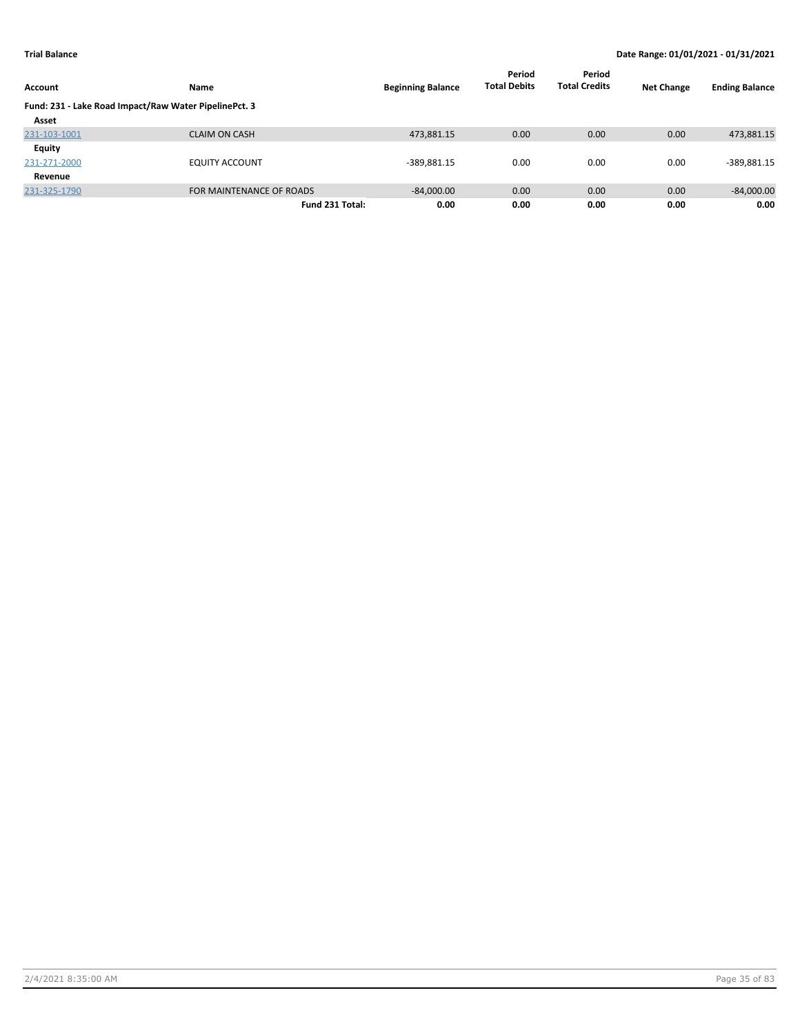**Trial Balance** | **Date Range: 01/01/2021 - 01/31/2021**

| Account | Name | Beginning Balance | Period Total Debits | Period Total Credits | Net Change | Ending Balance |
|---|---|---|---|---|---|---|
| **Fund: 231 - Lake Road Impact/Raw Water PipelinePct. 3** | | | | | | |
| **Asset** | | | | | | |
| 231-103-1001 | CLAIM ON CASH | 473,881.15 | 0.00 | 0.00 | 0.00 | 473,881.15 |
| **Equity** | | | | | | |
| 231-271-2000 | EQUITY ACCOUNT | -389,881.15 | 0.00 | 0.00 | 0.00 | -389,881.15 |
| **Revenue** | | | | | | |
| 231-325-1790 | FOR MAINTENANCE OF ROADS | -84,000.00 | 0.00 | 0.00 | 0.00 | -84,000.00 |
| | **Fund 231 Total:** | **0.00** | **0.00** | **0.00** | **0.00** | **0.00** |

2/4/2021 8:35:00 AM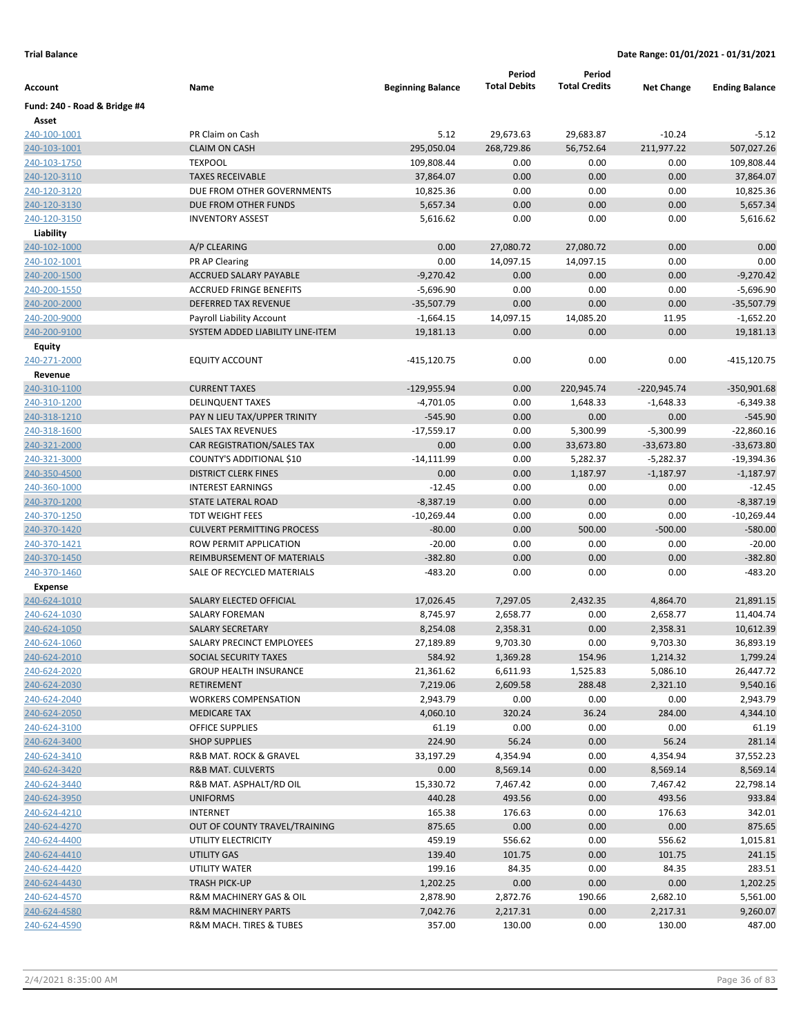**Trial Balance** **Date Range: 01/01/2021 - 01/31/2021**

| Account | Name | Beginning Balance | Period Total Debits | Period Total Credits | Net Change | Ending Balance |
|---|---|---|---|---|---|---|
| **Fund: 240 - Road & Bridge #4** | | | | | | |
| **Asset** | | | | | | |
| 240-100-1001 | PR Claim on Cash | 5.12 | 29,673.63 | 29,683.87 | -10.24 | -5.12 |
| 240-103-1001 | CLAIM ON CASH | 295,050.04 | 268,729.86 | 56,752.64 | 211,977.22 | 507,027.26 |
| 240-103-1750 | TEXPOOL | 109,808.44 | 0.00 | 0.00 | 0.00 | 109,808.44 |
| 240-120-3110 | TAXES RECEIVABLE | 37,864.07 | 0.00 | 0.00 | 0.00 | 37,864.07 |
| 240-120-3120 | DUE FROM OTHER GOVERNMENTS | 10,825.36 | 0.00 | 0.00 | 0.00 | 10,825.36 |
| 240-120-3130 | DUE FROM OTHER FUNDS | 5,657.34 | 0.00 | 0.00 | 0.00 | 5,657.34 |
| 240-120-3150 | INVENTORY ASSEST | 5,616.62 | 0.00 | 0.00 | 0.00 | 5,616.62 |
| **Liability** | | | | | | |
| 240-102-1000 | A/P CLEARING | 0.00 | 27,080.72 | 27,080.72 | 0.00 | 0.00 |
| 240-102-1001 | PR AP Clearing | 0.00 | 14,097.15 | 14,097.15 | 0.00 | 0.00 |
| 240-200-1500 | ACCRUED SALARY PAYABLE | -9,270.42 | 0.00 | 0.00 | 0.00 | -9,270.42 |
| 240-200-1550 | ACCRUED FRINGE BENEFITS | -5,696.90 | 0.00 | 0.00 | 0.00 | -5,696.90 |
| 240-200-2000 | DEFERRED TAX REVENUE | -35,507.79 | 0.00 | 0.00 | 0.00 | -35,507.79 |
| 240-200-9000 | Payroll Liability Account | -1,664.15 | 14,097.15 | 14,085.20 | 11.95 | -1,652.20 |
| 240-200-9100 | SYSTEM ADDED LIABILITY LINE-ITEM | 19,181.13 | 0.00 | 0.00 | 0.00 | 19,181.13 |
| **Equity** | | | | | | |
| 240-271-2000 | EQUITY ACCOUNT | -415,120.75 | 0.00 | 0.00 | 0.00 | -415,120.75 |
| **Revenue** | | | | | | |
| 240-310-1100 | CURRENT TAXES | -129,955.94 | 0.00 | 220,945.74 | -220,945.74 | -350,901.68 |
| 240-310-1200 | DELINQUENT TAXES | -4,701.05 | 0.00 | 1,648.33 | -1,648.33 | -6,349.38 |
| 240-318-1210 | PAY N LIEU TAX/UPPER TRINITY | -545.90 | 0.00 | 0.00 | 0.00 | -545.90 |
| 240-318-1600 | SALES TAX REVENUES | -17,559.17 | 0.00 | 5,300.99 | -5,300.99 | -22,860.16 |
| 240-321-2000 | CAR REGISTRATION/SALES TAX | 0.00 | 0.00 | 33,673.80 | -33,673.80 | -33,673.80 |
| 240-321-3000 | COUNTY'S ADDITIONAL $10 | -14,111.99 | 0.00 | 5,282.37 | -5,282.37 | -19,394.36 |
| 240-350-4500 | DISTRICT CLERK FINES | 0.00 | 0.00 | 1,187.97 | -1,187.97 | -1,187.97 |
| 240-360-1000 | INTEREST EARNINGS | -12.45 | 0.00 | 0.00 | 0.00 | -12.45 |
| 240-370-1200 | STATE LATERAL ROAD | -8,387.19 | 0.00 | 0.00 | 0.00 | -8,387.19 |
| 240-370-1250 | TDT WEIGHT FEES | -10,269.44 | 0.00 | 0.00 | 0.00 | -10,269.44 |
| 240-370-1420 | CULVERT PERMITTING PROCESS | -80.00 | 0.00 | 500.00 | -500.00 | -580.00 |
| 240-370-1421 | ROW PERMIT APPLICATION | -20.00 | 0.00 | 0.00 | 0.00 | -20.00 |
| 240-370-1450 | REIMBURSEMENT OF MATERIALS | -382.80 | 0.00 | 0.00 | 0.00 | -382.80 |
| 240-370-1460 | SALE OF RECYCLED MATERIALS | -483.20 | 0.00 | 0.00 | 0.00 | -483.20 |
| **Expense** | | | | | | |
| 240-624-1010 | SALARY ELECTED OFFICIAL | 17,026.45 | 7,297.05 | 2,432.35 | 4,864.70 | 21,891.15 |
| 240-624-1030 | SALARY FOREMAN | 8,745.97 | 2,658.77 | 0.00 | 2,658.77 | 11,404.74 |
| 240-624-1050 | SALARY SECRETARY | 8,254.08 | 2,358.31 | 0.00 | 2,358.31 | 10,612.39 |
| 240-624-1060 | SALARY PRECINCT EMPLOYEES | 27,189.89 | 9,703.30 | 0.00 | 9,703.30 | 36,893.19 |
| 240-624-2010 | SOCIAL SECURITY TAXES | 584.92 | 1,369.28 | 154.96 | 1,214.32 | 1,799.24 |
| 240-624-2020 | GROUP HEALTH INSURANCE | 21,361.62 | 6,611.93 | 1,525.83 | 5,086.10 | 26,447.72 |
| 240-624-2030 | RETIREMENT | 7,219.06 | 2,609.58 | 288.48 | 2,321.10 | 9,540.16 |
| 240-624-2040 | WORKERS COMPENSATION | 2,943.79 | 0.00 | 0.00 | 0.00 | 2,943.79 |
| 240-624-2050 | MEDICARE TAX | 4,060.10 | 320.24 | 36.24 | 284.00 | 4,344.10 |
| 240-624-3100 | OFFICE SUPPLIES | 61.19 | 0.00 | 0.00 | 0.00 | 61.19 |
| 240-624-3400 | SHOP SUPPLIES | 224.90 | 56.24 | 0.00 | 56.24 | 281.14 |
| 240-624-3410 | R&B MAT. ROCK & GRAVEL | 33,197.29 | 4,354.94 | 0.00 | 4,354.94 | 37,552.23 |
| 240-624-3420 | R&B MAT. CULVERTS | 0.00 | 8,569.14 | 0.00 | 8,569.14 | 8,569.14 |
| 240-624-3440 | R&B MAT. ASPHALT/RD OIL | 15,330.72 | 7,467.42 | 0.00 | 7,467.42 | 22,798.14 |
| 240-624-3950 | UNIFORMS | 440.28 | 493.56 | 0.00 | 493.56 | 933.84 |
| 240-624-4210 | INTERNET | 165.38 | 176.63 | 0.00 | 176.63 | 342.01 |
| 240-624-4270 | OUT OF COUNTY TRAVEL/TRAINING | 875.65 | 0.00 | 0.00 | 0.00 | 875.65 |
| 240-624-4400 | UTILITY ELECTRICITY | 459.19 | 556.62 | 0.00 | 556.62 | 1,015.81 |
| 240-624-4410 | UTILITY GAS | 139.40 | 101.75 | 0.00 | 101.75 | 241.15 |
| 240-624-4420 | UTILITY WATER | 199.16 | 84.35 | 0.00 | 84.35 | 283.51 |
| 240-624-4430 | TRASH PICK-UP | 1,202.25 | 0.00 | 0.00 | 0.00 | 1,202.25 |
| 240-624-4570 | R&M MACHINERY GAS & OIL | 2,878.90 | 2,872.76 | 190.66 | 2,682.10 | 5,561.00 |
| 240-624-4580 | R&M MACHINERY PARTS | 7,042.76 | 2,217.31 | 0.00 | 2,217.31 | 9,260.07 |
| 240-624-4590 | R&M MACH. TIRES & TUBES | 357.00 | 130.00 | 0.00 | 130.00 | 487.00 |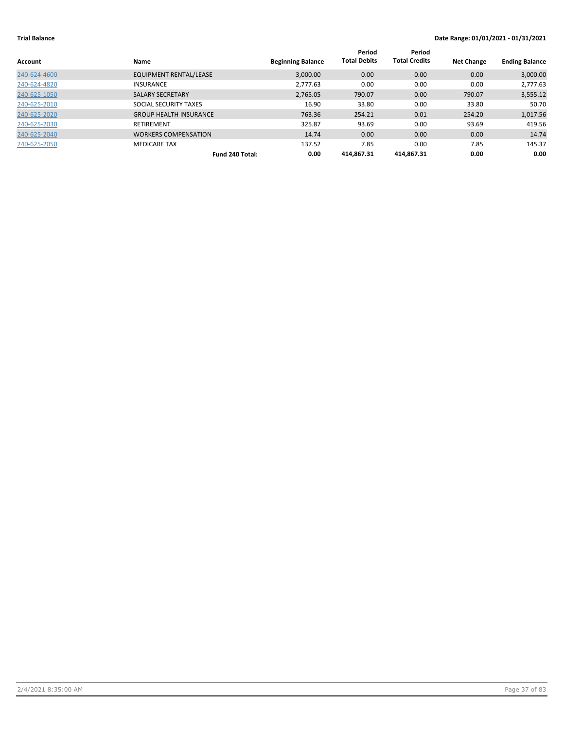**Trial Balance** **Date Range: 01/01/2021 - 01/31/2021**

| Account | Name | Beginning Balance | Period Total Debits | Period Total Credits | Net Change | Ending Balance |
|---|---|---|---|---|---|---|
| 240-624-4600 | EQUIPMENT RENTAL/LEASE | 3,000.00 | 0.00 | 0.00 | 0.00 | 3,000.00 |
| 240-624-4820 | INSURANCE | 2,777.63 | 0.00 | 0.00 | 0.00 | 2,777.63 |
| 240-625-1050 | SALARY SECRETARY | 2,765.05 | 790.07 | 0.00 | 790.07 | 3,555.12 |
| 240-625-2010 | SOCIAL SECURITY TAXES | 16.90 | 33.80 | 0.00 | 33.80 | 50.70 |
| 240-625-2020 | GROUP HEALTH INSURANCE | 763.36 | 254.21 | 0.01 | 254.20 | 1,017.56 |
| 240-625-2030 | RETIREMENT | 325.87 | 93.69 | 0.00 | 93.69 | 419.56 |
| 240-625-2040 | WORKERS COMPENSATION | 14.74 | 0.00 | 0.00 | 0.00 | 14.74 |
| 240-625-2050 | MEDICARE TAX | 137.52 | 7.85 | 0.00 | 7.85 | 145.37 |
| | **Fund 240 Total:** | **0.00** | **414,867.31** | **414,867.31** | **0.00** | **0.00** |

2/4/2021 8:35:00 AM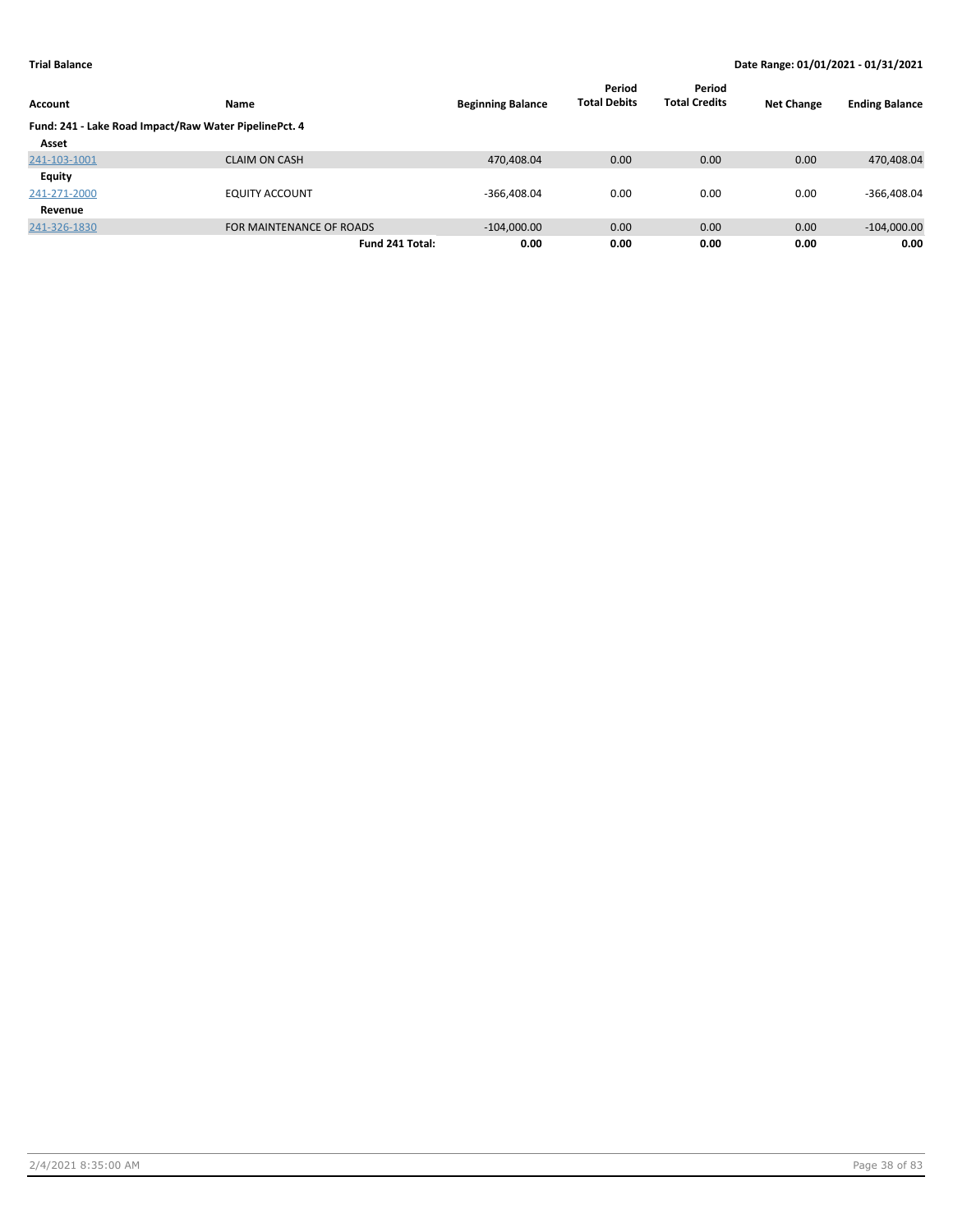**Trial Balance** **Date Range: 01/01/2021 - 01/31/2021**

| Account | Name | Beginning Balance | Period Total Debits | Period Total Credits | Net Change | Ending Balance |
|---|---|---|---|---|---|---|
| **Fund: 241 - Lake Road Impact/Raw Water PipelinePct. 4** | | | | | | |
| **Asset** | | | | | | |
| 241-103-1001 | CLAIM ON CASH | 470,408.04 | 0.00 | 0.00 | 0.00 | 470,408.04 |
| **Equity** | | | | | | |
| 241-271-2000 | EQUITY ACCOUNT | -366,408.04 | 0.00 | 0.00 | 0.00 | -366,408.04 |
| **Revenue** | | | | | | |
| 241-326-1830 | FOR MAINTENANCE OF ROADS | -104,000.00 | 0.00 | 0.00 | 0.00 | -104,000.00 |
| | **Fund 241 Total:** | **0.00** | **0.00** | **0.00** | **0.00** | **0.00** |

2/4/2021 8:35:00 AM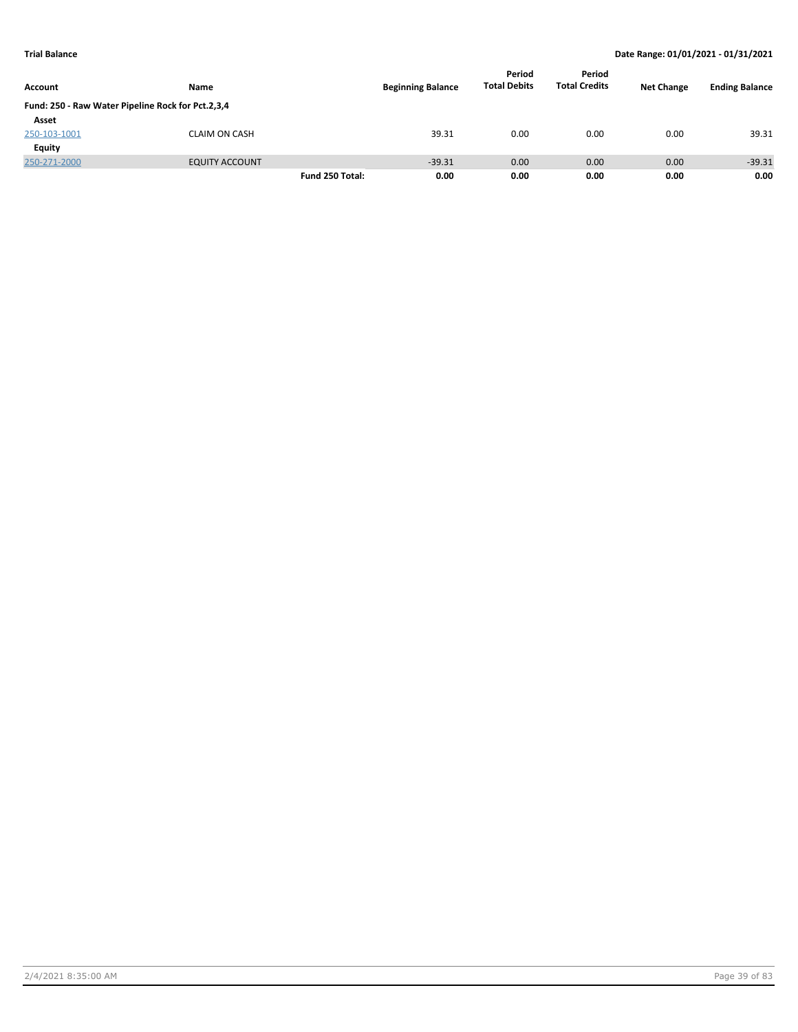**Trial Balance** — Date Range: 01/01/2021 - 01/31/2021

| Account | Name | | Beginning Balance | Period Total Debits | Period Total Credits | Net Change | Ending Balance |
|---|---|---|---|---|---|---|---|
| **Fund: 250 - Raw Water Pipeline Rock for Pct.2,3,4** | | | | | | | |
| **Asset** | | | | | | | |
| 250-103-1001 | CLAIM ON CASH | | 39.31 | 0.00 | 0.00 | 0.00 | 39.31 |
| **Equity** | | | | | | | |
| 250-271-2000 | EQUITY ACCOUNT | | -39.31 | 0.00 | 0.00 | 0.00 | -39.31 |
| | | **Fund 250 Total:** | **0.00** | **0.00** | **0.00** | **0.00** | **0.00** |

2/4/2021 8:35:00 AM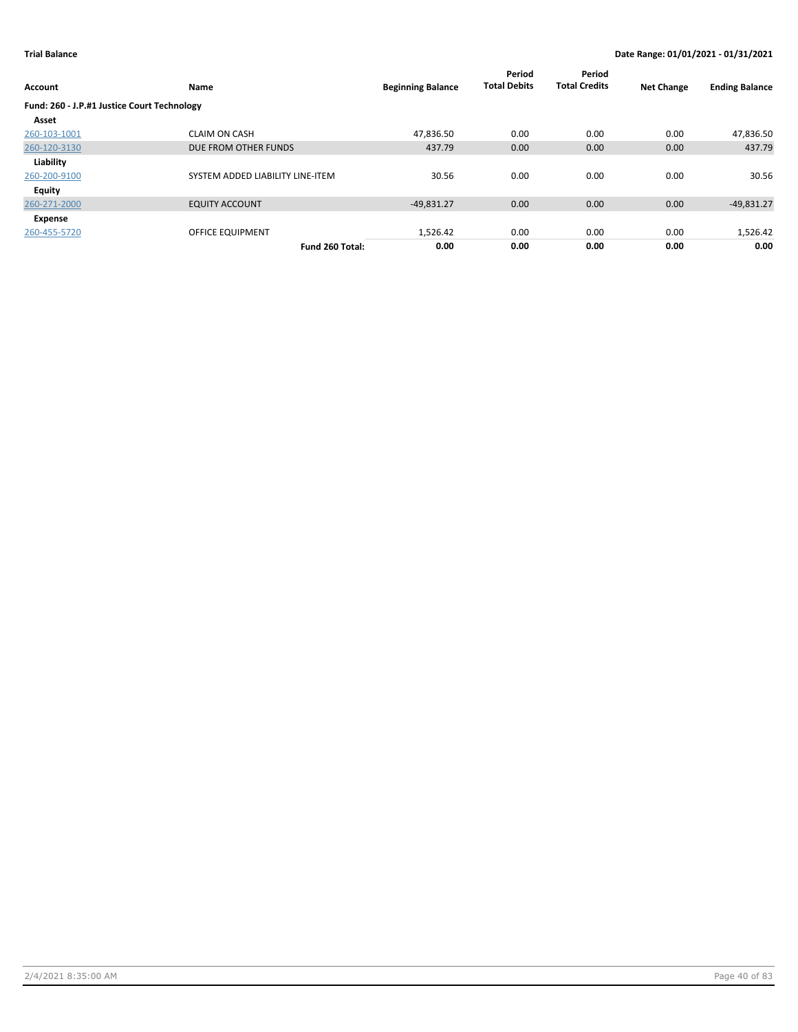**Trial Balance** **Date Range: 01/01/2021 - 01/31/2021**

| Account | Name | Beginning Balance | Period Total Debits | Period Total Credits | Net Change | Ending Balance |
|---|---|---|---|---|---|---|
| **Fund: 260 - J.P.#1 Justice Court Technology** | | | | | | |
| **Asset** | | | | | | |
| 260-103-1001 | CLAIM ON CASH | 47,836.50 | 0.00 | 0.00 | 0.00 | 47,836.50 |
| 260-120-3130 | DUE FROM OTHER FUNDS | 437.79 | 0.00 | 0.00 | 0.00 | 437.79 |
| **Liability** | | | | | | |
| 260-200-9100 | SYSTEM ADDED LIABILITY LINE-ITEM | 30.56 | 0.00 | 0.00 | 0.00 | 30.56 |
| **Equity** | | | | | | |
| 260-271-2000 | EQUITY ACCOUNT | -49,831.27 | 0.00 | 0.00 | 0.00 | -49,831.27 |
| **Expense** | | | | | | |
| 260-455-5720 | OFFICE EQUIPMENT | 1,526.42 | 0.00 | 0.00 | 0.00 | 1,526.42 |
| | **Fund 260 Total:** | **0.00** | **0.00** | **0.00** | **0.00** | **0.00** |

2/4/2021 8:35:00 AM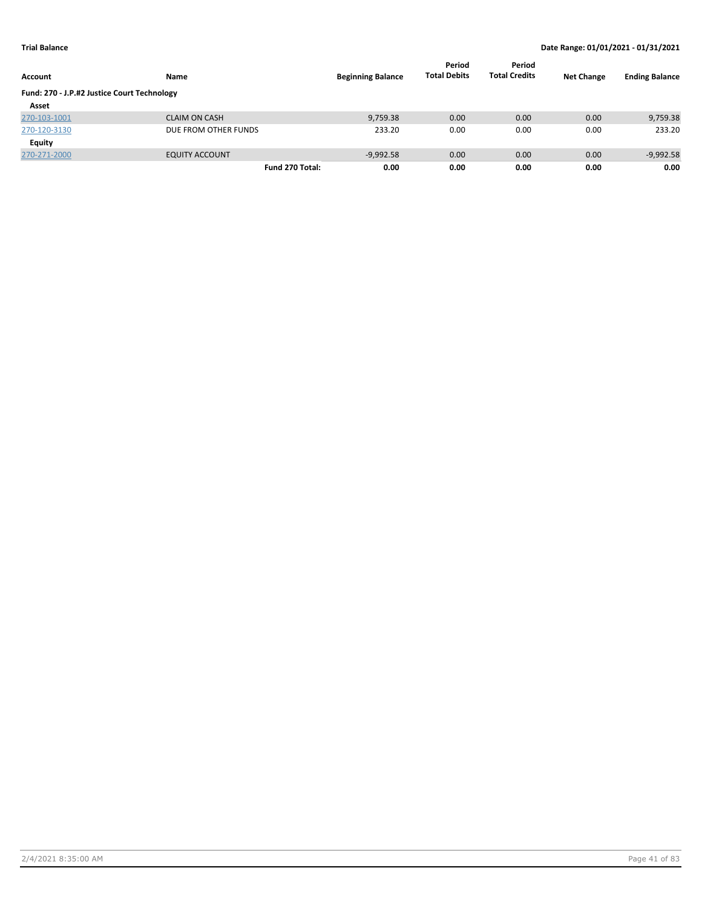**Trial Balance** | **Date Range: 01/01/2021 - 01/31/2021**

| Account | Name | Beginning Balance | Period Total Debits | Period Total Credits | Net Change | Ending Balance |
|---|---|---|---|---|---|---|
| **Fund: 270 - J.P.#2 Justice Court Technology** | | | | | | |
| **Asset** | | | | | | |
| 270-103-1001 | CLAIM ON CASH | 9,759.38 | 0.00 | 0.00 | 0.00 | 9,759.38 |
| 270-120-3130 | DUE FROM OTHER FUNDS | 233.20 | 0.00 | 0.00 | 0.00 | 233.20 |
| **Equity** | | | | | | |
| 270-271-2000 | EQUITY ACCOUNT | -9,992.58 | 0.00 | 0.00 | 0.00 | -9,992.58 |
| | **Fund 270 Total:** | **0.00** | **0.00** | **0.00** | **0.00** | **0.00** |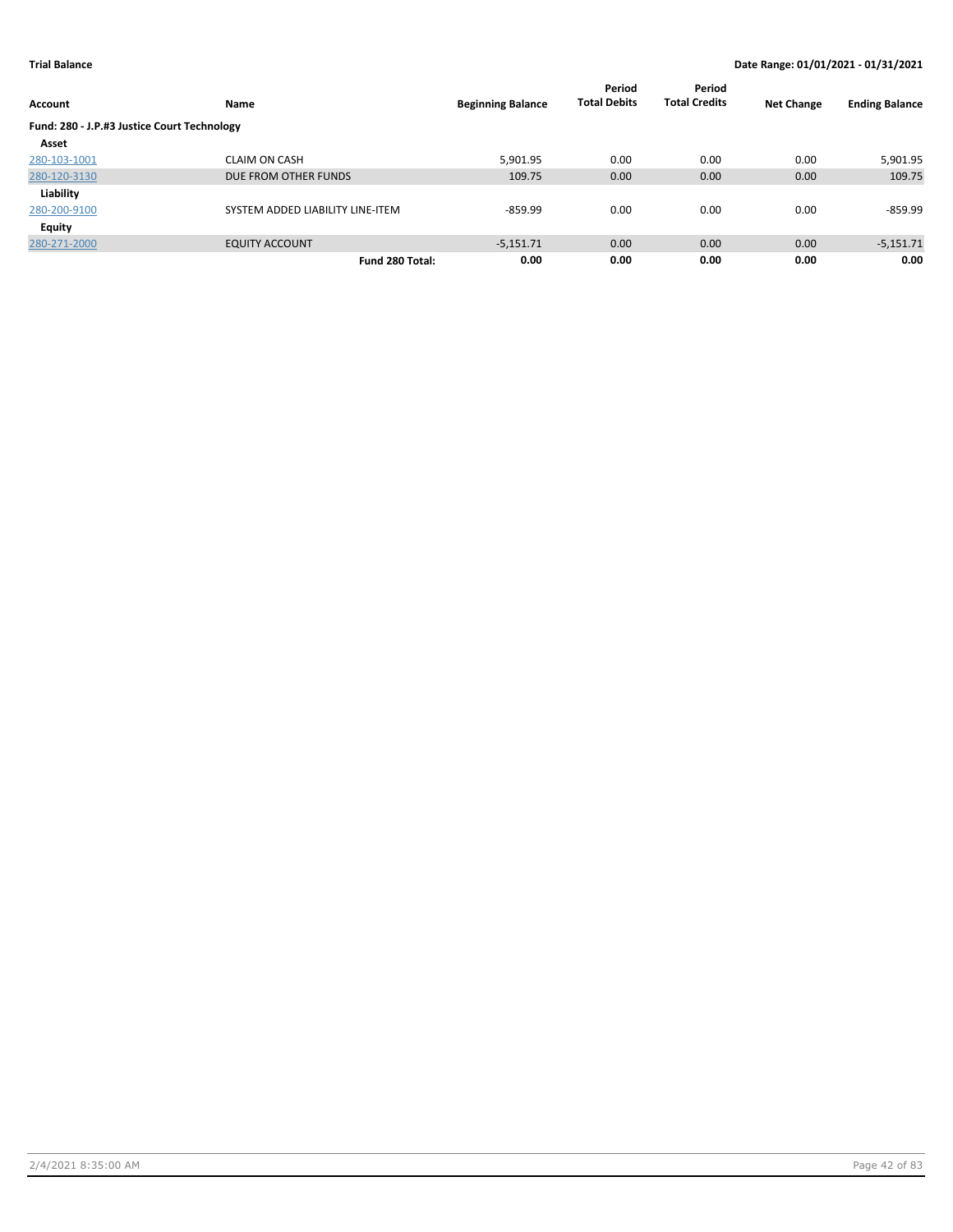**Trial Balance** **Date Range: 01/01/2021 - 01/31/2021**

| Account | Name | Beginning Balance | Period Total Debits | Period Total Credits | Net Change | Ending Balance |
|---|---|---|---|---|---|---|
| **Fund: 280 - J.P.#3 Justice Court Technology** | | | | | | |
| **Asset** | | | | | | |
| 280-103-1001 | CLAIM ON CASH | 5,901.95 | 0.00 | 0.00 | 0.00 | 5,901.95 |
| 280-120-3130 | DUE FROM OTHER FUNDS | 109.75 | 0.00 | 0.00 | 0.00 | 109.75 |
| **Liability** | | | | | | |
| 280-200-9100 | SYSTEM ADDED LIABILITY LINE-ITEM | -859.99 | 0.00 | 0.00 | 0.00 | -859.99 |
| **Equity** | | | | | | |
| 280-271-2000 | EQUITY ACCOUNT | -5,151.71 | 0.00 | 0.00 | 0.00 | -5,151.71 |
| | **Fund 280 Total:** | **0.00** | **0.00** | **0.00** | **0.00** | **0.00** |

2/4/2021 8:35:00 AM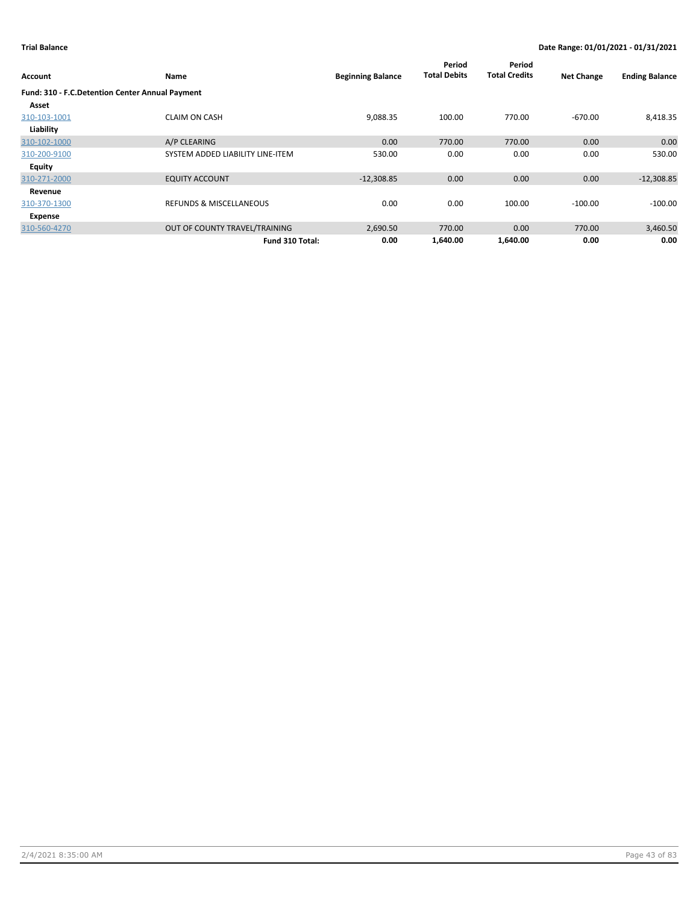**Trial Balance** **Date Range: 01/01/2021 - 01/31/2021**

| Account | Name | Beginning Balance | Period Total Debits | Period Total Credits | Net Change | Ending Balance |
|---|---|---|---|---|---|---|
| **Fund: 310 - F.C.Detention Center Annual Payment** | | | | | | |
| **Asset** | | | | | | |
| 310-103-1001 | CLAIM ON CASH | 9,088.35 | 100.00 | 770.00 | -670.00 | 8,418.35 |
| **Liability** | | | | | | |
| 310-102-1000 | A/P CLEARING | 0.00 | 770.00 | 770.00 | 0.00 | 0.00 |
| 310-200-9100 | SYSTEM ADDED LIABILITY LINE-ITEM | 530.00 | 0.00 | 0.00 | 0.00 | 530.00 |
| **Equity** | | | | | | |
| 310-271-2000 | EQUITY ACCOUNT | -12,308.85 | 0.00 | 0.00 | 0.00 | -12,308.85 |
| **Revenue** | | | | | | |
| 310-370-1300 | REFUNDS & MISCELLANEOUS | 0.00 | 0.00 | 100.00 | -100.00 | -100.00 |
| **Expense** | | | | | | |
| 310-560-4270 | OUT OF COUNTY TRAVEL/TRAINING | 2,690.50 | 770.00 | 0.00 | 770.00 | 3,460.50 |
| | **Fund 310 Total:** | **0.00** | **1,640.00** | **1,640.00** | **0.00** | **0.00** |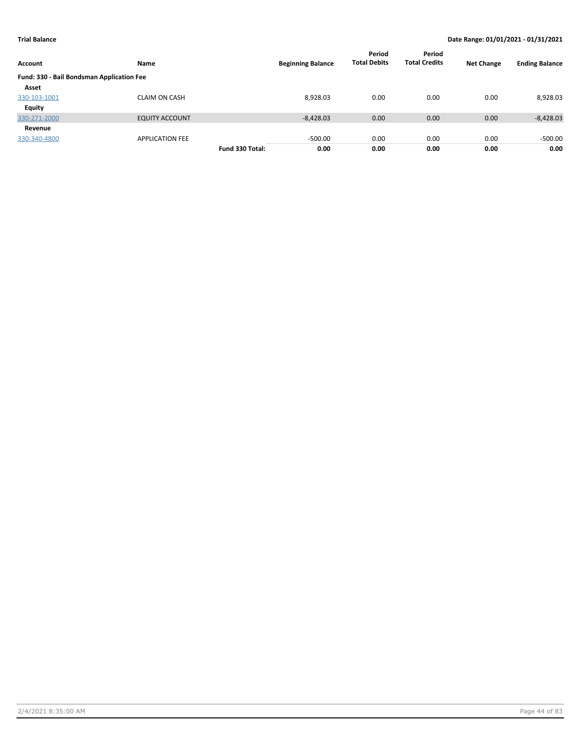**Trial Balance** **Date Range: 01/01/2021 - 01/31/2021**

| Account | Name | | Beginning Balance | Period Total Debits | Period Total Credits | Net Change | Ending Balance |
|---|---|---|---|---|---|---|---|
| **Fund: 330 - Bail Bondsman Application Fee** | | | | | | | |
| **Asset** | | | | | | | |
| 330-103-1001 | CLAIM ON CASH | | 8,928.03 | 0.00 | 0.00 | 0.00 | 8,928.03 |
| **Equity** | | | | | | | |
| 330-271-2000 | EQUITY ACCOUNT | | -8,428.03 | 0.00 | 0.00 | 0.00 | -8,428.03 |
| **Revenue** | | | | | | | |
| 330-340-4800 | APPLICATION FEE | | -500.00 | 0.00 | 0.00 | 0.00 | -500.00 |
| | | **Fund 330 Total:** | **0.00** | **0.00** | **0.00** | **0.00** | **0.00** |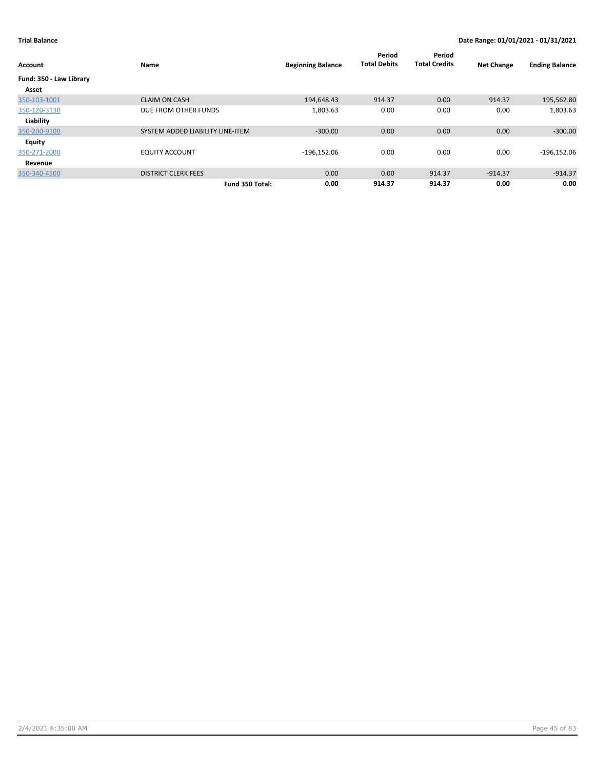**Trial Balance** | **Date Range: 01/01/2021 - 01/31/2021**

| Account | Name | Beginning Balance | Period Total Debits | Period Total Credits | Net Change | Ending Balance |
|---|---|---|---|---|---|---|
| **Fund: 350 - Law Library** | | | | | | |
| **Asset** | | | | | | |
| 350-103-1001 | CLAIM ON CASH | 194,648.43 | 914.37 | 0.00 | 914.37 | 195,562.80 |
| 350-120-3130 | DUE FROM OTHER FUNDS | 1,803.63 | 0.00 | 0.00 | 0.00 | 1,803.63 |
| **Liability** | | | | | | |
| 350-200-9100 | SYSTEM ADDED LIABILITY LINE-ITEM | -300.00 | 0.00 | 0.00 | 0.00 | -300.00 |
| **Equity** | | | | | | |
| 350-271-2000 | EQUITY ACCOUNT | -196,152.06 | 0.00 | 0.00 | 0.00 | -196,152.06 |
| **Revenue** | | | | | | |
| 350-340-4500 | DISTRICT CLERK FEES | 0.00 | 0.00 | 914.37 | -914.37 | -914.37 |
| | **Fund 350 Total:** | **0.00** | **914.37** | **914.37** | **0.00** | **0.00** |

2/4/2021 8:35:00 AM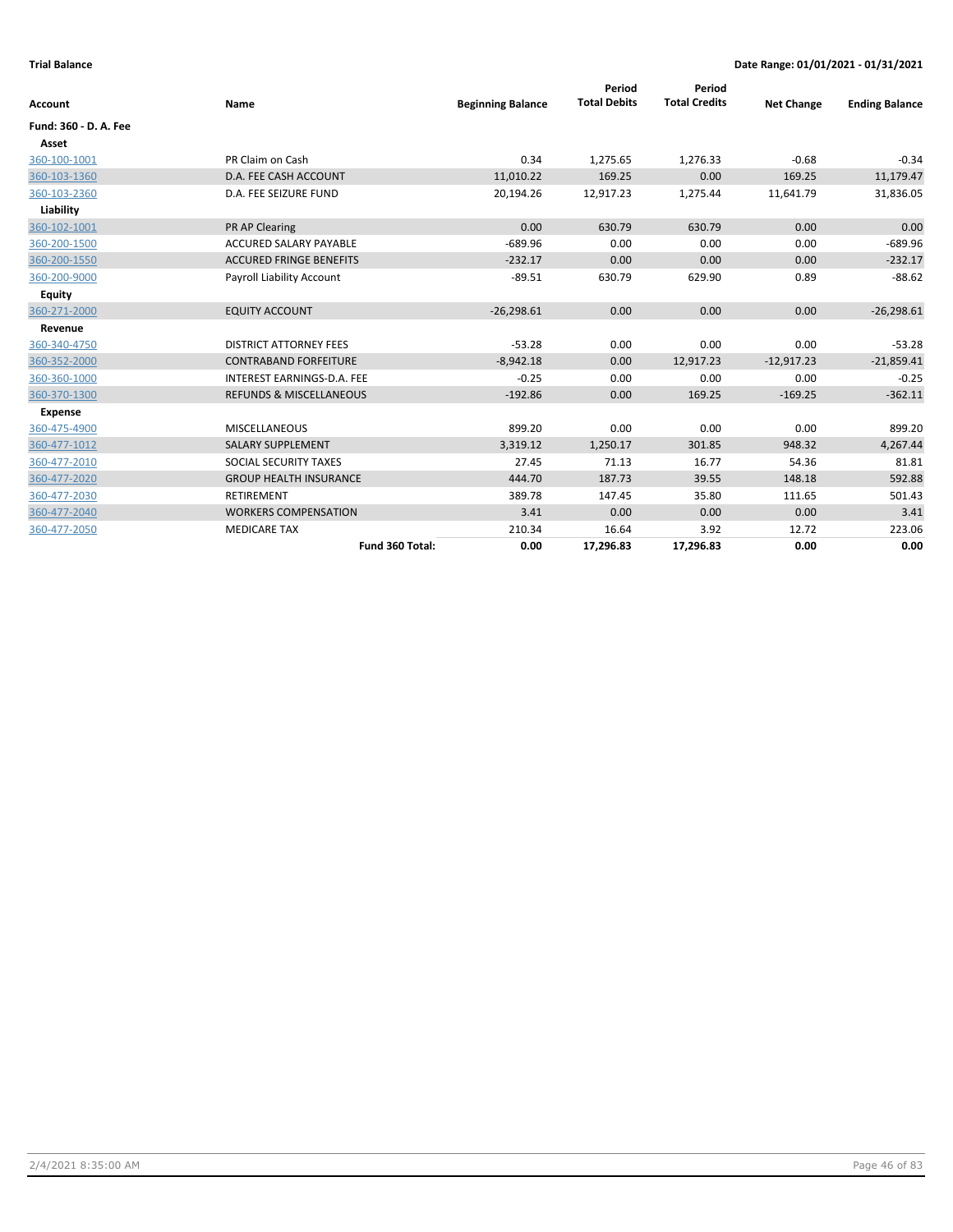**Trial Balance** **Date Range: 01/01/2021 - 01/31/2021**

| Account | Name | Beginning Balance | Period Total Debits | Period Total Credits | Net Change | Ending Balance |
|---|---|---|---|---|---|---|
| **Fund: 360 - D. A. Fee** | | | | | | |
| **Asset** | | | | | | |
| 360-100-1001 | PR Claim on Cash | 0.34 | 1,275.65 | 1,276.33 | -0.68 | -0.34 |
| 360-103-1360 | D.A. FEE CASH ACCOUNT | 11,010.22 | 169.25 | 0.00 | 169.25 | 11,179.47 |
| 360-103-2360 | D.A. FEE SEIZURE FUND | 20,194.26 | 12,917.23 | 1,275.44 | 11,641.79 | 31,836.05 |
| **Liability** | | | | | | |
| 360-102-1001 | PR AP Clearing | 0.00 | 630.79 | 630.79 | 0.00 | 0.00 |
| 360-200-1500 | ACCURED SALARY PAYABLE | -689.96 | 0.00 | 0.00 | 0.00 | -689.96 |
| 360-200-1550 | ACCURED FRINGE BENEFITS | -232.17 | 0.00 | 0.00 | 0.00 | -232.17 |
| 360-200-9000 | Payroll Liability Account | -89.51 | 630.79 | 629.90 | 0.89 | -88.62 |
| **Equity** | | | | | | |
| 360-271-2000 | EQUITY ACCOUNT | -26,298.61 | 0.00 | 0.00 | 0.00 | -26,298.61 |
| **Revenue** | | | | | | |
| 360-340-4750 | DISTRICT ATTORNEY FEES | -53.28 | 0.00 | 0.00 | 0.00 | -53.28 |
| 360-352-2000 | CONTRABAND FORFEITURE | -8,942.18 | 0.00 | 12,917.23 | -12,917.23 | -21,859.41 |
| 360-360-1000 | INTEREST EARNINGS-D.A. FEE | -0.25 | 0.00 | 0.00 | 0.00 | -0.25 |
| 360-370-1300 | REFUNDS & MISCELLANEOUS | -192.86 | 0.00 | 169.25 | -169.25 | -362.11 |
| **Expense** | | | | | | |
| 360-475-4900 | MISCELLANEOUS | 899.20 | 0.00 | 0.00 | 0.00 | 899.20 |
| 360-477-1012 | SALARY SUPPLEMENT | 3,319.12 | 1,250.17 | 301.85 | 948.32 | 4,267.44 |
| 360-477-2010 | SOCIAL SECURITY TAXES | 27.45 | 71.13 | 16.77 | 54.36 | 81.81 |
| 360-477-2020 | GROUP HEALTH INSURANCE | 444.70 | 187.73 | 39.55 | 148.18 | 592.88 |
| 360-477-2030 | RETIREMENT | 389.78 | 147.45 | 35.80 | 111.65 | 501.43 |
| 360-477-2040 | WORKERS COMPENSATION | 3.41 | 0.00 | 0.00 | 0.00 | 3.41 |
| 360-477-2050 | MEDICARE TAX | 210.34 | 16.64 | 3.92 | 12.72 | 223.06 |
| | **Fund 360 Total:** | **0.00** | **17,296.83** | **17,296.83** | **0.00** | **0.00** |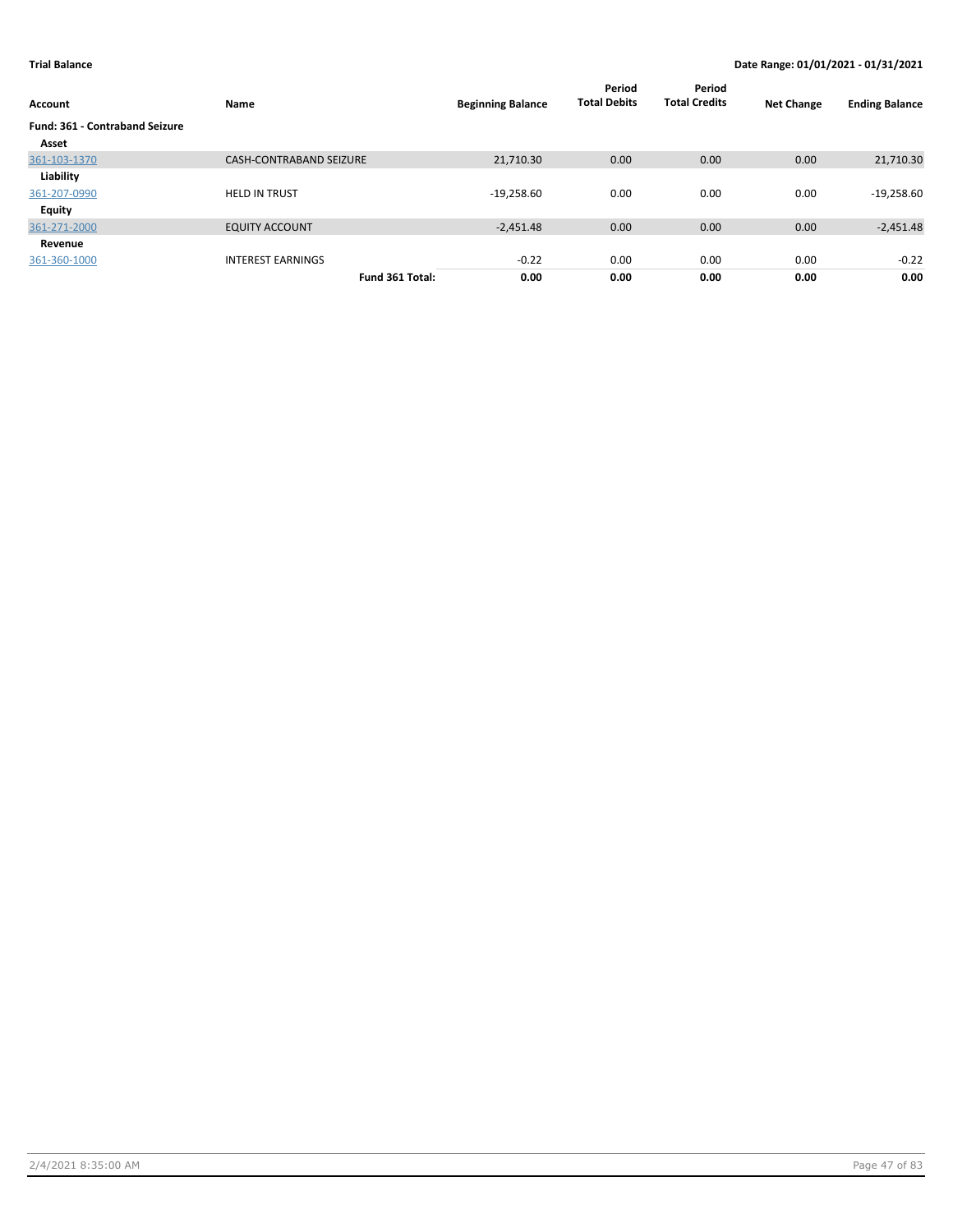**Trial Balance** — **Date Range: 01/01/2021 - 01/31/2021**

| Account | Name | Beginning Balance | Period Total Debits | Period Total Credits | Net Change | Ending Balance |
|---|---|---|---|---|---|---|
| **Fund: 361 - Contraband Seizure** | | | | | | |
| **Asset** | | | | | | |
| 361-103-1370 | CASH-CONTRABAND SEIZURE | 21,710.30 | 0.00 | 0.00 | 0.00 | 21,710.30 |
| **Liability** | | | | | | |
| 361-207-0990 | HELD IN TRUST | -19,258.60 | 0.00 | 0.00 | 0.00 | -19,258.60 |
| **Equity** | | | | | | |
| 361-271-2000 | EQUITY ACCOUNT | -2,451.48 | 0.00 | 0.00 | 0.00 | -2,451.48 |
| **Revenue** | | | | | | |
| 361-360-1000 | INTEREST EARNINGS | -0.22 | 0.00 | 0.00 | 0.00 | -0.22 |
| | **Fund 361 Total:** | **0.00** | **0.00** | **0.00** | **0.00** | **0.00** |

2/4/2021 8:35:00 AM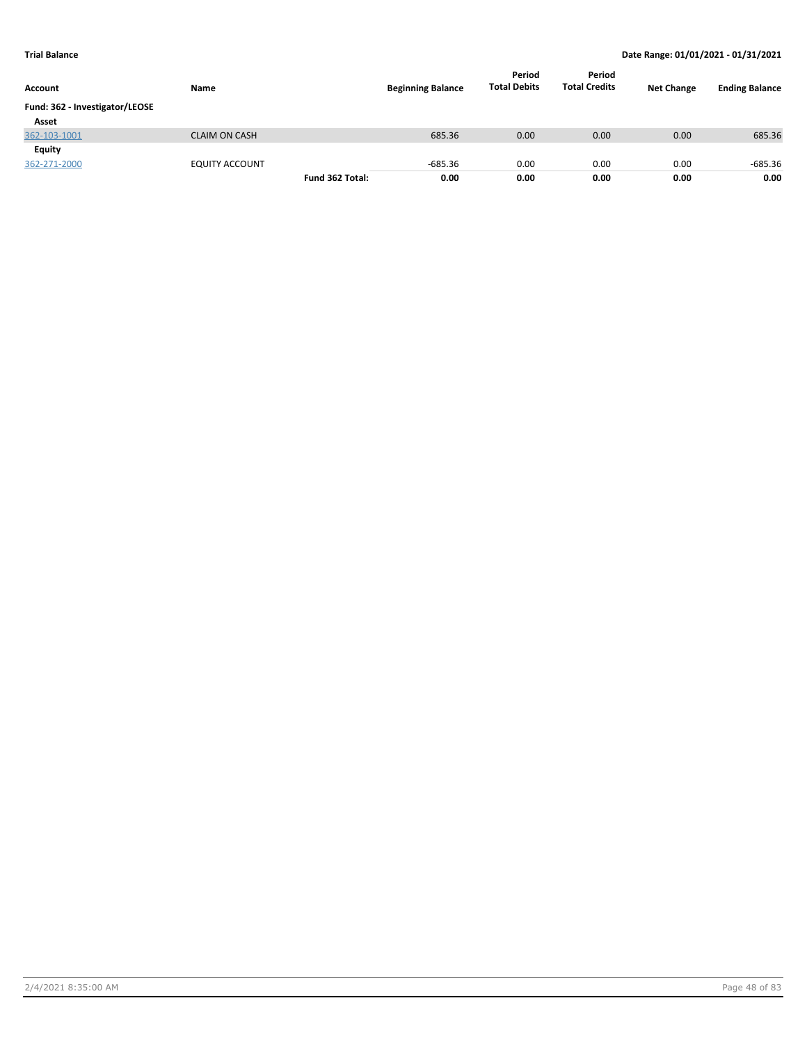**Trial Balance** | **Date Range: 01/01/2021 - 01/31/2021**

| Account | Name | | Beginning Balance | Period Total Debits | Period Total Credits | Net Change | Ending Balance |
|---|---|---|---|---|---|---|---|
| **Fund: 362 - Investigator/LEOSE** | | | | | | | |
| **Asset** | | | | | | | |
| 362-103-1001 | CLAIM ON CASH | | 685.36 | 0.00 | 0.00 | 0.00 | 685.36 |
| **Equity** | | | | | | | |
| 362-271-2000 | EQUITY ACCOUNT | | -685.36 | 0.00 | 0.00 | 0.00 | -685.36 |
| | | **Fund 362 Total:** | **0.00** | **0.00** | **0.00** | **0.00** | **0.00** |

2/4/2021 8:35:00 AM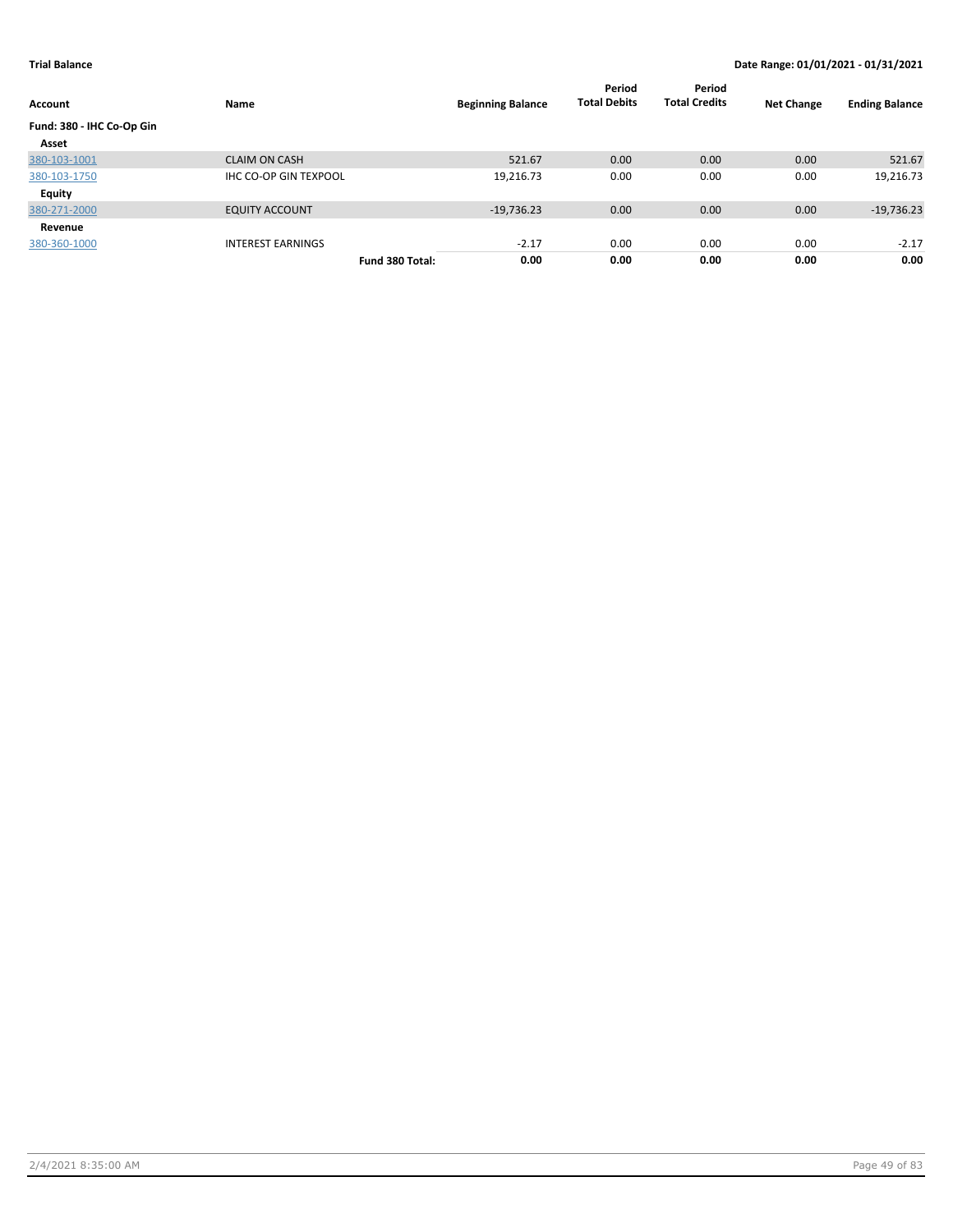**Trial Balance** — Date Range: 01/01/2021 - 01/31/2021

| Account | Name | Beginning Balance | Period Total Debits | Period Total Credits | Net Change | Ending Balance |
|---|---|---|---|---|---|---|
| **Fund: 380 - IHC Co-Op Gin** | | | | | | |
| **Asset** | | | | | | |
| 380-103-1001 | CLAIM ON CASH | 521.67 | 0.00 | 0.00 | 0.00 | 521.67 |
| 380-103-1750 | IHC CO-OP GIN TEXPOOL | 19,216.73 | 0.00 | 0.00 | 0.00 | 19,216.73 |
| **Equity** | | | | | | |
| 380-271-2000 | EQUITY ACCOUNT | -19,736.23 | 0.00 | 0.00 | 0.00 | -19,736.23 |
| **Revenue** | | | | | | |
| 380-360-1000 | INTEREST EARNINGS | -2.17 | 0.00 | 0.00 | 0.00 | -2.17 |
| | **Fund 380 Total:** | **0.00** | **0.00** | **0.00** | **0.00** | **0.00** |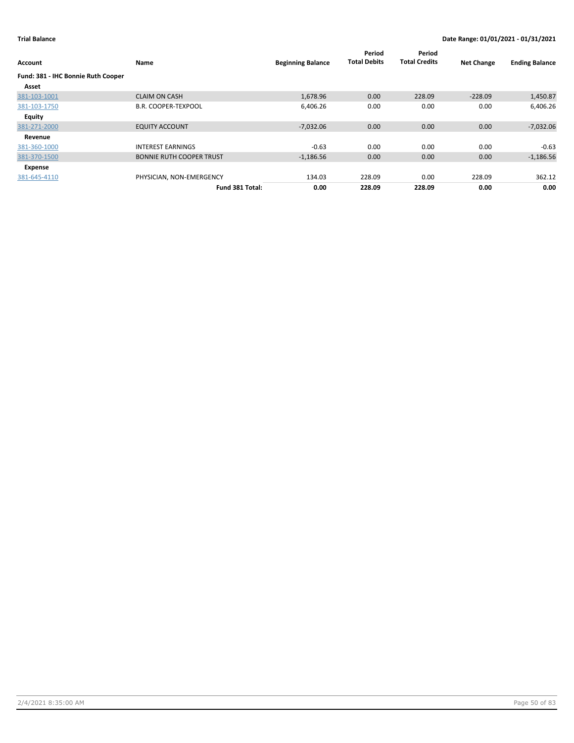**Trial Balance** | **Date Range: 01/01/2021 - 01/31/2021**

| Account | Name | Beginning Balance | Period Total Debits | Period Total Credits | Net Change | Ending Balance |
|---|---|---|---|---|---|---|
| **Fund: 381 - IHC Bonnie Ruth Cooper** | | | | | | |
| **Asset** | | | | | | |
| 381-103-1001 | CLAIM ON CASH | 1,678.96 | 0.00 | 228.09 | -228.09 | 1,450.87 |
| 381-103-1750 | B.R. COOPER-TEXPOOL | 6,406.26 | 0.00 | 0.00 | 0.00 | 6,406.26 |
| **Equity** | | | | | | |
| 381-271-2000 | EQUITY ACCOUNT | -7,032.06 | 0.00 | 0.00 | 0.00 | -7,032.06 |
| **Revenue** | | | | | | |
| 381-360-1000 | INTEREST EARNINGS | -0.63 | 0.00 | 0.00 | 0.00 | -0.63 |
| 381-370-1500 | BONNIE RUTH COOPER TRUST | -1,186.56 | 0.00 | 0.00 | 0.00 | -1,186.56 |
| **Expense** | | | | | | |
| 381-645-4110 | PHYSICIAN, NON-EMERGENCY | 134.03 | 228.09 | 0.00 | 228.09 | 362.12 |
| | **Fund 381 Total:** | **0.00** | **228.09** | **228.09** | **0.00** | **0.00** |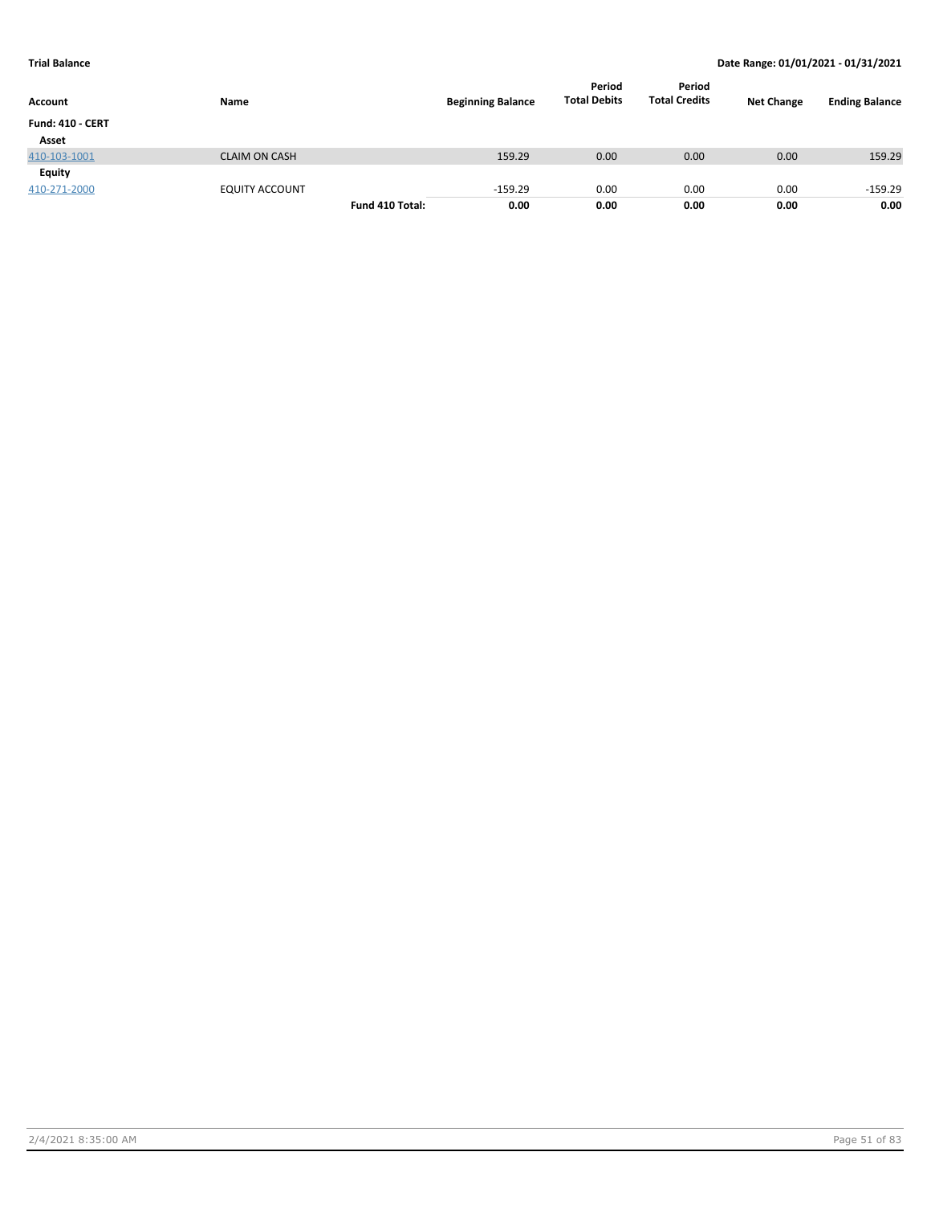**Trial Balance** | **Date Range: 01/01/2021 - 01/31/2021**

| Account | Name | | Beginning Balance | Period Total Debits | Period Total Credits | Net Change | Ending Balance |
|---|---|---|---|---|---|---|---|
| **Fund: 410 - CERT** | | | | | | | |
| **Asset** | | | | | | | |
| 410-103-1001 | CLAIM ON CASH | | 159.29 | 0.00 | 0.00 | 0.00 | 159.29 |
| **Equity** | | | | | | | |
| 410-271-2000 | EQUITY ACCOUNT | | -159.29 | 0.00 | 0.00 | 0.00 | -159.29 |
| | | **Fund 410 Total:** | **0.00** | **0.00** | **0.00** | **0.00** | **0.00** |

2/4/2021 8:35:00 AM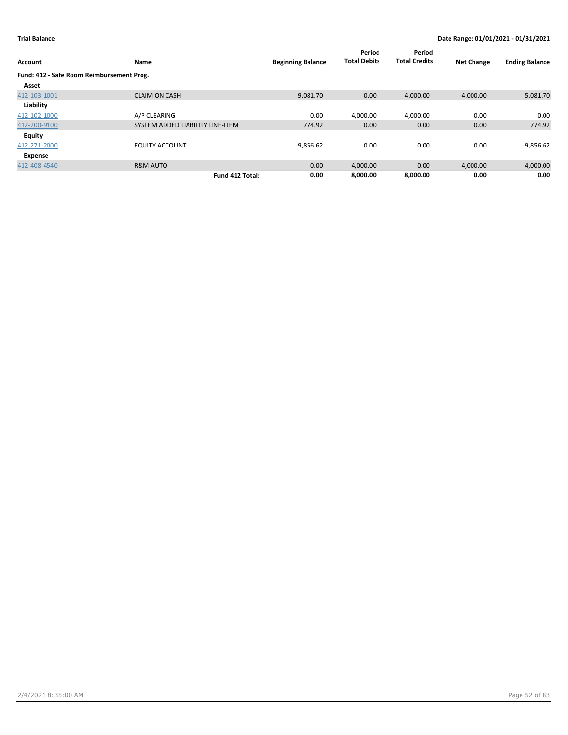**Trial Balance** | **Date Range: 01/01/2021 - 01/31/2021**

| Account | Name | Beginning Balance | Period Total Debits | Period Total Credits | Net Change | Ending Balance |
|---|---|---|---|---|---|---|
| **Fund: 412 - Safe Room Reimbursement Prog.** | | | | | | |
| **Asset** | | | | | | |
| 412-103-1001 | CLAIM ON CASH | 9,081.70 | 0.00 | 4,000.00 | -4,000.00 | 5,081.70 |
| **Liability** | | | | | | |
| 412-102-1000 | A/P CLEARING | 0.00 | 4,000.00 | 4,000.00 | 0.00 | 0.00 |
| 412-200-9100 | SYSTEM ADDED LIABILITY LINE-ITEM | 774.92 | 0.00 | 0.00 | 0.00 | 774.92 |
| **Equity** | | | | | | |
| 412-271-2000 | EQUITY ACCOUNT | -9,856.62 | 0.00 | 0.00 | 0.00 | -9,856.62 |
| **Expense** | | | | | | |
| 412-408-4540 | R&M AUTO | 0.00 | 4,000.00 | 0.00 | 4,000.00 | 4,000.00 |
| | **Fund 412 Total:** | **0.00** | **8,000.00** | **8,000.00** | **0.00** | **0.00** |

2/4/2021 8:35:00 AM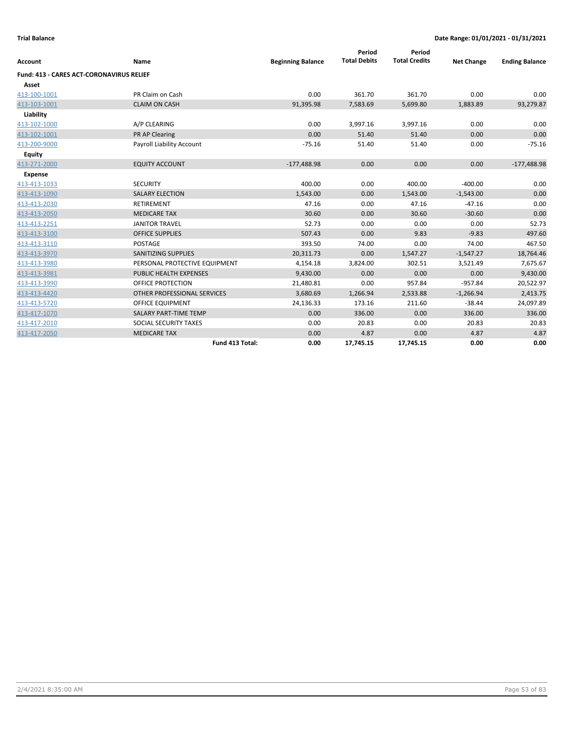**Trial Balance** **Date Range: 01/01/2021 - 01/31/2021**

| Account | Name | Beginning Balance | Period Total Debits | Period Total Credits | Net Change | Ending Balance |
|---|---|---|---|---|---|---|
| **Fund: 413 - CARES ACT-CORONAVIRUS RELIEF** | | | | | | |
| **Asset** | | | | | | |
| 413-100-1001 | PR Claim on Cash | 0.00 | 361.70 | 361.70 | 0.00 | 0.00 |
| 413-103-1001 | CLAIM ON CASH | 91,395.98 | 7,583.69 | 5,699.80 | 1,883.89 | 93,279.87 |
| **Liability** | | | | | | |
| 413-102-1000 | A/P CLEARING | 0.00 | 3,997.16 | 3,997.16 | 0.00 | 0.00 |
| 413-102-1001 | PR AP Clearing | 0.00 | 51.40 | 51.40 | 0.00 | 0.00 |
| 413-200-9000 | Payroll Liability Account | -75.16 | 51.40 | 51.40 | 0.00 | -75.16 |
| **Equity** | | | | | | |
| 413-271-2000 | EQUITY ACCOUNT | -177,488.98 | 0.00 | 0.00 | 0.00 | -177,488.98 |
| **Expense** | | | | | | |
| 413-413-1033 | SECURITY | 400.00 | 0.00 | 400.00 | -400.00 | 0.00 |
| 413-413-1090 | SALARY ELECTION | 1,543.00 | 0.00 | 1,543.00 | -1,543.00 | 0.00 |
| 413-413-2030 | RETIREMENT | 47.16 | 0.00 | 47.16 | -47.16 | 0.00 |
| 413-413-2050 | MEDICARE TAX | 30.60 | 0.00 | 30.60 | -30.60 | 0.00 |
| 413-413-2251 | JANITOR TRAVEL | 52.73 | 0.00 | 0.00 | 0.00 | 52.73 |
| 413-413-3100 | OFFICE SUPPLIES | 507.43 | 0.00 | 9.83 | -9.83 | 497.60 |
| 413-413-3110 | POSTAGE | 393.50 | 74.00 | 0.00 | 74.00 | 467.50 |
| 413-413-3970 | SANITIZING SUPPLIES | 20,311.73 | 0.00 | 1,547.27 | -1,547.27 | 18,764.46 |
| 413-413-3980 | PERSONAL PROTECTIVE EQUIPMENT | 4,154.18 | 3,824.00 | 302.51 | 3,521.49 | 7,675.67 |
| 413-413-3981 | PUBLIC HEALTH EXPENSES | 9,430.00 | 0.00 | 0.00 | 0.00 | 9,430.00 |
| 413-413-3990 | OFFICE PROTECTION | 21,480.81 | 0.00 | 957.84 | -957.84 | 20,522.97 |
| 413-413-4420 | OTHER PROFESSIONAL SERVICES | 3,680.69 | 1,266.94 | 2,533.88 | -1,266.94 | 2,413.75 |
| 413-413-5720 | OFFICE EQUIPMENT | 24,136.33 | 173.16 | 211.60 | -38.44 | 24,097.89 |
| 413-417-1070 | SALARY PART-TIME TEMP | 0.00 | 336.00 | 0.00 | 336.00 | 336.00 |
| 413-417-2010 | SOCIAL SECURITY TAXES | 0.00 | 20.83 | 0.00 | 20.83 | 20.83 |
| 413-417-2050 | MEDICARE TAX | 0.00 | 4.87 | 0.00 | 4.87 | 4.87 |
| | **Fund 413 Total:** | **0.00** | **17,745.15** | **17,745.15** | **0.00** | **0.00** |

2/4/2021 8:35:00 AM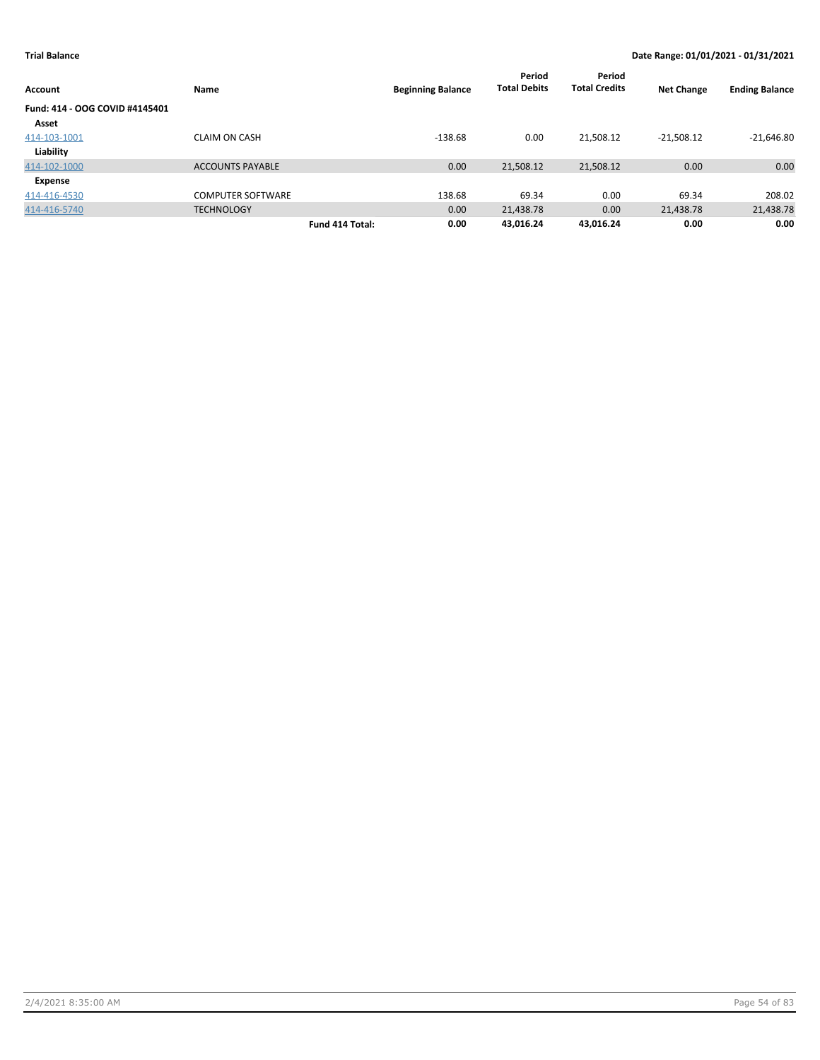**Trial Balance** | **Date Range: 01/01/2021 - 01/31/2021**

| Account | Name | Beginning Balance | Period Total Debits | Period Total Credits | Net Change | Ending Balance |
|---|---|---|---|---|---|---|
| **Fund: 414 - OOG COVID #4145401** | | | | | | |
| **Asset** | | | | | | |
| 414-103-1001 | CLAIM ON CASH | -138.68 | 0.00 | 21,508.12 | -21,508.12 | -21,646.80 |
| **Liability** | | | | | | |
| 414-102-1000 | ACCOUNTS PAYABLE | 0.00 | 21,508.12 | 21,508.12 | 0.00 | 0.00 |
| **Expense** | | | | | | |
| 414-416-4530 | COMPUTER SOFTWARE | 138.68 | 69.34 | 0.00 | 69.34 | 208.02 |
| 414-416-5740 | TECHNOLOGY | 0.00 | 21,438.78 | 0.00 | 21,438.78 | 21,438.78 |
| | **Fund 414 Total:** | **0.00** | **43,016.24** | **43,016.24** | **0.00** | **0.00** |

2/4/2021 8:35:00 AM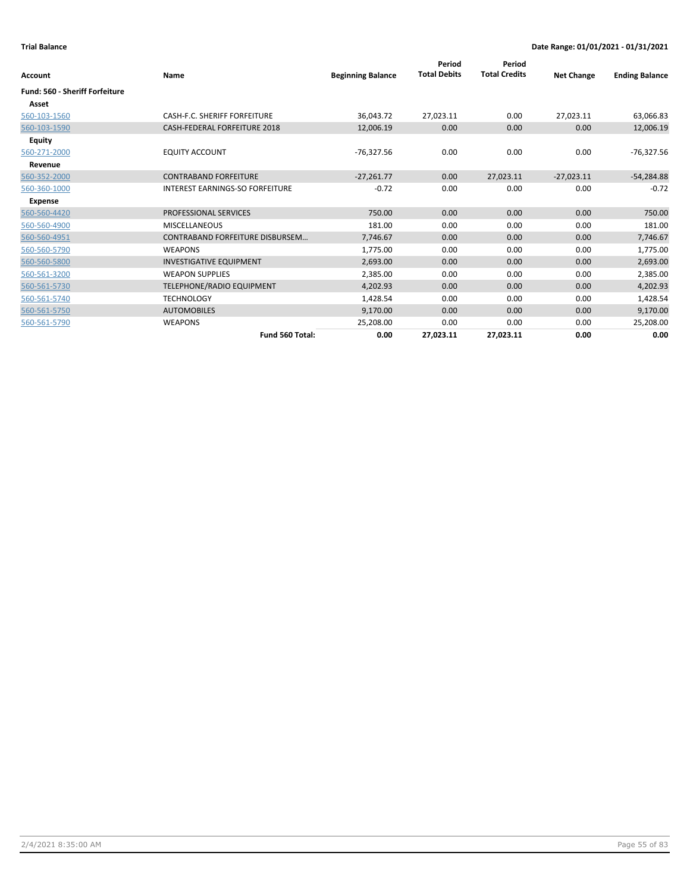**Trial Balance** **Date Range: 01/01/2021 - 01/31/2021**

| Account | Name | Beginning Balance | Period Total Debits | Period Total Credits | Net Change | Ending Balance |
|---|---|---|---|---|---|---|
| **Fund: 560 - Sheriff Forfeiture** | | | | | | |
| **Asset** | | | | | | |
| 560-103-1560 | CASH-F.C. SHERIFF FORFEITURE | 36,043.72 | 27,023.11 | 0.00 | 27,023.11 | 63,066.83 |
| 560-103-1590 | CASH-FEDERAL FORFEITURE 2018 | 12,006.19 | 0.00 | 0.00 | 0.00 | 12,006.19 |
| **Equity** | | | | | | |
| 560-271-2000 | EQUITY ACCOUNT | -76,327.56 | 0.00 | 0.00 | 0.00 | -76,327.56 |
| **Revenue** | | | | | | |
| 560-352-2000 | CONTRABAND FORFEITURE | -27,261.77 | 0.00 | 27,023.11 | -27,023.11 | -54,284.88 |
| 560-360-1000 | INTEREST EARNINGS-SO FORFEITURE | -0.72 | 0.00 | 0.00 | 0.00 | -0.72 |
| **Expense** | | | | | | |
| 560-560-4420 | PROFESSIONAL SERVICES | 750.00 | 0.00 | 0.00 | 0.00 | 750.00 |
| 560-560-4900 | MISCELLANEOUS | 181.00 | 0.00 | 0.00 | 0.00 | 181.00 |
| 560-560-4951 | CONTRABAND FORFEITURE DISBURSEM… | 7,746.67 | 0.00 | 0.00 | 0.00 | 7,746.67 |
| 560-560-5790 | WEAPONS | 1,775.00 | 0.00 | 0.00 | 0.00 | 1,775.00 |
| 560-560-5800 | INVESTIGATIVE EQUIPMENT | 2,693.00 | 0.00 | 0.00 | 0.00 | 2,693.00 |
| 560-561-3200 | WEAPON SUPPLIES | 2,385.00 | 0.00 | 0.00 | 0.00 | 2,385.00 |
| 560-561-5730 | TELEPHONE/RADIO EQUIPMENT | 4,202.93 | 0.00 | 0.00 | 0.00 | 4,202.93 |
| 560-561-5740 | TECHNOLOGY | 1,428.54 | 0.00 | 0.00 | 0.00 | 1,428.54 |
| 560-561-5750 | AUTOMOBILES | 9,170.00 | 0.00 | 0.00 | 0.00 | 9,170.00 |
| 560-561-5790 | WEAPONS | 25,208.00 | 0.00 | 0.00 | 0.00 | 25,208.00 |
| | **Fund 560 Total:** | **0.00** | **27,023.11** | **27,023.11** | **0.00** | **0.00** |

2/4/2021 8:35:00 AM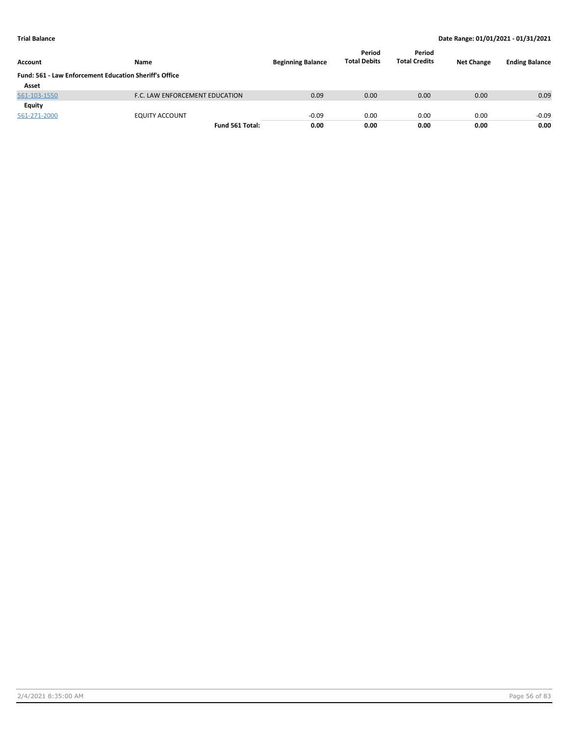**Trial Balance** | **Date Range: 01/01/2021 - 01/31/2021**

| Account | Name | Beginning Balance | Period Total Debits | Period Total Credits | Net Change | Ending Balance |
|---|---|---|---|---|---|---|
| **Fund: 561 - Law Enforcement Education Sheriff's Office** | | | | | | |
| **Asset** | | | | | | |
| 561-103-1550 | F.C. LAW ENFORCEMENT EDUCATION | 0.09 | 0.00 | 0.00 | 0.00 | 0.09 |
| **Equity** | | | | | | |
| 561-271-2000 | EQUITY ACCOUNT | -0.09 | 0.00 | 0.00 | 0.00 | -0.09 |
| | **Fund 561 Total:** | **0.00** | **0.00** | **0.00** | **0.00** | **0.00** |

2/4/2021 8:35:00 AM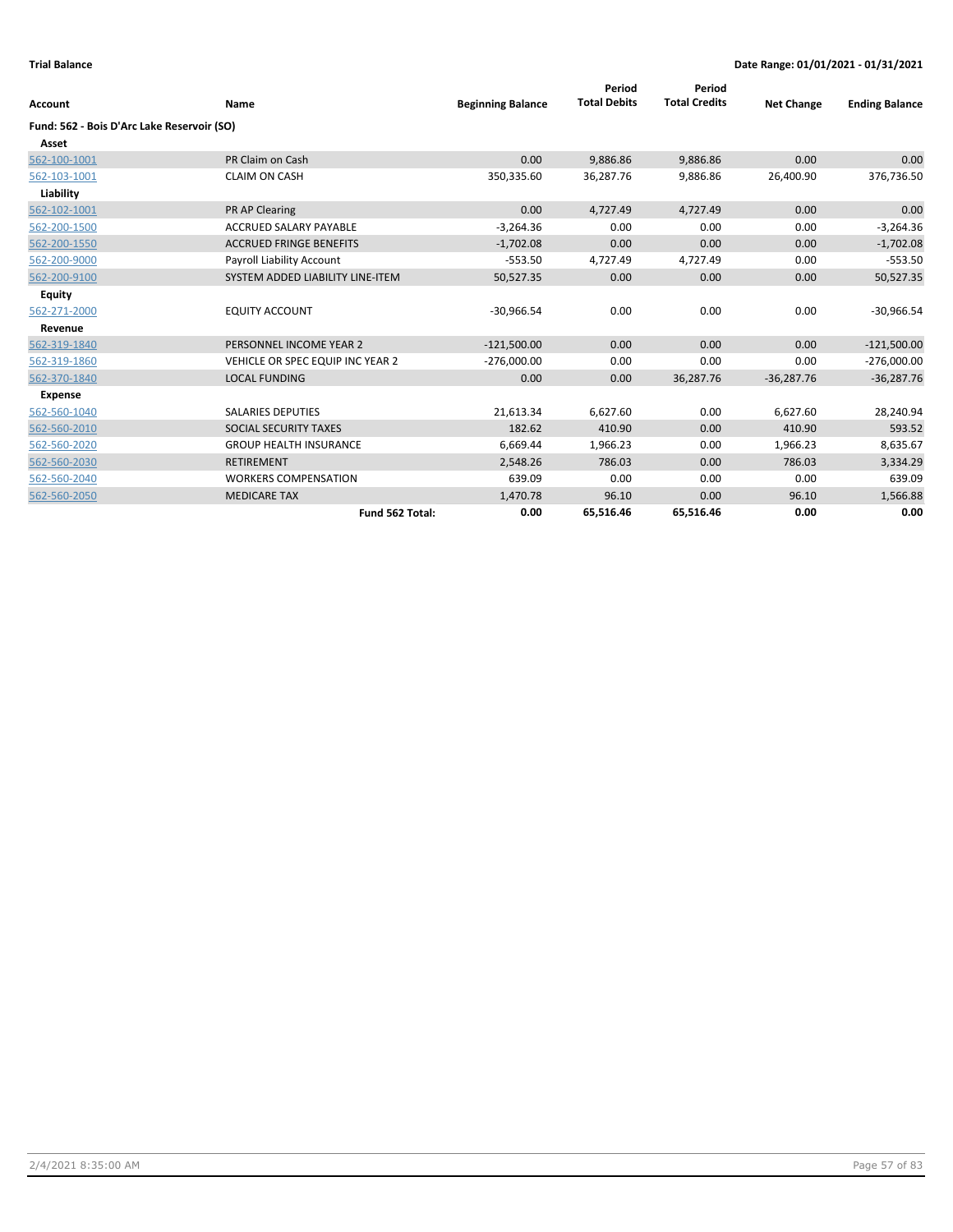**Trial Balance** | **Date Range: 01/01/2021 - 01/31/2021**

| Account | Name | Beginning Balance | Period Total Debits | Period Total Credits | Net Change | Ending Balance |
|---|---|---|---|---|---|---|
| **Fund: 562 - Bois D'Arc Lake Reservoir (SO)** | | | | | | |
| **Asset** | | | | | | |
| 562-100-1001 | PR Claim on Cash | 0.00 | 9,886.86 | 9,886.86 | 0.00 | 0.00 |
| 562-103-1001 | CLAIM ON CASH | 350,335.60 | 36,287.76 | 9,886.86 | 26,400.90 | 376,736.50 |
| **Liability** | | | | | | |
| 562-102-1001 | PR AP Clearing | 0.00 | 4,727.49 | 4,727.49 | 0.00 | 0.00 |
| 562-200-1500 | ACCRUED SALARY PAYABLE | -3,264.36 | 0.00 | 0.00 | 0.00 | -3,264.36 |
| 562-200-1550 | ACCRUED FRINGE BENEFITS | -1,702.08 | 0.00 | 0.00 | 0.00 | -1,702.08 |
| 562-200-9000 | Payroll Liability Account | -553.50 | 4,727.49 | 4,727.49 | 0.00 | -553.50 |
| 562-200-9100 | SYSTEM ADDED LIABILITY LINE-ITEM | 50,527.35 | 0.00 | 0.00 | 0.00 | 50,527.35 |
| **Equity** | | | | | | |
| 562-271-2000 | EQUITY ACCOUNT | -30,966.54 | 0.00 | 0.00 | 0.00 | -30,966.54 |
| **Revenue** | | | | | | |
| 562-319-1840 | PERSONNEL INCOME YEAR 2 | -121,500.00 | 0.00 | 0.00 | 0.00 | -121,500.00 |
| 562-319-1860 | VEHICLE OR SPEC EQUIP INC YEAR 2 | -276,000.00 | 0.00 | 0.00 | 0.00 | -276,000.00 |
| 562-370-1840 | LOCAL FUNDING | 0.00 | 0.00 | 36,287.76 | -36,287.76 | -36,287.76 |
| **Expense** | | | | | | |
| 562-560-1040 | SALARIES DEPUTIES | 21,613.34 | 6,627.60 | 0.00 | 6,627.60 | 28,240.94 |
| 562-560-2010 | SOCIAL SECURITY TAXES | 182.62 | 410.90 | 0.00 | 410.90 | 593.52 |
| 562-560-2020 | GROUP HEALTH INSURANCE | 6,669.44 | 1,966.23 | 0.00 | 1,966.23 | 8,635.67 |
| 562-560-2030 | RETIREMENT | 2,548.26 | 786.03 | 0.00 | 786.03 | 3,334.29 |
| 562-560-2040 | WORKERS COMPENSATION | 639.09 | 0.00 | 0.00 | 0.00 | 639.09 |
| 562-560-2050 | MEDICARE TAX | 1,470.78 | 96.10 | 0.00 | 96.10 | 1,566.88 |
| | **Fund 562 Total:** | **0.00** | **65,516.46** | **65,516.46** | **0.00** | **0.00** |

2/4/2021 8:35:00 AM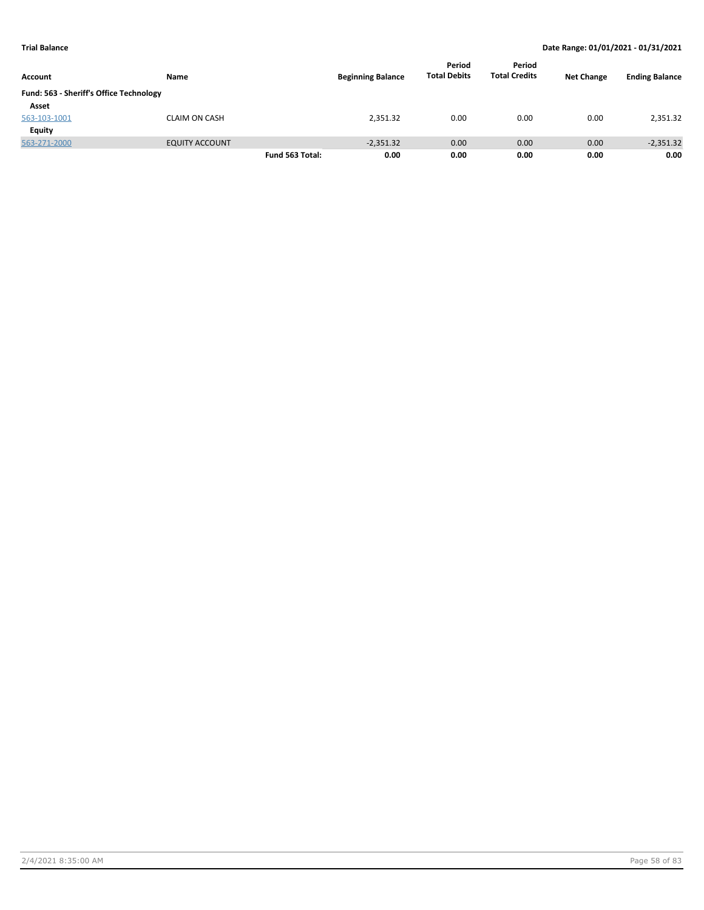**Trial Balance** | **Date Range: 01/01/2021 - 01/31/2021**

| Account | Name | | Beginning Balance | Period Total Debits | Period Total Credits | Net Change | Ending Balance |
|---|---|---|---|---|---|---|---|
| **Fund: 563 - Sheriff's Office Technology** | | | | | | | |
| **Asset** | | | | | | | |
| 563-103-1001 | CLAIM ON CASH | | 2,351.32 | 0.00 | 0.00 | 0.00 | 2,351.32 |
| **Equity** | | | | | | | |
| 563-271-2000 | EQUITY ACCOUNT | | -2,351.32 | 0.00 | 0.00 | 0.00 | -2,351.32 |
| | | **Fund 563 Total:** | **0.00** | **0.00** | **0.00** | **0.00** | **0.00** |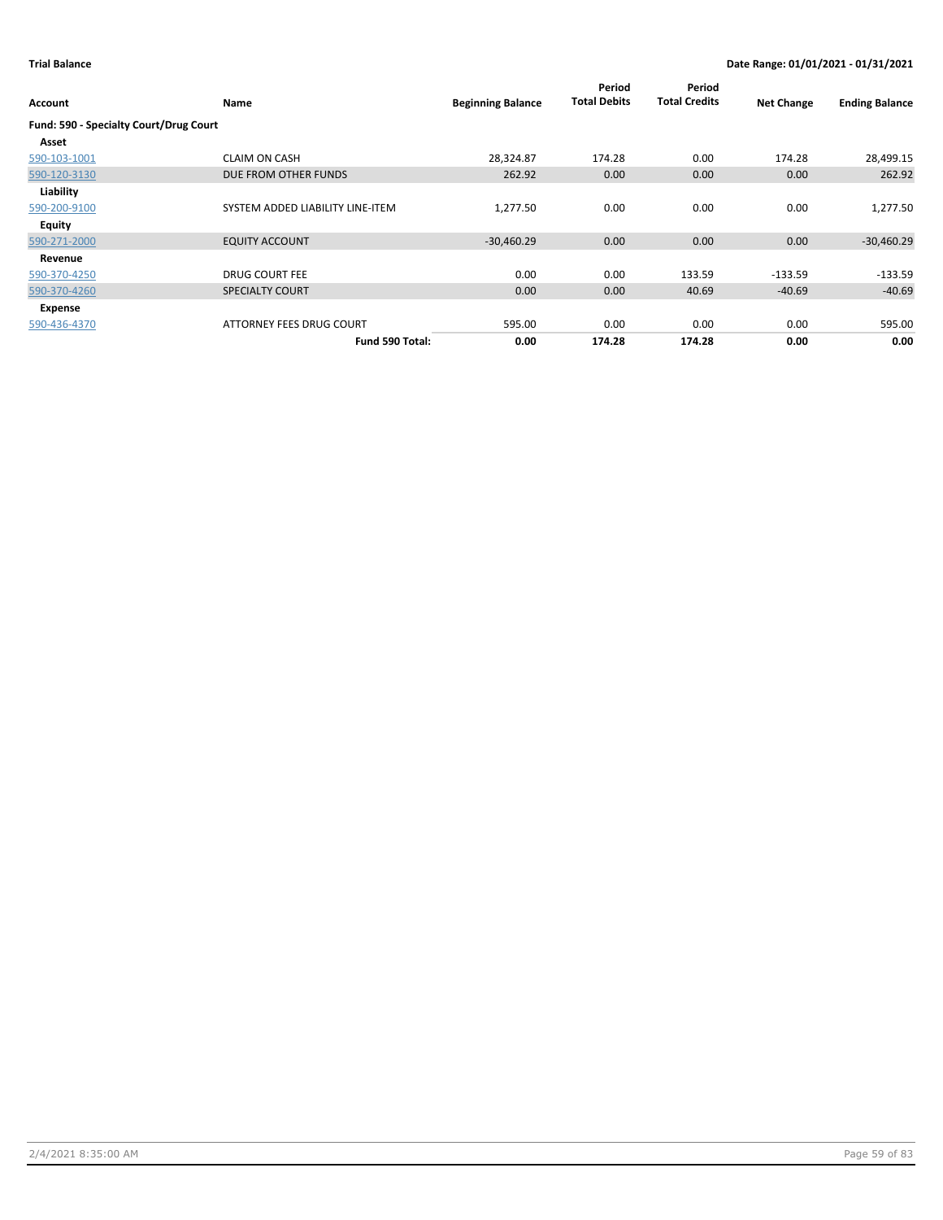**Trial Balance** **Date Range: 01/01/2021 - 01/31/2021**

| Account | Name | Beginning Balance | Period Total Debits | Period Total Credits | Net Change | Ending Balance |
|---|---|---|---|---|---|---|
| **Fund: 590 - Specialty Court/Drug Court** | | | | | | |
| **Asset** | | | | | | |
| 590-103-1001 | CLAIM ON CASH | 28,324.87 | 174.28 | 0.00 | 174.28 | 28,499.15 |
| 590-120-3130 | DUE FROM OTHER FUNDS | 262.92 | 0.00 | 0.00 | 0.00 | 262.92 |
| **Liability** | | | | | | |
| 590-200-9100 | SYSTEM ADDED LIABILITY LINE-ITEM | 1,277.50 | 0.00 | 0.00 | 0.00 | 1,277.50 |
| **Equity** | | | | | | |
| 590-271-2000 | EQUITY ACCOUNT | -30,460.29 | 0.00 | 0.00 | 0.00 | -30,460.29 |
| **Revenue** | | | | | | |
| 590-370-4250 | DRUG COURT FEE | 0.00 | 0.00 | 133.59 | -133.59 | -133.59 |
| 590-370-4260 | SPECIALTY COURT | 0.00 | 0.00 | 40.69 | -40.69 | -40.69 |
| **Expense** | | | | | | |
| 590-436-4370 | ATTORNEY FEES DRUG COURT | 595.00 | 0.00 | 0.00 | 0.00 | 595.00 |
| | **Fund 590 Total:** | **0.00** | **174.28** | **174.28** | **0.00** | **0.00** |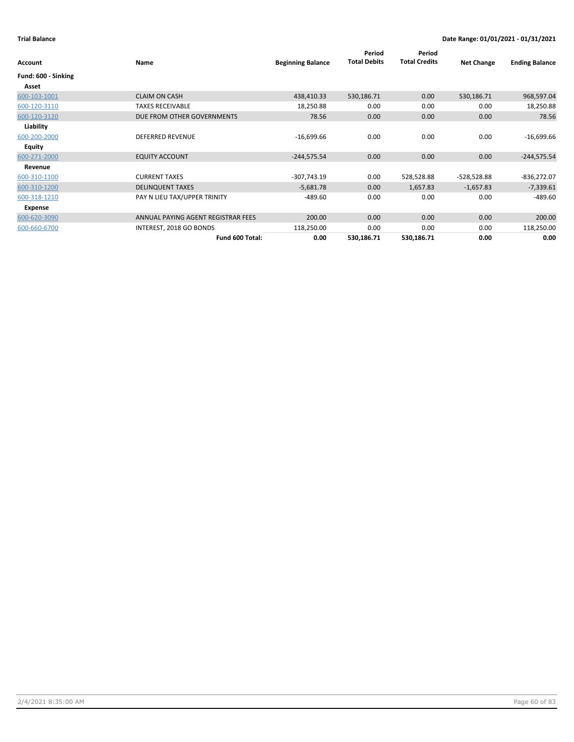**Trial Balance** | **Date Range: 01/01/2021 - 01/31/2021**

| Account | Name | Beginning Balance | Period Total Debits | Period Total Credits | Net Change | Ending Balance |
|---|---|---|---|---|---|---|
| **Fund: 600 - Sinking** | | | | | | |
| **Asset** | | | | | | |
| 600-103-1001 | CLAIM ON CASH | 438,410.33 | 530,186.71 | 0.00 | 530,186.71 | 968,597.04 |
| 600-120-3110 | TAXES RECEIVABLE | 18,250.88 | 0.00 | 0.00 | 0.00 | 18,250.88 |
| 600-120-3120 | DUE FROM OTHER GOVERNMENTS | 78.56 | 0.00 | 0.00 | 0.00 | 78.56 |
| **Liability** | | | | | | |
| 600-200-2000 | DEFERRED REVENUE | -16,699.66 | 0.00 | 0.00 | 0.00 | -16,699.66 |
| **Equity** | | | | | | |
| 600-271-2000 | EQUITY ACCOUNT | -244,575.54 | 0.00 | 0.00 | 0.00 | -244,575.54 |
| **Revenue** | | | | | | |
| 600-310-1100 | CURRENT TAXES | -307,743.19 | 0.00 | 528,528.88 | -528,528.88 | -836,272.07 |
| 600-310-1200 | DELINQUENT TAXES | -5,681.78 | 0.00 | 1,657.83 | -1,657.83 | -7,339.61 |
| 600-318-1210 | PAY N LIEU TAX/UPPER TRINITY | -489.60 | 0.00 | 0.00 | 0.00 | -489.60 |
| **Expense** | | | | | | |
| 600-620-3090 | ANNUAL PAYING AGENT REGISTRAR FEES | 200.00 | 0.00 | 0.00 | 0.00 | 200.00 |
| 600-660-6700 | INTEREST, 2018 GO BONDS | 118,250.00 | 0.00 | 0.00 | 0.00 | 118,250.00 |
| | **Fund 600 Total:** | **0.00** | **530,186.71** | **530,186.71** | **0.00** | **0.00** |

2/4/2021 8:35:00 AM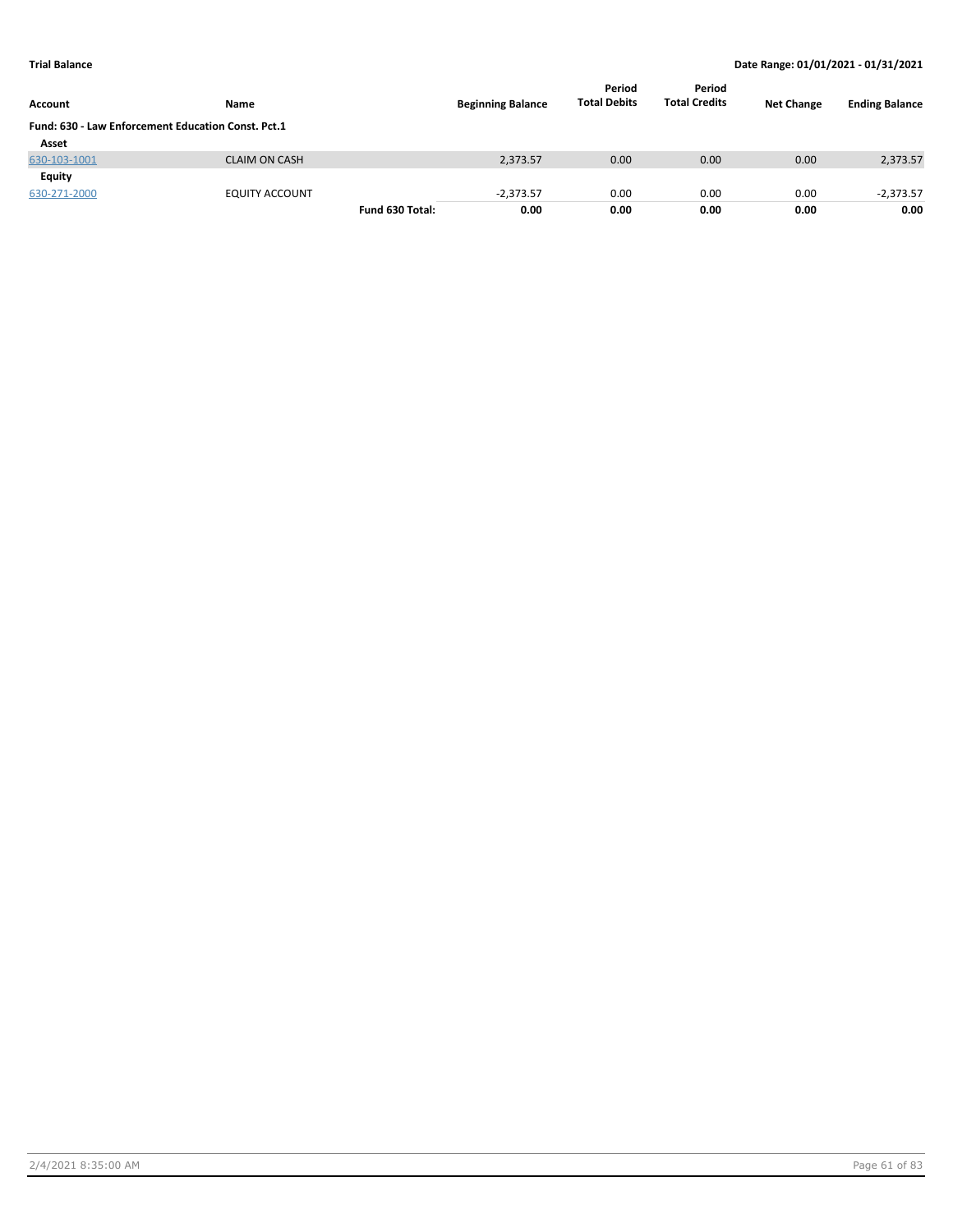**Trial Balance** | **Date Range: 01/01/2021 - 01/31/2021**

| Account | Name | | Beginning Balance | Period Total Debits | Period Total Credits | Net Change | Ending Balance |
|---|---|---|---|---|---|---|---|
| **Fund: 630 - Law Enforcement Education Const. Pct.1** | | | | | | | |
| **Asset** | | | | | | | |
| 630-103-1001 | CLAIM ON CASH | | 2,373.57 | 0.00 | 0.00 | 0.00 | 2,373.57 |
| **Equity** | | | | | | | |
| 630-271-2000 | EQUITY ACCOUNT | | -2,373.57 | 0.00 | 0.00 | 0.00 | -2,373.57 |
| | | **Fund 630 Total:** | **0.00** | **0.00** | **0.00** | **0.00** | **0.00** |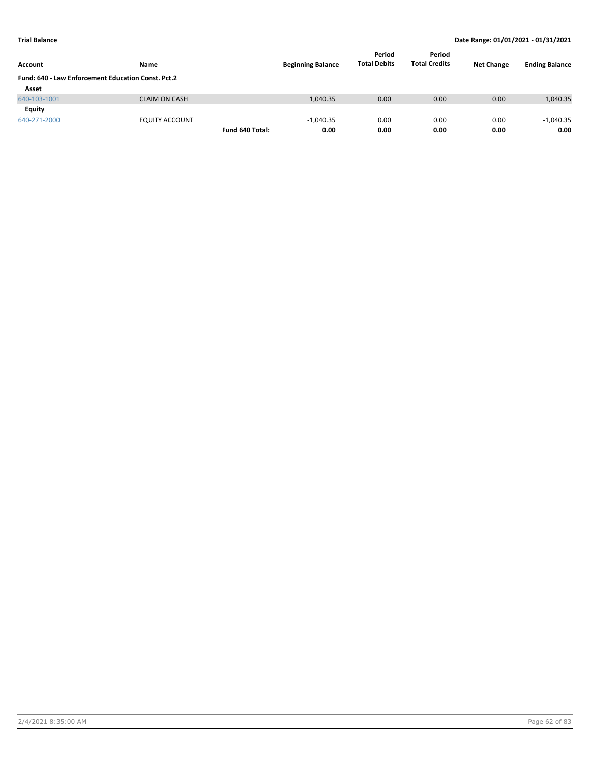**Trial Balance** | **Date Range: 01/01/2021 - 01/31/2021**

| Account | Name | | Beginning Balance | Period Total Debits | Period Total Credits | Net Change | Ending Balance |
|---|---|---|---|---|---|---|---|
| **Fund: 640 - Law Enforcement Education Const. Pct.2** | | | | | | | |
| **Asset** | | | | | | | |
| 640-103-1001 | CLAIM ON CASH | | 1,040.35 | 0.00 | 0.00 | 0.00 | 1,040.35 |
| **Equity** | | | | | | | |
| 640-271-2000 | EQUITY ACCOUNT | | -1,040.35 | 0.00 | 0.00 | 0.00 | -1,040.35 |
| | | **Fund 640 Total:** | **0.00** | **0.00** | **0.00** | **0.00** | **0.00** |

2/4/2021 8:35:00 AM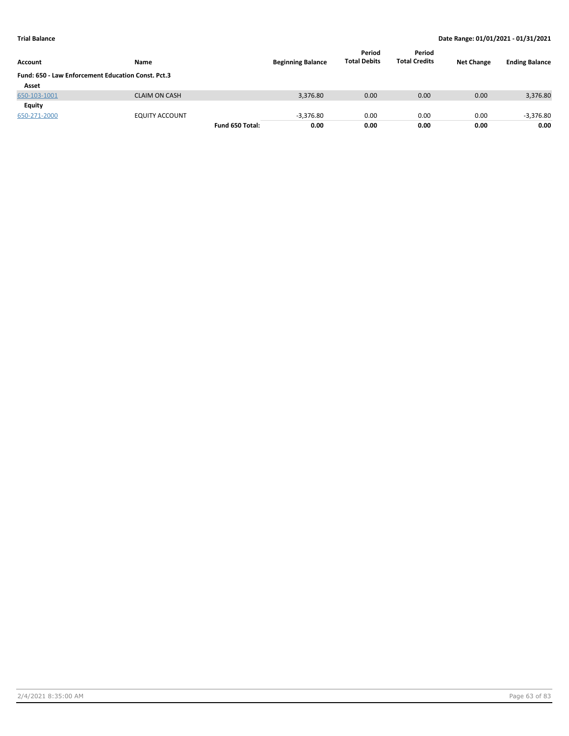**Trial Balance** **Date Range: 01/01/2021 - 01/31/2021**

| Account | Name | | Beginning Balance | Period Total Debits | Period Total Credits | Net Change | Ending Balance |
|---|---|---|---|---|---|---|---|
| **Fund: 650 - Law Enforcement Education Const. Pct.3** | | | | | | | |
| **Asset** | | | | | | | |
| 650-103-1001 | CLAIM ON CASH | | 3,376.80 | 0.00 | 0.00 | 0.00 | 3,376.80 |
| **Equity** | | | | | | | |
| 650-271-2000 | EQUITY ACCOUNT | | -3,376.80 | 0.00 | 0.00 | 0.00 | -3,376.80 |
| | | **Fund 650 Total:** | **0.00** | **0.00** | **0.00** | **0.00** | **0.00** |

2/4/2021 8:35:00 AM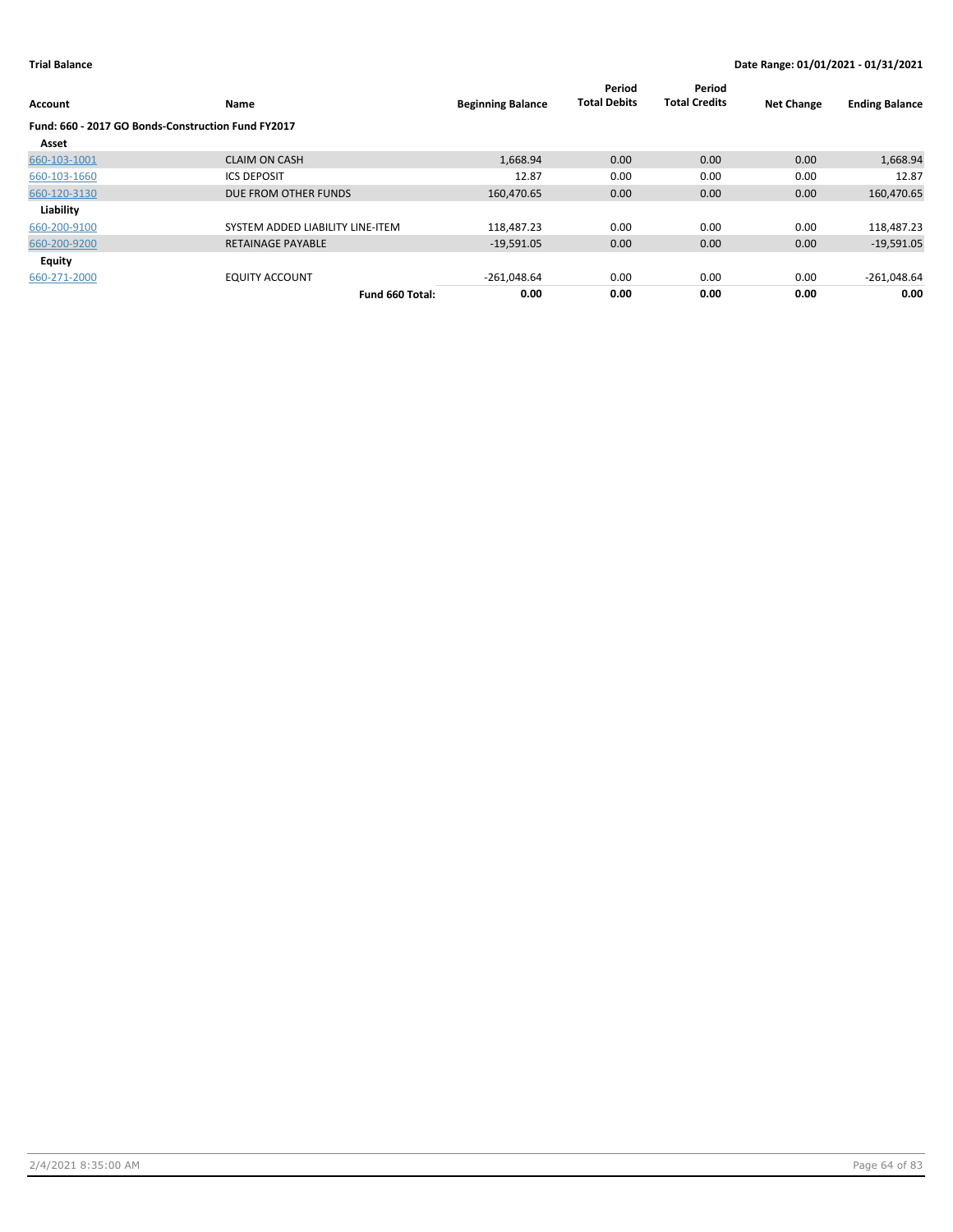**Trial Balance** | **Date Range: 01/01/2021 - 01/31/2021**

| Account | Name | Beginning Balance | Period Total Debits | Period Total Credits | Net Change | Ending Balance |
|---|---|---|---|---|---|---|
| **Fund: 660 - 2017 GO Bonds-Construction Fund FY2017** | | | | | | |
| **Asset** | | | | | | |
| 660-103-1001 | CLAIM ON CASH | 1,668.94 | 0.00 | 0.00 | 0.00 | 1,668.94 |
| 660-103-1660 | ICS DEPOSIT | 12.87 | 0.00 | 0.00 | 0.00 | 12.87 |
| 660-120-3130 | DUE FROM OTHER FUNDS | 160,470.65 | 0.00 | 0.00 | 0.00 | 160,470.65 |
| **Liability** | | | | | | |
| 660-200-9100 | SYSTEM ADDED LIABILITY LINE-ITEM | 118,487.23 | 0.00 | 0.00 | 0.00 | 118,487.23 |
| 660-200-9200 | RETAINAGE PAYABLE | -19,591.05 | 0.00 | 0.00 | 0.00 | -19,591.05 |
| **Equity** | | | | | | |
| 660-271-2000 | EQUITY ACCOUNT | -261,048.64 | 0.00 | 0.00 | 0.00 | -261,048.64 |
| | **Fund 660 Total:** | **0.00** | **0.00** | **0.00** | **0.00** | **0.00** |

2/4/2021 8:35:00 AM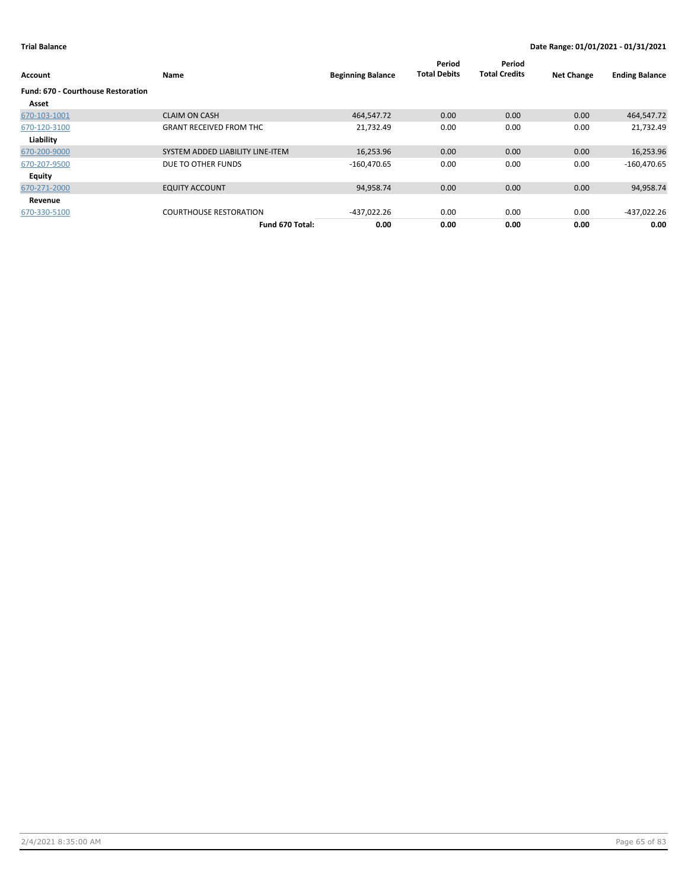**Trial Balance** | **Date Range: 01/01/2021 - 01/31/2021**

| Account | Name | Beginning Balance | Period Total Debits | Period Total Credits | Net Change | Ending Balance |
|---|---|---|---|---|---|---|
| **Fund: 670 - Courthouse Restoration** | | | | | | |
| **Asset** | | | | | | |
| 670-103-1001 | CLAIM ON CASH | 464,547.72 | 0.00 | 0.00 | 0.00 | 464,547.72 |
| 670-120-3100 | GRANT RECEIVED FROM THC | 21,732.49 | 0.00 | 0.00 | 0.00 | 21,732.49 |
| **Liability** | | | | | | |
| 670-200-9000 | SYSTEM ADDED LIABILITY LINE-ITEM | 16,253.96 | 0.00 | 0.00 | 0.00 | 16,253.96 |
| 670-207-9500 | DUE TO OTHER FUNDS | -160,470.65 | 0.00 | 0.00 | 0.00 | -160,470.65 |
| **Equity** | | | | | | |
| 670-271-2000 | EQUITY ACCOUNT | 94,958.74 | 0.00 | 0.00 | 0.00 | 94,958.74 |
| **Revenue** | | | | | | |
| 670-330-5100 | COURTHOUSE RESTORATION | -437,022.26 | 0.00 | 0.00 | 0.00 | -437,022.26 |
| | **Fund 670 Total:** | **0.00** | **0.00** | **0.00** | **0.00** | **0.00** |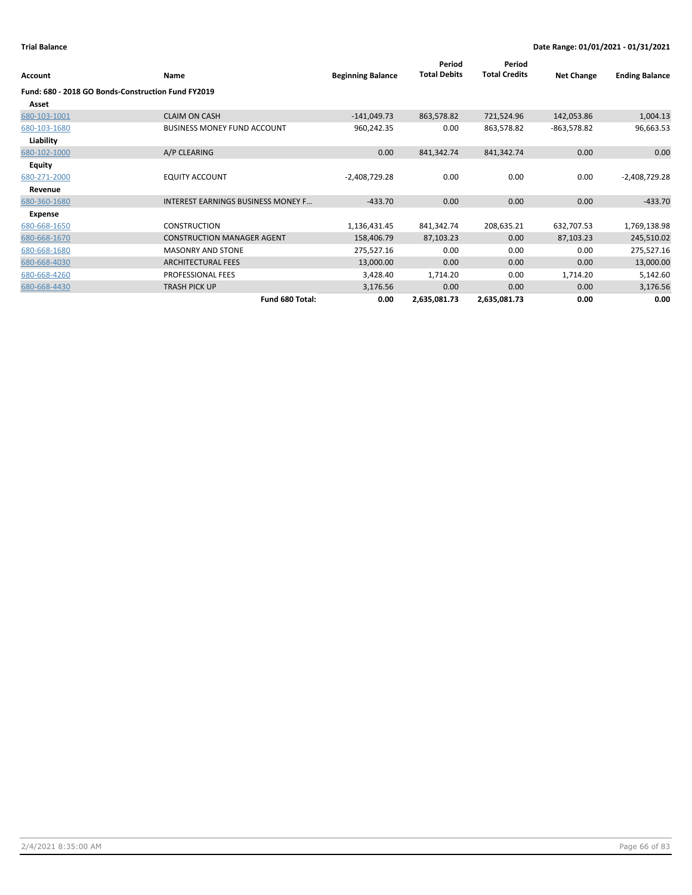**Trial Balance** **Date Range: 01/01/2021 - 01/31/2021**

| Account | Name | Beginning Balance | Period Total Debits | Period Total Credits | Net Change | Ending Balance |
|---|---|---|---|---|---|---|
| **Fund: 680 - 2018 GO Bonds-Construction Fund FY2019** | | | | | | |
| **Asset** | | | | | | |
| 680-103-1001 | CLAIM ON CASH | -141,049.73 | 863,578.82 | 721,524.96 | 142,053.86 | 1,004.13 |
| 680-103-1680 | BUSINESS MONEY FUND ACCOUNT | 960,242.35 | 0.00 | 863,578.82 | -863,578.82 | 96,663.53 |
| **Liability** | | | | | | |
| 680-102-1000 | A/P CLEARING | 0.00 | 841,342.74 | 841,342.74 | 0.00 | 0.00 |
| **Equity** | | | | | | |
| 680-271-2000 | EQUITY ACCOUNT | -2,408,729.28 | 0.00 | 0.00 | 0.00 | -2,408,729.28 |
| **Revenue** | | | | | | |
| 680-360-1680 | INTEREST EARNINGS BUSINESS MONEY F... | -433.70 | 0.00 | 0.00 | 0.00 | -433.70 |
| **Expense** | | | | | | |
| 680-668-1650 | CONSTRUCTION | 1,136,431.45 | 841,342.74 | 208,635.21 | 632,707.53 | 1,769,138.98 |
| 680-668-1670 | CONSTRUCTION MANAGER AGENT | 158,406.79 | 87,103.23 | 0.00 | 87,103.23 | 245,510.02 |
| 680-668-1680 | MASONRY AND STONE | 275,527.16 | 0.00 | 0.00 | 0.00 | 275,527.16 |
| 680-668-4030 | ARCHITECTURAL FEES | 13,000.00 | 0.00 | 0.00 | 0.00 | 13,000.00 |
| 680-668-4260 | PROFESSIONAL FEES | 3,428.40 | 1,714.20 | 0.00 | 1,714.20 | 5,142.60 |
| 680-668-4430 | TRASH PICK UP | 3,176.56 | 0.00 | 0.00 | 0.00 | 3,176.56 |
| | **Fund 680 Total:** | **0.00** | **2,635,081.73** | **2,635,081.73** | **0.00** | **0.00** |

2/4/2021 8:35:00 AM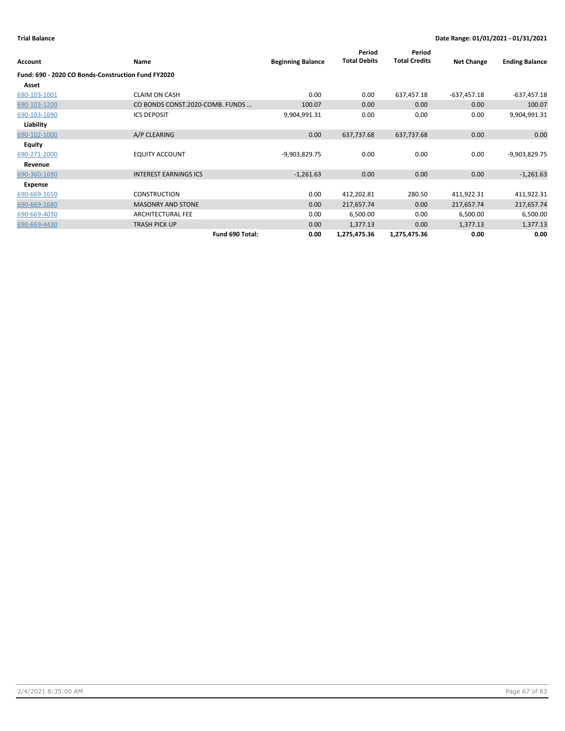**Trial Balance** — **Date Range: 01/01/2021 - 01/31/2021**

| Account | Name | Beginning Balance | Period Total Debits | Period Total Credits | Net Change | Ending Balance |
|---|---|---|---|---|---|---|
| **Fund: 690 - 2020 CO Bonds-Construction Fund FY2020** | | | | | | |
| **Asset** | | | | | | |
| 690-103-1001 | CLAIM ON CASH | 0.00 | 0.00 | 637,457.18 | -637,457.18 | -637,457.18 |
| 690-103-1200 | CO BONDS CONST.2020-COMB. FUNDS ... | 100.07 | 0.00 | 0.00 | 0.00 | 100.07 |
| 690-103-1690 | ICS DEPOSIT | 9,904,991.31 | 0.00 | 0.00 | 0.00 | 9,904,991.31 |
| **Liability** | | | | | | |
| 690-102-1000 | A/P CLEARING | 0.00 | 637,737.68 | 637,737.68 | 0.00 | 0.00 |
| **Equity** | | | | | | |
| 690-271-2000 | EQUITY ACCOUNT | -9,903,829.75 | 0.00 | 0.00 | 0.00 | -9,903,829.75 |
| **Revenue** | | | | | | |
| 690-360-1690 | INTEREST EARNINGS ICS | -1,261.63 | 0.00 | 0.00 | 0.00 | -1,261.63 |
| **Expense** | | | | | | |
| 690-669-1650 | CONSTRUCTION | 0.00 | 412,202.81 | 280.50 | 411,922.31 | 411,922.31 |
| 690-669-1680 | MASONRY AND STONE | 0.00 | 217,657.74 | 0.00 | 217,657.74 | 217,657.74 |
| 690-669-4030 | ARCHITECTURAL FEE | 0.00 | 6,500.00 | 0.00 | 6,500.00 | 6,500.00 |
| 690-669-4430 | TRASH PICK UP | 0.00 | 1,377.13 | 0.00 | 1,377.13 | 1,377.13 |
| | **Fund 690 Total:** | **0.00** | **1,275,475.36** | **1,275,475.36** | **0.00** | **0.00** |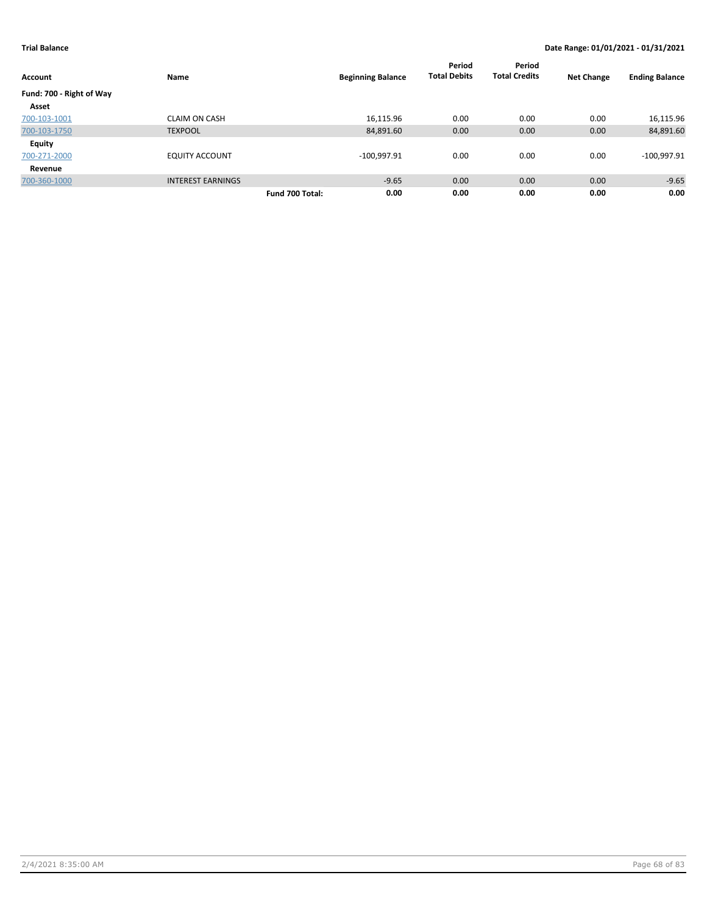**Trial Balance** **Date Range: 01/01/2021 - 01/31/2021**

| Account | Name | | Beginning Balance | Period Total Debits | Period Total Credits | Net Change | Ending Balance |
|---|---|---|---|---|---|---|---|
| **Fund: 700 - Right of Way** | | | | | | | |
| **Asset** | | | | | | | |
| 700-103-1001 | CLAIM ON CASH | | 16,115.96 | 0.00 | 0.00 | 0.00 | 16,115.96 |
| 700-103-1750 | TEXPOOL | | 84,891.60 | 0.00 | 0.00 | 0.00 | 84,891.60 |
| **Equity** | | | | | | | |
| 700-271-2000 | EQUITY ACCOUNT | | -100,997.91 | 0.00 | 0.00 | 0.00 | -100,997.91 |
| **Revenue** | | | | | | | |
| 700-360-1000 | INTEREST EARNINGS | | -9.65 | 0.00 | 0.00 | 0.00 | -9.65 |
| | | **Fund 700 Total:** | **0.00** | **0.00** | **0.00** | **0.00** | **0.00** |

2/4/2021 8:35:00 AM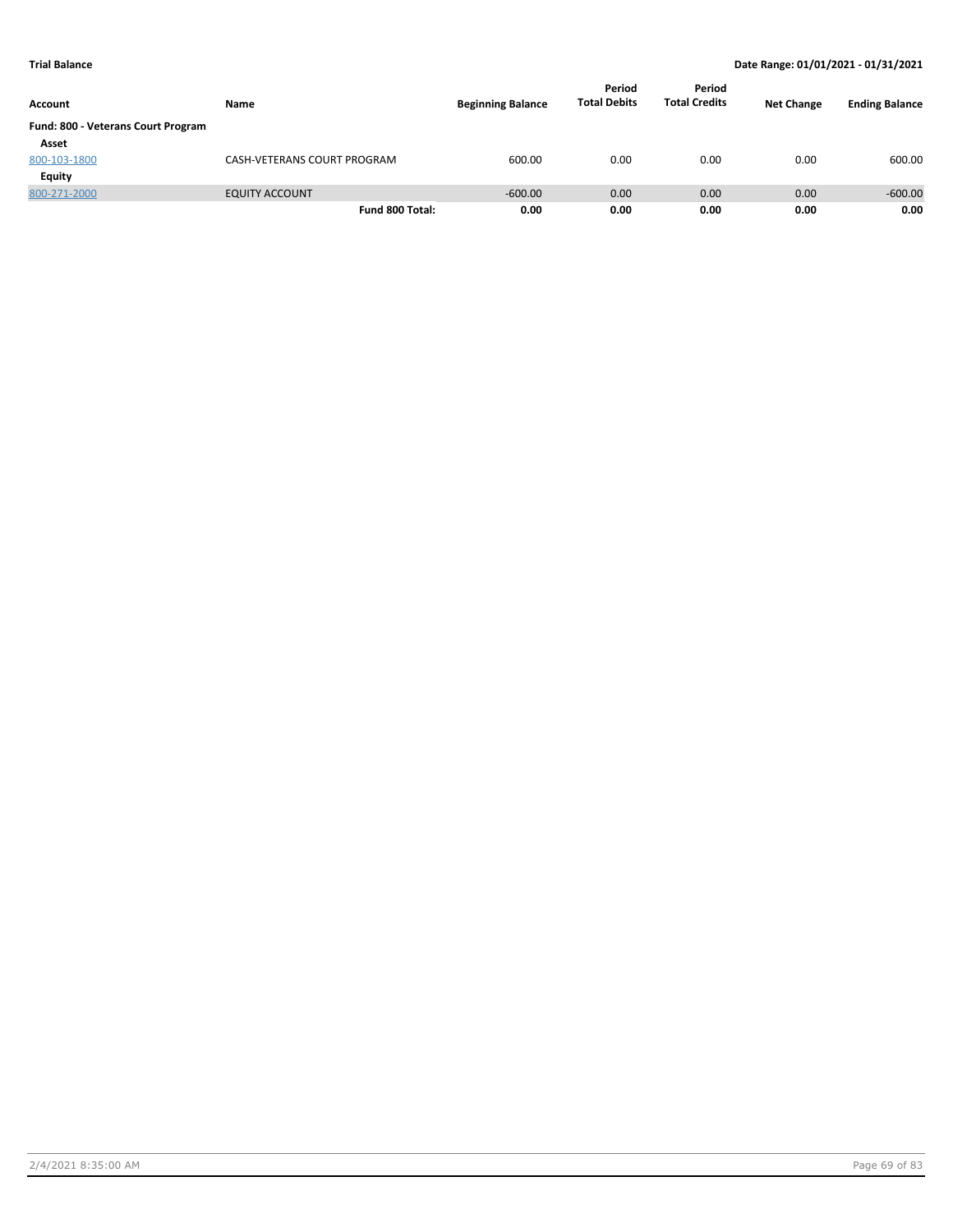**Trial Balance** **Date Range: 01/01/2021 - 01/31/2021**

| Account | Name | Beginning Balance | Period Total Debits | Period Total Credits | Net Change | Ending Balance |
|---|---|---|---|---|---|---|
| **Fund: 800 - Veterans Court Program** | | | | | | |
| **Asset** | | | | | | |
| 800-103-1800 | CASH-VETERANS COURT PROGRAM | 600.00 | 0.00 | 0.00 | 0.00 | 600.00 |
| **Equity** | | | | | | |
| 800-271-2000 | EQUITY ACCOUNT | -600.00 | 0.00 | 0.00 | 0.00 | -600.00 |
| | **Fund 800 Total:** | **0.00** | **0.00** | **0.00** | **0.00** | **0.00** |

2/4/2021 8:35:00 AM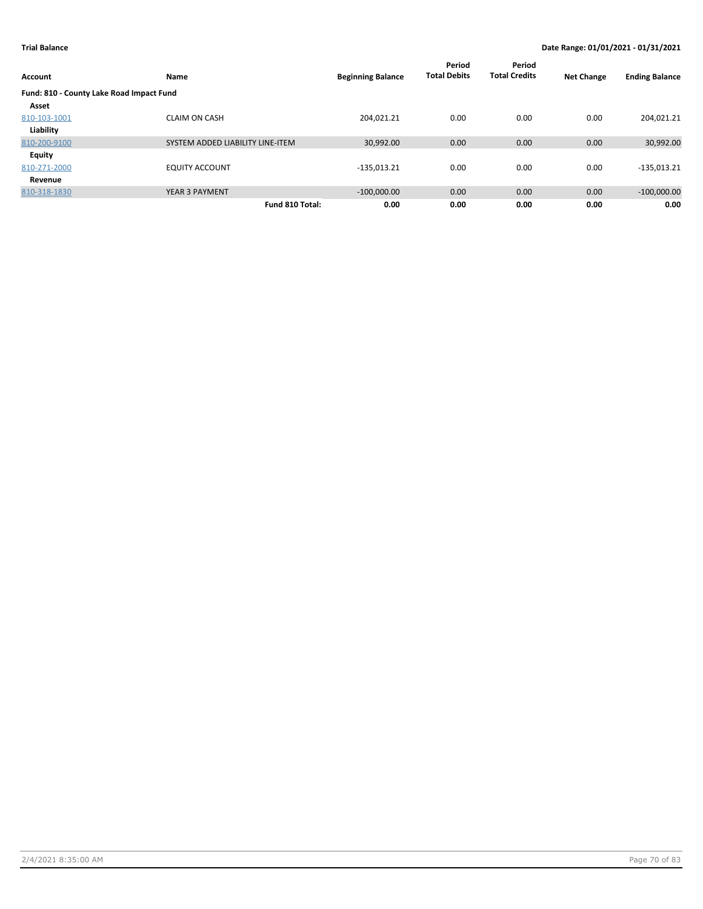**Trial Balance** **Date Range: 01/01/2021 - 01/31/2021**

| Account | Name | Beginning Balance | Period Total Debits | Period Total Credits | Net Change | Ending Balance |
|---|---|---|---|---|---|---|
| **Fund: 810 - County Lake Road Impact Fund** | | | | | | |
| **Asset** | | | | | | |
| 810-103-1001 | CLAIM ON CASH | 204,021.21 | 0.00 | 0.00 | 0.00 | 204,021.21 |
| **Liability** | | | | | | |
| 810-200-9100 | SYSTEM ADDED LIABILITY LINE-ITEM | 30,992.00 | 0.00 | 0.00 | 0.00 | 30,992.00 |
| **Equity** | | | | | | |
| 810-271-2000 | EQUITY ACCOUNT | -135,013.21 | 0.00 | 0.00 | 0.00 | -135,013.21 |
| **Revenue** | | | | | | |
| 810-318-1830 | YEAR 3 PAYMENT | -100,000.00 | 0.00 | 0.00 | 0.00 | -100,000.00 |
| | **Fund 810 Total:** | **0.00** | **0.00** | **0.00** | **0.00** | **0.00** |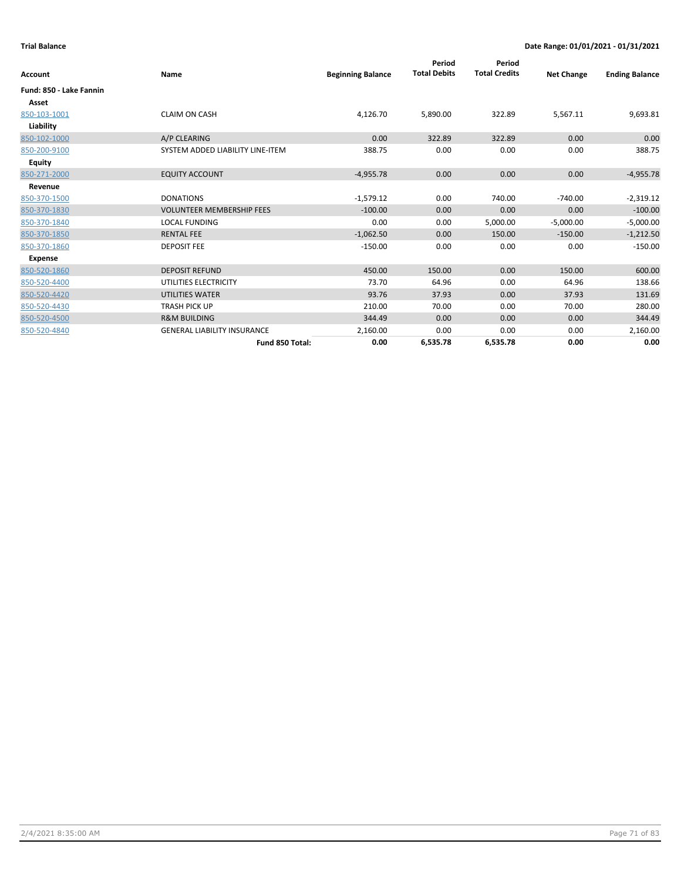**Trial Balance** **Date Range: 01/01/2021 - 01/31/2021**

| Account | Name | Beginning Balance | Period Total Debits | Period Total Credits | Net Change | Ending Balance |
|---|---|---|---|---|---|---|
| **Fund: 850 - Lake Fannin** | | | | | | |
| **Asset** | | | | | | |
| 850-103-1001 | CLAIM ON CASH | 4,126.70 | 5,890.00 | 322.89 | 5,567.11 | 9,693.81 |
| **Liability** | | | | | | |
| 850-102-1000 | A/P CLEARING | 0.00 | 322.89 | 322.89 | 0.00 | 0.00 |
| 850-200-9100 | SYSTEM ADDED LIABILITY LINE-ITEM | 388.75 | 0.00 | 0.00 | 0.00 | 388.75 |
| **Equity** | | | | | | |
| 850-271-2000 | EQUITY ACCOUNT | -4,955.78 | 0.00 | 0.00 | 0.00 | -4,955.78 |
| **Revenue** | | | | | | |
| 850-370-1500 | DONATIONS | -1,579.12 | 0.00 | 740.00 | -740.00 | -2,319.12 |
| 850-370-1830 | VOLUNTEER MEMBERSHIP FEES | -100.00 | 0.00 | 0.00 | 0.00 | -100.00 |
| 850-370-1840 | LOCAL FUNDING | 0.00 | 0.00 | 5,000.00 | -5,000.00 | -5,000.00 |
| 850-370-1850 | RENTAL FEE | -1,062.50 | 0.00 | 150.00 | -150.00 | -1,212.50 |
| 850-370-1860 | DEPOSIT FEE | -150.00 | 0.00 | 0.00 | 0.00 | -150.00 |
| **Expense** | | | | | | |
| 850-520-1860 | DEPOSIT REFUND | 450.00 | 150.00 | 0.00 | 150.00 | 600.00 |
| 850-520-4400 | UTILITIES ELECTRICITY | 73.70 | 64.96 | 0.00 | 64.96 | 138.66 |
| 850-520-4420 | UTILITIES WATER | 93.76 | 37.93 | 0.00 | 37.93 | 131.69 |
| 850-520-4430 | TRASH PICK UP | 210.00 | 70.00 | 0.00 | 70.00 | 280.00 |
| 850-520-4500 | R&M BUILDING | 344.49 | 0.00 | 0.00 | 0.00 | 344.49 |
| 850-520-4840 | GENERAL LIABILITY INSURANCE | 2,160.00 | 0.00 | 0.00 | 0.00 | 2,160.00 |
| | **Fund 850 Total:** | **0.00** | **6,535.78** | **6,535.78** | **0.00** | **0.00** |

2/4/2021 8:35:00 AM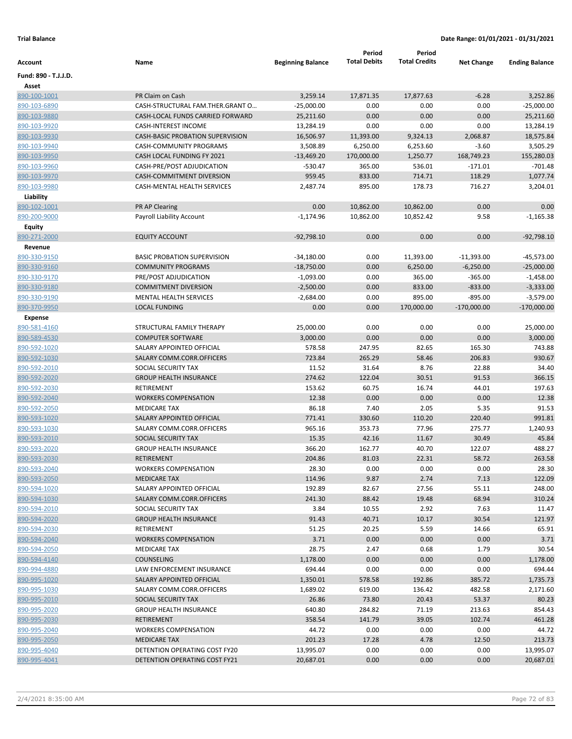**Trial Balance** — **Date Range: 01/01/2021 - 01/31/2021**

| Account | Name | Beginning Balance | Period Total Debits | Period Total Credits | Net Change | Ending Balance |
|---|---|---|---|---|---|---|
| **Fund: 890 - T.J.J.D.** | | | | | | |
| **Asset** | | | | | | |
| 890-100-1001 | PR Claim on Cash | 3,259.14 | 17,871.35 | 17,877.63 | -6.28 | 3,252.86 |
| 890-103-6890 | CASH-STRUCTURAL FAM.THER.GRANT O... | -25,000.00 | 0.00 | 0.00 | 0.00 | -25,000.00 |
| 890-103-9880 | CASH-LOCAL FUNDS CARRIED FORWARD | 25,211.60 | 0.00 | 0.00 | 0.00 | 25,211.60 |
| 890-103-9920 | CASH-INTEREST INCOME | 13,284.19 | 0.00 | 0.00 | 0.00 | 13,284.19 |
| 890-103-9930 | CASH-BASIC PROBATION SUPERVISION | 16,506.97 | 11,393.00 | 9,324.13 | 2,068.87 | 18,575.84 |
| 890-103-9940 | CASH-COMMUNITY PROGRAMS | 3,508.89 | 6,250.00 | 6,253.60 | -3.60 | 3,505.29 |
| 890-103-9950 | CASH LOCAL FUNDING FY 2021 | -13,469.20 | 170,000.00 | 1,250.77 | 168,749.23 | 155,280.03 |
| 890-103-9960 | CASH-PRE/POST ADJUDICATION | -530.47 | 365.00 | 536.01 | -171.01 | -701.48 |
| 890-103-9970 | CASH-COMMITMENT DIVERSION | 959.45 | 833.00 | 714.71 | 118.29 | 1,077.74 |
| 890-103-9980 | CASH-MENTAL HEALTH SERVICES | 2,487.74 | 895.00 | 178.73 | 716.27 | 3,204.01 |
| **Liability** | | | | | | |
| 890-102-1001 | PR AP Clearing | 0.00 | 10,862.00 | 10,862.00 | 0.00 | 0.00 |
| 890-200-9000 | Payroll Liability Account | -1,174.96 | 10,862.00 | 10,852.42 | 9.58 | -1,165.38 |
| **Equity** | | | | | | |
| 890-271-2000 | EQUITY ACCOUNT | -92,798.10 | 0.00 | 0.00 | 0.00 | -92,798.10 |
| **Revenue** | | | | | | |
| 890-330-9150 | BASIC PROBATION SUPERVISION | -34,180.00 | 0.00 | 11,393.00 | -11,393.00 | -45,573.00 |
| 890-330-9160 | COMMUNITY PROGRAMS | -18,750.00 | 0.00 | 6,250.00 | -6,250.00 | -25,000.00 |
| 890-330-9170 | PRE/POST ADJUDICATION | -1,093.00 | 0.00 | 365.00 | -365.00 | -1,458.00 |
| 890-330-9180 | COMMITMENT DIVERSION | -2,500.00 | 0.00 | 833.00 | -833.00 | -3,333.00 |
| 890-330-9190 | MENTAL HEALTH SERVICES | -2,684.00 | 0.00 | 895.00 | -895.00 | -3,579.00 |
| 890-370-9950 | LOCAL FUNDING | 0.00 | 0.00 | 170,000.00 | -170,000.00 | -170,000.00 |
| **Expense** | | | | | | |
| 890-581-4160 | STRUCTURAL FAMILY THERAPY | 25,000.00 | 0.00 | 0.00 | 0.00 | 25,000.00 |
| 890-589-4530 | COMPUTER SOFTWARE | 3,000.00 | 0.00 | 0.00 | 0.00 | 3,000.00 |
| 890-592-1020 | SALARY APPOINTED OFFICIAL | 578.58 | 247.95 | 82.65 | 165.30 | 743.88 |
| 890-592-1030 | SALARY COMM.CORR.OFFICERS | 723.84 | 265.29 | 58.46 | 206.83 | 930.67 |
| 890-592-2010 | SOCIAL SECURITY TAX | 11.52 | 31.64 | 8.76 | 22.88 | 34.40 |
| 890-592-2020 | GROUP HEALTH INSURANCE | 274.62 | 122.04 | 30.51 | 91.53 | 366.15 |
| 890-592-2030 | RETIREMENT | 153.62 | 60.75 | 16.74 | 44.01 | 197.63 |
| 890-592-2040 | WORKERS COMPENSATION | 12.38 | 0.00 | 0.00 | 0.00 | 12.38 |
| 890-592-2050 | MEDICARE TAX | 86.18 | 7.40 | 2.05 | 5.35 | 91.53 |
| 890-593-1020 | SALARY APPOINTED OFFICIAL | 771.41 | 330.60 | 110.20 | 220.40 | 991.81 |
| 890-593-1030 | SALARY COMM.CORR.OFFICERS | 965.16 | 353.73 | 77.96 | 275.77 | 1,240.93 |
| 890-593-2010 | SOCIAL SECURITY TAX | 15.35 | 42.16 | 11.67 | 30.49 | 45.84 |
| 890-593-2020 | GROUP HEALTH INSURANCE | 366.20 | 162.77 | 40.70 | 122.07 | 488.27 |
| 890-593-2030 | RETIREMENT | 204.86 | 81.03 | 22.31 | 58.72 | 263.58 |
| 890-593-2040 | WORKERS COMPENSATION | 28.30 | 0.00 | 0.00 | 0.00 | 28.30 |
| 890-593-2050 | MEDICARE TAX | 114.96 | 9.87 | 2.74 | 7.13 | 122.09 |
| 890-594-1020 | SALARY APPOINTED OFFICIAL | 192.89 | 82.67 | 27.56 | 55.11 | 248.00 |
| 890-594-1030 | SALARY COMM.CORR.OFFICERS | 241.30 | 88.42 | 19.48 | 68.94 | 310.24 |
| 890-594-2010 | SOCIAL SECURITY TAX | 3.84 | 10.55 | 2.92 | 7.63 | 11.47 |
| 890-594-2020 | GROUP HEALTH INSURANCE | 91.43 | 40.71 | 10.17 | 30.54 | 121.97 |
| 890-594-2030 | RETIREMENT | 51.25 | 20.25 | 5.59 | 14.66 | 65.91 |
| 890-594-2040 | WORKERS COMPENSATION | 3.71 | 0.00 | 0.00 | 0.00 | 3.71 |
| 890-594-2050 | MEDICARE TAX | 28.75 | 2.47 | 0.68 | 1.79 | 30.54 |
| 890-594-4140 | COUNSELING | 1,178.00 | 0.00 | 0.00 | 0.00 | 1,178.00 |
| 890-994-4880 | LAW ENFORCEMENT INSURANCE | 694.44 | 0.00 | 0.00 | 0.00 | 694.44 |
| 890-995-1020 | SALARY APPOINTED OFFICIAL | 1,350.01 | 578.58 | 192.86 | 385.72 | 1,735.73 |
| 890-995-1030 | SALARY COMM.CORR.OFFICERS | 1,689.02 | 619.00 | 136.42 | 482.58 | 2,171.60 |
| 890-995-2010 | SOCIAL SECURITY TAX | 26.86 | 73.80 | 20.43 | 53.37 | 80.23 |
| 890-995-2020 | GROUP HEALTH INSURANCE | 640.80 | 284.82 | 71.19 | 213.63 | 854.43 |
| 890-995-2030 | RETIREMENT | 358.54 | 141.79 | 39.05 | 102.74 | 461.28 |
| 890-995-2040 | WORKERS COMPENSATION | 44.72 | 0.00 | 0.00 | 0.00 | 44.72 |
| 890-995-2050 | MEDICARE TAX | 201.23 | 17.28 | 4.78 | 12.50 | 213.73 |
| 890-995-4040 | DETENTION OPERATING COST FY20 | 13,995.07 | 0.00 | 0.00 | 0.00 | 13,995.07 |
| 890-995-4041 | DETENTION OPERATING COST FY21 | 20,687.01 | 0.00 | 0.00 | 0.00 | 20,687.01 |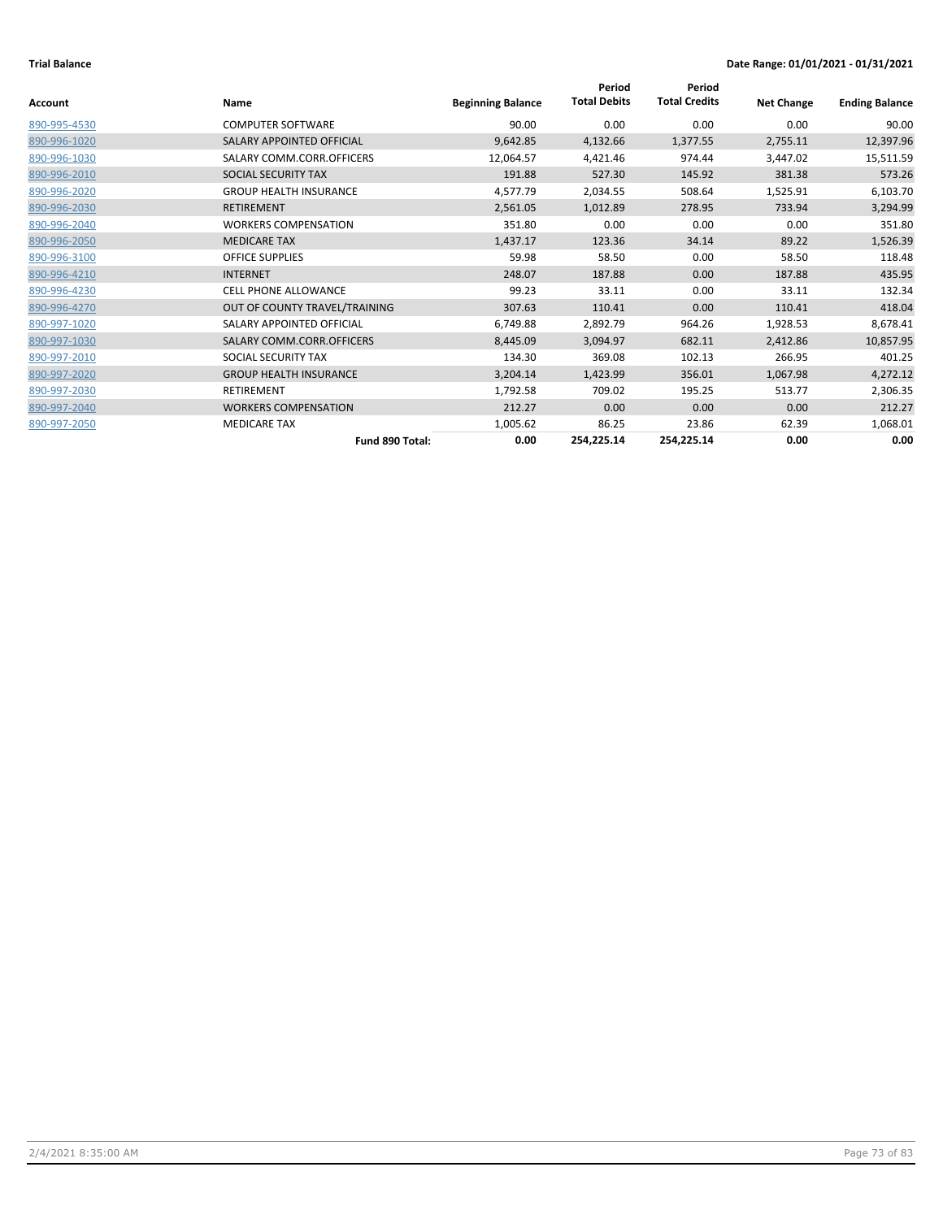**Trial Balance** **Date Range: 01/01/2021 - 01/31/2021**

| Account | Name | Beginning Balance | Period Total Debits | Period Total Credits | Net Change | Ending Balance |
|---|---|---|---|---|---|---|
| 890-995-4530 | COMPUTER SOFTWARE | 90.00 | 0.00 | 0.00 | 0.00 | 90.00 |
| 890-996-1020 | SALARY APPOINTED OFFICIAL | 9,642.85 | 4,132.66 | 1,377.55 | 2,755.11 | 12,397.96 |
| 890-996-1030 | SALARY COMM.CORR.OFFICERS | 12,064.57 | 4,421.46 | 974.44 | 3,447.02 | 15,511.59 |
| 890-996-2010 | SOCIAL SECURITY TAX | 191.88 | 527.30 | 145.92 | 381.38 | 573.26 |
| 890-996-2020 | GROUP HEALTH INSURANCE | 4,577.79 | 2,034.55 | 508.64 | 1,525.91 | 6,103.70 |
| 890-996-2030 | RETIREMENT | 2,561.05 | 1,012.89 | 278.95 | 733.94 | 3,294.99 |
| 890-996-2040 | WORKERS COMPENSATION | 351.80 | 0.00 | 0.00 | 0.00 | 351.80 |
| 890-996-2050 | MEDICARE TAX | 1,437.17 | 123.36 | 34.14 | 89.22 | 1,526.39 |
| 890-996-3100 | OFFICE SUPPLIES | 59.98 | 58.50 | 0.00 | 58.50 | 118.48 |
| 890-996-4210 | INTERNET | 248.07 | 187.88 | 0.00 | 187.88 | 435.95 |
| 890-996-4230 | CELL PHONE ALLOWANCE | 99.23 | 33.11 | 0.00 | 33.11 | 132.34 |
| 890-996-4270 | OUT OF COUNTY TRAVEL/TRAINING | 307.63 | 110.41 | 0.00 | 110.41 | 418.04 |
| 890-997-1020 | SALARY APPOINTED OFFICIAL | 6,749.88 | 2,892.79 | 964.26 | 1,928.53 | 8,678.41 |
| 890-997-1030 | SALARY COMM.CORR.OFFICERS | 8,445.09 | 3,094.97 | 682.11 | 2,412.86 | 10,857.95 |
| 890-997-2010 | SOCIAL SECURITY TAX | 134.30 | 369.08 | 102.13 | 266.95 | 401.25 |
| 890-997-2020 | GROUP HEALTH INSURANCE | 3,204.14 | 1,423.99 | 356.01 | 1,067.98 | 4,272.12 |
| 890-997-2030 | RETIREMENT | 1,792.58 | 709.02 | 195.25 | 513.77 | 2,306.35 |
| 890-997-2040 | WORKERS COMPENSATION | 212.27 | 0.00 | 0.00 | 0.00 | 212.27 |
| 890-997-2050 | MEDICARE TAX | 1,005.62 | 86.25 | 23.86 | 62.39 | 1,068.01 |
| | **Fund 890 Total:** | **0.00** | **254,225.14** | **254,225.14** | **0.00** | **0.00** |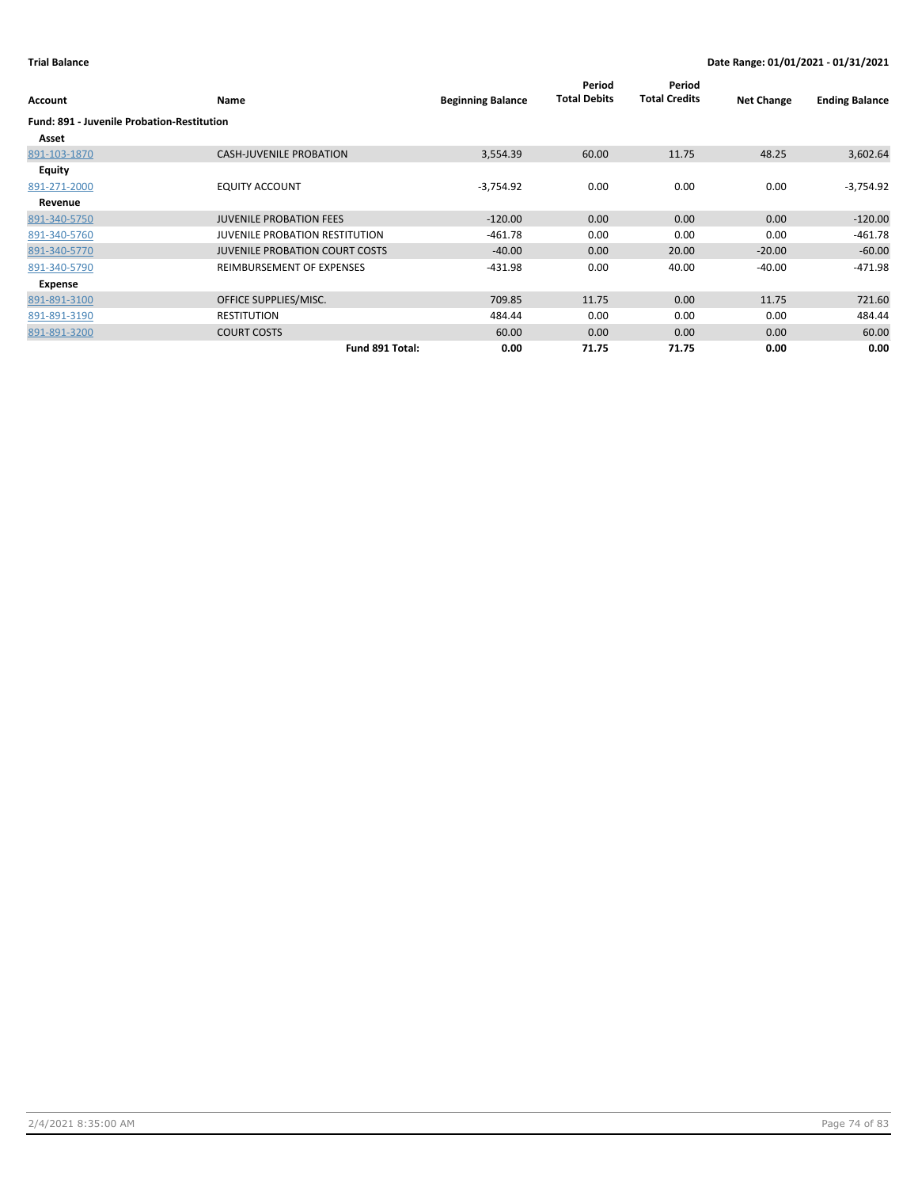**Trial Balance** | **Date Range: 01/01/2021 - 01/31/2021**

| Account | Name | Beginning Balance | Period Total Debits | Period Total Credits | Net Change | Ending Balance |
|---|---|---|---|---|---|---|
| **Fund: 891 - Juvenile Probation-Restitution** | | | | | | |
| **Asset** | | | | | | |
| 891-103-1870 | CASH-JUVENILE PROBATION | 3,554.39 | 60.00 | 11.75 | 48.25 | 3,602.64 |
| **Equity** | | | | | | |
| 891-271-2000 | EQUITY ACCOUNT | -3,754.92 | 0.00 | 0.00 | 0.00 | -3,754.92 |
| **Revenue** | | | | | | |
| 891-340-5750 | JUVENILE PROBATION FEES | -120.00 | 0.00 | 0.00 | 0.00 | -120.00 |
| 891-340-5760 | JUVENILE PROBATION RESTITUTION | -461.78 | 0.00 | 0.00 | 0.00 | -461.78 |
| 891-340-5770 | JUVENILE PROBATION COURT COSTS | -40.00 | 0.00 | 20.00 | -20.00 | -60.00 |
| 891-340-5790 | REIMBURSEMENT OF EXPENSES | -431.98 | 0.00 | 40.00 | -40.00 | -471.98 |
| **Expense** | | | | | | |
| 891-891-3100 | OFFICE SUPPLIES/MISC. | 709.85 | 11.75 | 0.00 | 11.75 | 721.60 |
| 891-891-3190 | RESTITUTION | 484.44 | 0.00 | 0.00 | 0.00 | 484.44 |
| 891-891-3200 | COURT COSTS | 60.00 | 0.00 | 0.00 | 0.00 | 60.00 |
| | **Fund 891 Total:** | **0.00** | **71.75** | **71.75** | **0.00** | **0.00** |

2/4/2021 8:35:00 AM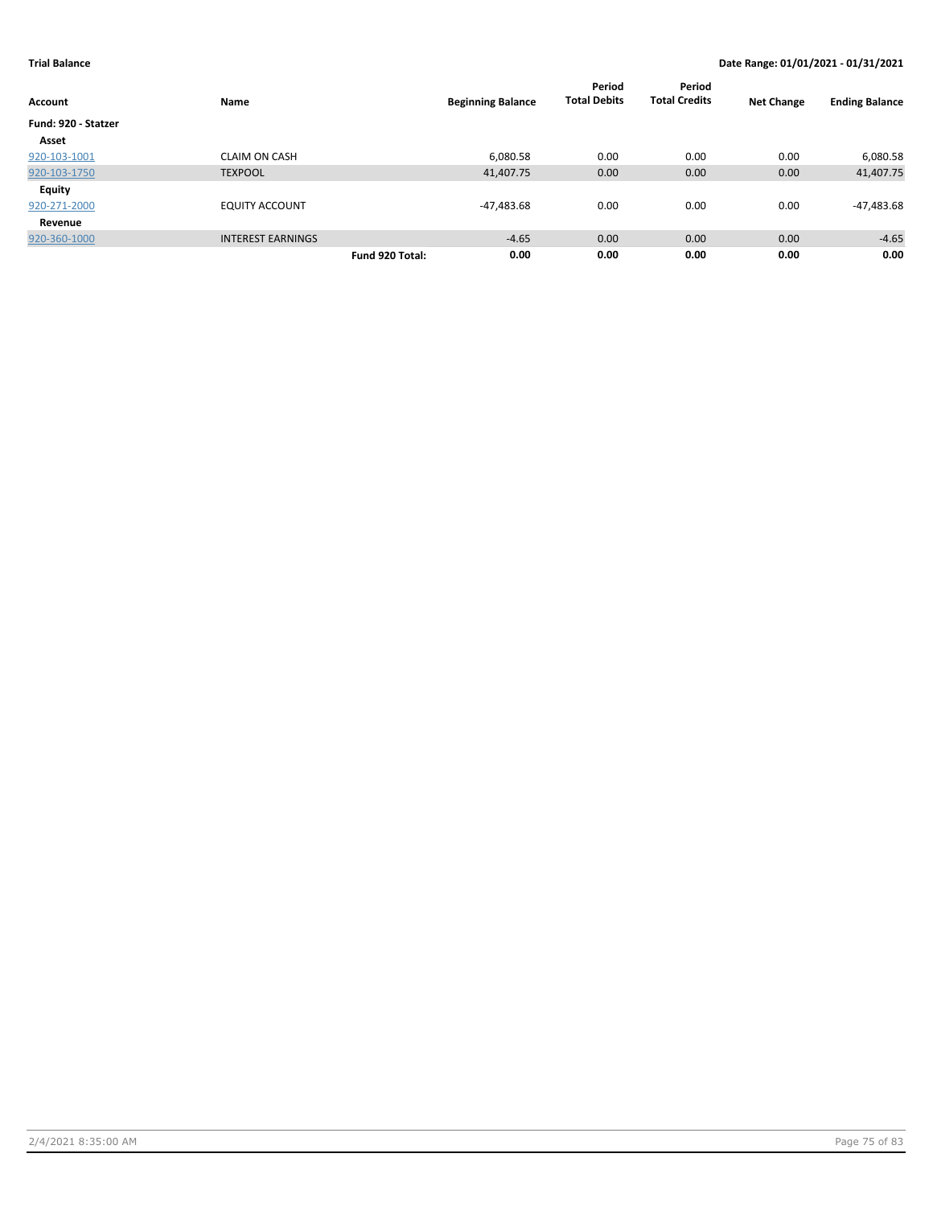**Trial Balance** — **Date Range: 01/01/2021 - 01/31/2021**

| Account | Name | | Beginning Balance | Period Total Debits | Period Total Credits | Net Change | Ending Balance |
|---|---|---|---|---|---|---|---|
| **Fund: 920 - Statzer** | | | | | | | |
| **Asset** | | | | | | | |
| 920-103-1001 | CLAIM ON CASH | | 6,080.58 | 0.00 | 0.00 | 0.00 | 6,080.58 |
| 920-103-1750 | TEXPOOL | | 41,407.75 | 0.00 | 0.00 | 0.00 | 41,407.75 |
| **Equity** | | | | | | | |
| 920-271-2000 | EQUITY ACCOUNT | | -47,483.68 | 0.00 | 0.00 | 0.00 | -47,483.68 |
| **Revenue** | | | | | | | |
| 920-360-1000 | INTEREST EARNINGS | | -4.65 | 0.00 | 0.00 | 0.00 | -4.65 |
| | | **Fund 920 Total:** | **0.00** | **0.00** | **0.00** | **0.00** | **0.00** |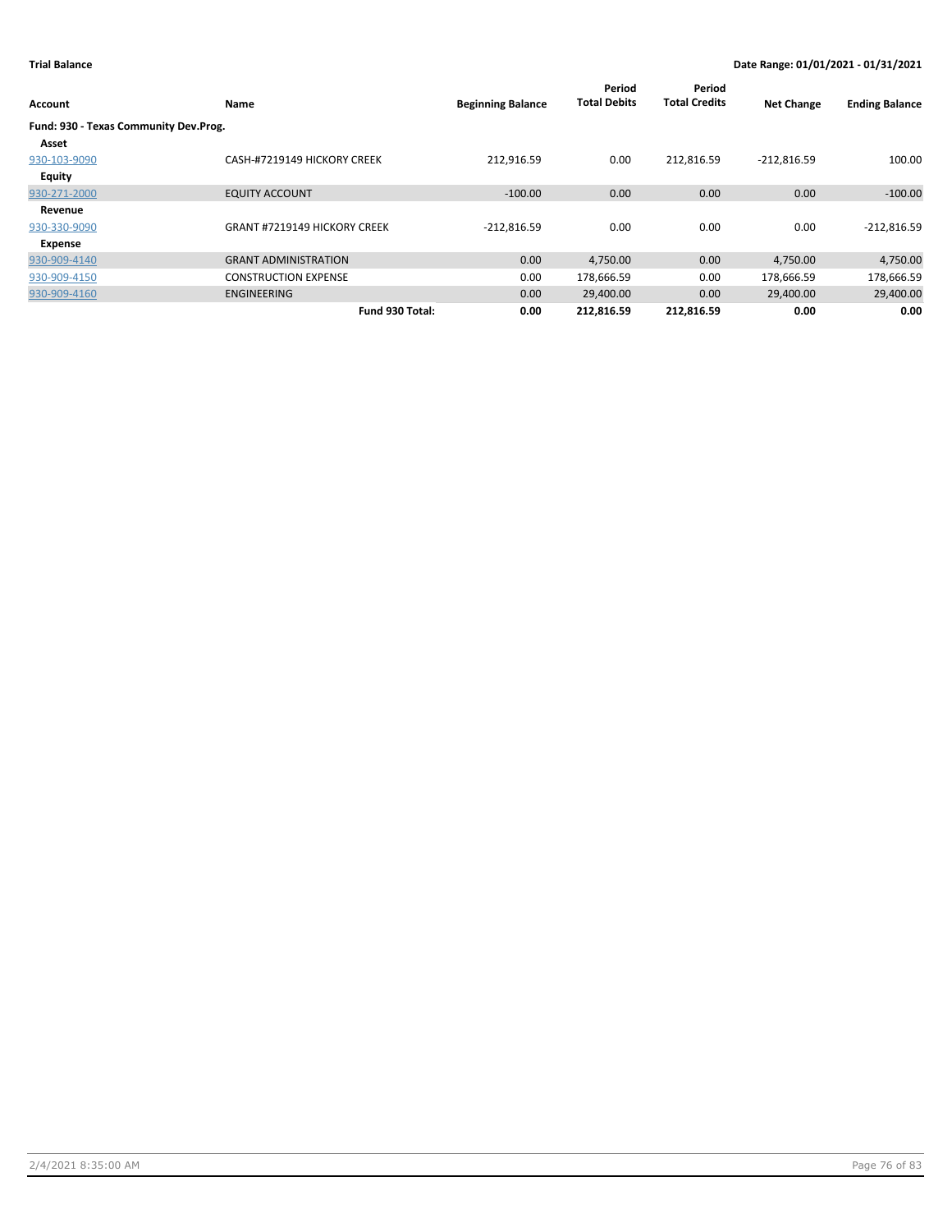**Trial Balance** | **Date Range: 01/01/2021 - 01/31/2021**

| Account | Name | Beginning Balance | Period Total Debits | Period Total Credits | Net Change | Ending Balance |
|---|---|---|---|---|---|---|
| **Fund: 930 - Texas Community Dev.Prog.** | | | | | | |
| **Asset** | | | | | | |
| 930-103-9090 | CASH-#7219149 HICKORY CREEK | 212,916.59 | 0.00 | 212,816.59 | -212,816.59 | 100.00 |
| **Equity** | | | | | | |
| 930-271-2000 | EQUITY ACCOUNT | -100.00 | 0.00 | 0.00 | 0.00 | -100.00 |
| **Revenue** | | | | | | |
| 930-330-9090 | GRANT #7219149 HICKORY CREEK | -212,816.59 | 0.00 | 0.00 | 0.00 | -212,816.59 |
| **Expense** | | | | | | |
| 930-909-4140 | GRANT ADMINISTRATION | 0.00 | 4,750.00 | 0.00 | 4,750.00 | 4,750.00 |
| 930-909-4150 | CONSTRUCTION EXPENSE | 0.00 | 178,666.59 | 0.00 | 178,666.59 | 178,666.59 |
| 930-909-4160 | ENGINEERING | 0.00 | 29,400.00 | 0.00 | 29,400.00 | 29,400.00 |
| | **Fund 930 Total:** | **0.00** | **212,816.59** | **212,816.59** | **0.00** | **0.00** |

2/4/2021 8:35:00 AM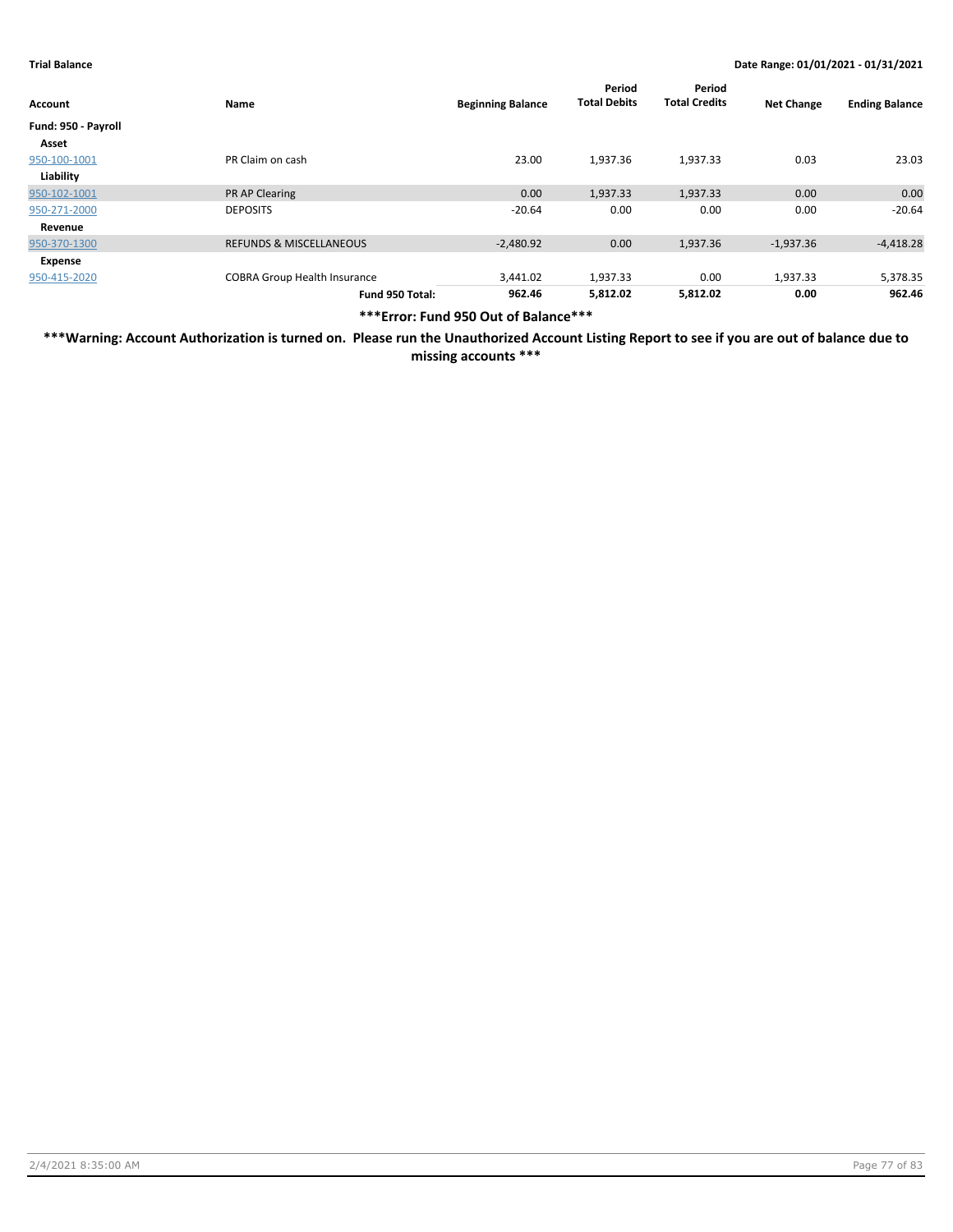**Trial Balance** **Date Range: 01/01/2021 - 01/31/2021**

| Account | Name | Beginning Balance | Period Total Debits | Period Total Credits | Net Change | Ending Balance |
|---|---|---|---|---|---|---|
| **Fund: 950 - Payroll** | | | | | | |
| **Asset** | | | | | | |
| 950-100-1001 | PR Claim on cash | 23.00 | 1,937.36 | 1,937.33 | 0.03 | 23.03 |
| **Liability** | | | | | | |
| 950-102-1001 | PR AP Clearing | 0.00 | 1,937.33 | 1,937.33 | 0.00 | 0.00 |
| 950-271-2000 | DEPOSITS | -20.64 | 0.00 | 0.00 | 0.00 | -20.64 |
| **Revenue** | | | | | | |
| 950-370-1300 | REFUNDS & MISCELLANEOUS | -2,480.92 | 0.00 | 1,937.36 | -1,937.36 | -4,418.28 |
| **Expense** | | | | | | |
| 950-415-2020 | COBRA Group Health Insurance | 3,441.02 | 1,937.33 | 0.00 | 1,937.33 | 5,378.35 |
| | **Fund 950 Total:** | **962.46** | **5,812.02** | **5,812.02** | **0.00** | **962.46** |

**\*\*\*Error: Fund 950 Out of Balance\*\*\***

**\*\*\*Warning: Account Authorization is turned on. Please run the Unauthorized Account Listing Report to see if you are out of balance due to missing accounts \*\*\***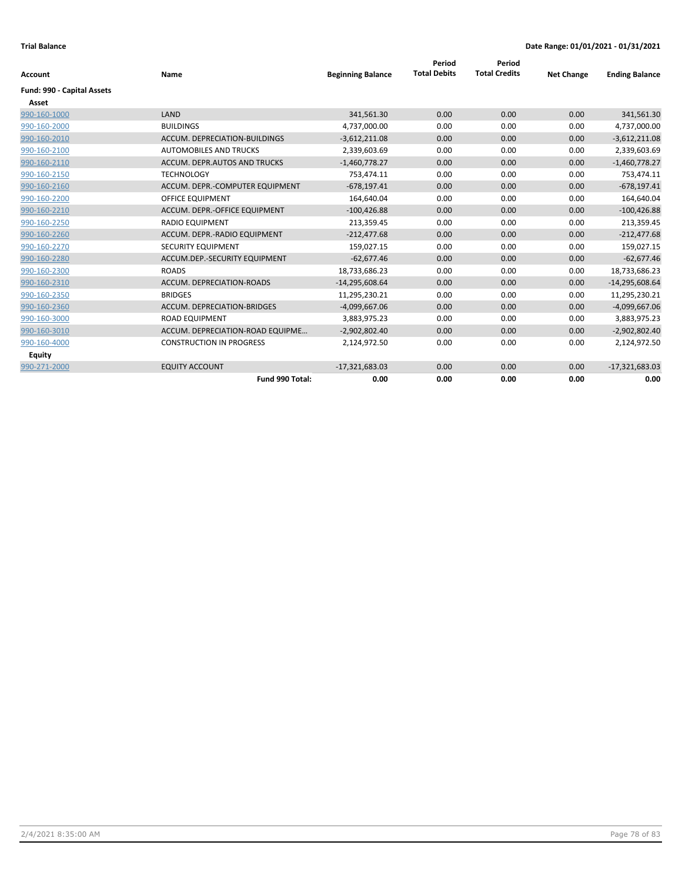**Trial Balance** **Date Range: 01/01/2021 - 01/31/2021**

| Account | Name | Beginning Balance | Period Total Debits | Period Total Credits | Net Change | Ending Balance |
|---|---|---|---|---|---|---|
| **Fund: 990 - Capital Assets** | | | | | | |
| **Asset** | | | | | | |
| 990-160-1000 | LAND | 341,561.30 | 0.00 | 0.00 | 0.00 | 341,561.30 |
| 990-160-2000 | BUILDINGS | 4,737,000.00 | 0.00 | 0.00 | 0.00 | 4,737,000.00 |
| 990-160-2010 | ACCUM. DEPRECIATION-BUILDINGS | -3,612,211.08 | 0.00 | 0.00 | 0.00 | -3,612,211.08 |
| 990-160-2100 | AUTOMOBILES AND TRUCKS | 2,339,603.69 | 0.00 | 0.00 | 0.00 | 2,339,603.69 |
| 990-160-2110 | ACCUM. DEPR.AUTOS AND TRUCKS | -1,460,778.27 | 0.00 | 0.00 | 0.00 | -1,460,778.27 |
| 990-160-2150 | TECHNOLOGY | 753,474.11 | 0.00 | 0.00 | 0.00 | 753,474.11 |
| 990-160-2160 | ACCUM. DEPR.-COMPUTER EQUIPMENT | -678,197.41 | 0.00 | 0.00 | 0.00 | -678,197.41 |
| 990-160-2200 | OFFICE EQUIPMENT | 164,640.04 | 0.00 | 0.00 | 0.00 | 164,640.04 |
| 990-160-2210 | ACCUM. DEPR.-OFFICE EQUIPMENT | -100,426.88 | 0.00 | 0.00 | 0.00 | -100,426.88 |
| 990-160-2250 | RADIO EQUIPMENT | 213,359.45 | 0.00 | 0.00 | 0.00 | 213,359.45 |
| 990-160-2260 | ACCUM. DEPR.-RADIO EQUIPMENT | -212,477.68 | 0.00 | 0.00 | 0.00 | -212,477.68 |
| 990-160-2270 | SECURITY EQUIPMENT | 159,027.15 | 0.00 | 0.00 | 0.00 | 159,027.15 |
| 990-160-2280 | ACCUM.DEP.-SECURITY EQUIPMENT | -62,677.46 | 0.00 | 0.00 | 0.00 | -62,677.46 |
| 990-160-2300 | ROADS | 18,733,686.23 | 0.00 | 0.00 | 0.00 | 18,733,686.23 |
| 990-160-2310 | ACCUM. DEPRECIATION-ROADS | -14,295,608.64 | 0.00 | 0.00 | 0.00 | -14,295,608.64 |
| 990-160-2350 | BRIDGES | 11,295,230.21 | 0.00 | 0.00 | 0.00 | 11,295,230.21 |
| 990-160-2360 | ACCUM. DEPRECIATION-BRIDGES | -4,099,667.06 | 0.00 | 0.00 | 0.00 | -4,099,667.06 |
| 990-160-3000 | ROAD EQUIPMENT | 3,883,975.23 | 0.00 | 0.00 | 0.00 | 3,883,975.23 |
| 990-160-3010 | ACCUM. DEPRECIATION-ROAD EQUIPME... | -2,902,802.40 | 0.00 | 0.00 | 0.00 | -2,902,802.40 |
| 990-160-4000 | CONSTRUCTION IN PROGRESS | 2,124,972.50 | 0.00 | 0.00 | 0.00 | 2,124,972.50 |
| **Equity** | | | | | | |
| 990-271-2000 | EQUITY ACCOUNT | -17,321,683.03 | 0.00 | 0.00 | 0.00 | -17,321,683.03 |
| | **Fund 990 Total:** | **0.00** | **0.00** | **0.00** | **0.00** | **0.00** |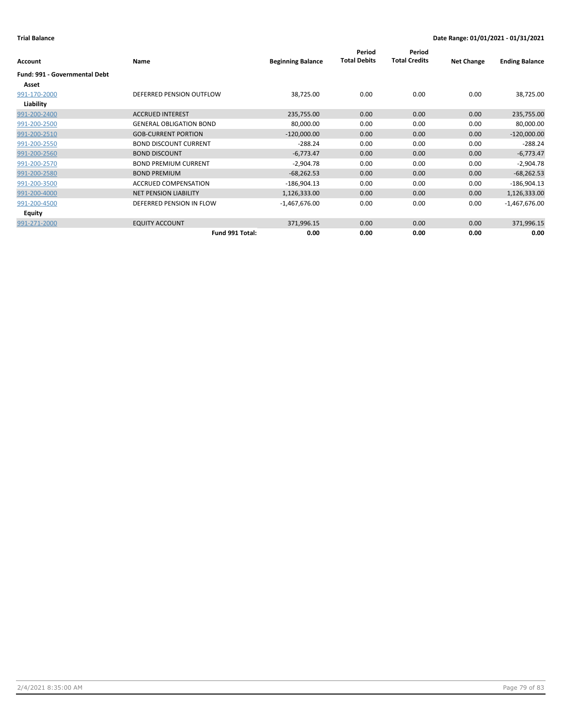**Trial Balance** **Date Range: 01/01/2021 - 01/31/2021**

| Account | Name | Beginning Balance | Period Total Debits | Period Total Credits | Net Change | Ending Balance |
|---|---|---|---|---|---|---|
| **Fund: 991 - Governmental Debt** | | | | | | |
| **Asset** | | | | | | |
| 991-170-2000 | DEFERRED PENSION OUTFLOW | 38,725.00 | 0.00 | 0.00 | 0.00 | 38,725.00 |
| **Liability** | | | | | | |
| 991-200-2400 | ACCRUED INTEREST | 235,755.00 | 0.00 | 0.00 | 0.00 | 235,755.00 |
| 991-200-2500 | GENERAL OBLIGATION BOND | 80,000.00 | 0.00 | 0.00 | 0.00 | 80,000.00 |
| 991-200-2510 | GOB-CURRENT PORTION | -120,000.00 | 0.00 | 0.00 | 0.00 | -120,000.00 |
| 991-200-2550 | BOND DISCOUNT CURRENT | -288.24 | 0.00 | 0.00 | 0.00 | -288.24 |
| 991-200-2560 | BOND DISCOUNT | -6,773.47 | 0.00 | 0.00 | 0.00 | -6,773.47 |
| 991-200-2570 | BOND PREMIUM CURRENT | -2,904.78 | 0.00 | 0.00 | 0.00 | -2,904.78 |
| 991-200-2580 | BOND PREMIUM | -68,262.53 | 0.00 | 0.00 | 0.00 | -68,262.53 |
| 991-200-3500 | ACCRUED COMPENSATION | -186,904.13 | 0.00 | 0.00 | 0.00 | -186,904.13 |
| 991-200-4000 | NET PENSION LIABILITY | 1,126,333.00 | 0.00 | 0.00 | 0.00 | 1,126,333.00 |
| 991-200-4500 | DEFERRED PENSION IN FLOW | -1,467,676.00 | 0.00 | 0.00 | 0.00 | -1,467,676.00 |
| **Equity** | | | | | | |
| 991-271-2000 | EQUITY ACCOUNT | 371,996.15 | 0.00 | 0.00 | 0.00 | 371,996.15 |
| | **Fund 991 Total:** | **0.00** | **0.00** | **0.00** | **0.00** | **0.00** |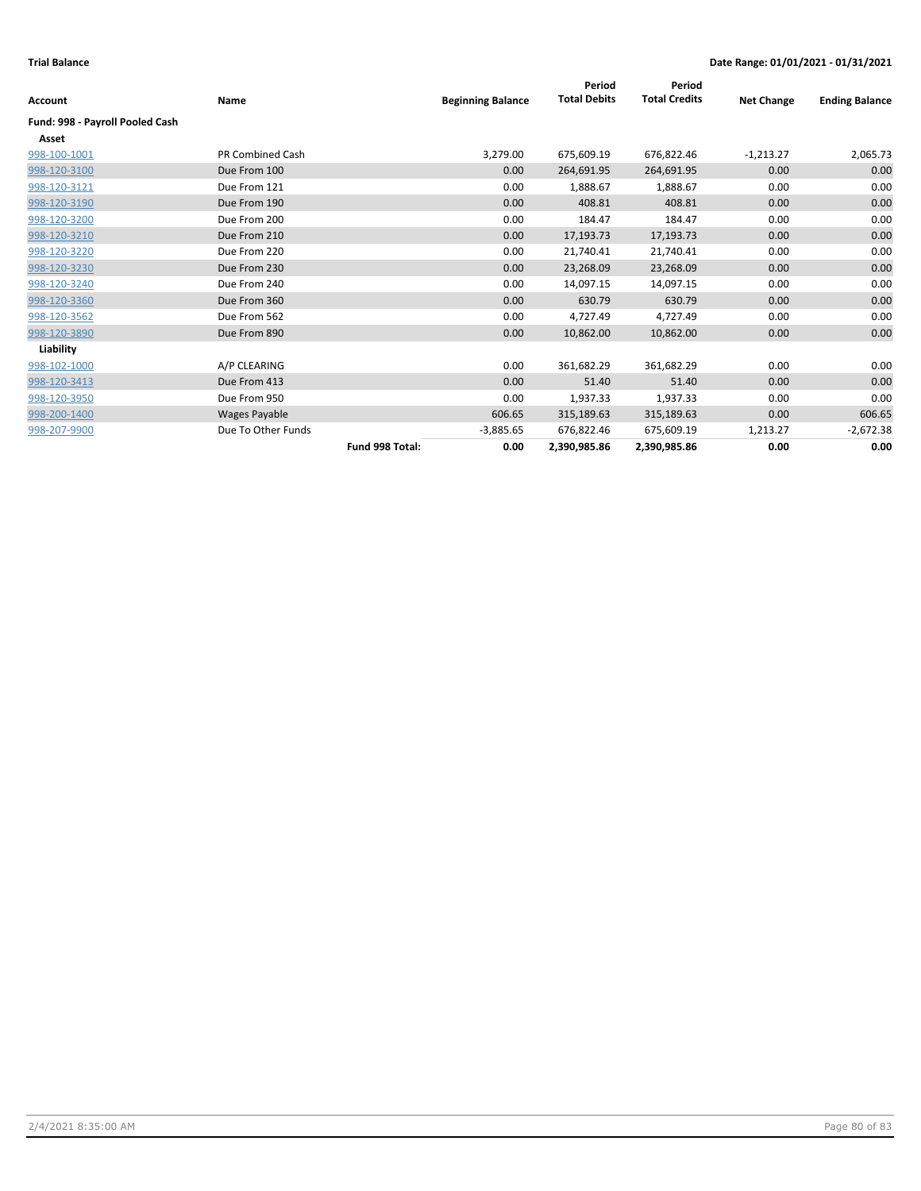**Trial Balance** | **Date Range: 01/01/2021 - 01/31/2021**

| Account | Name | | Beginning Balance | Period Total Debits | Period Total Credits | Net Change | Ending Balance |
|---|---|---|---|---|---|---|---|
| **Fund: 998 - Payroll Pooled Cash** | | | | | | | |
| **Asset** | | | | | | | |
| 998-100-1001 | PR Combined Cash | | 3,279.00 | 675,609.19 | 676,822.46 | -1,213.27 | 2,065.73 |
| 998-120-3100 | Due From 100 | | 0.00 | 264,691.95 | 264,691.95 | 0.00 | 0.00 |
| 998-120-3121 | Due From 121 | | 0.00 | 1,888.67 | 1,888.67 | 0.00 | 0.00 |
| 998-120-3190 | Due From 190 | | 0.00 | 408.81 | 408.81 | 0.00 | 0.00 |
| 998-120-3200 | Due From 200 | | 0.00 | 184.47 | 184.47 | 0.00 | 0.00 |
| 998-120-3210 | Due From 210 | | 0.00 | 17,193.73 | 17,193.73 | 0.00 | 0.00 |
| 998-120-3220 | Due From 220 | | 0.00 | 21,740.41 | 21,740.41 | 0.00 | 0.00 |
| 998-120-3230 | Due From 230 | | 0.00 | 23,268.09 | 23,268.09 | 0.00 | 0.00 |
| 998-120-3240 | Due From 240 | | 0.00 | 14,097.15 | 14,097.15 | 0.00 | 0.00 |
| 998-120-3360 | Due From 360 | | 0.00 | 630.79 | 630.79 | 0.00 | 0.00 |
| 998-120-3562 | Due From 562 | | 0.00 | 4,727.49 | 4,727.49 | 0.00 | 0.00 |
| 998-120-3890 | Due From 890 | | 0.00 | 10,862.00 | 10,862.00 | 0.00 | 0.00 |
| **Liability** | | | | | | | |
| 998-102-1000 | A/P CLEARING | | 0.00 | 361,682.29 | 361,682.29 | 0.00 | 0.00 |
| 998-120-3413 | Due From 413 | | 0.00 | 51.40 | 51.40 | 0.00 | 0.00 |
| 998-120-3950 | Due From 950 | | 0.00 | 1,937.33 | 1,937.33 | 0.00 | 0.00 |
| 998-200-1400 | Wages Payable | | 606.65 | 315,189.63 | 315,189.63 | 0.00 | 606.65 |
| 998-207-9900 | Due To Other Funds | | -3,885.65 | 676,822.46 | 675,609.19 | 1,213.27 | -2,672.38 |
| | | **Fund 998 Total:** | **0.00** | **2,390,985.86** | **2,390,985.86** | **0.00** | **0.00** |

2/4/2021 8:35:00 AM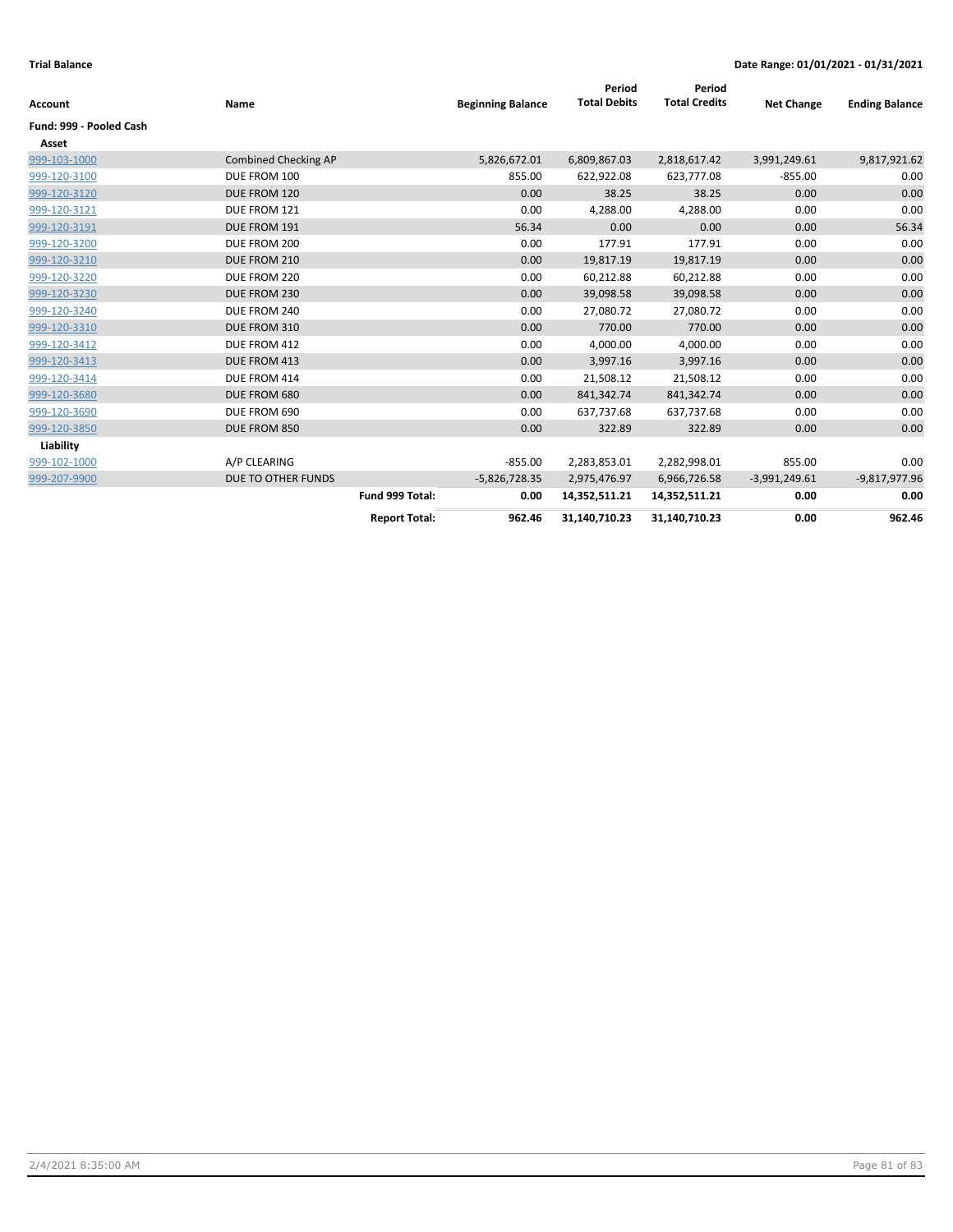**Trial Balance** — Date Range: 01/01/2021 - 01/31/2021

| Account | Name | Beginning Balance | Period Total Debits | Period Total Credits | Net Change | Ending Balance |
|---|---|---|---|---|---|---|
| **Fund: 999 - Pooled Cash** | | | | | | |
| **Asset** | | | | | | |
| 999-103-1000 | Combined Checking AP | 5,826,672.01 | 6,809,867.03 | 2,818,617.42 | 3,991,249.61 | 9,817,921.62 |
| 999-120-3100 | DUE FROM 100 | 855.00 | 622,922.08 | 623,777.08 | -855.00 | 0.00 |
| 999-120-3120 | DUE FROM 120 | 0.00 | 38.25 | 38.25 | 0.00 | 0.00 |
| 999-120-3121 | DUE FROM 121 | 0.00 | 4,288.00 | 4,288.00 | 0.00 | 0.00 |
| 999-120-3191 | DUE FROM 191 | 56.34 | 0.00 | 0.00 | 0.00 | 56.34 |
| 999-120-3200 | DUE FROM 200 | 0.00 | 177.91 | 177.91 | 0.00 | 0.00 |
| 999-120-3210 | DUE FROM 210 | 0.00 | 19,817.19 | 19,817.19 | 0.00 | 0.00 |
| 999-120-3220 | DUE FROM 220 | 0.00 | 60,212.88 | 60,212.88 | 0.00 | 0.00 |
| 999-120-3230 | DUE FROM 230 | 0.00 | 39,098.58 | 39,098.58 | 0.00 | 0.00 |
| 999-120-3240 | DUE FROM 240 | 0.00 | 27,080.72 | 27,080.72 | 0.00 | 0.00 |
| 999-120-3310 | DUE FROM 310 | 0.00 | 770.00 | 770.00 | 0.00 | 0.00 |
| 999-120-3412 | DUE FROM 412 | 0.00 | 4,000.00 | 4,000.00 | 0.00 | 0.00 |
| 999-120-3413 | DUE FROM 413 | 0.00 | 3,997.16 | 3,997.16 | 0.00 | 0.00 |
| 999-120-3414 | DUE FROM 414 | 0.00 | 21,508.12 | 21,508.12 | 0.00 | 0.00 |
| 999-120-3680 | DUE FROM 680 | 0.00 | 841,342.74 | 841,342.74 | 0.00 | 0.00 |
| 999-120-3690 | DUE FROM 690 | 0.00 | 637,737.68 | 637,737.68 | 0.00 | 0.00 |
| 999-120-3850 | DUE FROM 850 | 0.00 | 322.89 | 322.89 | 0.00 | 0.00 |
| **Liability** | | | | | | |
| 999-102-1000 | A/P CLEARING | -855.00 | 2,283,853.01 | 2,282,998.01 | 855.00 | 0.00 |
| 999-207-9900 | DUE TO OTHER FUNDS | -5,826,728.35 | 2,975,476.97 | 6,966,726.58 | -3,991,249.61 | -9,817,977.96 |
| | **Fund 999 Total:** | **0.00** | **14,352,511.21** | **14,352,511.21** | **0.00** | **0.00** |
| | **Report Total:** | **962.46** | **31,140,710.23** | **31,140,710.23** | **0.00** | **962.46** |

2/4/2021 8:35:00 AM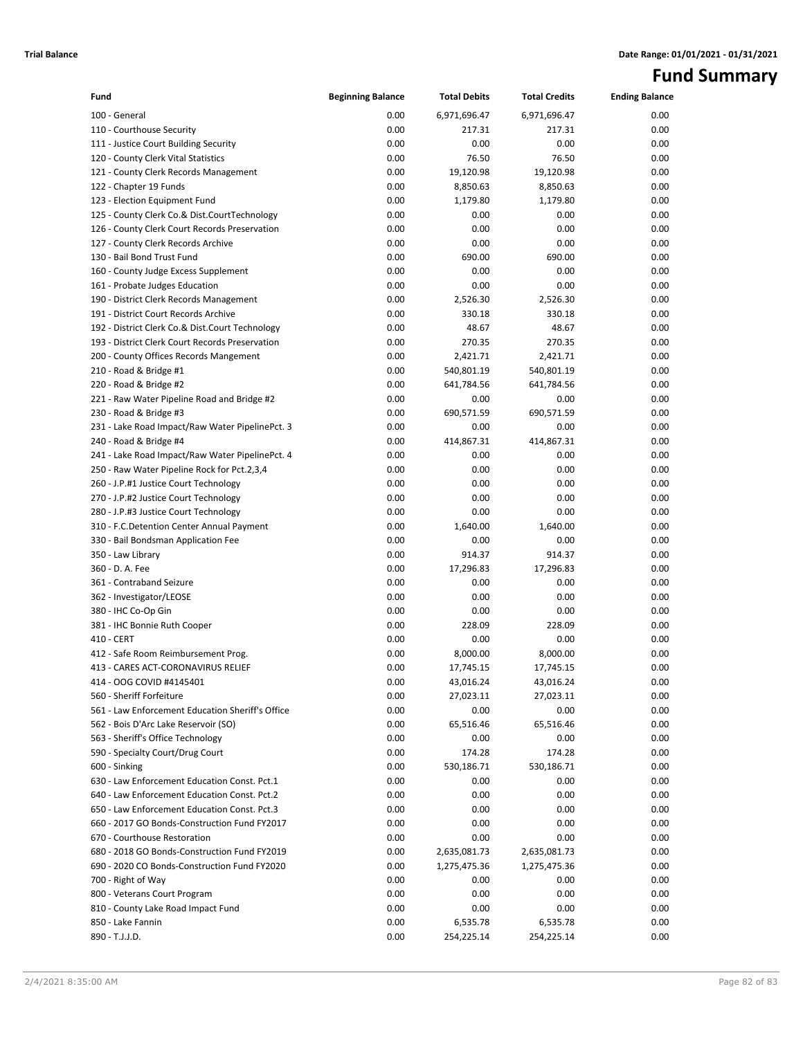**Trial Balance** **Date Range: 01/01/2021 - 01/31/2021**

# Fund Summary

| Fund | Beginning Balance | Total Debits | Total Credits | Ending Balance |
|---|---|---|---|---|
| 100 - General | 0.00 | 6,971,696.47 | 6,971,696.47 | 0.00 |
| 110 - Courthouse Security | 0.00 | 217.31 | 217.31 | 0.00 |
| 111 - Justice Court Building Security | 0.00 | 0.00 | 0.00 | 0.00 |
| 120 - County Clerk Vital Statistics | 0.00 | 76.50 | 76.50 | 0.00 |
| 121 - County Clerk Records Management | 0.00 | 19,120.98 | 19,120.98 | 0.00 |
| 122 - Chapter 19 Funds | 0.00 | 8,850.63 | 8,850.63 | 0.00 |
| 123 - Election Equipment Fund | 0.00 | 1,179.80 | 1,179.80 | 0.00 |
| 125 - County Clerk Co.& Dist.CourtTechnology | 0.00 | 0.00 | 0.00 | 0.00 |
| 126 - County Clerk Court Records Preservation | 0.00 | 0.00 | 0.00 | 0.00 |
| 127 - County Clerk Records Archive | 0.00 | 0.00 | 0.00 | 0.00 |
| 130 - Bail Bond Trust Fund | 0.00 | 690.00 | 690.00 | 0.00 |
| 160 - County Judge Excess Supplement | 0.00 | 0.00 | 0.00 | 0.00 |
| 161 - Probate Judges Education | 0.00 | 0.00 | 0.00 | 0.00 |
| 190 - District Clerk Records Management | 0.00 | 2,526.30 | 2,526.30 | 0.00 |
| 191 - District Court Records Archive | 0.00 | 330.18 | 330.18 | 0.00 |
| 192 - District Clerk Co.& Dist.Court Technology | 0.00 | 48.67 | 48.67 | 0.00 |
| 193 - District Clerk Court Records Preservation | 0.00 | 270.35 | 270.35 | 0.00 |
| 200 - County Offices Records Mangement | 0.00 | 2,421.71 | 2,421.71 | 0.00 |
| 210 - Road & Bridge #1 | 0.00 | 540,801.19 | 540,801.19 | 0.00 |
| 220 - Road & Bridge #2 | 0.00 | 641,784.56 | 641,784.56 | 0.00 |
| 221 - Raw Water Pipeline Road and Bridge #2 | 0.00 | 0.00 | 0.00 | 0.00 |
| 230 - Road & Bridge #3 | 0.00 | 690,571.59 | 690,571.59 | 0.00 |
| 231 - Lake Road Impact/Raw Water PipelinePct. 3 | 0.00 | 0.00 | 0.00 | 0.00 |
| 240 - Road & Bridge #4 | 0.00 | 414,867.31 | 414,867.31 | 0.00 |
| 241 - Lake Road Impact/Raw Water PipelinePct. 4 | 0.00 | 0.00 | 0.00 | 0.00 |
| 250 - Raw Water Pipeline Rock for Pct.2,3,4 | 0.00 | 0.00 | 0.00 | 0.00 |
| 260 - J.P.#1 Justice Court Technology | 0.00 | 0.00 | 0.00 | 0.00 |
| 270 - J.P.#2 Justice Court Technology | 0.00 | 0.00 | 0.00 | 0.00 |
| 280 - J.P.#3 Justice Court Technology | 0.00 | 0.00 | 0.00 | 0.00 |
| 310 - F.C.Detention Center Annual Payment | 0.00 | 1,640.00 | 1,640.00 | 0.00 |
| 330 - Bail Bondsman Application Fee | 0.00 | 0.00 | 0.00 | 0.00 |
| 350 - Law Library | 0.00 | 914.37 | 914.37 | 0.00 |
| 360 - D. A. Fee | 0.00 | 17,296.83 | 17,296.83 | 0.00 |
| 361 - Contraband Seizure | 0.00 | 0.00 | 0.00 | 0.00 |
| 362 - Investigator/LEOSE | 0.00 | 0.00 | 0.00 | 0.00 |
| 380 - IHC Co-Op Gin | 0.00 | 0.00 | 0.00 | 0.00 |
| 381 - IHC Bonnie Ruth Cooper | 0.00 | 228.09 | 228.09 | 0.00 |
| 410 - CERT | 0.00 | 0.00 | 0.00 | 0.00 |
| 412 - Safe Room Reimbursement Prog. | 0.00 | 8,000.00 | 8,000.00 | 0.00 |
| 413 - CARES ACT-CORONAVIRUS RELIEF | 0.00 | 17,745.15 | 17,745.15 | 0.00 |
| 414 - OOG COVID #4145401 | 0.00 | 43,016.24 | 43,016.24 | 0.00 |
| 560 - Sheriff Forfeiture | 0.00 | 27,023.11 | 27,023.11 | 0.00 |
| 561 - Law Enforcement Education Sheriff's Office | 0.00 | 0.00 | 0.00 | 0.00 |
| 562 - Bois D'Arc Lake Reservoir (SO) | 0.00 | 65,516.46 | 65,516.46 | 0.00 |
| 563 - Sheriff's Office Technology | 0.00 | 0.00 | 0.00 | 0.00 |
| 590 - Specialty Court/Drug Court | 0.00 | 174.28 | 174.28 | 0.00 |
| 600 - Sinking | 0.00 | 530,186.71 | 530,186.71 | 0.00 |
| 630 - Law Enforcement Education Const. Pct.1 | 0.00 | 0.00 | 0.00 | 0.00 |
| 640 - Law Enforcement Education Const. Pct.2 | 0.00 | 0.00 | 0.00 | 0.00 |
| 650 - Law Enforcement Education Const. Pct.3 | 0.00 | 0.00 | 0.00 | 0.00 |
| 660 - 2017 GO Bonds-Construction Fund FY2017 | 0.00 | 0.00 | 0.00 | 0.00 |
| 670 - Courthouse Restoration | 0.00 | 0.00 | 0.00 | 0.00 |
| 680 - 2018 GO Bonds-Construction Fund FY2019 | 0.00 | 2,635,081.73 | 2,635,081.73 | 0.00 |
| 690 - 2020 CO Bonds-Construction Fund FY2020 | 0.00 | 1,275,475.36 | 1,275,475.36 | 0.00 |
| 700 - Right of Way | 0.00 | 0.00 | 0.00 | 0.00 |
| 800 - Veterans Court Program | 0.00 | 0.00 | 0.00 | 0.00 |
| 810 - County Lake Road Impact Fund | 0.00 | 0.00 | 0.00 | 0.00 |
| 850 - Lake Fannin | 0.00 | 6,535.78 | 6,535.78 | 0.00 |
| 890 - T.J.J.D. | 0.00 | 254,225.14 | 254,225.14 | 0.00 |

2/4/2021 8:35:00 AM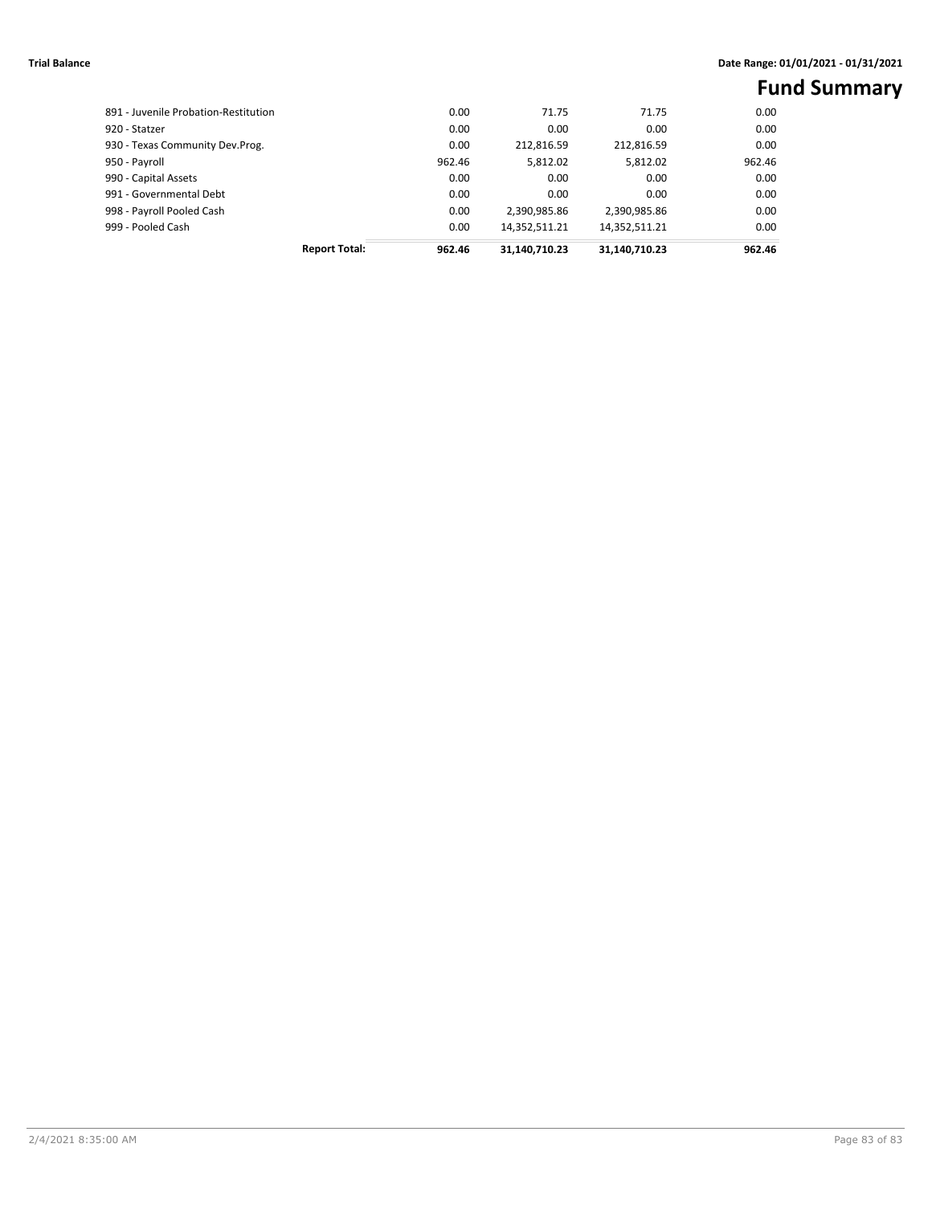# Fund Summary

| | | | | |
|---|---|---|---|---|
| 891 - Juvenile Probation-Restitution | 0.00 | 71.75 | 71.75 | 0.00 |
| 920 - Statzer | 0.00 | 0.00 | 0.00 | 0.00 |
| 930 - Texas Community Dev.Prog. | 0.00 | 212,816.59 | 212,816.59 | 0.00 |
| 950 - Payroll | 962.46 | 5,812.02 | 5,812.02 | 962.46 |
| 990 - Capital Assets | 0.00 | 0.00 | 0.00 | 0.00 |
| 991 - Governmental Debt | 0.00 | 0.00 | 0.00 | 0.00 |
| 998 - Payroll Pooled Cash | 0.00 | 2,390,985.86 | 2,390,985.86 | 0.00 |
| 999 - Pooled Cash | 0.00 | 14,352,511.21 | 14,352,511.21 | 0.00 |
| **Report Total:** | **962.46** | **31,140,710.23** | **31,140,710.23** | **962.46** |